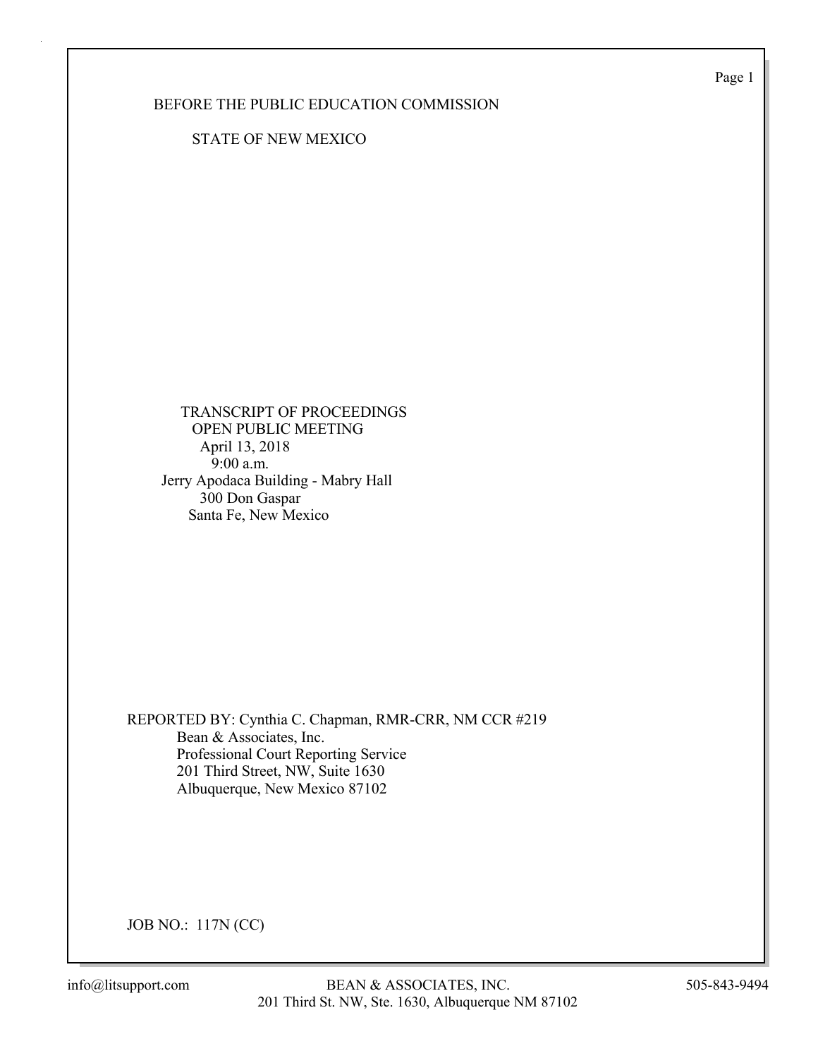BEFORE THE PUBLIC EDUCATION COMMISSION

STATE OF NEW MEXICO

TRANSCRIPT OF PROCEEDINGS
OPEN PUBLIC MEETING
April 13, 2018
9:00 a.m.
Jerry Apodaca Building - Mabry Hall
300 Don Gaspar
Santa Fe, New Mexico

REPORTED BY: Cynthia C. Chapman, RMR-CRR, NM CCR #219
Bean & Associates, Inc.
Professional Court Reporting Service
201 Third Street, NW, Suite 1630
Albuquerque, New Mexico 87102

JOB NO.: 117N (CC)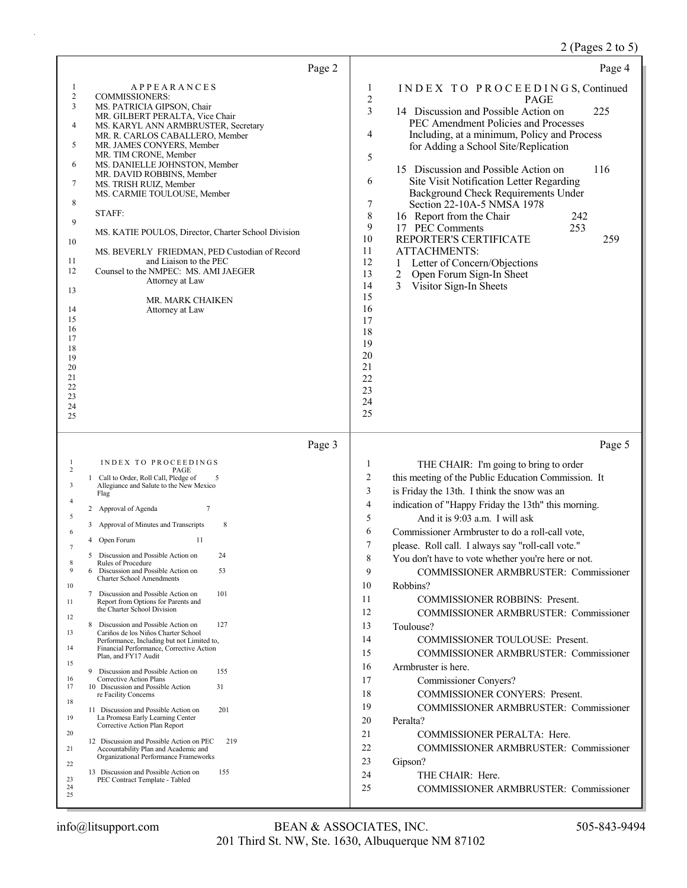## APPEARANCES

COMMISSIONERS:

MS. PATRICIA GIPSON, Chair
MR. GILBERT PERALTA, Vice Chair
MS. KARYL ANN ARMBRUSTER, Secretary
MR. R. CARLOS CABALLERO, Member
MR. JAMES CONYERS, Member
MR. TIM CRONE, Member
MS. DANIELLE JOHNSTON, Member
MR. DAVID ROBBINS, Member
MS. TRISH RUIZ, Member
MS. CARMIE TOULOUSE, Member

STAFF:

MS. KATIE POULOS, Director, Charter School Division

MS. BEVERLY FRIEDMAN, PED Custodian of Record and Liaison to the PEC

Counsel to the NMPEC: MS. AMI JAEGER, Attorney at Law

MR. MARK CHAIKEN, Attorney at Law

## INDEX TO PROCEEDINGS

| | PAGE |
|---|---|
| 1 Call to Order, Roll Call, Pledge of Allegiance and Salute to the New Mexico Flag | 5 |
| 2 Approval of Agenda | 7 |
| 3 Approval of Minutes and Transcripts | 8 |
| 4 Open Forum | 11 |
| 5 Discussion and Possible Action on Rules of Procedure | 24 |
| 6 Discussion and Possible Action on Charter School Amendments | 53 |
| 7 Discussion and Possible Action on Report from Options for Parents and the Charter School Division | 101 |
| 8 Discussion and Possible Action on Cariños de los Niños Charter School Performance, Including but not Limited to, Financial Performance, Corrective Action Plan, and FY17 Audit | 127 |
| 9 Discussion and Possible Action on Corrective Action Plans | 155 |
| 10 Discussion and Possible Action re Facility Concerns | 31 |
| 11 Discussion and Possible Action on La Promesa Early Learning Center Corrective Action Plan Report | 201 |
| 12 Discussion and Possible Action on PEC Accountability Plan and Academic and Organizational Performance Frameworks | 219 |
| 13 Discussion and Possible Action on PEC Contract Template - Tabled | 155 |

## INDEX TO PROCEEDINGS, Continued

| | PAGE |
|---|---|
| 14 Discussion and Possible Action on PEC Amendment Policies and Processes Including, at a minimum, Policy and Process for Adding a School Site/Replication | 225 |
| 15 Discussion and Possible Action on Site Visit Notification Letter Regarding Background Check Requirements Under Section 22-10A-5 NMSA 1978 | 116 |
| 16 Report from the Chair | 242 |
| 17 PEC Comments | 253 |
| REPORTER'S CERTIFICATE | 259 |

ATTACHMENTS:

1 Letter of Concern/Objections
2 Open Forum Sign-In Sheet
3 Visitor Sign-In Sheets

THE CHAIR: I'm going to bring to order this meeting of the Public Education Commission. It is Friday the 13th. I think the snow was an indication of "Happy Friday the 13th" this morning.

And it is 9:03 a.m. I will ask Commissioner Armbruster to do a roll-call vote, please. Roll call. I always say "roll-call vote." You don't have to vote whether you're here or not.

COMMISSIONER ARMBRUSTER: Commissioner Robbins?

COMMISSIONER ROBBINS: Present.

COMMISSIONER ARMBRUSTER: Commissioner Toulouse?

COMMISSIONER TOULOUSE: Present.

COMMISSIONER ARMBRUSTER: Commissioner Armbruster is here.

Commissioner Conyers?

COMMISSIONER CONYERS: Present.

COMMISSIONER ARMBRUSTER: Commissioner Peralta?

COMMISSIONER PERALTA: Here.

COMMISSIONER ARMBRUSTER: Commissioner Gipson?

THE CHAIR: Here.

COMMISSIONER ARMBRUSTER: Commissioner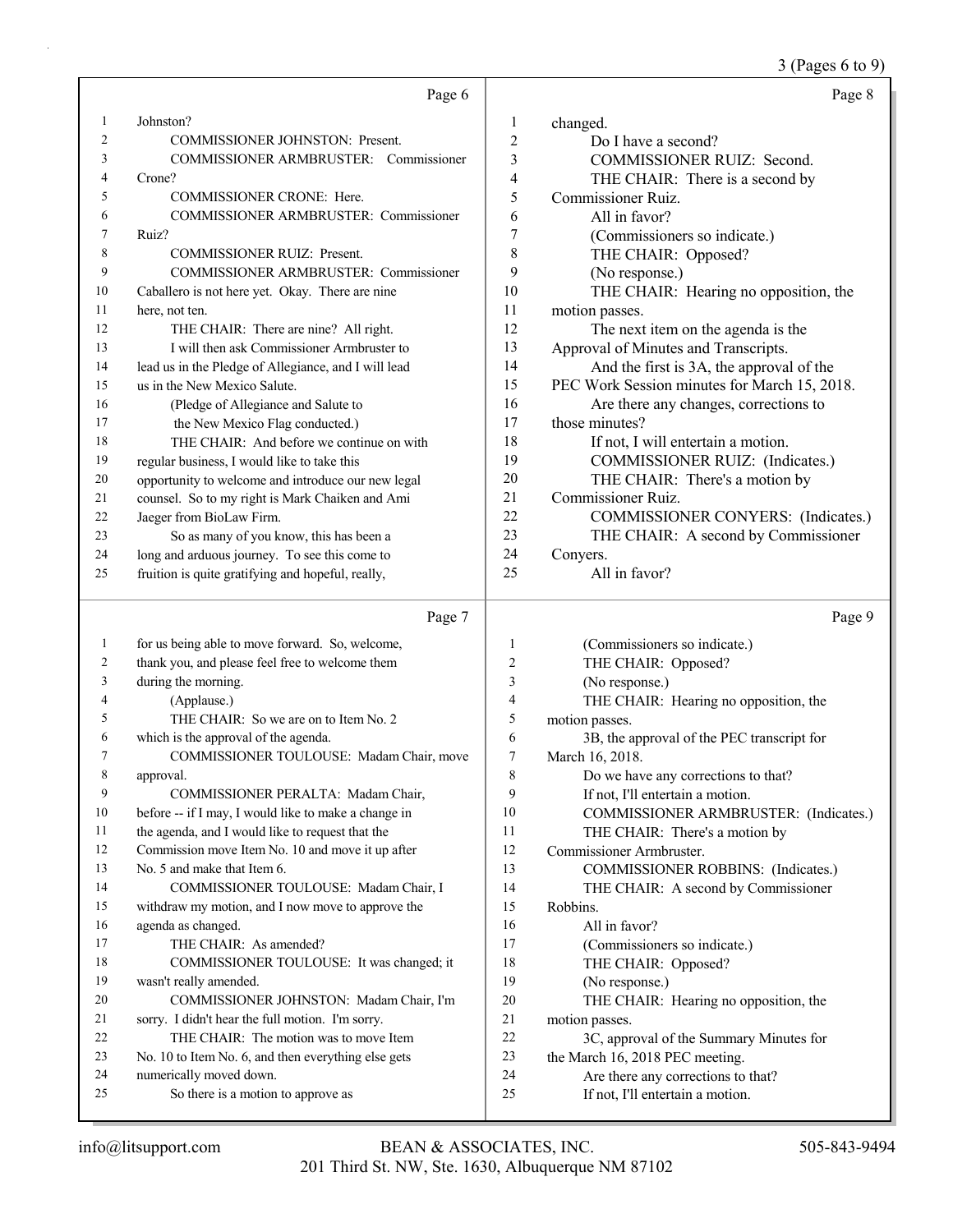Page 6

1 Johnston?
2 COMMISSIONER JOHNSTON: Present.
3 COMMISSIONER ARMBRUSTER: Commissioner
4 Crone?
5 COMMISSIONER CRONE: Here.
6 COMMISSIONER ARMBRUSTER: Commissioner
7 Ruiz?
8 COMMISSIONER RUIZ: Present.
9 COMMISSIONER ARMBRUSTER: Commissioner
10 Caballero is not here yet. Okay. There are nine
11 here, not ten.
12 THE CHAIR: There are nine? All right.
13 I will then ask Commissioner Armbruster to
14 lead us in the Pledge of Allegiance, and I will lead
15 us in the New Mexico Salute.
16 (Pledge of Allegiance and Salute to
17 the New Mexico Flag conducted.)
18 THE CHAIR: And before we continue on with
19 regular business, I would like to take this
20 opportunity to welcome and introduce our new legal
21 counsel. So to my right is Mark Chaiken and Ami
22 Jaeger from BioLaw Firm.
23 So as many of you know, this has been a
24 long and arduous journey. To see this come to
25 fruition is quite gratifying and hopeful, really,

Page 7

1 for us being able to move forward. So, welcome,
2 thank you, and please feel free to welcome them
3 during the morning.
4 (Applause.)
5 THE CHAIR: So we are on to Item No. 2
6 which is the approval of the agenda.
7 COMMISSIONER TOULOUSE: Madam Chair, move
8 approval.
9 COMMISSIONER PERALTA: Madam Chair,
10 before -- if I may, I would like to make a change in
11 the agenda, and I would like to request that the
12 Commission move Item No. 10 and move it up after
13 No. 5 and make that Item 6.
14 COMMISSIONER TOULOUSE: Madam Chair, I
15 withdraw my motion, and I now move to approve the
16 agenda as changed.
17 THE CHAIR: As amended?
18 COMMISSIONER TOULOUSE: It was changed; it
19 wasn't really amended.
20 COMMISSIONER JOHNSTON: Madam Chair, I'm
21 sorry. I didn't hear the full motion. I'm sorry.
22 THE CHAIR: The motion was to move Item
23 No. 10 to Item No. 6, and then everything else gets
24 numerically moved down.
25 So there is a motion to approve as

Page 8

1 changed.
2 Do I have a second?
3 COMMISSIONER RUIZ: Second.
4 THE CHAIR: There is a second by
5 Commissioner Ruiz.
6 All in favor?
7 (Commissioners so indicate.)
8 THE CHAIR: Opposed?
9 (No response.)
10 THE CHAIR: Hearing no opposition, the
11 motion passes.
12 The next item on the agenda is the
13 Approval of Minutes and Transcripts.
14 And the first is 3A, the approval of the
15 PEC Work Session minutes for March 15, 2018.
16 Are there any changes, corrections to
17 those minutes?
18 If not, I will entertain a motion.
19 COMMISSIONER RUIZ: (Indicates.)
20 THE CHAIR: There's a motion by
21 Commissioner Ruiz.
22 COMMISSIONER CONYERS: (Indicates.)
23 THE CHAIR: A second by Commissioner
24 Conyers.
25 All in favor?

Page 9

1 (Commissioners so indicate.)
2 THE CHAIR: Opposed?
3 (No response.)
4 THE CHAIR: Hearing no opposition, the
5 motion passes.
6 3B, the approval of the PEC transcript for
7 March 16, 2018.
8 Do we have any corrections to that?
9 If not, I'll entertain a motion.
10 COMMISSIONER ARMBRUSTER: (Indicates.)
11 THE CHAIR: There's a motion by
12 Commissioner Armbruster.
13 COMMISSIONER ROBBINS: (Indicates.)
14 THE CHAIR: A second by Commissioner
15 Robbins.
16 All in favor?
17 (Commissioners so indicate.)
18 THE CHAIR: Opposed?
19 (No response.)
20 THE CHAIR: Hearing no opposition, the
21 motion passes.
22 3C, approval of the Summary Minutes for
23 the March 16, 2018 PEC meeting.
24 Are there any corrections to that?
25 If not, I'll entertain a motion.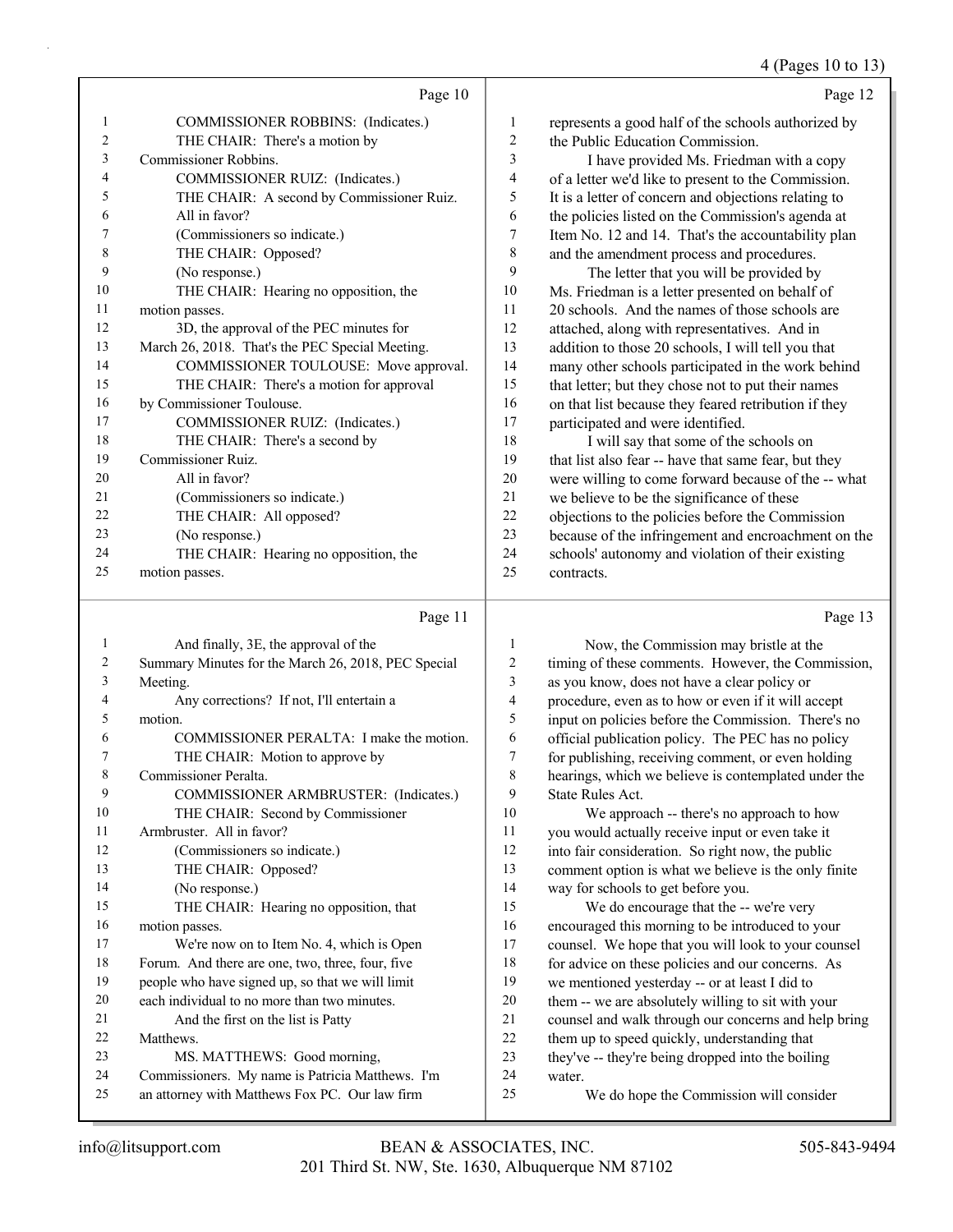Page 10

1 COMMISSIONER ROBBINS: (Indicates.)
2 THE CHAIR: There's a motion by
3 Commissioner Robbins.
4 COMMISSIONER RUIZ: (Indicates.)
5 THE CHAIR: A second by Commissioner Ruiz.
6 All in favor?
7 (Commissioners so indicate.)
8 THE CHAIR: Opposed?
9 (No response.)
10 THE CHAIR: Hearing no opposition, the
11 motion passes.
12 3D, the approval of the PEC minutes for
13 March 26, 2018. That's the PEC Special Meeting.
14 COMMISSIONER TOULOUSE: Move approval.
15 THE CHAIR: There's a motion for approval
16 by Commissioner Toulouse.
17 COMMISSIONER RUIZ: (Indicates.)
18 THE CHAIR: There's a second by
19 Commissioner Ruiz.
20 All in favor?
21 (Commissioners so indicate.)
22 THE CHAIR: All opposed?
23 (No response.)
24 THE CHAIR: Hearing no opposition, the
25 motion passes.

Page 11

1 And finally, 3E, the approval of the
2 Summary Minutes for the March 26, 2018, PEC Special
3 Meeting.
4 Any corrections? If not, I'll entertain a
5 motion.
6 COMMISSIONER PERALTA: I make the motion.
7 THE CHAIR: Motion to approve by
8 Commissioner Peralta.
9 COMMISSIONER ARMBRUSTER: (Indicates.)
10 THE CHAIR: Second by Commissioner
11 Armbruster. All in favor?
12 (Commissioners so indicate.)
13 THE CHAIR: Opposed?
14 (No response.)
15 THE CHAIR: Hearing no opposition, that
16 motion passes.
17 We're now on to Item No. 4, which is Open
18 Forum. And there are one, two, three, four, five
19 people who have signed up, so that we will limit
20 each individual to no more than two minutes.
21 And the first on the list is Patty
22 Matthews.
23 MS. MATTHEWS: Good morning,
24 Commissioners. My name is Patricia Matthews. I'm
25 an attorney with Matthews Fox PC. Our law firm

Page 12

1 represents a good half of the schools authorized by
2 the Public Education Commission.
3 I have provided Ms. Friedman with a copy
4 of a letter we'd like to present to the Commission.
5 It is a letter of concern and objections relating to
6 the policies listed on the Commission's agenda at
7 Item No. 12 and 14. That's the accountability plan
8 and the amendment process and procedures.
9 The letter that you will be provided by
10 Ms. Friedman is a letter presented on behalf of
11 20 schools. And the names of those schools are
12 attached, along with representatives. And in
13 addition to those 20 schools, I will tell you that
14 many other schools participated in the work behind
15 that letter; but they chose not to put their names
16 on that list because they feared retribution if they
17 participated and were identified.
18 I will say that some of the schools on
19 that list also fear -- have that same fear, but they
20 were willing to come forward because of the -- what
21 we believe to be the significance of these
22 objections to the policies before the Commission
23 because of the infringement and encroachment on the
24 schools' autonomy and violation of their existing
25 contracts.

Page 13

1 Now, the Commission may bristle at the
2 timing of these comments. However, the Commission,
3 as you know, does not have a clear policy or
4 procedure, even as to how or even if it will accept
5 input on policies before the Commission. There's no
6 official publication policy. The PEC has no policy
7 for publishing, receiving comment, or even holding
8 hearings, which we believe is contemplated under the
9 State Rules Act.
10 We approach -- there's no approach to how
11 you would actually receive input or even take it
12 into fair consideration. So right now, the public
13 comment option is what we believe is the only finite
14 way for schools to get before you.
15 We do encourage that the -- we're very
16 encouraged this morning to be introduced to your
17 counsel. We hope that you will look to your counsel
18 for advice on these policies and our concerns. As
19 we mentioned yesterday -- or at least I did to
20 them -- we are absolutely willing to sit with your
21 counsel and walk through our concerns and help bring
22 them up to speed quickly, understanding that
23 they've -- they're being dropped into the boiling
24 water.
25 We do hope the Commission will consider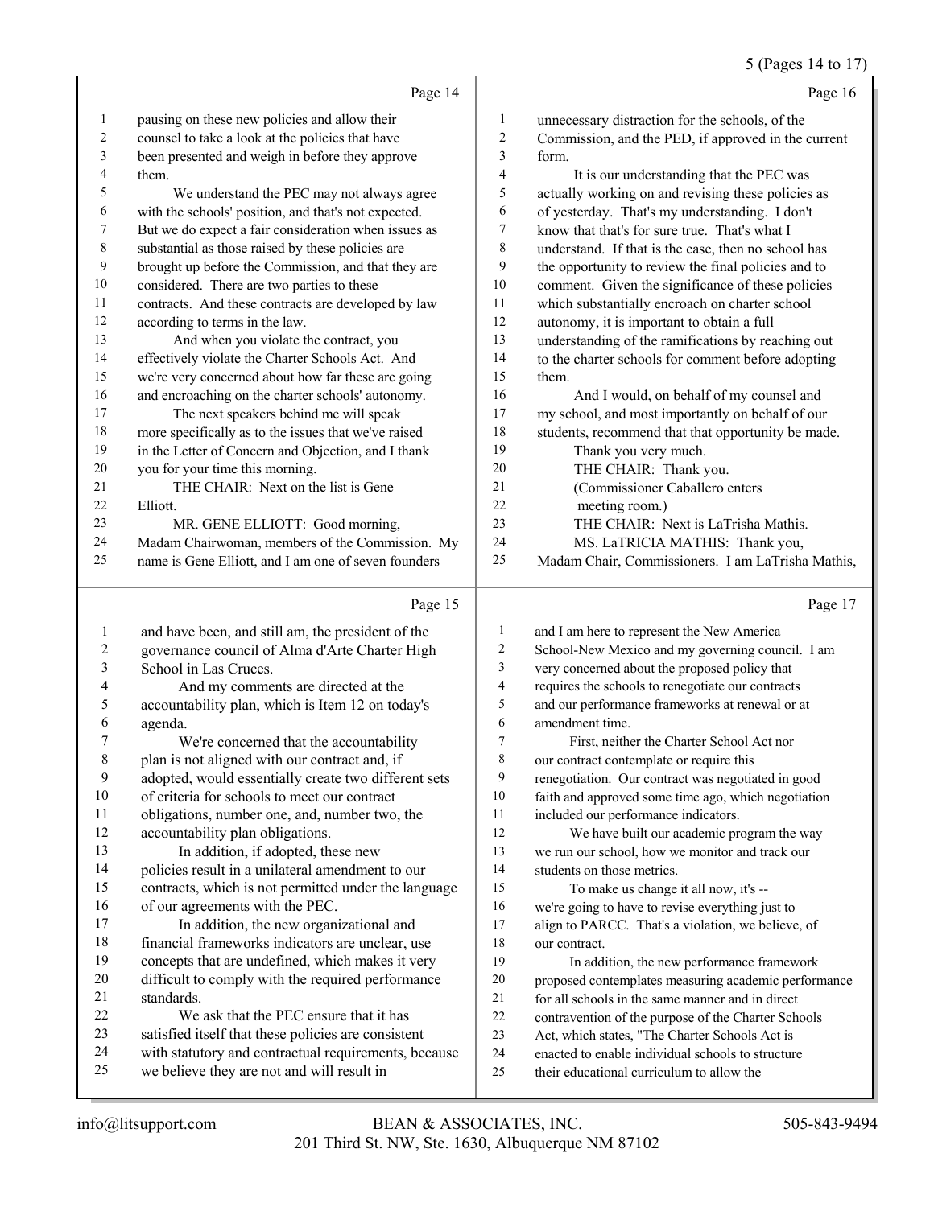pausing on these new policies and allow their counsel to take a look at the policies that have been presented and weigh in before they approve them.

We understand the PEC may not always agree with the schools' position, and that's not expected. But we do expect a fair consideration when issues as substantial as those raised by these policies are brought up before the Commission, and that they are considered. There are two parties to these contracts. And these contracts are developed by law according to terms in the law.

And when you violate the contract, you effectively violate the Charter Schools Act. And we're very concerned about how far these are going and encroaching on the charter schools' autonomy.

The next speakers behind me will speak more specifically as to the issues that we've raised in the Letter of Concern and Objection, and I thank you for your time this morning.

THE CHAIR: Next on the list is Gene Elliott.

MR. GENE ELLIOTT: Good morning, Madam Chairwoman, members of the Commission. My name is Gene Elliott, and I am one of seven founders and have been, and still am, the president of the governance council of Alma d'Arte Charter High School in Las Cruces.

And my comments are directed at the accountability plan, which is Item 12 on today's agenda.

We're concerned that the accountability plan is not aligned with our contract and, if adopted, would essentially create two different sets of criteria for schools to meet our contract obligations, number one, and, number two, the accountability plan obligations.

In addition, if adopted, these new policies result in a unilateral amendment to our contracts, which is not permitted under the language of our agreements with the PEC.

In addition, the new organizational and financial frameworks indicators are unclear, use concepts that are undefined, which makes it very difficult to comply with the required performance standards.

We ask that the PEC ensure that it has satisfied itself that these policies are consistent with statutory and contractual requirements, because we believe they are not and will result in unnecessary distraction for the schools, of the Commission, and the PED, if approved in the current form.

It is our understanding that the PEC was actually working on and revising these policies as of yesterday. That's my understanding. I don't know that that's for sure true. That's what I understand. If that is the case, then no school has the opportunity to review the final policies and to comment. Given the significance of these policies which substantially encroach on charter school autonomy, it is important to obtain a full understanding of the ramifications by reaching out to the charter schools for comment before adopting them.

And I would, on behalf of my counsel and my school, and most importantly on behalf of our students, recommend that that opportunity be made.

Thank you very much.

THE CHAIR: Thank you.

(Commissioner Caballero enters meeting room.)

THE CHAIR: Next is LaTrisha Mathis.

MS. LaTRICIA MATHIS: Thank you, Madam Chair, Commissioners. I am LaTrisha Mathis, and I am here to represent the New America School-New Mexico and my governing council. I am very concerned about the proposed policy that requires the schools to renegotiate our contracts and our performance frameworks at renewal or at amendment time.

First, neither the Charter School Act nor our contract contemplate or require this renegotiation. Our contract was negotiated in good faith and approved some time ago, which negotiation included our performance indicators.

We have built our academic program the way we run our school, how we monitor and track our students on those metrics.

To make us change it all now, it's -- we're going to have to revise everything just to align to PARCC. That's a violation, we believe, of our contract.

In addition, the new performance framework proposed contemplates measuring academic performance for all schools in the same manner and in direct contravention of the purpose of the Charter Schools Act, which states, "The Charter Schools Act is enacted to enable individual schools to structure their educational curriculum to allow the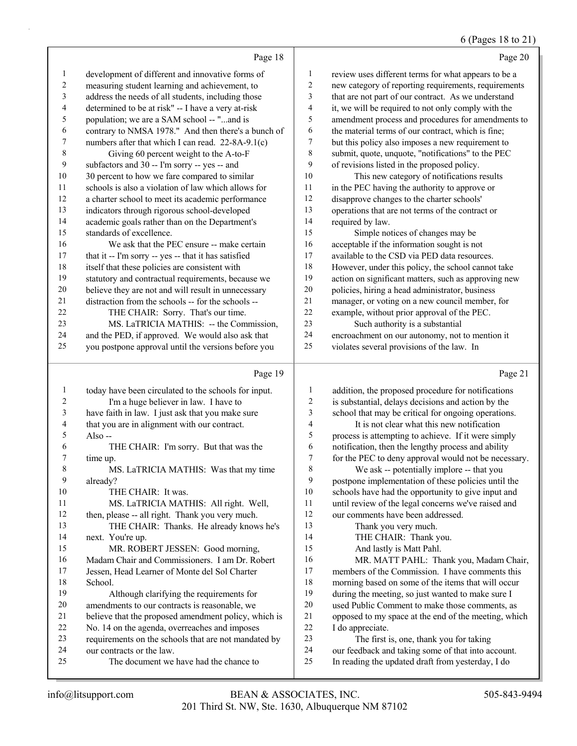Page 18

1 development of different and innovative forms of
2 measuring student learning and achievement, to
3 address the needs of all students, including those
4 determined to be at risk" -- I have a very at-risk
5 population; we are a SAM school -- "...and is
6 contrary to NMSA 1978." And then there's a bunch of
7 numbers after that which I can read. 22-8A-9.1(c)
8 Giving 60 percent weight to the A-to-F
9 subfactors and 30 -- I'm sorry -- yes -- and
10 30 percent to how we fare compared to similar
11 schools is also a violation of law which allows for
12 a charter school to meet its academic performance
13 indicators through rigorous school-developed
14 academic goals rather than on the Department's
15 standards of excellence.
16 We ask that the PEC ensure -- make certain
17 that it -- I'm sorry -- yes -- that it has satisfied
18 itself that these policies are consistent with
19 statutory and contractual requirements, because we
20 believe they are not and will result in unnecessary
21 distraction from the schools -- for the schools --
22 THE CHAIR: Sorry. That's our time.
23 MS. LaTRICIA MATHIS: -- the Commission,
24 and the PED, if approved. We would also ask that
25 you postpone approval until the versions before you

Page 19

1 today have been circulated to the schools for input.
2 I'm a huge believer in law. I have to
3 have faith in law. I just ask that you make sure
4 that you are in alignment with our contract.
5 Also --
6 THE CHAIR: I'm sorry. But that was the
7 time up.
8 MS. LaTRICIA MATHIS: Was that my time
9 already?
10 THE CHAIR: It was.
11 MS. LaTRICIA MATHIS: All right. Well,
12 then, please -- all right. Thank you very much.
13 THE CHAIR: Thanks. He already knows he's
14 next. You're up.
15 MR. ROBERT JESSEN: Good morning,
16 Madam Chair and Commissioners. I am Dr. Robert
17 Jessen, Head Learner of Monte del Sol Charter
18 School.
19 Although clarifying the requirements for
20 amendments to our contracts is reasonable, we
21 believe that the proposed amendment policy, which is
22 No. 14 on the agenda, overreaches and imposes
23 requirements on the schools that are not mandated by
24 our contracts or the law.
25 The document we have had the chance to

Page 20

1 review uses different terms for what appears to be a
2 new category of reporting requirements, requirements
3 that are not part of our contract. As we understand
4 it, we will be required to not only comply with the
5 amendment process and procedures for amendments to
6 the material terms of our contract, which is fine;
7 but this policy also imposes a new requirement to
8 submit, quote, unquote, "notifications" to the PEC
9 of revisions listed in the proposed policy.
10 This new category of notifications results
11 in the PEC having the authority to approve or
12 disapprove changes to the charter schools'
13 operations that are not terms of the contract or
14 required by law.
15 Simple notices of changes may be
16 acceptable if the information sought is not
17 available to the CSD via PED data resources.
18 However, under this policy, the school cannot take
19 action on significant matters, such as approving new
20 policies, hiring a head administrator, business
21 manager, or voting on a new council member, for
22 example, without prior approval of the PEC.
23 Such authority is a substantial
24 encroachment on our autonomy, not to mention it
25 violates several provisions of the law. In

Page 21

1 addition, the proposed procedure for notifications
2 is substantial, delays decisions and action by the
3 school that may be critical for ongoing operations.
4 It is not clear what this new notification
5 process is attempting to achieve. If it were simply
6 notification, then the lengthy process and ability
7 for the PEC to deny approval would not be necessary.
8 We ask -- potentially implore -- that you
9 postpone implementation of these policies until the
10 schools have had the opportunity to give input and
11 until review of the legal concerns we've raised and
12 our comments have been addressed.
13 Thank you very much.
14 THE CHAIR: Thank you.
15 And lastly is Matt Pahl.
16 MR. MATT PAHL: Thank you, Madam Chair,
17 members of the Commission. I have comments this
18 morning based on some of the items that will occur
19 during the meeting, so just wanted to make sure I
20 used Public Comment to make those comments, as
21 opposed to my space at the end of the meeting, which
22 I do appreciate.
23 The first is, one, thank you for taking
24 our feedback and taking some of that into account.
25 In reading the updated draft from yesterday, I do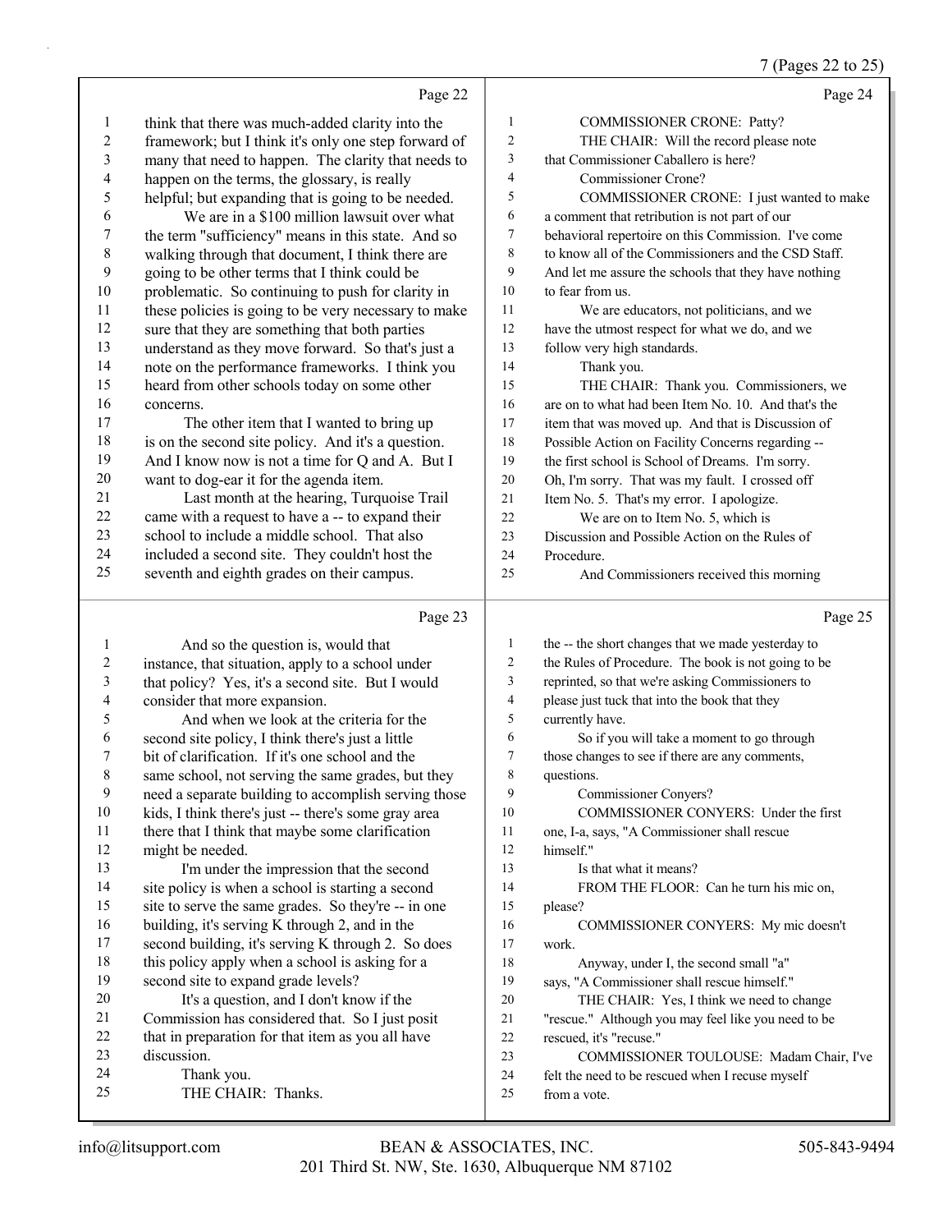Page 22

think that there was much-added clarity into the framework; but I think it's only one step forward of many that need to happen. The clarity that needs to happen on the terms, the glossary, is really helpful; but expanding that is going to be needed.

We are in a $100 million lawsuit over what the term "sufficiency" means in this state. And so walking through that document, I think there are going to be other terms that I think could be problematic. So continuing to push for clarity in these policies is going to be very necessary to make sure that they are something that both parties understand as they move forward. So that's just a note on the performance frameworks. I think you heard from other schools today on some other concerns.

The other item that I wanted to bring up is on the second site policy. And it's a question. And I know now is not a time for Q and A. But I want to dog-ear it for the agenda item.

Last month at the hearing, Turquoise Trail came with a request to have a -- to expand their school to include a middle school. That also included a second site. They couldn't host the seventh and eighth grades on their campus.

Page 23

And so the question is, would that instance, that situation, apply to a school under that policy? Yes, it's a second site. But I would consider that more expansion.

And when we look at the criteria for the second site policy, I think there's just a little bit of clarification. If it's one school and the same school, not serving the same grades, but they need a separate building to accomplish serving those kids, I think there's just -- there's some gray area there that I think that maybe some clarification might be needed.

I'm under the impression that the second site policy is when a school is starting a second site to serve the same grades. So they're -- in one building, it's serving K through 2, and in the second building, it's serving K through 2. So does this policy apply when a school is asking for a second site to expand grade levels?

It's a question, and I don't know if the Commission has considered that. So I just posit that in preparation for that item as you all have discussion.

Thank you.

THE CHAIR: Thanks.

Page 24

COMMISSIONER CRONE: Patty?

THE CHAIR: Will the record please note that Commissioner Caballero is here?

Commissioner Crone?

COMMISSIONER CRONE: I just wanted to make a comment that retribution is not part of our behavioral repertoire on this Commission. I've come to know all of the Commissioners and the CSD Staff. And let me assure the schools that they have nothing to fear from us.

We are educators, not politicians, and we have the utmost respect for what we do, and we follow very high standards.

Thank you.

THE CHAIR: Thank you. Commissioners, we are on to what had been Item No. 10. And that's the item that was moved up. And that is Discussion of Possible Action on Facility Concerns regarding -- the first school is School of Dreams. I'm sorry. Oh, I'm sorry. That was my fault. I crossed off Item No. 5. That's my error. I apologize.

We are on to Item No. 5, which is Discussion and Possible Action on the Rules of Procedure.

And Commissioners received this morning

Page 25

the -- the short changes that we made yesterday to the Rules of Procedure. The book is not going to be reprinted, so that we're asking Commissioners to please just tuck that into the book that they currently have.

So if you will take a moment to go through those changes to see if there are any comments, questions.

Commissioner Conyers?

COMMISSIONER CONYERS: Under the first one, I-a, says, "A Commissioner shall rescue himself."

Is that what it means?

FROM THE FLOOR: Can he turn his mic on, please?

COMMISSIONER CONYERS: My mic doesn't work.

Anyway, under I, the second small "a" says, "A Commissioner shall rescue himself."

THE CHAIR: Yes, I think we need to change "rescue." Although you may feel like you need to be rescued, it's "recuse."

COMMISSIONER TOULOUSE: Madam Chair, I've felt the need to be rescued when I recuse myself from a vote.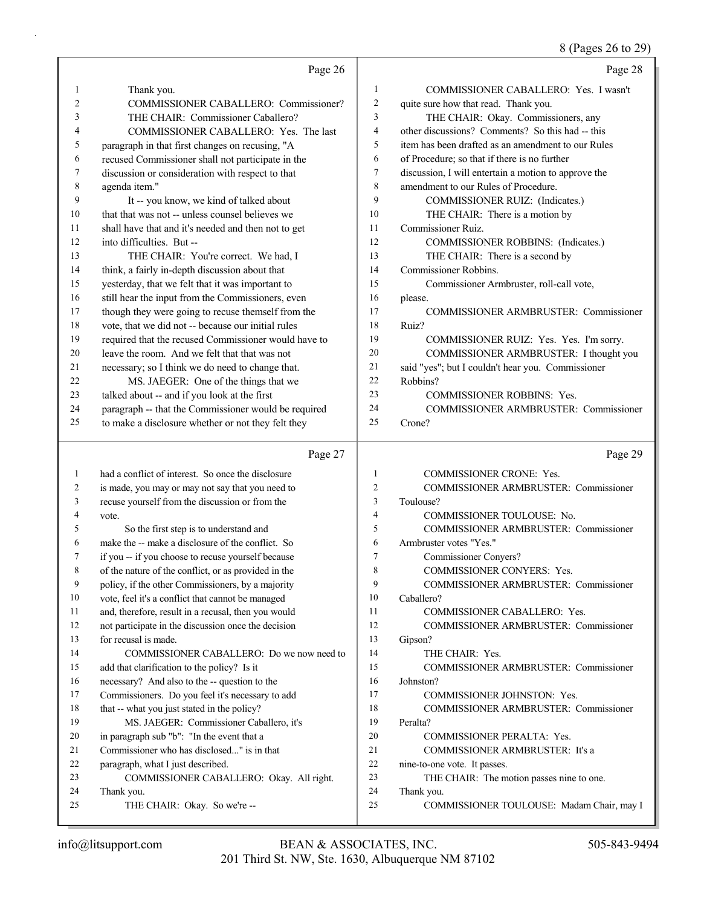Page 26

1 Thank you.
2 COMMISSIONER CABALLERO: Commissioner?
3 THE CHAIR: Commissioner Caballero?
4 COMMISSIONER CABALLERO: Yes. The last
5 paragraph in that first changes on recusing, "A
6 recused Commissioner shall not participate in the
7 discussion or consideration with respect to that
8 agenda item."
9 It -- you know, we kind of talked about
10 that that was not -- unless counsel believes we
11 shall have that and it's needed and then not to get
12 into difficulties. But --
13 THE CHAIR: You're correct. We had, I
14 think, a fairly in-depth discussion about that
15 yesterday, that we felt that it was important to
16 still hear the input from the Commissioners, even
17 though they were going to recuse themself from the
18 vote, that we did not -- because our initial rules
19 required that the recused Commissioner would have to
20 leave the room. And we felt that that was not
21 necessary; so I think we do need to change that.
22 MS. JAEGER: One of the things that we
23 talked about -- and if you look at the first
24 paragraph -- that the Commissioner would be required
25 to make a disclosure whether or not they felt they

Page 27

1 had a conflict of interest. So once the disclosure
2 is made, you may or may not say that you need to
3 recuse yourself from the discussion or from the
4 vote.
5 So the first step is to understand and
6 make the -- make a disclosure of the conflict. So
7 if you -- if you choose to recuse yourself because
8 of the nature of the conflict, or as provided in the
9 policy, if the other Commissioners, by a majority
10 vote, feel it's a conflict that cannot be managed
11 and, therefore, result in a recusal, then you would
12 not participate in the discussion once the decision
13 for recusal is made.
14 COMMISSIONER CABALLERO: Do we now need to
15 add that clarification to the policy? Is it
16 necessary? And also to the -- question to the
17 Commissioners. Do you feel it's necessary to add
18 that -- what you just stated in the policy?
19 MS. JAEGER: Commissioner Caballero, it's
20 in paragraph sub "b": "In the event that a
21 Commissioner who has disclosed..." is in that
22 paragraph, what I just described.
23 COMMISSIONER CABALLERO: Okay. All right.
24 Thank you.
25 THE CHAIR: Okay. So we're --

Page 28

1 COMMISSIONER CABALLERO: Yes. I wasn't
2 quite sure how that read. Thank you.
3 THE CHAIR: Okay. Commissioners, any
4 other discussions? Comments? So this had -- this
5 item has been drafted as an amendment to our Rules
6 of Procedure; so that if there is no further
7 discussion, I will entertain a motion to approve the
8 amendment to our Rules of Procedure.
9 COMMISSIONER RUIZ: (Indicates.)
10 THE CHAIR: There is a motion by
11 Commissioner Ruiz.
12 COMMISSIONER ROBBINS: (Indicates.)
13 THE CHAIR: There is a second by
14 Commissioner Robbins.
15 Commissioner Armbruster, roll-call vote,
16 please.
17 COMMISSIONER ARMBRUSTER: Commissioner
18 Ruiz?
19 COMMISSIONER RUIZ: Yes. Yes. I'm sorry.
20 COMMISSIONER ARMBRUSTER: I thought you
21 said "yes"; but I couldn't hear you. Commissioner
22 Robbins?
23 COMMISSIONER ROBBINS: Yes.
24 COMMISSIONER ARMBRUSTER: Commissioner
25 Crone?

Page 29

1 COMMISSIONER CRONE: Yes.
2 COMMISSIONER ARMBRUSTER: Commissioner
3 Toulouse?
4 COMMISSIONER TOULOUSE: No.
5 COMMISSIONER ARMBRUSTER: Commissioner
6 Armbruster votes "Yes."
7 Commissioner Conyers?
8 COMMISSIONER CONYERS: Yes.
9 COMMISSIONER ARMBRUSTER: Commissioner
10 Caballero?
11 COMMISSIONER CABALLERO: Yes.
12 COMMISSIONER ARMBRUSTER: Commissioner
13 Gipson?
14 THE CHAIR: Yes.
15 COMMISSIONER ARMBRUSTER: Commissioner
16 Johnston?
17 COMMISSIONER JOHNSTON: Yes.
18 COMMISSIONER ARMBRUSTER: Commissioner
19 Peralta?
20 COMMISSIONER PERALTA: Yes.
21 COMMISSIONER ARMBRUSTER: It's a
22 nine-to-one vote. It passes.
23 THE CHAIR: The motion passes nine to one.
24 Thank you.
25 COMMISSIONER TOULOUSE: Madam Chair, may I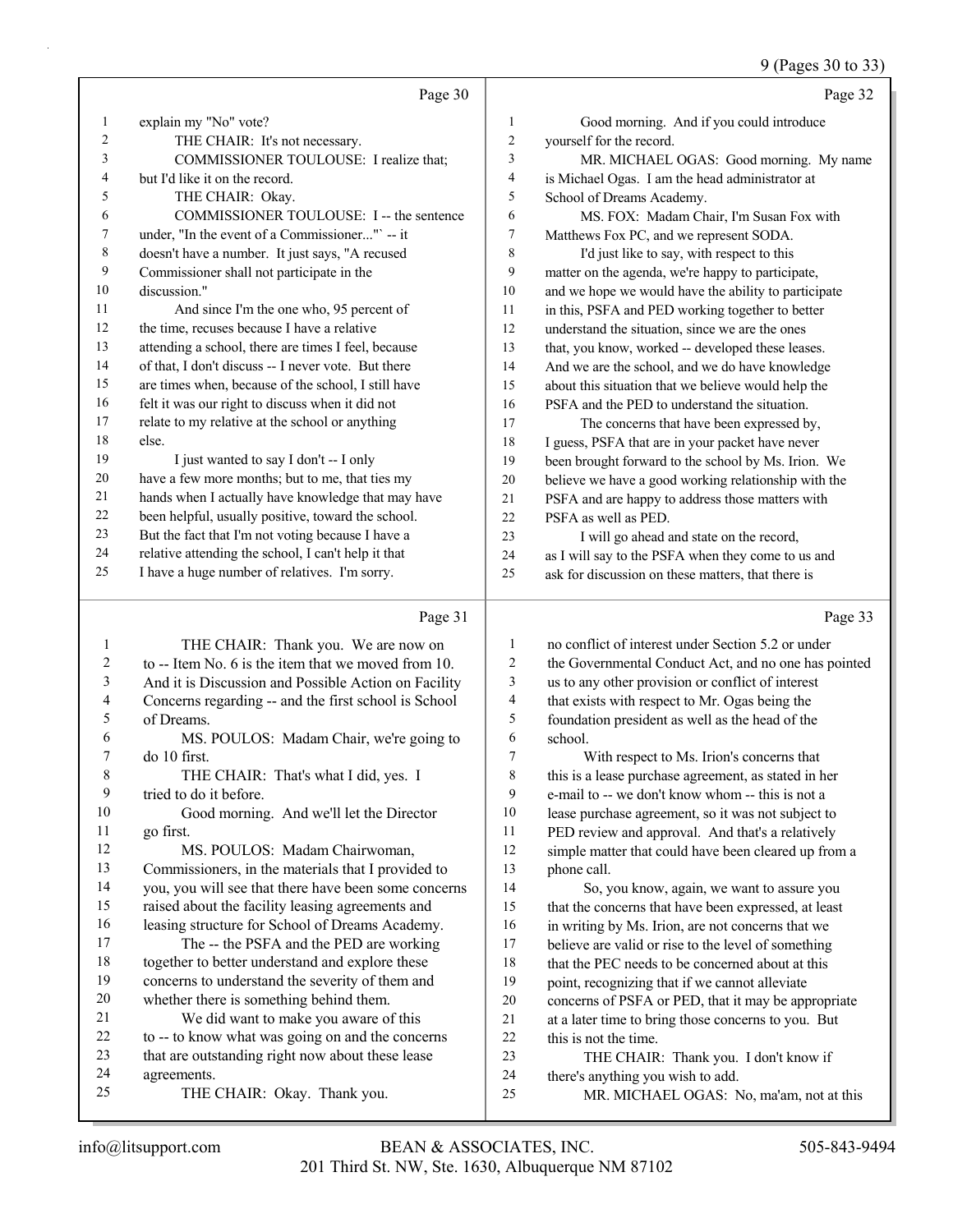Page 30

1 explain my "No" vote?
2 THE CHAIR: It's not necessary.
3 COMMISSIONER TOULOUSE: I realize that;
4 but I'd like it on the record.
5 THE CHAIR: Okay.
6 COMMISSIONER TOULOUSE: I -- the sentence
7 under, "In the event of a Commissioner..."` -- it
8 doesn't have a number. It just says, "A recused
9 Commissioner shall not participate in the
10 discussion."
11 And since I'm the one who, 95 percent of
12 the time, recuses because I have a relative
13 attending a school, there are times I feel, because
14 of that, I don't discuss -- I never vote. But there
15 are times when, because of the school, I still have
16 felt it was our right to discuss when it did not
17 relate to my relative at the school or anything
18 else.
19 I just wanted to say I don't -- I only
20 have a few more months; but to me, that ties my
21 hands when I actually have knowledge that may have
22 been helpful, usually positive, toward the school.
23 But the fact that I'm not voting because I have a
24 relative attending the school, I can't help it that
25 I have a huge number of relatives. I'm sorry.

Page 31

1 THE CHAIR: Thank you. We are now on
2 to -- Item No. 6 is the item that we moved from 10.
3 And it is Discussion and Possible Action on Facility
4 Concerns regarding -- and the first school is School
5 of Dreams.
6 MS. POULOS: Madam Chair, we're going to
7 do 10 first.
8 THE CHAIR: That's what I did, yes. I
9 tried to do it before.
10 Good morning. And we'll let the Director
11 go first.
12 MS. POULOS: Madam Chairwoman,
13 Commissioners, in the materials that I provided to
14 you, you will see that there have been some concerns
15 raised about the facility leasing agreements and
16 leasing structure for School of Dreams Academy.
17 The -- the PSFA and the PED are working
18 together to better understand and explore these
19 concerns to understand the severity of them and
20 whether there is something behind them.
21 We did want to make you aware of this
22 to -- to know what was going on and the concerns
23 that are outstanding right now about these lease
24 agreements.
25 THE CHAIR: Okay. Thank you.

Page 32

1 Good morning. And if you could introduce
2 yourself for the record.
3 MR. MICHAEL OGAS: Good morning. My name
4 is Michael Ogas. I am the head administrator at
5 School of Dreams Academy.
6 MS. FOX: Madam Chair, I'm Susan Fox with
7 Matthews Fox PC, and we represent SODA.
8 I'd just like to say, with respect to this
9 matter on the agenda, we're happy to participate,
10 and we hope we would have the ability to participate
11 in this, PSFA and PED working together to better
12 understand the situation, since we are the ones
13 that, you know, worked -- developed these leases.
14 And we are the school, and we do have knowledge
15 about this situation that we believe would help the
16 PSFA and the PED to understand the situation.
17 The concerns that have been expressed by,
18 I guess, PSFA that are in your packet have never
19 been brought forward to the school by Ms. Irion. We
20 believe we have a good working relationship with the
21 PSFA and are happy to address those matters with
22 PSFA as well as PED.
23 I will go ahead and state on the record,
24 as I will say to the PSFA when they come to us and
25 ask for discussion on these matters, that there is

Page 33

1 no conflict of interest under Section 5.2 or under
2 the Governmental Conduct Act, and no one has pointed
3 us to any other provision or conflict of interest
4 that exists with respect to Mr. Ogas being the
5 foundation president as well as the head of the
6 school.
7 With respect to Ms. Irion's concerns that
8 this is a lease purchase agreement, as stated in her
9 e-mail to -- we don't know whom -- this is not a
10 lease purchase agreement, so it was not subject to
11 PED review and approval. And that's a relatively
12 simple matter that could have been cleared up from a
13 phone call.
14 So, you know, again, we want to assure you
15 that the concerns that have been expressed, at least
16 in writing by Ms. Irion, are not concerns that we
17 believe are valid or rise to the level of something
18 that the PEC needs to be concerned about at this
19 point, recognizing that if we cannot alleviate
20 concerns of PSFA or PED, that it may be appropriate
21 at a later time to bring those concerns to you. But
22 this is not the time.
23 THE CHAIR: Thank you. I don't know if
24 there's anything you wish to add.
25 MR. MICHAEL OGAS: No, ma'am, not at this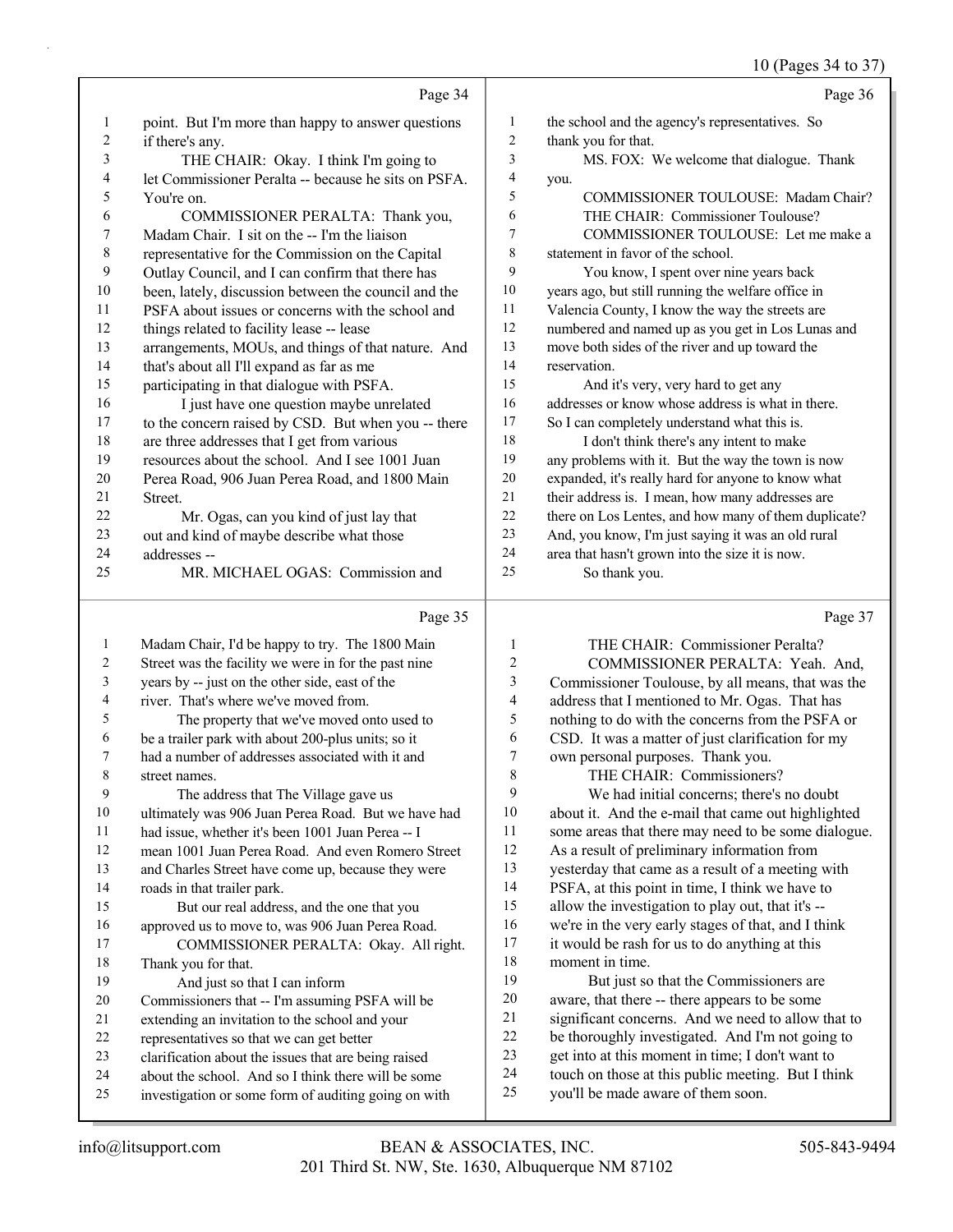Page 34

1 point. But I'm more than happy to answer questions
2 if there's any.
3 THE CHAIR: Okay. I think I'm going to
4 let Commissioner Peralta -- because he sits on PSFA.
5 You're on.
6 COMMISSIONER PERALTA: Thank you,
7 Madam Chair. I sit on the -- I'm the liaison
8 representative for the Commission on the Capital
9 Outlay Council, and I can confirm that there has
10 been, lately, discussion between the council and the
11 PSFA about issues or concerns with the school and
12 things related to facility lease -- lease
13 arrangements, MOUs, and things of that nature. And
14 that's about all I'll expand as far as me
15 participating in that dialogue with PSFA.
16 I just have one question maybe unrelated
17 to the concern raised by CSD. But when you -- there
18 are three addresses that I get from various
19 resources about the school. And I see 1001 Juan
20 Perea Road, 906 Juan Perea Road, and 1800 Main
21 Street.
22 Mr. Ogas, can you kind of just lay that
23 out and kind of maybe describe what those
24 addresses --
25 MR. MICHAEL OGAS: Commission and

Page 35

1 Madam Chair, I'd be happy to try. The 1800 Main
2 Street was the facility we were in for the past nine
3 years by -- just on the other side, east of the
4 river. That's where we've moved from.
5 The property that we've moved onto used to
6 be a trailer park with about 200-plus units; so it
7 had a number of addresses associated with it and
8 street names.
9 The address that The Village gave us
10 ultimately was 906 Juan Perea Road. But we have had
11 had issue, whether it's been 1001 Juan Perea -- I
12 mean 1001 Juan Perea Road. And even Romero Street
13 and Charles Street have come up, because they were
14 roads in that trailer park.
15 But our real address, and the one that you
16 approved us to move to, was 906 Juan Perea Road.
17 COMMISSIONER PERALTA: Okay. All right.
18 Thank you for that.
19 And just so that I can inform
20 Commissioners that -- I'm assuming PSFA will be
21 extending an invitation to the school and your
22 representatives so that we can get better
23 clarification about the issues that are being raised
24 about the school. And so I think there will be some
25 investigation or some form of auditing going on with

Page 36

1 the school and the agency's representatives. So
2 thank you for that.
3 MS. FOX: We welcome that dialogue. Thank
4 you.
5 COMMISSIONER TOULOUSE: Madam Chair?
6 THE CHAIR: Commissioner Toulouse?
7 COMMISSIONER TOULOUSE: Let me make a
8 statement in favor of the school.
9 You know, I spent over nine years back
10 years ago, but still running the welfare office in
11 Valencia County, I know the way the streets are
12 numbered and named up as you get in Los Lunas and
13 move both sides of the river and up toward the
14 reservation.
15 And it's very, very hard to get any
16 addresses or know whose address is what in there.
17 So I can completely understand what this is.
18 I don't think there's any intent to make
19 any problems with it. But the way the town is now
20 expanded, it's really hard for anyone to know what
21 their address is. I mean, how many addresses are
22 there on Los Lentes, and how many of them duplicate?
23 And, you know, I'm just saying it was an old rural
24 area that hasn't grown into the size it is now.
25 So thank you.

Page 37

1 THE CHAIR: Commissioner Peralta?
2 COMMISSIONER PERALTA: Yeah. And,
3 Commissioner Toulouse, by all means, that was the
4 address that I mentioned to Mr. Ogas. That has
5 nothing to do with the concerns from the PSFA or
6 CSD. It was a matter of just clarification for my
7 own personal purposes. Thank you.
8 THE CHAIR: Commissioners?
9 We had initial concerns; there's no doubt
10 about it. And the e-mail that came out highlighted
11 some areas that there may need to be some dialogue.
12 As a result of preliminary information from
13 yesterday that came as a result of a meeting with
14 PSFA, at this point in time, I think we have to
15 allow the investigation to play out, that it's --
16 we're in the very early stages of that, and I think
17 it would be rash for us to do anything at this
18 moment in time.
19 But just so that the Commissioners are
20 aware, that there -- there appears to be some
21 significant concerns. And we need to allow that to
22 be thoroughly investigated. And I'm not going to
23 get into at this moment in time; I don't want to
24 touch on those at this public meeting. But I think
25 you'll be made aware of them soon.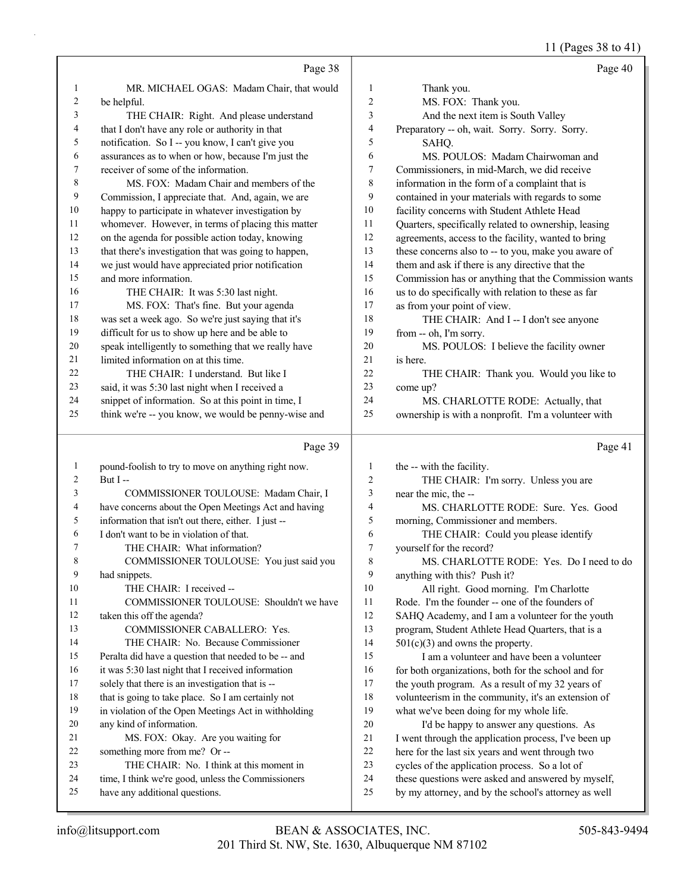Page 38

1 MR. MICHAEL OGAS: Madam Chair, that would
2 be helpful.
3 THE CHAIR: Right. And please understand
4 that I don't have any role or authority in that
5 notification. So I -- you know, I can't give you
6 assurances as to when or how, because I'm just the
7 receiver of some of the information.
8 MS. FOX: Madam Chair and members of the
9 Commission, I appreciate that. And, again, we are
10 happy to participate in whatever investigation by
11 whomever. However, in terms of placing this matter
12 on the agenda for possible action today, knowing
13 that there's investigation that was going to happen,
14 we just would have appreciated prior notification
15 and more information.
16 THE CHAIR: It was 5:30 last night.
17 MS. FOX: That's fine. But your agenda
18 was set a week ago. So we're just saying that it's
19 difficult for us to show up here and be able to
20 speak intelligently to something that we really have
21 limited information on at this time.
22 THE CHAIR: I understand. But like I
23 said, it was 5:30 last night when I received a
24 snippet of information. So at this point in time, I
25 think we're -- you know, we would be penny-wise and

Page 39

1 pound-foolish to try to move on anything right now.
2 But I --
3 COMMISSIONER TOULOUSE: Madam Chair, I
4 have concerns about the Open Meetings Act and having
5 information that isn't out there, either. I just --
6 I don't want to be in violation of that.
7 THE CHAIR: What information?
8 COMMISSIONER TOULOUSE: You just said you
9 had snippets.
10 THE CHAIR: I received --
11 COMMISSIONER TOULOUSE: Shouldn't we have
12 taken this off the agenda?
13 COMMISSIONER CABALLERO: Yes.
14 THE CHAIR: No. Because Commissioner
15 Peralta did have a question that needed to be -- and
16 it was 5:30 last night that I received information
17 solely that there is an investigation that is --
18 that is going to take place. So I am certainly not
19 in violation of the Open Meetings Act in withholding
20 any kind of information.
21 MS. FOX: Okay. Are you waiting for
22 something more from me? Or --
23 THE CHAIR: No. I think at this moment in
24 time, I think we're good, unless the Commissioners
25 have any additional questions.

Page 40

1 Thank you.
2 MS. FOX: Thank you.
3 And the next item is South Valley
4 Preparatory -- oh, wait. Sorry. Sorry. Sorry.
5 SAHQ.
6 MS. POULOS: Madam Chairwoman and
7 Commissioners, in mid-March, we did receive
8 information in the form of a complaint that is
9 contained in your materials with regards to some
10 facility concerns with Student Athlete Head
11 Quarters, specifically related to ownership, leasing
12 agreements, access to the facility, wanted to bring
13 these concerns also to -- to you, make you aware of
14 them and ask if there is any directive that the
15 Commission has or anything that the Commission wants
16 us to do specifically with relation to these as far
17 as from your point of view.
18 THE CHAIR: And I -- I don't see anyone
19 from -- oh, I'm sorry.
20 MS. POULOS: I believe the facility owner
21 is here.
22 THE CHAIR: Thank you. Would you like to
23 come up?
24 MS. CHARLOTTE RODE: Actually, that
25 ownership is with a nonprofit. I'm a volunteer with

Page 41

1 the -- with the facility.
2 THE CHAIR: I'm sorry. Unless you are
3 near the mic, the --
4 MS. CHARLOTTE RODE: Sure. Yes. Good
5 morning, Commissioner and members.
6 THE CHAIR: Could you please identify
7 yourself for the record?
8 MS. CHARLOTTE RODE: Yes. Do I need to do
9 anything with this? Push it?
10 All right. Good morning. I'm Charlotte
11 Rode. I'm the founder -- one of the founders of
12 SAHQ Academy, and I am a volunteer for the youth
13 program, Student Athlete Head Quarters, that is a
14 501(c)(3) and owns the property.
15 I am a volunteer and have been a volunteer
16 for both organizations, both for the school and for
17 the youth program. As a result of my 32 years of
18 volunteerism in the community, it's an extension of
19 what we've been doing for my whole life.
20 I'd be happy to answer any questions. As
21 I went through the application process, I've been up
22 here for the last six years and went through two
23 cycles of the application process. So a lot of
24 these questions were asked and answered by myself,
25 by my attorney, and by the school's attorney as well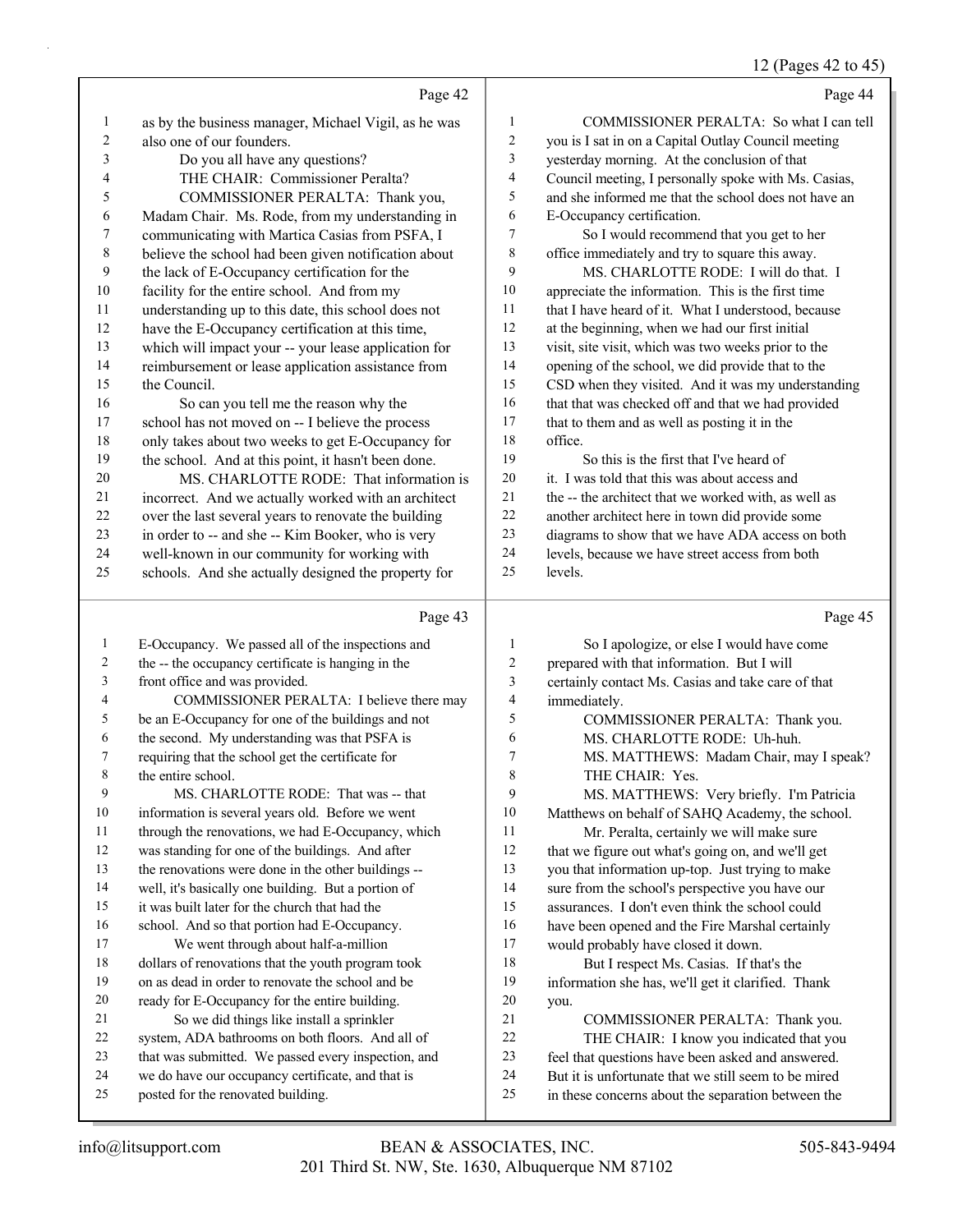Page 42

1 as by the business manager, Michael Vigil, as he was
2 also one of our founders.
3 Do you all have any questions?
4 THE CHAIR: Commissioner Peralta?
5 COMMISSIONER PERALTA: Thank you,
6 Madam Chair. Ms. Rode, from my understanding in
7 communicating with Martica Casias from PSFA, I
8 believe the school had been given notification about
9 the lack of E-Occupancy certification for the
10 facility for the entire school. And from my
11 understanding up to this date, this school does not
12 have the E-Occupancy certification at this time,
13 which will impact your -- your lease application for
14 reimbursement or lease application assistance from
15 the Council.
16 So can you tell me the reason why the
17 school has not moved on -- I believe the process
18 only takes about two weeks to get E-Occupancy for
19 the school. And at this point, it hasn't been done.
20 MS. CHARLOTTE RODE: That information is
21 incorrect. And we actually worked with an architect
22 over the last several years to renovate the building
23 in order to -- and she -- Kim Booker, who is very
24 well-known in our community for working with
25 schools. And she actually designed the property for

Page 43

1 E-Occupancy. We passed all of the inspections and
2 the -- the occupancy certificate is hanging in the
3 front office and was provided.
4 COMMISSIONER PERALTA: I believe there may
5 be an E-Occupancy for one of the buildings and not
6 the second. My understanding was that PSFA is
7 requiring that the school get the certificate for
8 the entire school.
9 MS. CHARLOTTE RODE: That was -- that
10 information is several years old. Before we went
11 through the renovations, we had E-Occupancy, which
12 was standing for one of the buildings. And after
13 the renovations were done in the other buildings --
14 well, it's basically one building. But a portion of
15 it was built later for the church that had the
16 school. And so that portion had E-Occupancy.
17 We went through about half-a-million
18 dollars of renovations that the youth program took
19 on as dead in order to renovate the school and be
20 ready for E-Occupancy for the entire building.
21 So we did things like install a sprinkler
22 system, ADA bathrooms on both floors. And all of
23 that was submitted. We passed every inspection, and
24 we do have our occupancy certificate, and that is
25 posted for the renovated building.

Page 44

1 COMMISSIONER PERALTA: So what I can tell
2 you is I sat in on a Capital Outlay Council meeting
3 yesterday morning. At the conclusion of that
4 Council meeting, I personally spoke with Ms. Casias,
5 and she informed me that the school does not have an
6 E-Occupancy certification.
7 So I would recommend that you get to her
8 office immediately and try to square this away.
9 MS. CHARLOTTE RODE: I will do that. I
10 appreciate the information. This is the first time
11 that I have heard of it. What I understood, because
12 at the beginning, when we had our first initial
13 visit, site visit, which was two weeks prior to the
14 opening of the school, we did provide that to the
15 CSD when they visited. And it was my understanding
16 that that was checked off and that we had provided
17 that to them and as well as posting it in the
18 office.
19 So this is the first that I've heard of
20 it. I was told that this was about access and
21 the -- the architect that we worked with, as well as
22 another architect here in town did provide some
23 diagrams to show that we have ADA access on both
24 levels, because we have street access from both
25 levels.

Page 45

1 So I apologize, or else I would have come
2 prepared with that information. But I will
3 certainly contact Ms. Casias and take care of that
4 immediately.
5 COMMISSIONER PERALTA: Thank you.
6 MS. CHARLOTTE RODE: Uh-huh.
7 MS. MATTHEWS: Madam Chair, may I speak?
8 THE CHAIR: Yes.
9 MS. MATTHEWS: Very briefly. I'm Patricia
10 Matthews on behalf of SAHQ Academy, the school.
11 Mr. Peralta, certainly we will make sure
12 that we figure out what's going on, and we'll get
13 you that information up-top. Just trying to make
14 sure from the school's perspective you have our
15 assurances. I don't even think the school could
16 have been opened and the Fire Marshal certainly
17 would probably have closed it down.
18 But I respect Ms. Casias. If that's the
19 information she has, we'll get it clarified. Thank
20 you.
21 COMMISSIONER PERALTA: Thank you.
22 THE CHAIR: I know you indicated that you
23 feel that questions have been asked and answered.
24 But it is unfortunate that we still seem to be mired
25 in these concerns about the separation between the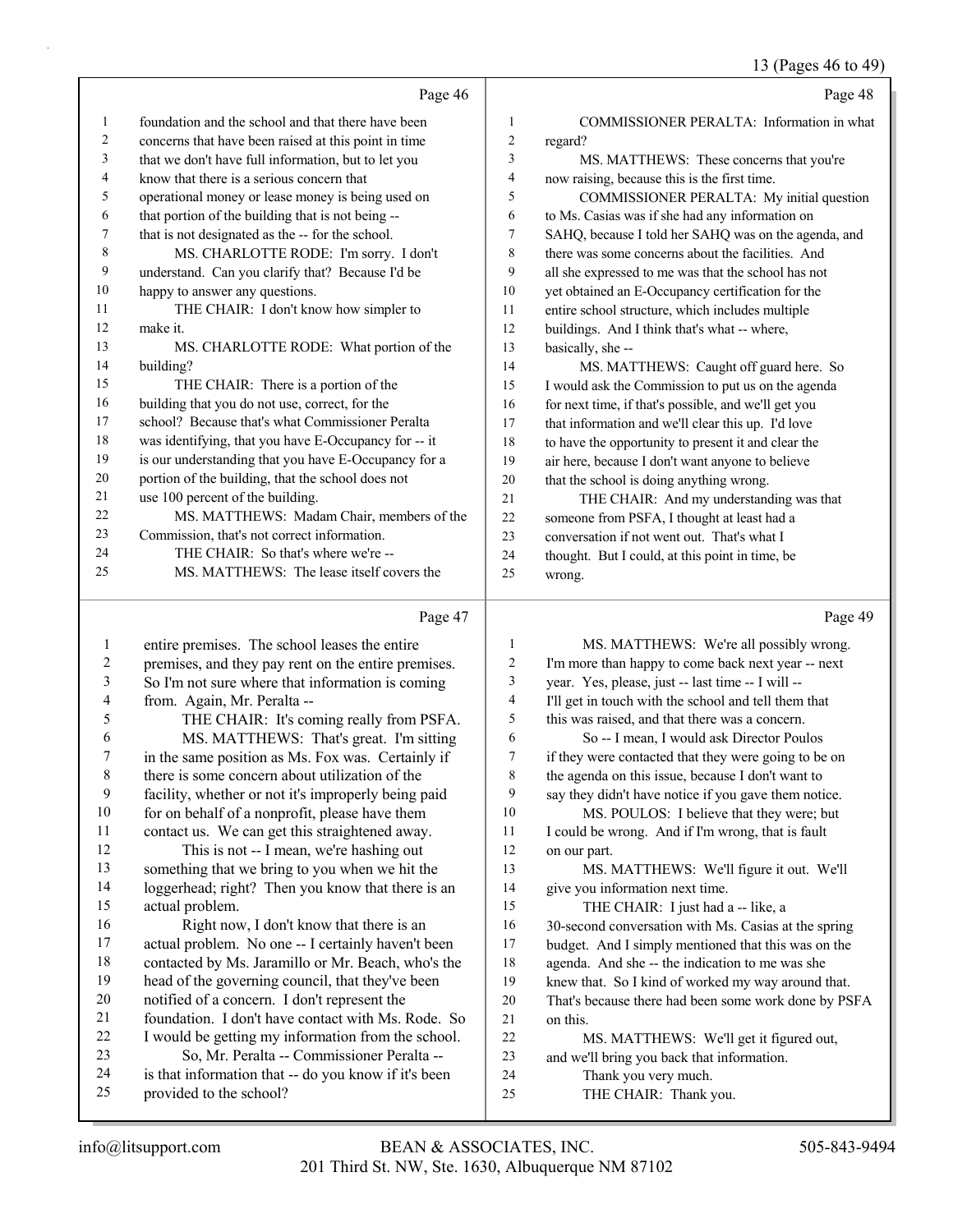13 (Pages 46 to 49)

Page 46

1 foundation and the school and that there have been
2 concerns that have been raised at this point in time
3 that we don't have full information, but to let you
4 know that there is a serious concern that
5 operational money or lease money is being used on
6 that portion of the building that is not being --
7 that is not designated as the -- for the school.
8 MS. CHARLOTTE RODE: I'm sorry. I don't
9 understand. Can you clarify that? Because I'd be
10 happy to answer any questions.
11 THE CHAIR: I don't know how simpler to
12 make it.
13 MS. CHARLOTTE RODE: What portion of the
14 building?
15 THE CHAIR: There is a portion of the
16 building that you do not use, correct, for the
17 school? Because that's what Commissioner Peralta
18 was identifying, that you have E-Occupancy for -- it
19 is our understanding that you have E-Occupancy for a
20 portion of the building, that the school does not
21 use 100 percent of the building.
22 MS. MATTHEWS: Madam Chair, members of the
23 Commission, that's not correct information.
24 THE CHAIR: So that's where we're --
25 MS. MATTHEWS: The lease itself covers the

Page 47

1 entire premises. The school leases the entire
2 premises, and they pay rent on the entire premises.
3 So I'm not sure where that information is coming
4 from. Again, Mr. Peralta --
5 THE CHAIR: It's coming really from PSFA.
6 MS. MATTHEWS: That's great. I'm sitting
7 in the same position as Ms. Fox was. Certainly if
8 there is some concern about utilization of the
9 facility, whether or not it's improperly being paid
10 for on behalf of a nonprofit, please have them
11 contact us. We can get this straightened away.
12 This is not -- I mean, we're hashing out
13 something that we bring to you when we hit the
14 loggerhead; right? Then you know that there is an
15 actual problem.
16 Right now, I don't know that there is an
17 actual problem. No one -- I certainly haven't been
18 contacted by Ms. Jaramillo or Mr. Beach, who's the
19 head of the governing council, that they've been
20 notified of a concern. I don't represent the
21 foundation. I don't have contact with Ms. Rode. So
22 I would be getting my information from the school.
23 So, Mr. Peralta -- Commissioner Peralta --
24 is that information that -- do you know if it's been
25 provided to the school?

Page 48

1 COMMISSIONER PERALTA: Information in what
2 regard?
3 MS. MATTHEWS: These concerns that you're
4 now raising, because this is the first time.
5 COMMISSIONER PERALTA: My initial question
6 to Ms. Casias was if she had any information on
7 SAHQ, because I told her SAHQ was on the agenda, and
8 there was some concerns about the facilities. And
9 all she expressed to me was that the school has not
10 yet obtained an E-Occupancy certification for the
11 entire school structure, which includes multiple
12 buildings. And I think that's what -- where,
13 basically, she --
14 MS. MATTHEWS: Caught off guard here. So
15 I would ask the Commission to put us on the agenda
16 for next time, if that's possible, and we'll get you
17 that information and we'll clear this up. I'd love
18 to have the opportunity to present it and clear the
19 air here, because I don't want anyone to believe
20 that the school is doing anything wrong.
21 THE CHAIR: And my understanding was that
22 someone from PSFA, I thought at least had a
23 conversation if not went out. That's what I
24 thought. But I could, at this point in time, be
25 wrong.

Page 49

1 MS. MATTHEWS: We're all possibly wrong.
2 I'm more than happy to come back next year -- next
3 year. Yes, please, just -- last time -- I will --
4 I'll get in touch with the school and tell them that
5 this was raised, and that there was a concern.
6 So -- I mean, I would ask Director Poulos
7 if they were contacted that they were going to be on
8 the agenda on this issue, because I don't want to
9 say they didn't have notice if you gave them notice.
10 MS. POULOS: I believe that they were; but
11 I could be wrong. And if I'm wrong, that is fault
12 on our part.
13 MS. MATTHEWS: We'll figure it out. We'll
14 give you information next time.
15 THE CHAIR: I just had a -- like, a
16 30-second conversation with Ms. Casias at the spring
17 budget. And I simply mentioned that this was on the
18 agenda. And she -- the indication to me was she
19 knew that. So I kind of worked my way around that.
20 That's because there had been some work done by PSFA
21 on this.
22 MS. MATTHEWS: We'll get it figured out,
23 and we'll bring you back that information.
24 Thank you very much.
25 THE CHAIR: Thank you.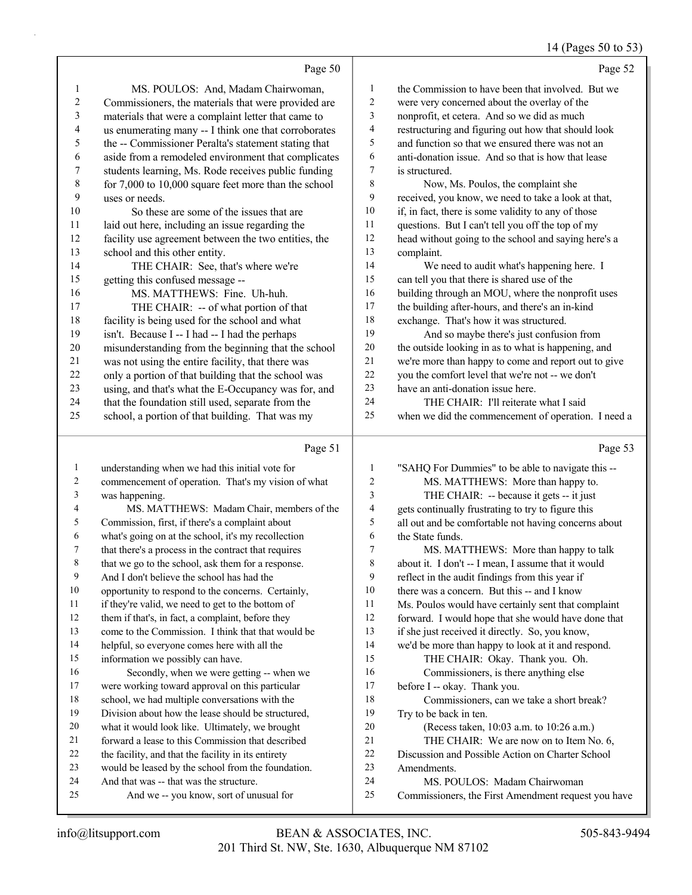## Page 50

1 MS. POULOS: And, Madam Chairwoman,
2 Commissioners, the materials that were provided are
3 materials that were a complaint letter that came to
4 us enumerating many -- I think one that corroborates
5 the -- Commissioner Peralta's statement stating that
6 aside from a remodeled environment that complicates
7 students learning, Ms. Rode receives public funding
8 for 7,000 to 10,000 square feet more than the school
9 uses or needs.
10 So these are some of the issues that are
11 laid out here, including an issue regarding the
12 facility use agreement between the two entities, the
13 school and this other entity.
14 THE CHAIR: See, that's where we're
15 getting this confused message --
16 MS. MATTHEWS: Fine. Uh-huh.
17 THE CHAIR: -- of what portion of that
18 facility is being used for the school and what
19 isn't. Because I -- I had -- I had the perhaps
20 misunderstanding from the beginning that the school
21 was not using the entire facility, that there was
22 only a portion of that building that the school was
23 using, and that's what the E-Occupancy was for, and
24 that the foundation still used, separate from the
25 school, a portion of that building. That was my

## Page 51

1 understanding when we had this initial vote for
2 commencement of operation. That's my vision of what
3 was happening.
4 MS. MATTHEWS: Madam Chair, members of the
5 Commission, first, if there's a complaint about
6 what's going on at the school, it's my recollection
7 that there's a process in the contract that requires
8 that we go to the school, ask them for a response.
9 And I don't believe the school has had the
10 opportunity to respond to the concerns. Certainly,
11 if they're valid, we need to get to the bottom of
12 them if that's, in fact, a complaint, before they
13 come to the Commission. I think that that would be
14 helpful, so everyone comes here with all the
15 information we possibly can have.
16 Secondly, when we were getting -- when we
17 were working toward approval on this particular
18 school, we had multiple conversations with the
19 Division about how the lease should be structured,
20 what it would look like. Ultimately, we brought
21 forward a lease to this Commission that described
22 the facility, and that the facility in its entirety
23 would be leased by the school from the foundation.
24 And that was -- that was the structure.
25 And we -- you know, sort of unusual for

## Page 52

1 the Commission to have been that involved. But we
2 were very concerned about the overlay of the
3 nonprofit, et cetera. And so we did as much
4 restructuring and figuring out how that should look
5 and function so that we ensured there was not an
6 anti-donation issue. And so that is how that lease
7 is structured.
8 Now, Ms. Poulos, the complaint she
9 received, you know, we need to take a look at that,
10 if, in fact, there is some validity to any of those
11 questions. But I can't tell you off the top of my
12 head without going to the school and saying here's a
13 complaint.
14 We need to audit what's happening here. I
15 can tell you that there is shared use of the
16 building through an MOU, where the nonprofit uses
17 the building after-hours, and there's an in-kind
18 exchange. That's how it was structured.
19 And so maybe there's just confusion from
20 the outside looking in as to what is happening, and
21 we're more than happy to come and report out to give
22 you the comfort level that we're not -- we don't
23 have an anti-donation issue here.
24 THE CHAIR: I'll reiterate what I said
25 when we did the commencement of operation. I need a

## Page 53

1 "SAHQ For Dummies" to be able to navigate this --
2 MS. MATTHEWS: More than happy to.
3 THE CHAIR: -- because it gets -- it just
4 gets continually frustrating to try to figure this
5 all out and be comfortable not having concerns about
6 the State funds.
7 MS. MATTHEWS: More than happy to talk
8 about it. I don't -- I mean, I assume that it would
9 reflect in the audit findings from this year if
10 there was a concern. But this -- and I know
11 Ms. Poulos would have certainly sent that complaint
12 forward. I would hope that she would have done that
13 if she just received it directly. So, you know,
14 we'd be more than happy to look at it and respond.
15 THE CHAIR: Okay. Thank you. Oh.
16 Commissioners, is there anything else
17 before I -- okay. Thank you.
18 Commissioners, can we take a short break?
19 Try to be back in ten.
20 (Recess taken, 10:03 a.m. to 10:26 a.m.)
21 THE CHAIR: We are now on to Item No. 6,
22 Discussion and Possible Action on Charter School
23 Amendments.
24 MS. POULOS: Madam Chairwoman
25 Commissioners, the First Amendment request you have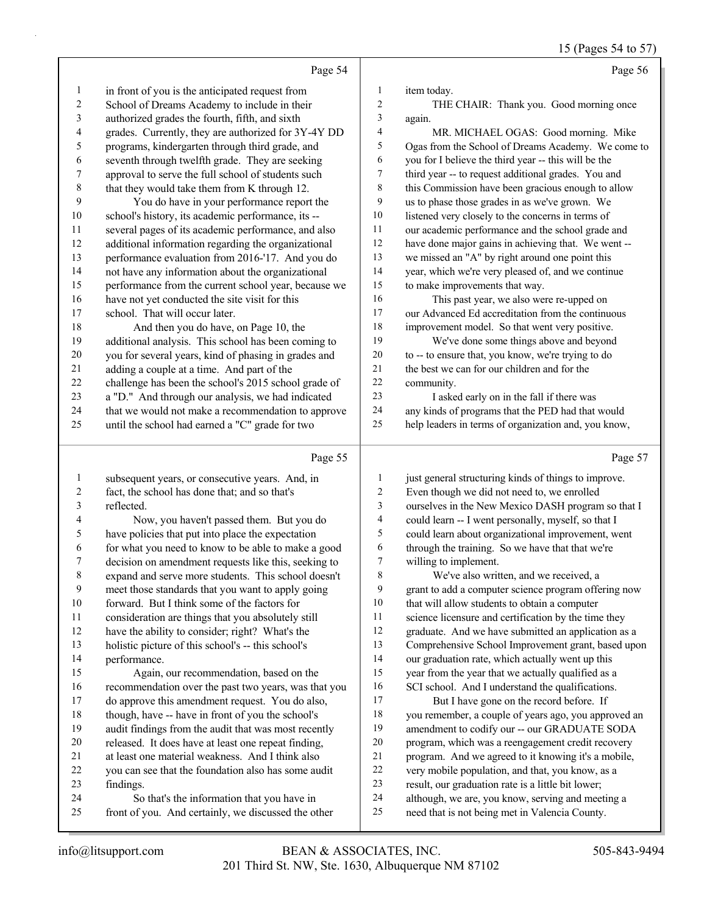Page 54

1 in front of you is the anticipated request from
2 School of Dreams Academy to include in their
3 authorized grades the fourth, fifth, and sixth
4 grades. Currently, they are authorized for 3Y-4Y DD
5 programs, kindergarten through third grade, and
6 seventh through twelfth grade. They are seeking
7 approval to serve the full school of students such
8 that they would take them from K through 12.
9 You do have in your performance report the
10 school's history, its academic performance, its --
11 several pages of its academic performance, and also
12 additional information regarding the organizational
13 performance evaluation from 2016-'17. And you do
14 not have any information about the organizational
15 performance from the current school year, because we
16 have not yet conducted the site visit for this
17 school. That will occur later.
18 And then you do have, on Page 10, the
19 additional analysis. This school has been coming to
20 you for several years, kind of phasing in grades and
21 adding a couple at a time. And part of the
22 challenge has been the school's 2015 school grade of
23 a "D." And through our analysis, we had indicated
24 that we would not make a recommendation to approve
25 until the school had earned a "C" grade for two

Page 55

1 subsequent years, or consecutive years. And, in
2 fact, the school has done that; and so that's
3 reflected.
4 Now, you haven't passed them. But you do
5 have policies that put into place the expectation
6 for what you need to know to be able to make a good
7 decision on amendment requests like this, seeking to
8 expand and serve more students. This school doesn't
9 meet those standards that you want to apply going
10 forward. But I think some of the factors for
11 consideration are things that you absolutely still
12 have the ability to consider; right? What's the
13 holistic picture of this school's -- this school's
14 performance.
15 Again, our recommendation, based on the
16 recommendation over the past two years, was that you
17 do approve this amendment request. You do also,
18 though, have -- have in front of you the school's
19 audit findings from the audit that was most recently
20 released. It does have at least one repeat finding,
21 at least one material weakness. And I think also
22 you can see that the foundation also has some audit
23 findings.
24 So that's the information that you have in
25 front of you. And certainly, we discussed the other

Page 56

1 item today.
2 THE CHAIR: Thank you. Good morning once
3 again.
4 MR. MICHAEL OGAS: Good morning. Mike
5 Ogas from the School of Dreams Academy. We come to
6 you for I believe the third year -- this will be the
7 third year -- to request additional grades. You and
8 this Commission have been gracious enough to allow
9 us to phase those grades in as we've grown. We
10 listened very closely to the concerns in terms of
11 our academic performance and the school grade and
12 have done major gains in achieving that. We went --
13 we missed an "A" by right around one point this
14 year, which we're very pleased of, and we continue
15 to make improvements that way.
16 This past year, we also were re-upped on
17 our Advanced Ed accreditation from the continuous
18 improvement model. So that went very positive.
19 We've done some things above and beyond
20 to -- to ensure that, you know, we're trying to do
21 the best we can for our children and for the
22 community.
23 I asked early on in the fall if there was
24 any kinds of programs that the PED had that would
25 help leaders in terms of organization and, you know,

Page 57

1 just general structuring kinds of things to improve.
2 Even though we did not need to, we enrolled
3 ourselves in the New Mexico DASH program so that I
4 could learn -- I went personally, myself, so that I
5 could learn about organizational improvement, went
6 through the training. So we have that that we're
7 willing to implement.
8 We've also written, and we received, a
9 grant to add a computer science program offering now
10 that will allow students to obtain a computer
11 science licensure and certification by the time they
12 graduate. And we have submitted an application as a
13 Comprehensive School Improvement grant, based upon
14 our graduation rate, which actually went up this
15 year from the year that we actually qualified as a
16 SCI school. And I understand the qualifications.
17 But I have gone on the record before. If
18 you remember, a couple of years ago, you approved an
19 amendment to codify our -- our GRADUATE SODA
20 program, which was a reengagement credit recovery
21 program. And we agreed to it knowing it's a mobile,
22 very mobile population, and that, you know, as a
23 result, our graduation rate is a little bit lower;
24 although, we are, you know, serving and meeting a
25 need that is not being met in Valencia County.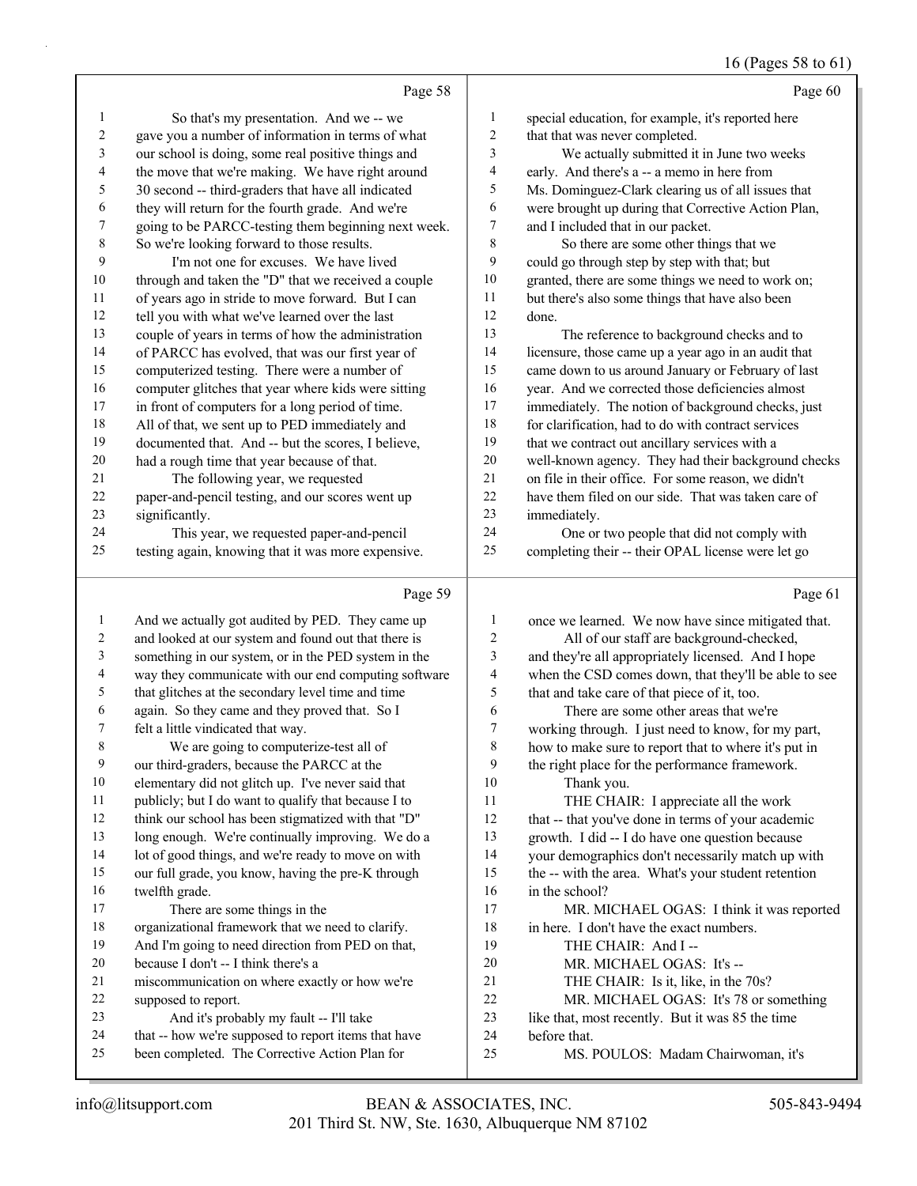Page 58

1 So that's my presentation. And we -- we
2 gave you a number of information in terms of what
3 our school is doing, some real positive things and
4 the move that we're making. We have right around
5 30 second -- third-graders that have all indicated
6 they will return for the fourth grade. And we're
7 going to be PARCC-testing them beginning next week.
8 So we're looking forward to those results.
9 I'm not one for excuses. We have lived
10 through and taken the "D" that we received a couple
11 of years ago in stride to move forward. But I can
12 tell you with what we've learned over the last
13 couple of years in terms of how the administration
14 of PARCC has evolved, that was our first year of
15 computerized testing. There were a number of
16 computer glitches that year where kids were sitting
17 in front of computers for a long period of time.
18 All of that, we sent up to PED immediately and
19 documented that. And -- but the scores, I believe,
20 had a rough time that year because of that.
21 The following year, we requested
22 paper-and-pencil testing, and our scores went up
23 significantly.
24 This year, we requested paper-and-pencil
25 testing again, knowing that it was more expensive.

Page 59

1 And we actually got audited by PED. They came up
2 and looked at our system and found out that there is
3 something in our system, or in the PED system in the
4 way they communicate with our end computing software
5 that glitches at the secondary level time and time
6 again. So they came and they proved that. So I
7 felt a little vindicated that way.
8 We are going to computerize-test all of
9 our third-graders, because the PARCC at the
10 elementary did not glitch up. I've never said that
11 publicly; but I do want to qualify that because I to
12 think our school has been stigmatized with that "D"
13 long enough. We're continually improving. We do a
14 lot of good things, and we're ready to move on with
15 our full grade, you know, having the pre-K through
16 twelfth grade.
17 There are some things in the
18 organizational framework that we need to clarify.
19 And I'm going to need direction from PED on that,
20 because I don't -- I think there's a
21 miscommunication on where exactly or how we're
22 supposed to report.
23 And it's probably my fault -- I'll take
24 that -- how we're supposed to report items that have
25 been completed. The Corrective Action Plan for

Page 60

1 special education, for example, it's reported here
2 that that was never completed.
3 We actually submitted it in June two weeks
4 early. And there's a -- a memo in here from
5 Ms. Dominguez-Clark clearing us of all issues that
6 were brought up during that Corrective Action Plan,
7 and I included that in our packet.
8 So there are some other things that we
9 could go through step by step with that; but
10 granted, there are some things we need to work on;
11 but there's also some things that have also been
12 done.
13 The reference to background checks and to
14 licensure, those came up a year ago in an audit that
15 came down to us around January or February of last
16 year. And we corrected those deficiencies almost
17 immediately. The notion of background checks, just
18 for clarification, had to do with contract services
19 that we contract out ancillary services with a
20 well-known agency. They had their background checks
21 on file in their office. For some reason, we didn't
22 have them filed on our side. That was taken care of
23 immediately.
24 One or two people that did not comply with
25 completing their -- their OPAL license were let go

Page 61

1 once we learned. We now have since mitigated that.
2 All of our staff are background-checked,
3 and they're all appropriately licensed. And I hope
4 when the CSD comes down, that they'll be able to see
5 that and take care of that piece of it, too.
6 There are some other areas that we're
7 working through. I just need to know, for my part,
8 how to make sure to report that to where it's put in
9 the right place for the performance framework.
10 Thank you.
11 THE CHAIR: I appreciate all the work
12 that -- that you've done in terms of your academic
13 growth. I did -- I do have one question because
14 your demographics don't necessarily match up with
15 the -- with the area. What's your student retention
16 in the school?
17 MR. MICHAEL OGAS: I think it was reported
18 in here. I don't have the exact numbers.
19 THE CHAIR: And I --
20 MR. MICHAEL OGAS: It's --
21 THE CHAIR: Is it, like, in the 70s?
22 MR. MICHAEL OGAS: It's 78 or something
23 like that, most recently. But it was 85 the time
24 before that.
25 MS. POULOS: Madam Chairwoman, it's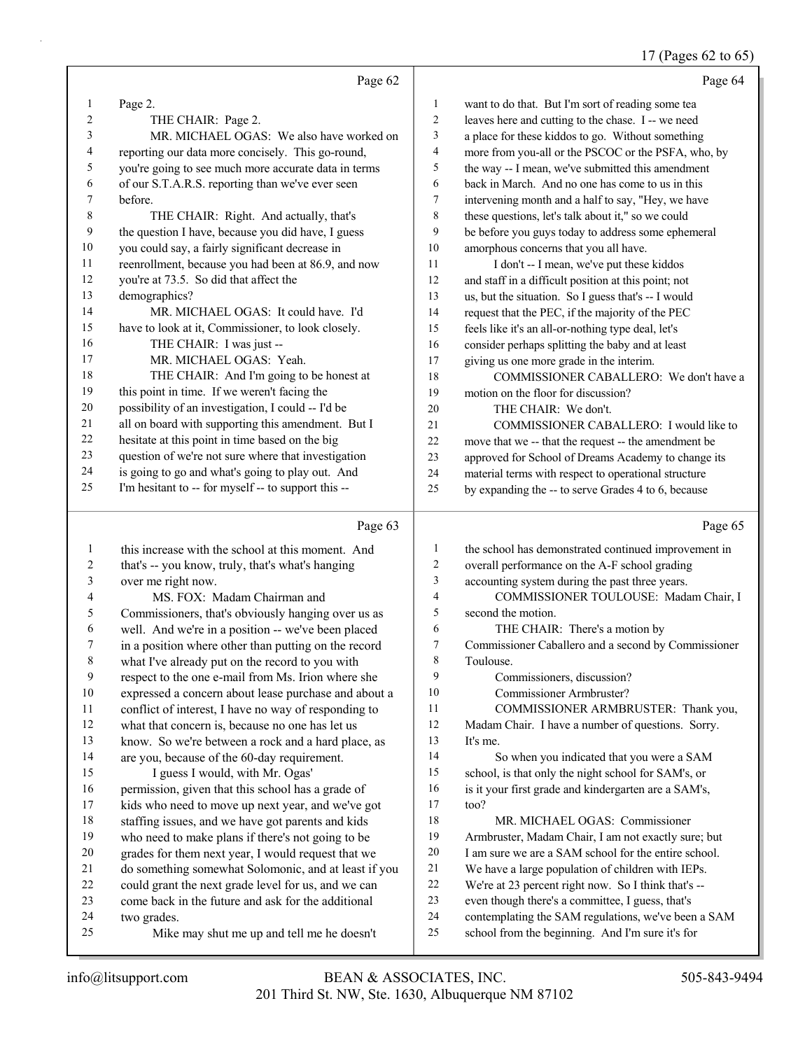17 (Pages 62 to 65)

Page 62

1 Page 2.
2 THE CHAIR: Page 2.
3 MR. MICHAEL OGAS: We also have worked on
4 reporting our data more concisely. This go-round,
5 you're going to see much more accurate data in terms
6 of our S.T.A.R.S. reporting than we've ever seen
7 before.
8 THE CHAIR: Right. And actually, that's
9 the question I have, because you did have, I guess
10 you could say, a fairly significant decrease in
11 reenrollment, because you had been at 86.9, and now
12 you're at 73.5. So did that affect the
13 demographics?
14 MR. MICHAEL OGAS: It could have. I'd
15 have to look at it, Commissioner, to look closely.
16 THE CHAIR: I was just --
17 MR. MICHAEL OGAS: Yeah.
18 THE CHAIR: And I'm going to be honest at
19 this point in time. If we weren't facing the
20 possibility of an investigation, I could -- I'd be
21 all on board with supporting this amendment. But I
22 hesitate at this point in time based on the big
23 question of we're not sure where that investigation
24 is going to go and what's going to play out. And
25 I'm hesitant to -- for myself -- to support this --

Page 63

1 this increase with the school at this moment. And
2 that's -- you know, truly, that's what's hanging
3 over me right now.
4 MS. FOX: Madam Chairman and
5 Commissioners, that's obviously hanging over us as
6 well. And we're in a position -- we've been placed
7 in a position where other than putting on the record
8 what I've already put on the record to you with
9 respect to the one e-mail from Ms. Irion where she
10 expressed a concern about lease purchase and about a
11 conflict of interest, I have no way of responding to
12 what that concern is, because no one has let us
13 know. So we're between a rock and a hard place, as
14 are you, because of the 60-day requirement.
15 I guess I would, with Mr. Ogas'
16 permission, given that this school has a grade of
17 kids who need to move up next year, and we've got
18 staffing issues, and we have got parents and kids
19 who need to make plans if there's not going to be
20 grades for them next year, I would request that we
21 do something somewhat Solomonic, and at least if you
22 could grant the next grade level for us, and we can
23 come back in the future and ask for the additional
24 two grades.
25 Mike may shut me up and tell me he doesn't

Page 64

1 want to do that. But I'm sort of reading some tea
2 leaves here and cutting to the chase. I -- we need
3 a place for these kiddos to go. Without something
4 more from you-all or the PSCOC or the PSFA, who, by
5 the way -- I mean, we've submitted this amendment
6 back in March. And no one has come to us in this
7 intervening month and a half to say, "Hey, we have
8 these questions, let's talk about it," so we could
9 be before you guys today to address some ephemeral
10 amorphous concerns that you all have.
11 I don't -- I mean, we've put these kiddos
12 and staff in a difficult position at this point; not
13 us, but the situation. So I guess that's -- I would
14 request that the PEC, if the majority of the PEC
15 feels like it's an all-or-nothing type deal, let's
16 consider perhaps splitting the baby and at least
17 giving us one more grade in the interim.
18 COMMISSIONER CABALLERO: We don't have a
19 motion on the floor for discussion?
20 THE CHAIR: We don't.
21 COMMISSIONER CABALLERO: I would like to
22 move that we -- that the request -- the amendment be
23 approved for School of Dreams Academy to change its
24 material terms with respect to operational structure
25 by expanding the -- to serve Grades 4 to 6, because

Page 65

1 the school has demonstrated continued improvement in
2 overall performance on the A-F school grading
3 accounting system during the past three years.
4 COMMISSIONER TOULOUSE: Madam Chair, I
5 second the motion.
6 THE CHAIR: There's a motion by
7 Commissioner Caballero and a second by Commissioner
8 Toulouse.
9 Commissioners, discussion?
10 Commissioner Armbruster?
11 COMMISSIONER ARMBRUSTER: Thank you,
12 Madam Chair. I have a number of questions. Sorry.
13 It's me.
14 So when you indicated that you were a SAM
15 school, is that only the night school for SAM's, or
16 is it your first grade and kindergarten are a SAM's,
17 too?
18 MR. MICHAEL OGAS: Commissioner
19 Armbruster, Madam Chair, I am not exactly sure; but
20 I am sure we are a SAM school for the entire school.
21 We have a large population of children with IEPs.
22 We're at 23 percent right now. So I think that's --
23 even though there's a committee, I guess, that's
24 contemplating the SAM regulations, we've been a SAM
25 school from the beginning. And I'm sure it's for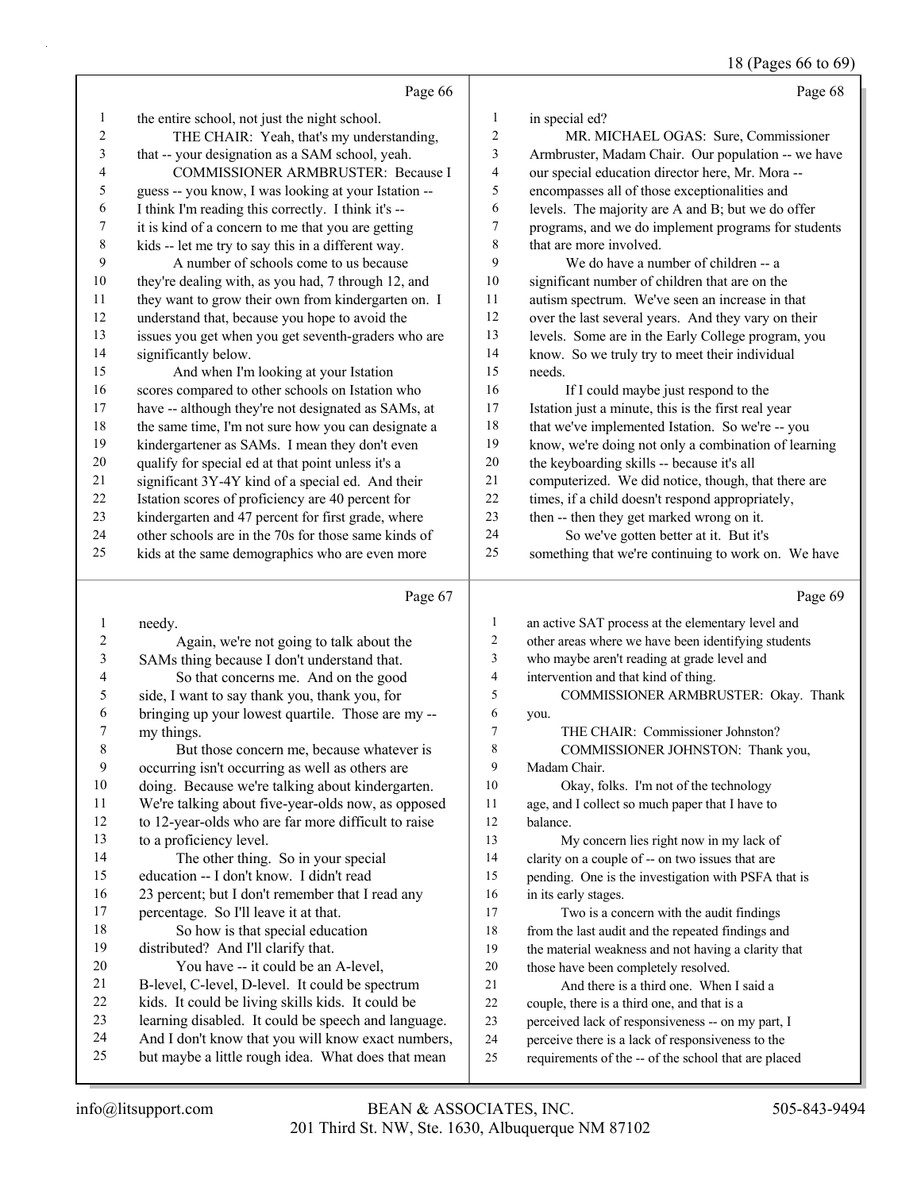Page 66

1 the entire school, not just the night school.
2 THE CHAIR: Yeah, that's my understanding,
3 that -- your designation as a SAM school, yeah.
4 COMMISSIONER ARMBRUSTER: Because I
5 guess -- you know, I was looking at your Istation --
6 I think I'm reading this correctly. I think it's --
7 it is kind of a concern to me that you are getting
8 kids -- let me try to say this in a different way.
9 A number of schools come to us because
10 they're dealing with, as you had, 7 through 12, and
11 they want to grow their own from kindergarten on. I
12 understand that, because you hope to avoid the
13 issues you get when you get seventh-graders who are
14 significantly below.
15 And when I'm looking at your Istation
16 scores compared to other schools on Istation who
17 have -- although they're not designated as SAMs, at
18 the same time, I'm not sure how you can designate a
19 kindergartener as SAMs. I mean they don't even
20 qualify for special ed at that point unless it's a
21 significant 3Y-4Y kind of a special ed. And their
22 Istation scores of proficiency are 40 percent for
23 kindergarten and 47 percent for first grade, where
24 other schools are in the 70s for those same kinds of
25 kids at the same demographics who are even more

Page 67

1 needy.
2 Again, we're not going to talk about the
3 SAMs thing because I don't understand that.
4 So that concerns me. And on the good
5 side, I want to say thank you, thank you, for
6 bringing up your lowest quartile. Those are my --
7 my things.
8 But those concern me, because whatever is
9 occurring isn't occurring as well as others are
10 doing. Because we're talking about kindergarten.
11 We're talking about five-year-olds now, as opposed
12 to 12-year-olds who are far more difficult to raise
13 to a proficiency level.
14 The other thing. So in your special
15 education -- I don't know. I didn't read
16 23 percent; but I don't remember that I read any
17 percentage. So I'll leave it at that.
18 So how is that special education
19 distributed? And I'll clarify that.
20 You have -- it could be an A-level,
21 B-level, C-level, D-level. It could be spectrum
22 kids. It could be living skills kids. It could be
23 learning disabled. It could be speech and language.
24 And I don't know that you will know exact numbers,
25 but maybe a little rough idea. What does that mean

Page 68

1 in special ed?
2 MR. MICHAEL OGAS: Sure, Commissioner
3 Armbruster, Madam Chair. Our population -- we have
4 our special education director here, Mr. Mora --
5 encompasses all of those exceptionalities and
6 levels. The majority are A and B; but we do offer
7 programs, and we do implement programs for students
8 that are more involved.
9 We do have a number of children -- a
10 significant number of children that are on the
11 autism spectrum. We've seen an increase in that
12 over the last several years. And they vary on their
13 levels. Some are in the Early College program, you
14 know. So we truly try to meet their individual
15 needs.
16 If I could maybe just respond to the
17 Istation just a minute, this is the first real year
18 that we've implemented Istation. So we're -- you
19 know, we're doing not only a combination of learning
20 the keyboarding skills -- because it's all
21 computerized. We did notice, though, that there are
22 times, if a child doesn't respond appropriately,
23 then -- then they get marked wrong on it.
24 So we've gotten better at it. But it's
25 something that we're continuing to work on. We have

Page 69

1 an active SAT process at the elementary level and
2 other areas where we have been identifying students
3 who maybe aren't reading at grade level and
4 intervention and that kind of thing.
5 COMMISSIONER ARMBRUSTER: Okay. Thank
6 you.
7 THE CHAIR: Commissioner Johnston?
8 COMMISSIONER JOHNSTON: Thank you,
9 Madam Chair.
10 Okay, folks. I'm not of the technology
11 age, and I collect so much paper that I have to
12 balance.
13 My concern lies right now in my lack of
14 clarity on a couple of -- on two issues that are
15 pending. One is the investigation with PSFA that is
16 in its early stages.
17 Two is a concern with the audit findings
18 from the last audit and the repeated findings and
19 the material weakness and not having a clarity that
20 those have been completely resolved.
21 And there is a third one. When I said a
22 couple, there is a third one, and that is a
23 perceived lack of responsiveness -- on my part, I
24 perceive there is a lack of responsiveness to the
25 requirements of the -- of the school that are placed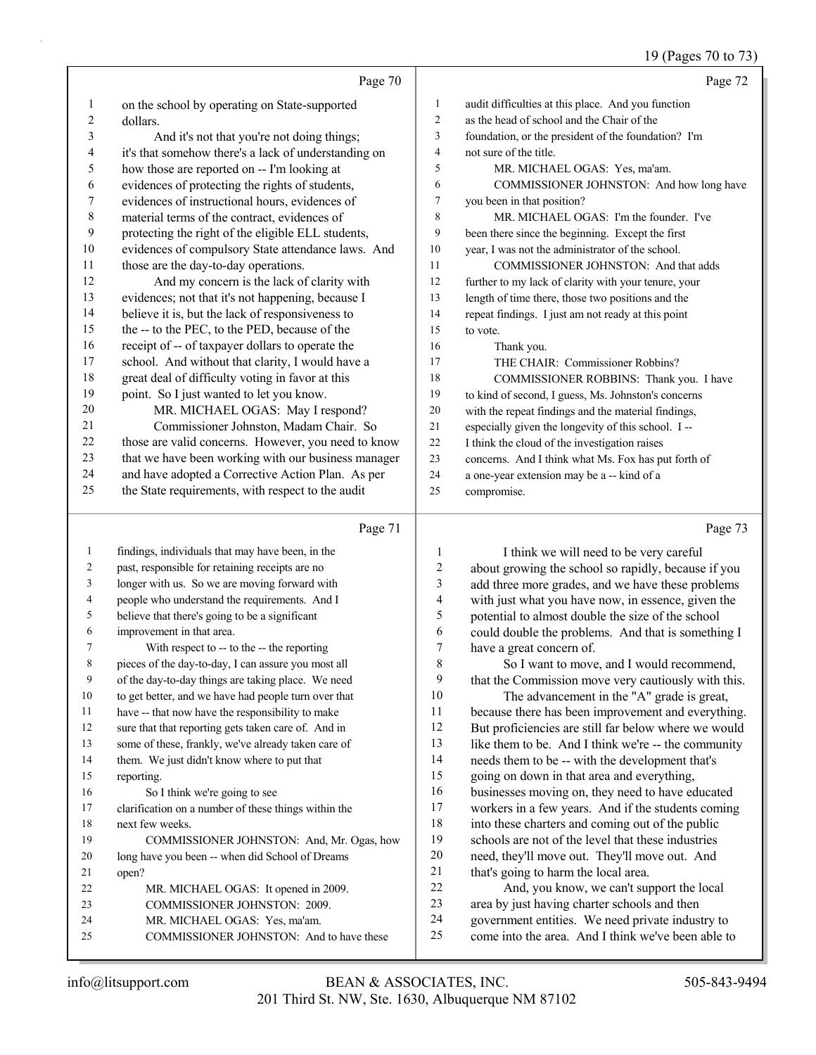Page 70

on the school by operating on State-supported dollars.

And it's not that you're not doing things; it's that somehow there's a lack of understanding on how those are reported on -- I'm looking at evidences of protecting the rights of students, evidences of instructional hours, evidences of material terms of the contract, evidences of protecting the right of the eligible ELL students, evidences of compulsory State attendance laws. And those are the day-to-day operations.

And my concern is the lack of clarity with evidences; not that it's not happening, because I believe it is, but the lack of responsiveness to the -- to the PEC, to the PED, because of the receipt of -- of taxpayer dollars to operate the school. And without that clarity, I would have a great deal of difficulty voting in favor at this point. So I just wanted to let you know.

MR. MICHAEL OGAS: May I respond?

Commissioner Johnston, Madam Chair. So those are valid concerns. However, you need to know that we have been working with our business manager and have adopted a Corrective Action Plan. As per the State requirements, with respect to the audit

Page 71

findings, individuals that may have been, in the past, responsible for retaining receipts are no longer with us. So we are moving forward with people who understand the requirements. And I believe that there's going to be a significant improvement in that area.

With respect to -- to the -- the reporting pieces of the day-to-day, I can assure you most all of the day-to-day things are taking place. We need to get better, and we have had people turn over that have -- that now have the responsibility to make sure that that reporting gets taken care of. And in some of these, frankly, we've already taken care of them. We just didn't know where to put that reporting.

So I think we're going to see clarification on a number of these things within the next few weeks.

COMMISSIONER JOHNSTON: And, Mr. Ogas, how long have you been -- when did School of Dreams open?

MR. MICHAEL OGAS: It opened in 2009.

COMMISSIONER JOHNSTON: 2009.

MR. MICHAEL OGAS: Yes, ma'am.

COMMISSIONER JOHNSTON: And to have these

Page 72

audit difficulties at this place. And you function as the head of school and the Chair of the foundation, or the president of the foundation? I'm not sure of the title.

MR. MICHAEL OGAS: Yes, ma'am.

COMMISSIONER JOHNSTON: And how long have you been in that position?

MR. MICHAEL OGAS: I'm the founder. I've been there since the beginning. Except the first year, I was not the administrator of the school.

COMMISSIONER JOHNSTON: And that adds further to my lack of clarity with your tenure, your length of time there, those two positions and the repeat findings. I just am not ready at this point to vote.

Thank you.

THE CHAIR: Commissioner Robbins?

COMMISSIONER ROBBINS: Thank you. I have to kind of second, I guess, Ms. Johnston's concerns with the repeat findings and the material findings, especially given the longevity of this school. I -- I think the cloud of the investigation raises concerns. And I think what Ms. Fox has put forth of a one-year extension may be a -- kind of a compromise.

Page 73

I think we will need to be very careful about growing the school so rapidly, because if you add three more grades, and we have these problems with just what you have now, in essence, given the potential to almost double the size of the school could double the problems. And that is something I have a great concern of.

So I want to move, and I would recommend, that the Commission move very cautiously with this.

The advancement in the "A" grade is great, because there has been improvement and everything. But proficiencies are still far below where we would like them to be. And I think we're -- the community needs them to be -- with the development that's going on down in that area and everything, businesses moving on, they need to have educated workers in a few years. And if the students coming into these charters and coming out of the public schools are not of the level that these industries need, they'll move out. They'll move out. And that's going to harm the local area.

And, you know, we can't support the local area by just having charter schools and then government entities. We need private industry to come into the area. And I think we've been able to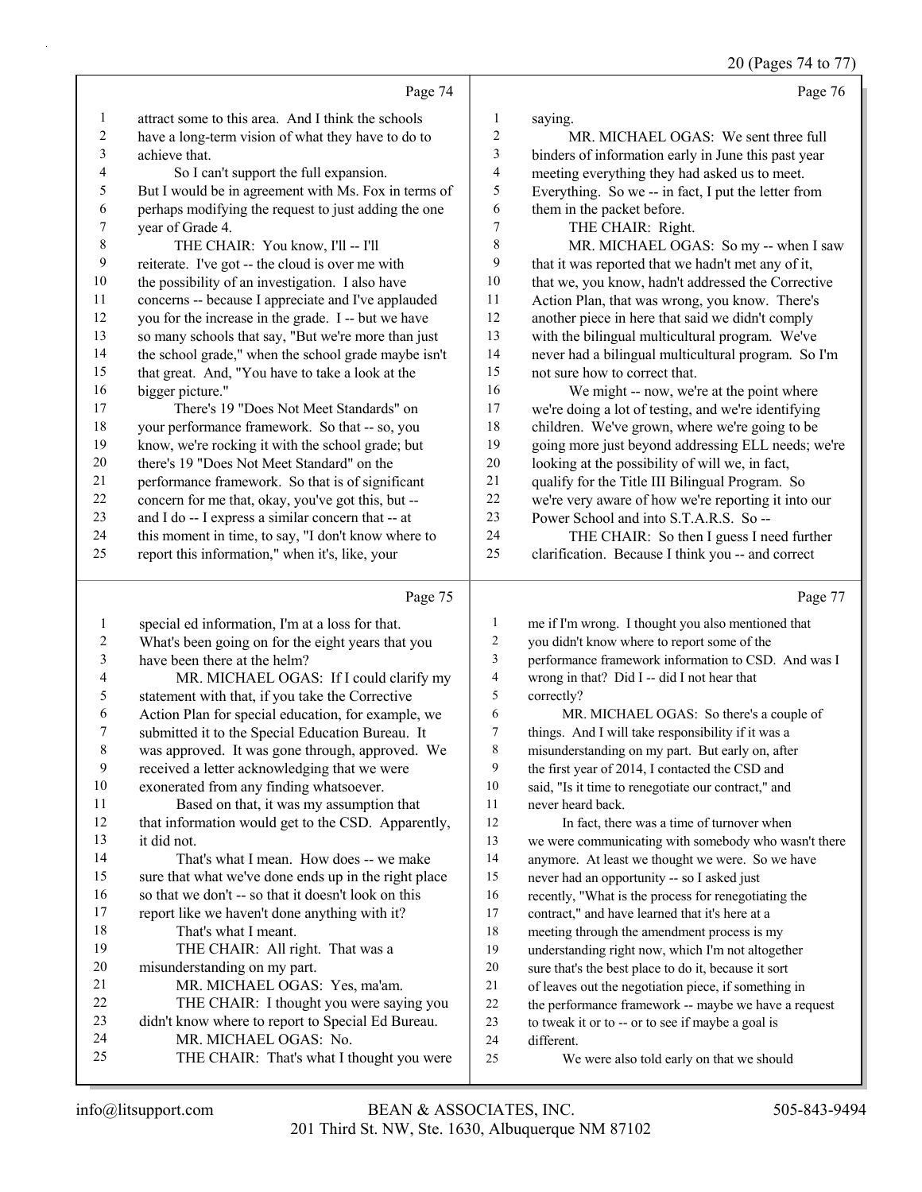Page 74

attract some to this area. And I think the schools have a long-term vision of what they have to do to achieve that.

So I can't support the full expansion. But I would be in agreement with Ms. Fox in terms of perhaps modifying the request to just adding the one year of Grade 4.

THE CHAIR: You know, I'll -- I'll reiterate. I've got -- the cloud is over me with the possibility of an investigation. I also have concerns -- because I appreciate and I've applauded you for the increase in the grade. I -- but we have so many schools that say, "But we're more than just the school grade," when the school grade maybe isn't that great. And, "You have to take a look at the bigger picture."

There's 19 "Does Not Meet Standards" on your performance framework. So that -- so, you know, we're rocking it with the school grade; but there's 19 "Does Not Meet Standard" on the performance framework. So that is of significant concern for me that, okay, you've got this, but -- and I do -- I express a similar concern that -- at this moment in time, to say, "I don't know where to report this information," when it's, like, your

Page 75

special ed information, I'm at a loss for that. What's been going on for the eight years that you have been there at the helm?

MR. MICHAEL OGAS: If I could clarify my statement with that, if you take the Corrective Action Plan for special education, for example, we submitted it to the Special Education Bureau. It was approved. It was gone through, approved. We received a letter acknowledging that we were exonerated from any finding whatsoever.

Based on that, it was my assumption that that information would get to the CSD. Apparently, it did not.

That's what I mean. How does -- we make sure that what we've done ends up in the right place so that we don't -- so that it doesn't look on this report like we haven't done anything with it?

That's what I meant.

THE CHAIR: All right. That was a misunderstanding on my part.

MR. MICHAEL OGAS: Yes, ma'am.

THE CHAIR: I thought you were saying you didn't know where to report to Special Ed Bureau.

MR. MICHAEL OGAS: No.

THE CHAIR: That's what I thought you were

Page 76

saying.

MR. MICHAEL OGAS: We sent three full binders of information early in June this past year meeting everything they had asked us to meet. Everything. So we -- in fact, I put the letter from them in the packet before.

THE CHAIR: Right.

MR. MICHAEL OGAS: So my -- when I saw that it was reported that we hadn't met any of it, that we, you know, hadn't addressed the Corrective Action Plan, that was wrong, you know. There's another piece in here that said we didn't comply with the bilingual multicultural program. We've never had a bilingual multicultural program. So I'm not sure how to correct that.

We might -- now, we're at the point where we're doing a lot of testing, and we're identifying children. We've grown, where we're going to be going more just beyond addressing ELL needs; we're looking at the possibility of will we, in fact, qualify for the Title III Bilingual Program. So we're very aware of how we're reporting it into our Power School and into S.T.A.R.S. So --

THE CHAIR: So then I guess I need further clarification. Because I think you -- and correct

Page 77

me if I'm wrong. I thought you also mentioned that you didn't know where to report some of the performance framework information to CSD. And was I wrong in that? Did I -- did I not hear that correctly?

MR. MICHAEL OGAS: So there's a couple of things. And I will take responsibility if it was a misunderstanding on my part. But early on, after the first year of 2014, I contacted the CSD and said, "Is it time to renegotiate our contract," and never heard back.

In fact, there was a time of turnover when we were communicating with somebody who wasn't there anymore. At least we thought we were. So we have never had an opportunity -- so I asked just recently, "What is the process for renegotiating the contract," and have learned that it's here at a meeting through the amendment process is my understanding right now, which I'm not altogether sure that's the best place to do it, because it sort of leaves out the negotiation piece, if something in the performance framework -- maybe we have a request to tweak it or to -- or to see if maybe a goal is different.

We were also told early on that we should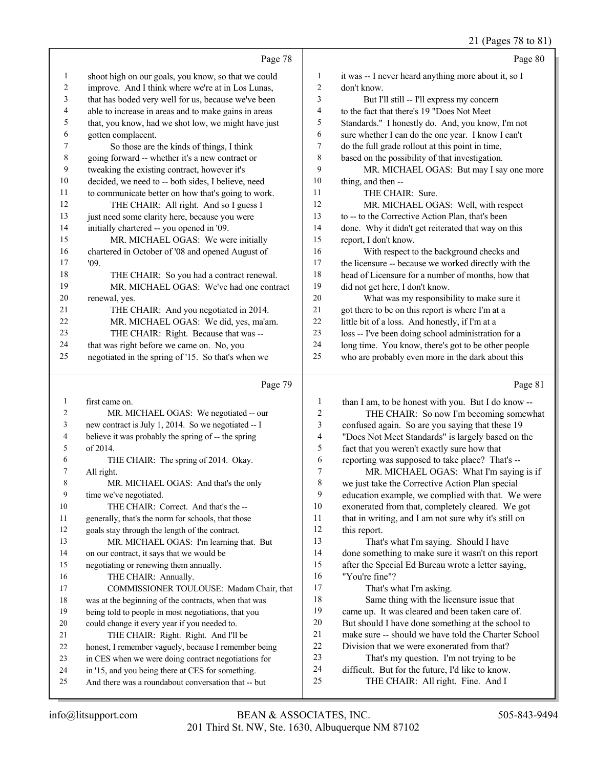21 (Pages 78 to 81)

Page 78

1 shoot high on our goals, you know, so that we could
2 improve. And I think where we're at in Los Lunas,
3 that has boded very well for us, because we've been
4 able to increase in areas and to make gains in areas
5 that, you know, had we shot low, we might have just
6 gotten complacent.
7 So those are the kinds of things, I think
8 going forward -- whether it's a new contract or
9 tweaking the existing contract, however it's
10 decided, we need to -- both sides, I believe, need
11 to communicate better on how that's going to work.
12 THE CHAIR: All right. And so I guess I
13 just need some clarity here, because you were
14 initially chartered -- you opened in '09.
15 MR. MICHAEL OGAS: We were initially
16 chartered in October of '08 and opened August of
17 '09.
18 THE CHAIR: So you had a contract renewal.
19 MR. MICHAEL OGAS: We've had one contract
20 renewal, yes.
21 THE CHAIR: And you negotiated in 2014.
22 MR. MICHAEL OGAS: We did, yes, ma'am.
23 THE CHAIR: Right. Because that was --
24 that was right before we came on. No, you
25 negotiated in the spring of '15. So that's when we

Page 79

1 first came on.
2 MR. MICHAEL OGAS: We negotiated -- our
3 new contract is July 1, 2014. So we negotiated -- I
4 believe it was probably the spring of -- the spring
5 of 2014.
6 THE CHAIR: The spring of 2014. Okay.
7 All right.
8 MR. MICHAEL OGAS: And that's the only
9 time we've negotiated.
10 THE CHAIR: Correct. And that's the --
11 generally, that's the norm for schools, that those
12 goals stay through the length of the contract.
13 MR. MICHAEL OGAS: I'm learning that. But
14 on our contract, it says that we would be
15 negotiating or renewing them annually.
16 THE CHAIR: Annually.
17 COMMISSIONER TOULOUSE: Madam Chair, that
18 was at the beginning of the contracts, when that was
19 being told to people in most negotiations, that you
20 could change it every year if you needed to.
21 THE CHAIR: Right. Right. And I'll be
22 honest, I remember vaguely, because I remember being
23 in CES when we were doing contract negotiations for
24 in '15, and you being there at CES for something.
25 And there was a roundabout conversation that -- but

Page 80

1 it was -- I never heard anything more about it, so I
2 don't know.
3 But I'll still -- I'll express my concern
4 to the fact that there's 19 "Does Not Meet
5 Standards." I honestly do. And, you know, I'm not
6 sure whether I can do the one year. I know I can't
7 do the full grade rollout at this point in time,
8 based on the possibility of that investigation.
9 MR. MICHAEL OGAS: But may I say one more
10 thing, and then --
11 THE CHAIR: Sure.
12 MR. MICHAEL OGAS: Well, with respect
13 to -- to the Corrective Action Plan, that's been
14 done. Why it didn't get reiterated that way on this
15 report, I don't know.
16 With respect to the background checks and
17 the licensure -- because we worked directly with the
18 head of Licensure for a number of months, how that
19 did not get here, I don't know.
20 What was my responsibility to make sure it
21 got there to be on this report is where I'm at a
22 little bit of a loss. And honestly, if I'm at a
23 loss -- I've been doing school administration for a
24 long time. You know, there's got to be other people
25 who are probably even more in the dark about this

Page 81

1 than I am, to be honest with you. But I do know --
2 THE CHAIR: So now I'm becoming somewhat
3 confused again. So are you saying that these 19
4 "Does Not Meet Standards" is largely based on the
5 fact that you weren't exactly sure how that
6 reporting was supposed to take place? That's --
7 MR. MICHAEL OGAS: What I'm saying is if
8 we just take the Corrective Action Plan special
9 education example, we complied with that. We were
10 exonerated from that, completely cleared. We got
11 that in writing, and I am not sure why it's still on
12 this report.
13 That's what I'm saying. Should I have
14 done something to make sure it wasn't on this report
15 after the Special Ed Bureau wrote a letter saying,
16 "You're fine"?
17 That's what I'm asking.
18 Same thing with the licensure issue that
19 came up. It was cleared and been taken care of.
20 But should I have done something at the school to
21 make sure -- should we have told the Charter School
22 Division that we were exonerated from that?
23 That's my question. I'm not trying to be
24 difficult. But for the future, I'd like to know.
25 THE CHAIR: All right. Fine. And I

info@litsupport.com BEAN & ASSOCIATES, INC. 505-843-9494
201 Third St. NW, Ste. 1630, Albuquerque NM 87102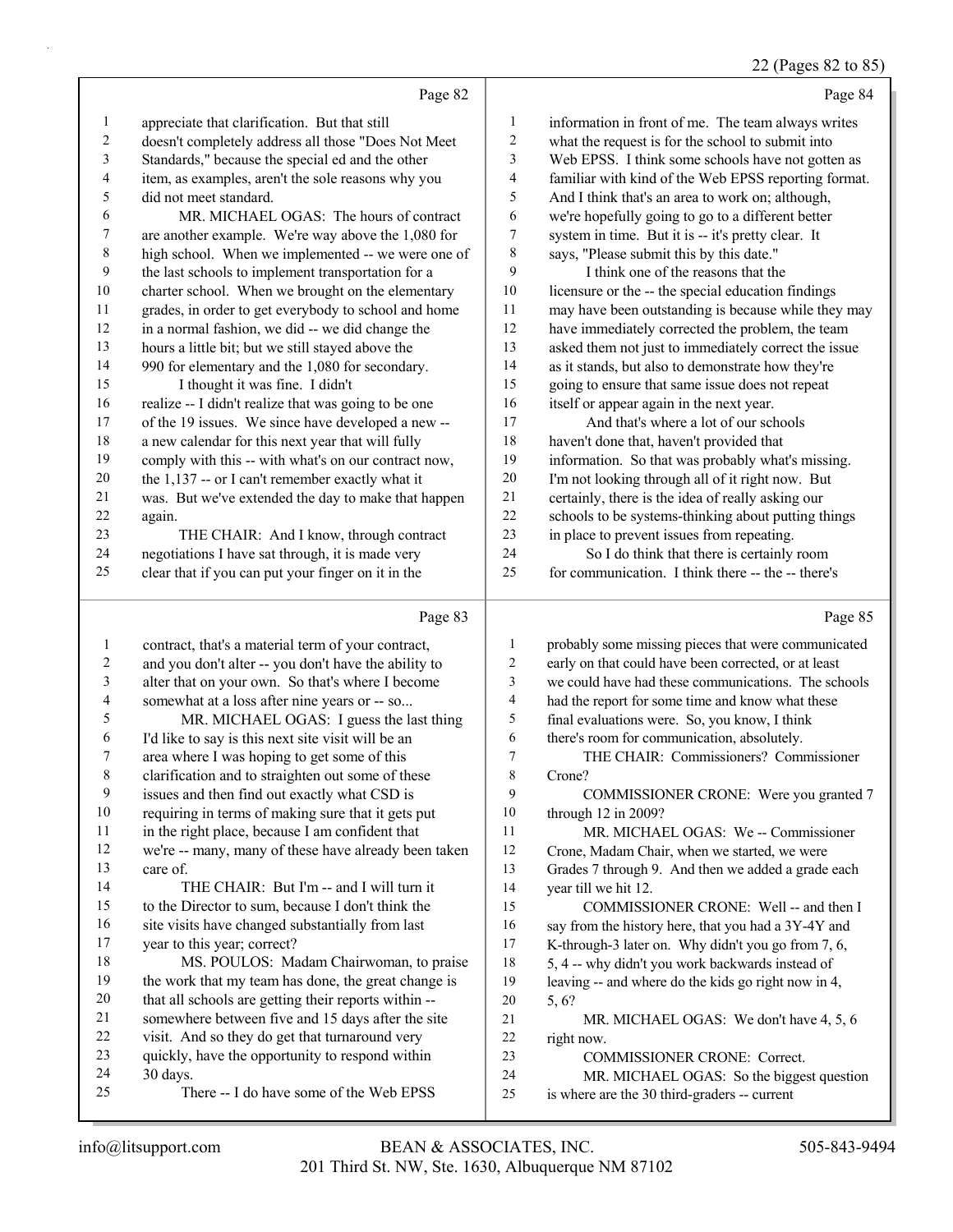Page 82

1 appreciate that clarification. But that still
2 doesn't completely address all those "Does Not Meet
3 Standards," because the special ed and the other
4 item, as examples, aren't the sole reasons why you
5 did not meet standard.
6 MR. MICHAEL OGAS: The hours of contract
7 are another example. We're way above the 1,080 for
8 high school. When we implemented -- we were one of
9 the last schools to implement transportation for a
10 charter school. When we brought on the elementary
11 grades, in order to get everybody to school and home
12 in a normal fashion, we did -- we did change the
13 hours a little bit; but we still stayed above the
14 990 for elementary and the 1,080 for secondary.
15 I thought it was fine. I didn't
16 realize -- I didn't realize that was going to be one
17 of the 19 issues. We since have developed a new --
18 a new calendar for this next year that will fully
19 comply with this -- with what's on our contract now,
20 the 1,137 -- or I can't remember exactly what it
21 was. But we've extended the day to make that happen
22 again.
23 THE CHAIR: And I know, through contract
24 negotiations I have sat through, it is made very
25 clear that if you can put your finger on it in the

Page 83

1 contract, that's a material term of your contract,
2 and you don't alter -- you don't have the ability to
3 alter that on your own. So that's where I become
4 somewhat at a loss after nine years or -- so...
5 MR. MICHAEL OGAS: I guess the last thing
6 I'd like to say is this next site visit will be an
7 area where I was hoping to get some of this
8 clarification and to straighten out some of these
9 issues and then find out exactly what CSD is
10 requiring in terms of making sure that it gets put
11 in the right place, because I am confident that
12 we're -- many, many of these have already been taken
13 care of.
14 THE CHAIR: But I'm -- and I will turn it
15 to the Director to sum, because I don't think the
16 site visits have changed substantially from last
17 year to this year; correct?
18 MS. POULOS: Madam Chairwoman, to praise
19 the work that my team has done, the great change is
20 that all schools are getting their reports within --
21 somewhere between five and 15 days after the site
22 visit. And so they do get that turnaround very
23 quickly, have the opportunity to respond within
24 30 days.
25 There -- I do have some of the Web EPSS

Page 84

1 information in front of me. The team always writes
2 what the request is for the school to submit into
3 Web EPSS. I think some schools have not gotten as
4 familiar with kind of the Web EPSS reporting format.
5 And I think that's an area to work on; although,
6 we're hopefully going to go to a different better
7 system in time. But it is -- it's pretty clear. It
8 says, "Please submit this by this date."
9 I think one of the reasons that the
10 licensure or the -- the special education findings
11 may have been outstanding is because while they may
12 have immediately corrected the problem, the team
13 asked them not just to immediately correct the issue
14 as it stands, but also to demonstrate how they're
15 going to ensure that same issue does not repeat
16 itself or appear again in the next year.
17 And that's where a lot of our schools
18 haven't done that, haven't provided that
19 information. So that was probably what's missing.
20 I'm not looking through all of it right now. But
21 certainly, there is the idea of really asking our
22 schools to be systems-thinking about putting things
23 in place to prevent issues from repeating.
24 So I do think that there is certainly room
25 for communication. I think there -- the -- there's

Page 85

1 probably some missing pieces that were communicated
2 early on that could have been corrected, or at least
3 we could have had these communications. The schools
4 had the report for some time and know what these
5 final evaluations were. So, you know, I think
6 there's room for communication, absolutely.
7 THE CHAIR: Commissioners? Commissioner
8 Crone?
9 COMMISSIONER CRONE: Were you granted 7
10 through 12 in 2009?
11 MR. MICHAEL OGAS: We -- Commissioner
12 Crone, Madam Chair, when we started, we were
13 Grades 7 through 9. And then we added a grade each
14 year till we hit 12.
15 COMMISSIONER CRONE: Well -- and then I
16 say from the history here, that you had a 3Y-4Y and
17 K-through-3 later on. Why didn't you go from 7, 6,
18 5, 4 -- why didn't you work backwards instead of
19 leaving -- and where do the kids go right now in 4,
20 5, 6?
21 MR. MICHAEL OGAS: We don't have 4, 5, 6
22 right now.
23 COMMISSIONER CRONE: Correct.
24 MR. MICHAEL OGAS: So the biggest question
25 is where are the 30 third-graders -- current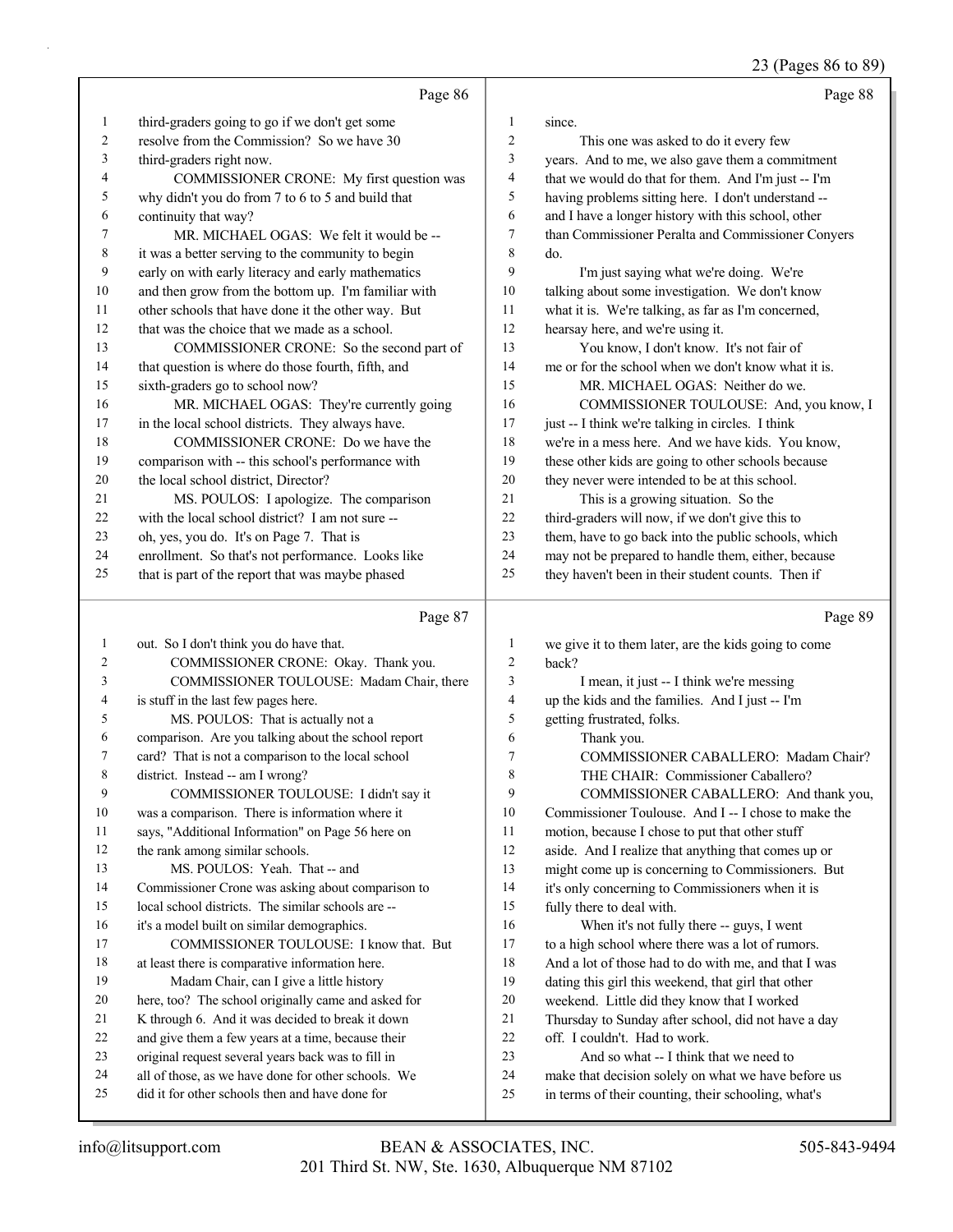Page 86

third-graders going to go if we don't get some resolve from the Commission? So we have 30 third-graders right now.

COMMISSIONER CRONE: My first question was why didn't you do from 7 to 6 to 5 and build that continuity that way?

MR. MICHAEL OGAS: We felt it would be -- it was a better serving to the community to begin early on with early literacy and early mathematics and then grow from the bottom up. I'm familiar with other schools that have done it the other way. But that was the choice that we made as a school.

COMMISSIONER CRONE: So the second part of that question is where do those fourth, fifth, and sixth-graders go to school now?

MR. MICHAEL OGAS: They're currently going in the local school districts. They always have.

COMMISSIONER CRONE: Do we have the comparison with -- this school's performance with the local school district, Director?

MS. POULOS: I apologize. The comparison with the local school district? I am not sure -- oh, yes, you do. It's on Page 7. That is enrollment. So that's not performance. Looks like that is part of the report that was maybe phased

Page 87

out. So I don't think you do have that.

COMMISSIONER CRONE: Okay. Thank you.

COMMISSIONER TOULOUSE: Madam Chair, there is stuff in the last few pages here.

MS. POULOS: That is actually not a comparison. Are you talking about the school report card? That is not a comparison to the local school district. Instead -- am I wrong?

COMMISSIONER TOULOUSE: I didn't say it was a comparison. There is information where it says, "Additional Information" on Page 56 here on the rank among similar schools.

MS. POULOS: Yeah. That -- and Commissioner Crone was asking about comparison to local school districts. The similar schools are -- it's a model built on similar demographics.

COMMISSIONER TOULOUSE: I know that. But at least there is comparative information here.

Madam Chair, can I give a little history here, too? The school originally came and asked for K through 6. And it was decided to break it down and give them a few years at a time, because their original request several years back was to fill in all of those, as we have done for other schools. We did it for other schools then and have done for

Page 88

since.

This one was asked to do it every few years. And to me, we also gave them a commitment that we would do that for them. And I'm just -- I'm having problems sitting here. I don't understand -- and I have a longer history with this school, other than Commissioner Peralta and Commissioner Conyers do.

I'm just saying what we're doing. We're talking about some investigation. We don't know what it is. We're talking, as far as I'm concerned, hearsay here, and we're using it.

You know, I don't know. It's not fair of me or for the school when we don't know what it is.

MR. MICHAEL OGAS: Neither do we.

COMMISSIONER TOULOUSE: And, you know, I just -- I think we're talking in circles. I think we're in a mess here. And we have kids. You know, these other kids are going to other schools because they never were intended to be at this school.

This is a growing situation. So the third-graders will now, if we don't give this to them, have to go back into the public schools, which may not be prepared to handle them, either, because they haven't been in their student counts. Then if

Page 89

we give it to them later, are the kids going to come back?

I mean, it just -- I think we're messing up the kids and the families. And I just -- I'm getting frustrated, folks.

Thank you.

COMMISSIONER CABALLERO: Madam Chair?

THE CHAIR: Commissioner Caballero?

COMMISSIONER CABALLERO: And thank you, Commissioner Toulouse. And I -- I chose to make the motion, because I chose to put that other stuff aside. And I realize that anything that comes up or might come up is concerning to Commissioners. But it's only concerning to Commissioners when it is fully there to deal with.

When it's not fully there -- guys, I went to a high school where there was a lot of rumors. And a lot of those had to do with me, and that I was dating this girl this weekend, that girl that other weekend. Little did they know that I worked Thursday to Sunday after school, did not have a day off. I couldn't. Had to work.

And so what -- I think that we need to make that decision solely on what we have before us in terms of their counting, their schooling, what's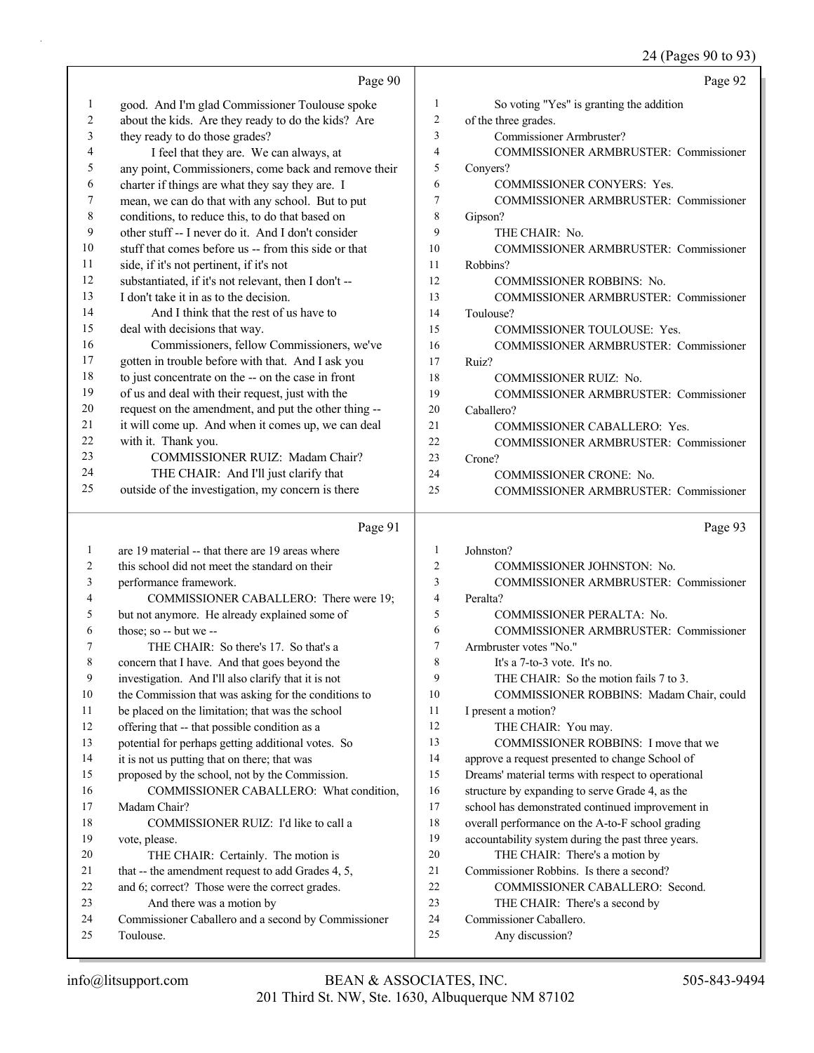24 (Pages 90 to 93)

Page 90

1 good. And I'm glad Commissioner Toulouse spoke
2 about the kids. Are they ready to do the kids? Are
3 they ready to do those grades?
4 I feel that they are. We can always, at
5 any point, Commissioners, come back and remove their
6 charter if things are what they say they are. I
7 mean, we can do that with any school. But to put
8 conditions, to reduce this, to do that based on
9 other stuff -- I never do it. And I don't consider
10 stuff that comes before us -- from this side or that
11 side, if it's not pertinent, if it's not
12 substantiated, if it's not relevant, then I don't --
13 I don't take it in as to the decision.
14 And I think that the rest of us have to
15 deal with decisions that way.
16 Commissioners, fellow Commissioners, we've
17 gotten in trouble before with that. And I ask you
18 to just concentrate on the -- on the case in front
19 of us and deal with their request, just with the
20 request on the amendment, and put the other thing --
21 it will come up. And when it comes up, we can deal
22 with it. Thank you.
23 COMMISSIONER RUIZ: Madam Chair?
24 THE CHAIR: And I'll just clarify that
25 outside of the investigation, my concern is there

Page 91

1 are 19 material -- that there are 19 areas where
2 this school did not meet the standard on their
3 performance framework.
4 COMMISSIONER CABALLERO: There were 19;
5 but not anymore. He already explained some of
6 those; so -- but we --
7 THE CHAIR: So there's 17. So that's a
8 concern that I have. And that goes beyond the
9 investigation. And I'll also clarify that it is not
10 the Commission that was asking for the conditions to
11 be placed on the limitation; that was the school
12 offering that -- that possible condition as a
13 potential for perhaps getting additional votes. So
14 it is not us putting that on there; that was
15 proposed by the school, not by the Commission.
16 COMMISSIONER CABALLERO: What condition,
17 Madam Chair?
18 COMMISSIONER RUIZ: I'd like to call a
19 vote, please.
20 THE CHAIR: Certainly. The motion is
21 that -- the amendment request to add Grades 4, 5,
22 and 6; correct? Those were the correct grades.
23 And there was a motion by
24 Commissioner Caballero and a second by Commissioner
25 Toulouse.

Page 92

1 So voting "Yes" is granting the addition
2 of the three grades.
3 Commissioner Armbruster?
4 COMMISSIONER ARMBRUSTER: Commissioner
5 Conyers?
6 COMMISSIONER CONYERS: Yes.
7 COMMISSIONER ARMBRUSTER: Commissioner
8 Gipson?
9 THE CHAIR: No.
10 COMMISSIONER ARMBRUSTER: Commissioner
11 Robbins?
12 COMMISSIONER ROBBINS: No.
13 COMMISSIONER ARMBRUSTER: Commissioner
14 Toulouse?
15 COMMISSIONER TOULOUSE: Yes.
16 COMMISSIONER ARMBRUSTER: Commissioner
17 Ruiz?
18 COMMISSIONER RUIZ: No.
19 COMMISSIONER ARMBRUSTER: Commissioner
20 Caballero?
21 COMMISSIONER CABALLERO: Yes.
22 COMMISSIONER ARMBRUSTER: Commissioner
23 Crone?
24 COMMISSIONER CRONE: No.
25 COMMISSIONER ARMBRUSTER: Commissioner

Page 93

1 Johnston?
2 COMMISSIONER JOHNSTON: No.
3 COMMISSIONER ARMBRUSTER: Commissioner
4 Peralta?
5 COMMISSIONER PERALTA: No.
6 COMMISSIONER ARMBRUSTER: Commissioner
7 Armbruster votes "No."
8 It's a 7-to-3 vote. It's no.
9 THE CHAIR: So the motion fails 7 to 3.
10 COMMISSIONER ROBBINS: Madam Chair, could
11 I present a motion?
12 THE CHAIR: You may.
13 COMMISSIONER ROBBINS: I move that we
14 approve a request presented to change School of
15 Dreams' material terms with respect to operational
16 structure by expanding to serve Grade 4, as the
17 school has demonstrated continued improvement in
18 overall performance on the A-to-F school grading
19 accountability system during the past three years.
20 THE CHAIR: There's a motion by
21 Commissioner Robbins. Is there a second?
22 COMMISSIONER CABALLERO: Second.
23 THE CHAIR: There's a second by
24 Commissioner Caballero.
25 Any discussion?

info@litsupport.com BEAN & ASSOCIATES, INC. 505-843-9494
201 Third St. NW, Ste. 1630, Albuquerque NM 87102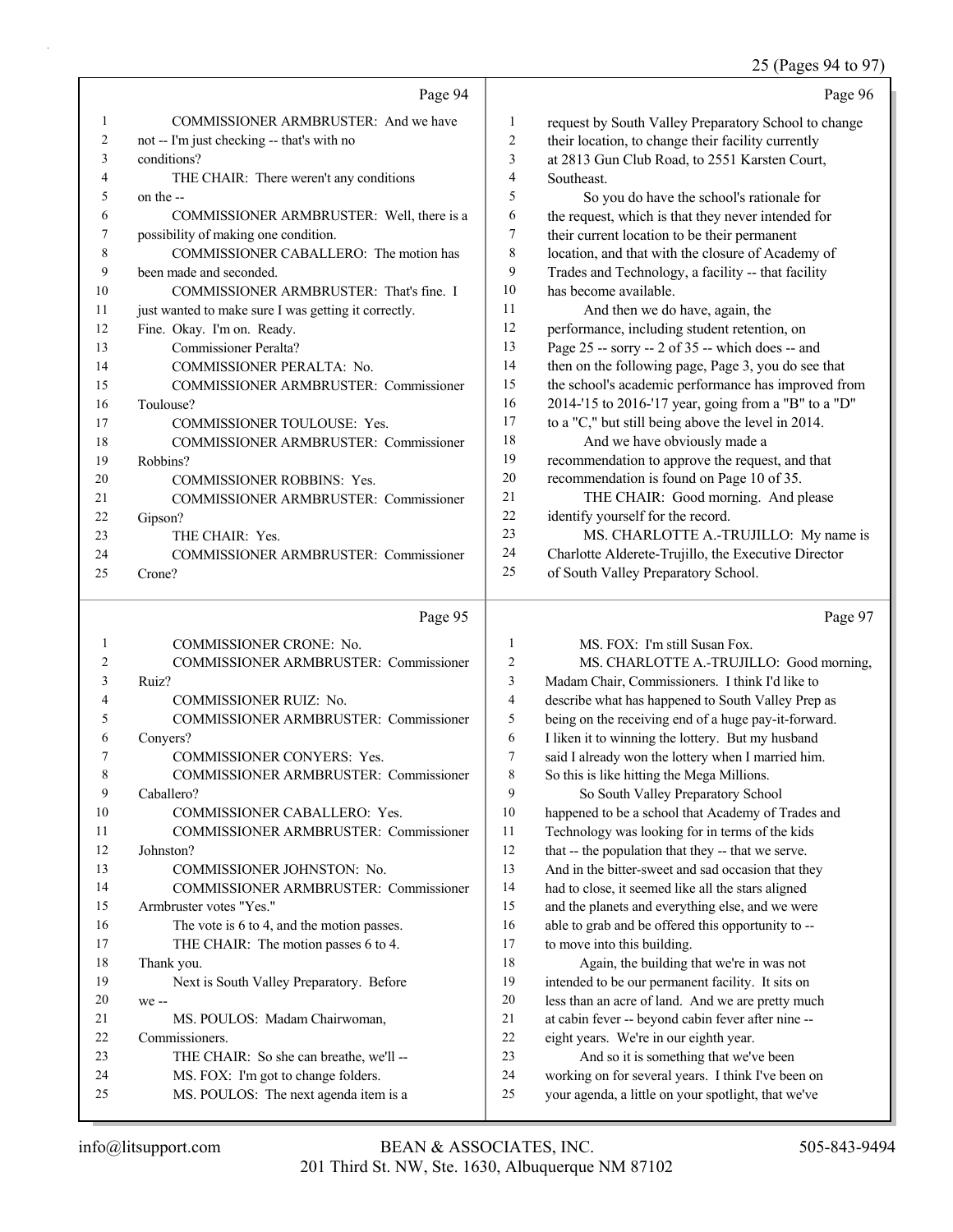Page 94

1 COMMISSIONER ARMBRUSTER: And we have
2 not -- I'm just checking -- that's with no
3 conditions?
4 THE CHAIR: There weren't any conditions
5 on the --
6 COMMISSIONER ARMBRUSTER: Well, there is a
7 possibility of making one condition.
8 COMMISSIONER CABALLERO: The motion has
9 been made and seconded.
10 COMMISSIONER ARMBRUSTER: That's fine. I
11 just wanted to make sure I was getting it correctly.
12 Fine. Okay. I'm on. Ready.
13 Commissioner Peralta?
14 COMMISSIONER PERALTA: No.
15 COMMISSIONER ARMBRUSTER: Commissioner
16 Toulouse?
17 COMMISSIONER TOULOUSE: Yes.
18 COMMISSIONER ARMBRUSTER: Commissioner
19 Robbins?
20 COMMISSIONER ROBBINS: Yes.
21 COMMISSIONER ARMBRUSTER: Commissioner
22 Gipson?
23 THE CHAIR: Yes.
24 COMMISSIONER ARMBRUSTER: Commissioner
25 Crone?

Page 95

1 COMMISSIONER CRONE: No.
2 COMMISSIONER ARMBRUSTER: Commissioner
3 Ruiz?
4 COMMISSIONER RUIZ: No.
5 COMMISSIONER ARMBRUSTER: Commissioner
6 Conyers?
7 COMMISSIONER CONYERS: Yes.
8 COMMISSIONER ARMBRUSTER: Commissioner
9 Caballero?
10 COMMISSIONER CABALLERO: Yes.
11 COMMISSIONER ARMBRUSTER: Commissioner
12 Johnston?
13 COMMISSIONER JOHNSTON: No.
14 COMMISSIONER ARMBRUSTER: Commissioner
15 Armbruster votes "Yes."
16 The vote is 6 to 4, and the motion passes.
17 THE CHAIR: The motion passes 6 to 4.
18 Thank you.
19 Next is South Valley Preparatory. Before
20 we --
21 MS. POULOS: Madam Chairwoman,
22 Commissioners.
23 THE CHAIR: So she can breathe, we'll --
24 MS. FOX: I'm got to change folders.
25 MS. POULOS: The next agenda item is a

Page 96

1 request by South Valley Preparatory School to change
2 their location, to change their facility currently
3 at 2813 Gun Club Road, to 2551 Karsten Court,
4 Southeast.
5 So you do have the school's rationale for
6 the request, which is that they never intended for
7 their current location to be their permanent
8 location, and that with the closure of Academy of
9 Trades and Technology, a facility -- that facility
10 has become available.
11 And then we do have, again, the
12 performance, including student retention, on
13 Page 25 -- sorry -- 2 of 35 -- which does -- and
14 then on the following page, Page 3, you do see that
15 the school's academic performance has improved from
16 2014-'15 to 2016-'17 year, going from a "B" to a "D"
17 to a "C," but still being above the level in 2014.
18 And we have obviously made a
19 recommendation to approve the request, and that
20 recommendation is found on Page 10 of 35.
21 THE CHAIR: Good morning. And please
22 identify yourself for the record.
23 MS. CHARLOTTE A.-TRUJILLO: My name is
24 Charlotte Alderete-Trujillo, the Executive Director
25 of South Valley Preparatory School.

Page 97

1 MS. FOX: I'm still Susan Fox.
2 MS. CHARLOTTE A.-TRUJILLO: Good morning,
3 Madam Chair, Commissioners. I think I'd like to
4 describe what has happened to South Valley Prep as
5 being on the receiving end of a huge pay-it-forward.
6 I liken it to winning the lottery. But my husband
7 said I already won the lottery when I married him.
8 So this is like hitting the Mega Millions.
9 So South Valley Preparatory School
10 happened to be a school that Academy of Trades and
11 Technology was looking for in terms of the kids
12 that -- the population that they -- that we serve.
13 And in the bitter-sweet and sad occasion that they
14 had to close, it seemed like all the stars aligned
15 and the planets and everything else, and we were
16 able to grab and be offered this opportunity to --
17 to move into this building.
18 Again, the building that we're in was not
19 intended to be our permanent facility. It sits on
20 less than an acre of land. And we are pretty much
21 at cabin fever -- beyond cabin fever after nine --
22 eight years. We're in our eighth year.
23 And so it is something that we've been
24 working on for several years. I think I've been on
25 your agenda, a little on your spotlight, that we've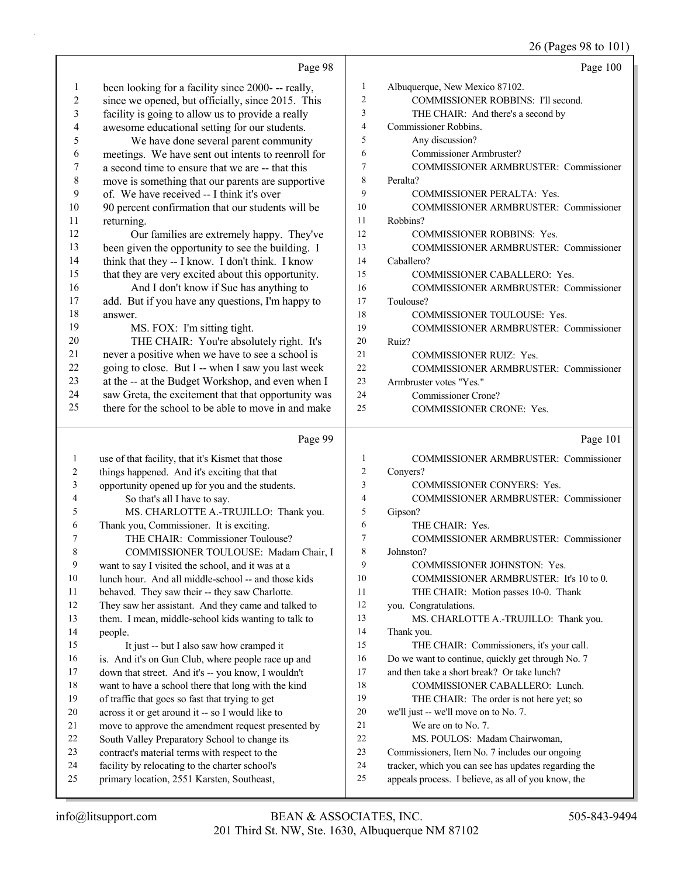Page 98

been looking for a facility since 2000- -- really, since we opened, but officially, since 2015. This facility is going to allow us to provide a really awesome educational setting for our students.

We have done several parent community meetings. We have sent out intents to reenroll for a second time to ensure that we are -- that this move is something that our parents are supportive of. We have received -- I think it's over 90 percent confirmation that our students will be returning.

Our families are extremely happy. They've been given the opportunity to see the building. I think that they -- I know. I don't think. I know that they are very excited about this opportunity.

And I don't know if Sue has anything to add. But if you have any questions, I'm happy to answer.

MS. FOX: I'm sitting tight.

THE CHAIR: You're absolutely right. It's never a positive when we have to see a school is going to close. But I -- when I saw you last week at the -- at the Budget Workshop, and even when I saw Greta, the excitement that that opportunity was there for the school to be able to move in and make

Page 99

use of that facility, that it's Kismet that those things happened. And it's exciting that that opportunity opened up for you and the students.

So that's all I have to say.

MS. CHARLOTTE A.-TRUJILLO: Thank you. Thank you, Commissioner. It is exciting.

THE CHAIR: Commissioner Toulouse?

COMMISSIONER TOULOUSE: Madam Chair, I want to say I visited the school, and it was at a lunch hour. And all middle-school -- and those kids behaved. They saw their -- they saw Charlotte. They saw her assistant. And they came and talked to them. I mean, middle-school kids wanting to talk to people.

It just -- but I also saw how cramped it is. And it's on Gun Club, where people race up and down that street. And it's -- you know, I wouldn't want to have a school there that long with the kind of traffic that goes so fast that trying to get across it or get around it -- so I would like to move to approve the amendment request presented by South Valley Preparatory School to change its contract's material terms with respect to the facility by relocating to the charter school's primary location, 2551 Karsten, Southeast,

Page 100

Albuquerque, New Mexico 87102.

COMMISSIONER ROBBINS: I'll second.

THE CHAIR: And there's a second by Commissioner Robbins.

Any discussion?

Commissioner Armbruster?

COMMISSIONER ARMBRUSTER: Commissioner Peralta?

COMMISSIONER PERALTA: Yes.

COMMISSIONER ARMBRUSTER: Commissioner Robbins?

COMMISSIONER ROBBINS: Yes.

COMMISSIONER ARMBRUSTER: Commissioner Caballero?

COMMISSIONER CABALLERO: Yes.

COMMISSIONER ARMBRUSTER: Commissioner Toulouse?

COMMISSIONER TOULOUSE: Yes.

COMMISSIONER ARMBRUSTER: Commissioner Ruiz?

COMMISSIONER RUIZ: Yes.

COMMISSIONER ARMBRUSTER: Commissioner Armbruster votes "Yes."

Commissioner Crone?

COMMISSIONER CRONE: Yes.

Page 101

COMMISSIONER ARMBRUSTER: Commissioner Conyers?

COMMISSIONER CONYERS: Yes.

COMMISSIONER ARMBRUSTER: Commissioner Gipson?

THE CHAIR: Yes.

COMMISSIONER ARMBRUSTER: Commissioner Johnston?

COMMISSIONER JOHNSTON: Yes.

COMMISSIONER ARMBRUSTER: It's 10 to 0.

THE CHAIR: Motion passes 10-0. Thank you. Congratulations.

MS. CHARLOTTE A.-TRUJILLO: Thank you. Thank you.

THE CHAIR: Commissioners, it's your call. Do we want to continue, quickly get through No. 7 and then take a short break? Or take lunch?

COMMISSIONER CABALLERO: Lunch.

THE CHAIR: The order is not here yet; so we'll just -- we'll move on to No. 7.

We are on to No. 7.

MS. POULOS: Madam Chairwoman, Commissioners, Item No. 7 includes our ongoing tracker, which you can see has updates regarding the appeals process. I believe, as all of you know, the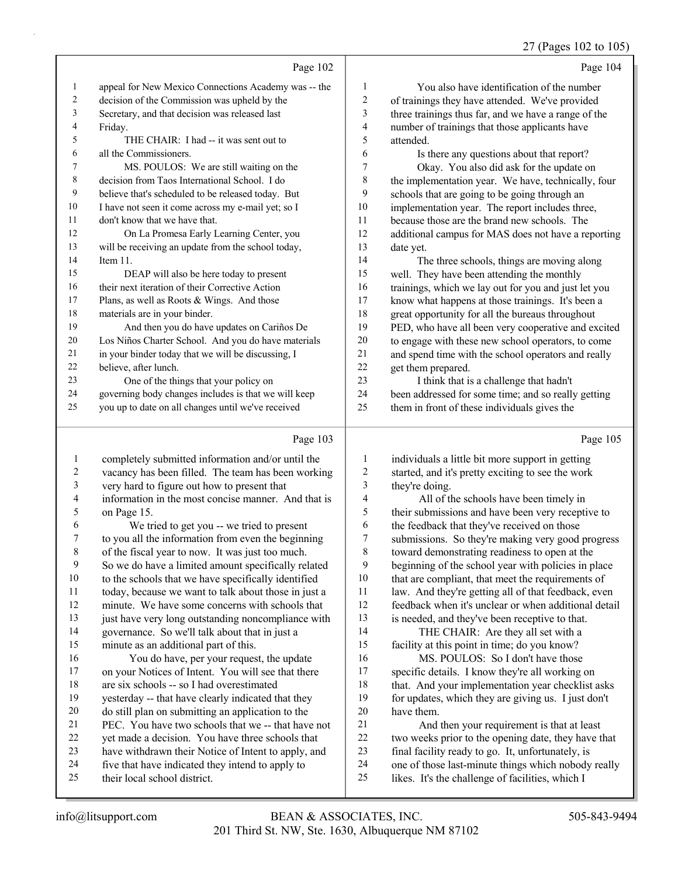Page 102

1 appeal for New Mexico Connections Academy was -- the
2 decision of the Commission was upheld by the
3 Secretary, and that decision was released last
4 Friday.
5 THE CHAIR: I had -- it was sent out to
6 all the Commissioners.
7 MS. POULOS: We are still waiting on the
8 decision from Taos International School. I do
9 believe that's scheduled to be released today. But
10 I have not seen it come across my e-mail yet; so I
11 don't know that we have that.
12 On La Promesa Early Learning Center, you
13 will be receiving an update from the school today,
14 Item 11.
15 DEAP will also be here today to present
16 their next iteration of their Corrective Action
17 Plans, as well as Roots & Wings. And those
18 materials are in your binder.
19 And then you do have updates on Cariños De
20 Los Niños Charter School. And you do have materials
21 in your binder today that we will be discussing, I
22 believe, after lunch.
23 One of the things that your policy on
24 governing body changes includes is that we will keep
25 you up to date on all changes until we've received

Page 103

1 completely submitted information and/or until the
2 vacancy has been filled. The team has been working
3 very hard to figure out how to present that
4 information in the most concise manner. And that is
5 on Page 15.
6 We tried to get you -- we tried to present
7 to you all the information from even the beginning
8 of the fiscal year to now. It was just too much.
9 So we do have a limited amount specifically related
10 to the schools that we have specifically identified
11 today, because we want to talk about those in just a
12 minute. We have some concerns with schools that
13 just have very long outstanding noncompliance with
14 governance. So we'll talk about that in just a
15 minute as an additional part of this.
16 You do have, per your request, the update
17 on your Notices of Intent. You will see that there
18 are six schools -- so I had overestimated
19 yesterday -- that have clearly indicated that they
20 do still plan on submitting an application to the
21 PEC. You have two schools that we -- that have not
22 yet made a decision. You have three schools that
23 have withdrawn their Notice of Intent to apply, and
24 five that have indicated they intend to apply to
25 their local school district.

Page 104

1 You also have identification of the number
2 of trainings they have attended. We've provided
3 three trainings thus far, and we have a range of the
4 number of trainings that those applicants have
5 attended.
6 Is there any questions about that report?
7 Okay. You also did ask for the update on
8 the implementation year. We have, technically, four
9 schools that are going to be going through an
10 implementation year. The report includes three,
11 because those are the brand new schools. The
12 additional campus for MAS does not have a reporting
13 date yet.
14 The three schools, things are moving along
15 well. They have been attending the monthly
16 trainings, which we lay out for you and just let you
17 know what happens at those trainings. It's been a
18 great opportunity for all the bureaus throughout
19 PED, who have all been very cooperative and excited
20 to engage with these new school operators, to come
21 and spend time with the school operators and really
22 get them prepared.
23 I think that is a challenge that hadn't
24 been addressed for some time; and so really getting
25 them in front of these individuals gives the

Page 105

1 individuals a little bit more support in getting
2 started, and it's pretty exciting to see the work
3 they're doing.
4 All of the schools have been timely in
5 their submissions and have been very receptive to
6 the feedback that they've received on those
7 submissions. So they're making very good progress
8 toward demonstrating readiness to open at the
9 beginning of the school year with policies in place
10 that are compliant, that meet the requirements of
11 law. And they're getting all of that feedback, even
12 feedback when it's unclear or when additional detail
13 is needed, and they've been receptive to that.
14 THE CHAIR: Are they all set with a
15 facility at this point in time; do you know?
16 MS. POULOS: So I don't have those
17 specific details. I know they're all working on
18 that. And your implementation year checklist asks
19 for updates, which they are giving us. I just don't
20 have them.
21 And then your requirement is that at least
22 two weeks prior to the opening date, they have that
23 final facility ready to go. It, unfortunately, is
24 one of those last-minute things which nobody really
25 likes. It's the challenge of facilities, which I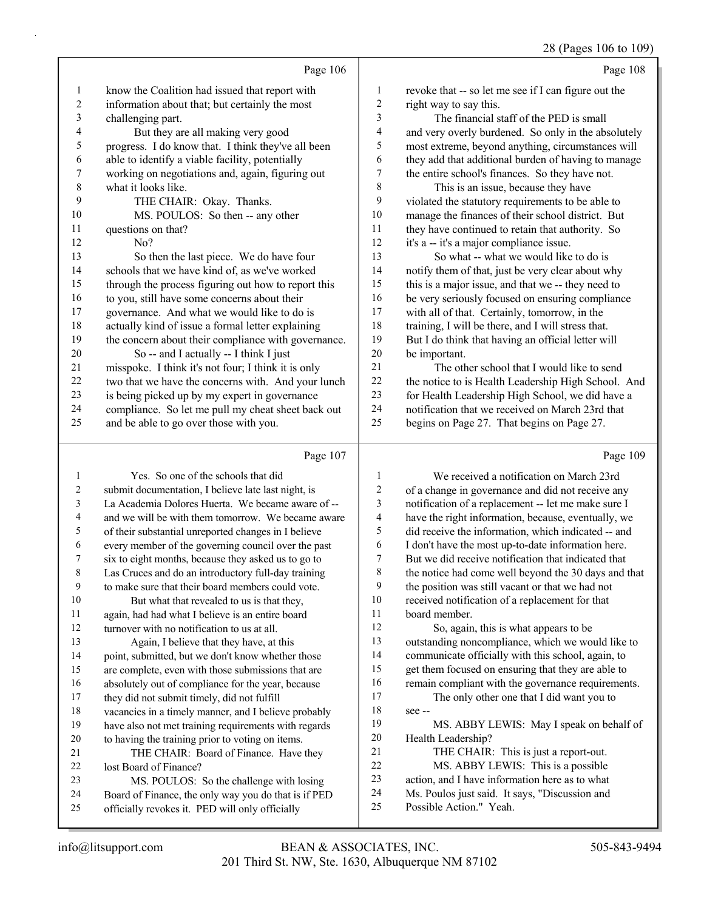Page 106

1 know the Coalition had issued that report with
2 information about that; but certainly the most
3 challenging part.
4 But they are all making very good
5 progress. I do know that. I think they've all been
6 able to identify a viable facility, potentially
7 working on negotiations and, again, figuring out
8 what it looks like.
9 THE CHAIR: Okay. Thanks.
10 MS. POULOS: So then -- any other
11 questions on that?
12 No?
13 So then the last piece. We do have four
14 schools that we have kind of, as we've worked
15 through the process figuring out how to report this
16 to you, still have some concerns about their
17 governance. And what we would like to do is
18 actually kind of issue a formal letter explaining
19 the concern about their compliance with governance.
20 So -- and I actually -- I think I just
21 misspoke. I think it's not four; I think it is only
22 two that we have the concerns with. And your lunch
23 is being picked up by my expert in governance
24 compliance. So let me pull my cheat sheet back out
25 and be able to go over those with you.

Page 107

1 Yes. So one of the schools that did
2 submit documentation, I believe late last night, is
3 La Academia Dolores Huerta. We became aware of --
4 and we will be with them tomorrow. We became aware
5 of their substantial unreported changes in I believe
6 every member of the governing council over the past
7 six to eight months, because they asked us to go to
8 Las Cruces and do an introductory full-day training
9 to make sure that their board members could vote.
10 But what that revealed to us is that they,
11 again, had had what I believe is an entire board
12 turnover with no notification to us at all.
13 Again, I believe that they have, at this
14 point, submitted, but we don't know whether those
15 are complete, even with those submissions that are
16 absolutely out of compliance for the year, because
17 they did not submit timely, did not fulfill
18 vacancies in a timely manner, and I believe probably
19 have also not met training requirements with regards
20 to having the training prior to voting on items.
21 THE CHAIR: Board of Finance. Have they
22 lost Board of Finance?
23 MS. POULOS: So the challenge with losing
24 Board of Finance, the only way you do that is if PED
25 officially revokes it. PED will only officially

Page 108

1 revoke that -- so let me see if I can figure out the
2 right way to say this.
3 The financial staff of the PED is small
4 and very overly burdened. So only in the absolutely
5 most extreme, beyond anything, circumstances will
6 they add that additional burden of having to manage
7 the entire school's finances. So they have not.
8 This is an issue, because they have
9 violated the statutory requirements to be able to
10 manage the finances of their school district. But
11 they have continued to retain that authority. So
12 it's a -- it's a major compliance issue.
13 So what -- what we would like to do is
14 notify them of that, just be very clear about why
15 this is a major issue, and that we -- they need to
16 be very seriously focused on ensuring compliance
17 with all of that. Certainly, tomorrow, in the
18 training, I will be there, and I will stress that.
19 But I do think that having an official letter will
20 be important.
21 The other school that I would like to send
22 the notice to is Health Leadership High School. And
23 for Health Leadership High School, we did have a
24 notification that we received on March 23rd that
25 begins on Page 27. That begins on Page 27.

Page 109

1 We received a notification on March 23rd
2 of a change in governance and did not receive any
3 notification of a replacement -- let me make sure I
4 have the right information, because, eventually, we
5 did receive the information, which indicated -- and
6 I don't have the most up-to-date information here.
7 But we did receive notification that indicated that
8 the notice had come well beyond the 30 days and that
9 the position was still vacant or that we had not
10 received notification of a replacement for that
11 board member.
12 So, again, this is what appears to be
13 outstanding noncompliance, which we would like to
14 communicate officially with this school, again, to
15 get them focused on ensuring that they are able to
16 remain compliant with the governance requirements.
17 The only other one that I did want you to
18 see --
19 MS. ABBY LEWIS: May I speak on behalf of
20 Health Leadership?
21 THE CHAIR: This is just a report-out.
22 MS. ABBY LEWIS: This is a possible
23 action, and I have information here as to what
24 Ms. Poulos just said. It says, "Discussion and
25 Possible Action." Yeah.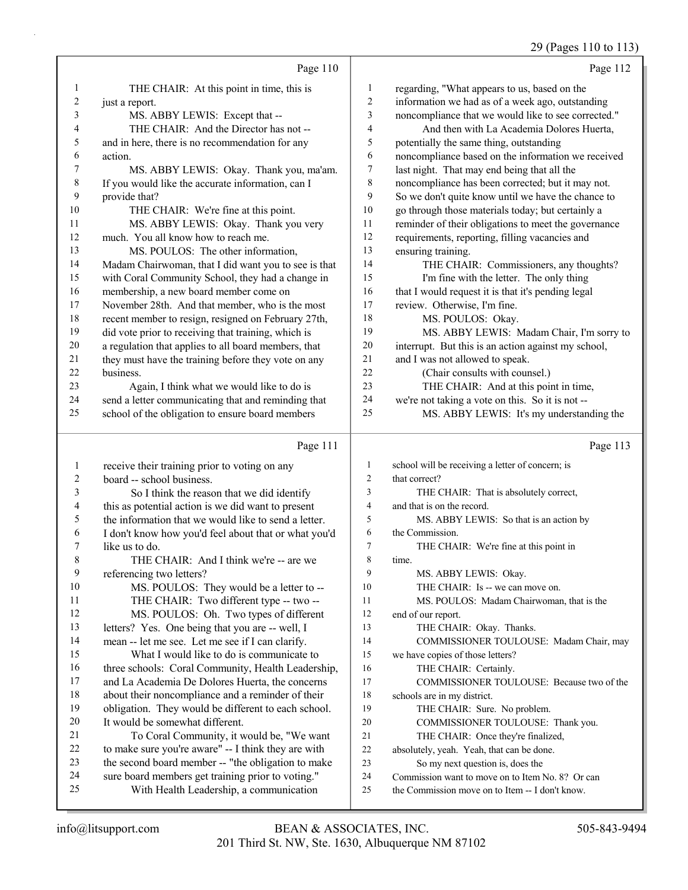Page 110

1 THE CHAIR: At this point in time, this is
2 just a report.
3 MS. ABBY LEWIS: Except that --
4 THE CHAIR: And the Director has not --
5 and in here, there is no recommendation for any
6 action.
7 MS. ABBY LEWIS: Okay. Thank you, ma'am.
8 If you would like the accurate information, can I
9 provide that?
10 THE CHAIR: We're fine at this point.
11 MS. ABBY LEWIS: Okay. Thank you very
12 much. You all know how to reach me.
13 MS. POULOS: The other information,
14 Madam Chairwoman, that I did want you to see is that
15 with Coral Community School, they had a change in
16 membership, a new board member come on
17 November 28th. And that member, who is the most
18 recent member to resign, resigned on February 27th,
19 did vote prior to receiving that training, which is
20 a regulation that applies to all board members, that
21 they must have the training before they vote on any
22 business.
23 Again, I think what we would like to do is
24 send a letter communicating that and reminding that
25 school of the obligation to ensure board members

Page 111

1 receive their training prior to voting on any
2 board -- school business.
3 So I think the reason that we did identify
4 this as potential action is we did want to present
5 the information that we would like to send a letter.
6 I don't know how you'd feel about that or what you'd
7 like us to do.
8 THE CHAIR: And I think we're -- are we
9 referencing two letters?
10 MS. POULOS: They would be a letter to --
11 THE CHAIR: Two different type -- two --
12 MS. POULOS: Oh. Two types of different
13 letters? Yes. One being that you are -- well, I
14 mean -- let me see. Let me see if I can clarify.
15 What I would like to do is communicate to
16 three schools: Coral Community, Health Leadership,
17 and La Academia De Dolores Huerta, the concerns
18 about their noncompliance and a reminder of their
19 obligation. They would be different to each school.
20 It would be somewhat different.
21 To Coral Community, it would be, "We want
22 to make sure you're aware" -- I think they are with
23 the second board member -- "the obligation to make
24 sure board members get training prior to voting."
25 With Health Leadership, a communication

Page 112

1 regarding, "What appears to us, based on the
2 information we had as of a week ago, outstanding
3 noncompliance that we would like to see corrected."
4 And then with La Academia Dolores Huerta,
5 potentially the same thing, outstanding
6 noncompliance based on the information we received
7 last night. That may end being that all the
8 noncompliance has been corrected; but it may not.
9 So we don't quite know until we have the chance to
10 go through those materials today; but certainly a
11 reminder of their obligations to meet the governance
12 requirements, reporting, filling vacancies and
13 ensuring training.
14 THE CHAIR: Commissioners, any thoughts?
15 I'm fine with the letter. The only thing
16 that I would request it is that it's pending legal
17 review. Otherwise, I'm fine.
18 MS. POULOS: Okay.
19 MS. ABBY LEWIS: Madam Chair, I'm sorry to
20 interrupt. But this is an action against my school,
21 and I was not allowed to speak.
22 (Chair consults with counsel.)
23 THE CHAIR: And at this point in time,
24 we're not taking a vote on this. So it is not --
25 MS. ABBY LEWIS: It's my understanding the

Page 113

1 school will be receiving a letter of concern; is
2 that correct?
3 THE CHAIR: That is absolutely correct,
4 and that is on the record.
5 MS. ABBY LEWIS: So that is an action by
6 the Commission.
7 THE CHAIR: We're fine at this point in
8 time.
9 MS. ABBY LEWIS: Okay.
10 THE CHAIR: Is -- we can move on.
11 MS. POULOS: Madam Chairwoman, that is the
12 end of our report.
13 THE CHAIR: Okay. Thanks.
14 COMMISSIONER TOULOUSE: Madam Chair, may
15 we have copies of those letters?
16 THE CHAIR: Certainly.
17 COMMISSIONER TOULOUSE: Because two of the
18 schools are in my district.
19 THE CHAIR: Sure. No problem.
20 COMMISSIONER TOULOUSE: Thank you.
21 THE CHAIR: Once they're finalized,
22 absolutely, yeah. Yeah, that can be done.
23 So my next question is, does the
24 Commission want to move on to Item No. 8? Or can
25 the Commission move on to Item -- I don't know.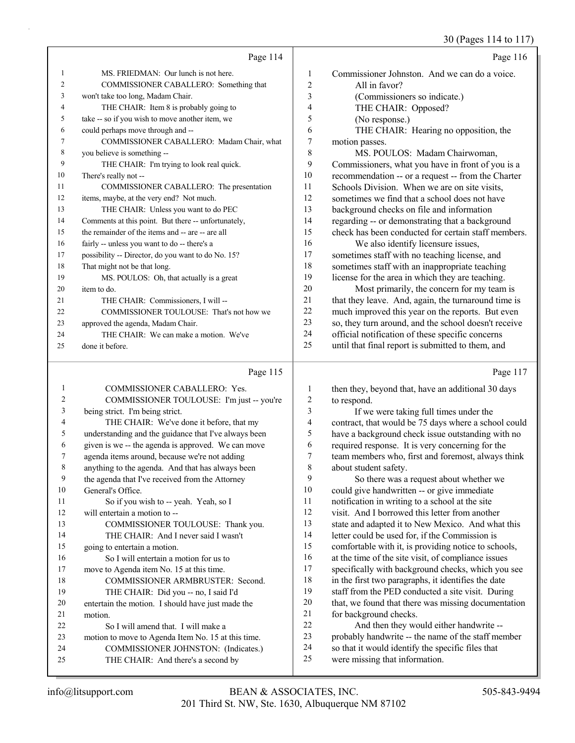Page 114

MS. FRIEDMAN: Our lunch is not here.

COMMISSIONER CABALLERO: Something that won't take too long, Madam Chair.

THE CHAIR: Item 8 is probably going to take -- so if you wish to move another item, we could perhaps move through and --

COMMISSIONER CABALLERO: Madam Chair, what you believe is something --

THE CHAIR: I'm trying to look real quick. There's really not --

COMMISSIONER CABALLERO: The presentation items, maybe, at the very end? Not much.

THE CHAIR: Unless you want to do PEC Comments at this point. But there -- unfortunately, the remainder of the items and -- are -- are all fairly -- unless you want to do -- there's a possibility -- Director, do you want to do No. 15? That might not be that long.

MS. POULOS: Oh, that actually is a great item to do.

THE CHAIR: Commissioners, I will --

COMMISSIONER TOULOUSE: That's not how we approved the agenda, Madam Chair.

THE CHAIR: We can make a motion. We've done it before.

Page 115

COMMISSIONER CABALLERO: Yes.

COMMISSIONER TOULOUSE: I'm just -- you're being strict. I'm being strict.

THE CHAIR: We've done it before, that my understanding and the guidance that I've always been given is we -- the agenda is approved. We can move agenda items around, because we're not adding anything to the agenda. And that has always been the agenda that I've received from the Attorney General's Office.

So if you wish to -- yeah. Yeah, so I will entertain a motion to --

COMMISSIONER TOULOUSE: Thank you.

THE CHAIR: And I never said I wasn't going to entertain a motion.

So I will entertain a motion for us to move to Agenda item No. 15 at this time.

COMMISSIONER ARMBRUSTER: Second.

THE CHAIR: Did you -- no, I said I'd entertain the motion. I should have just made the motion.

So I will amend that. I will make a motion to move to Agenda Item No. 15 at this time.

COMMISSIONER JOHNSTON: (Indicates.)

THE CHAIR: And there's a second by

Page 116

Commissioner Johnston. And we can do a voice.

All in favor?

(Commissioners so indicate.)

THE CHAIR: Opposed?

(No response.)

THE CHAIR: Hearing no opposition, the motion passes.

MS. POULOS: Madam Chairwoman, Commissioners, what you have in front of you is a recommendation -- or a request -- from the Charter Schools Division. When we are on site visits, sometimes we find that a school does not have background checks on file and information regarding -- or demonstrating that a background check has been conducted for certain staff members.

We also identify licensure issues, sometimes staff with no teaching license, and sometimes staff with an inappropriate teaching license for the area in which they are teaching.

Most primarily, the concern for my team is that they leave. And, again, the turnaround time is much improved this year on the reports. But even so, they turn around, and the school doesn't receive official notification of these specific concerns until that final report is submitted to them, and

Page 117

then they, beyond that, have an additional 30 days to respond.

If we were taking full times under the contract, that would be 75 days where a school could have a background check issue outstanding with no required response. It is very concerning for the team members who, first and foremost, always think about student safety.

So there was a request about whether we could give handwritten -- or give immediate notification in writing to a school at the site visit. And I borrowed this letter from another state and adapted it to New Mexico. And what this letter could be used for, if the Commission is comfortable with it, is providing notice to schools, at the time of the site visit, of compliance issues specifically with background checks, which you see in the first two paragraphs, it identifies the date staff from the PED conducted a site visit. During that, we found that there was missing documentation for background checks.

And then they would either handwrite -- probably handwrite -- the name of the staff member so that it would identify the specific files that were missing that information.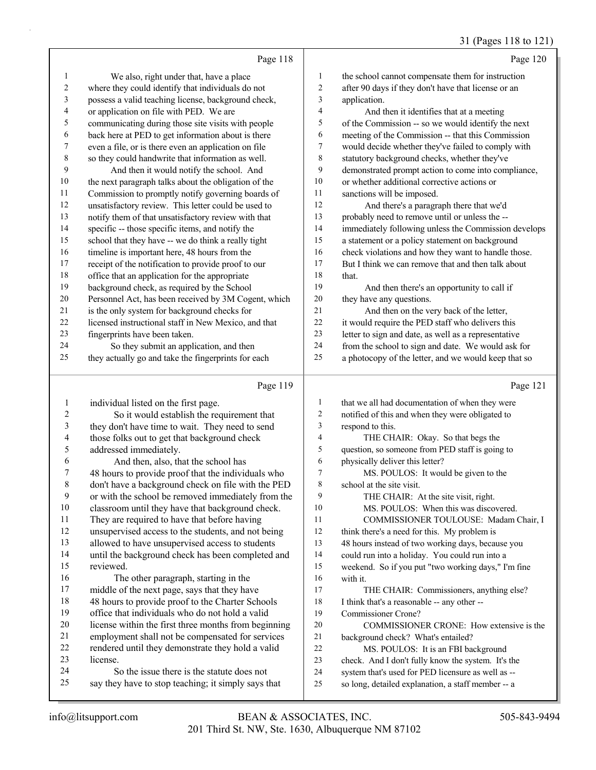Page 118

1 We also, right under that, have a place
2 where they could identify that individuals do not
3 possess a valid teaching license, background check,
4 or application on file with PED. We are
5 communicating during those site visits with people
6 back here at PED to get information about is there
7 even a file, or is there even an application on file
8 so they could handwrite that information as well.
9 And then it would notify the school. And
10 the next paragraph talks about the obligation of the
11 Commission to promptly notify governing boards of
12 unsatisfactory review. This letter could be used to
13 notify them of that unsatisfactory review with that
14 specific -- those specific items, and notify the
15 school that they have -- we do think a really tight
16 timeline is important here, 48 hours from the
17 receipt of the notification to provide proof to our
18 office that an application for the appropriate
19 background check, as required by the School
20 Personnel Act, has been received by 3M Cogent, which
21 is the only system for background checks for
22 licensed instructional staff in New Mexico, and that
23 fingerprints have been taken.
24 So they submit an application, and then
25 they actually go and take the fingerprints for each

Page 119

1 individual listed on the first page.
2 So it would establish the requirement that
3 they don't have time to wait. They need to send
4 those folks out to get that background check
5 addressed immediately.
6 And then, also, that the school has
7 48 hours to provide proof that the individuals who
8 don't have a background check on file with the PED
9 or with the school be removed immediately from the
10 classroom until they have that background check.
11 They are required to have that before having
12 unsupervised access to the students, and not being
13 allowed to have unsupervised access to students
14 until the background check has been completed and
15 reviewed.
16 The other paragraph, starting in the
17 middle of the next page, says that they have
18 48 hours to provide proof to the Charter Schools
19 office that individuals who do not hold a valid
20 license within the first three months from beginning
21 employment shall not be compensated for services
22 rendered until they demonstrate they hold a valid
23 license.
24 So the issue there is the statute does not
25 say they have to stop teaching; it simply says that

Page 120

1 the school cannot compensate them for instruction
2 after 90 days if they don't have that license or an
3 application.
4 And then it identifies that at a meeting
5 of the Commission -- so we would identify the next
6 meeting of the Commission -- that this Commission
7 would decide whether they've failed to comply with
8 statutory background checks, whether they've
9 demonstrated prompt action to come into compliance,
10 or whether additional corrective actions or
11 sanctions will be imposed.
12 And there's a paragraph there that we'd
13 probably need to remove until or unless the --
14 immediately following unless the Commission develops
15 a statement or a policy statement on background
16 check violations and how they want to handle those.
17 But I think we can remove that and then talk about
18 that.
19 And then there's an opportunity to call if
20 they have any questions.
21 And then on the very back of the letter,
22 it would require the PED staff who delivers this
23 letter to sign and date, as well as a representative
24 from the school to sign and date. We would ask for
25 a photocopy of the letter, and we would keep that so

Page 121

1 that we all had documentation of when they were
2 notified of this and when they were obligated to
3 respond to this.
4 THE CHAIR: Okay. So that begs the
5 question, so someone from PED staff is going to
6 physically deliver this letter?
7 MS. POULOS: It would be given to the
8 school at the site visit.
9 THE CHAIR: At the site visit, right.
10 MS. POULOS: When this was discovered.
11 COMMISSIONER TOULOUSE: Madam Chair, I
12 think there's a need for this. My problem is
13 48 hours instead of two working days, because you
14 could run into a holiday. You could run into a
15 weekend. So if you put "two working days," I'm fine
16 with it.
17 THE CHAIR: Commissioners, anything else?
18 I think that's a reasonable -- any other --
19 Commissioner Crone?
20 COMMISSIONER CRONE: How extensive is the
21 background check? What's entailed?
22 MS. POULOS: It is an FBI background
23 check. And I don't fully know the system. It's the
24 system that's used for PED licensure as well as --
25 so long, detailed explanation, a staff member -- a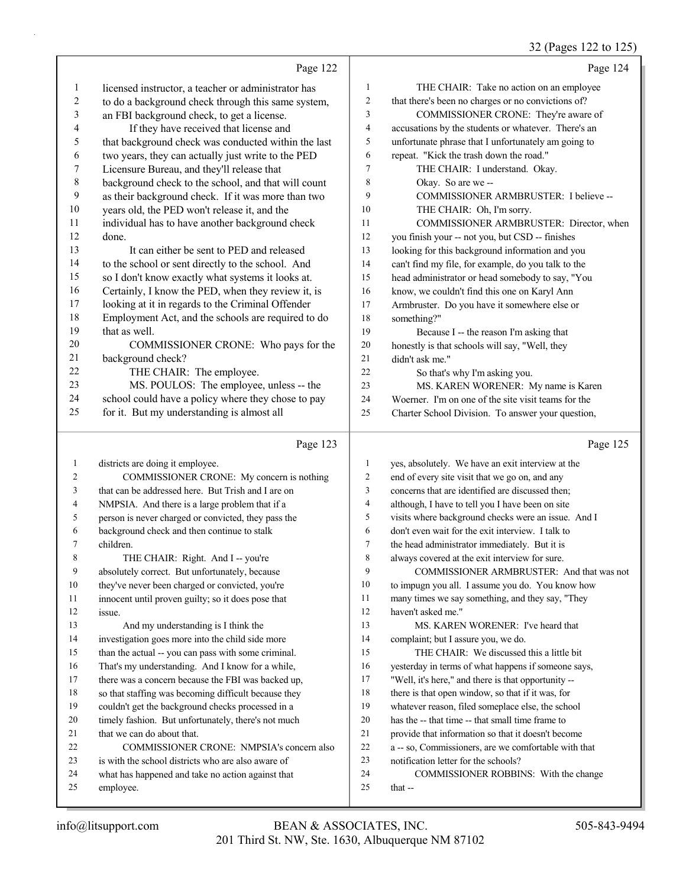Page 122

licensed instructor, a teacher or administrator has to do a background check through this same system, an FBI background check, to get a license.

If they have received that license and that background check was conducted within the last two years, they can actually just write to the PED Licensure Bureau, and they'll release that background check to the school, and that will count as their background check. If it was more than two years old, the PED won't release it, and the individual has to have another background check done.

It can either be sent to PED and released to the school or sent directly to the school. And so I don't know exactly what systems it looks at. Certainly, I know the PED, when they review it, is looking at it in regards to the Criminal Offender Employment Act, and the schools are required to do that as well.

COMMISSIONER CRONE: Who pays for the background check?

THE CHAIR: The employee.

MS. POULOS: The employee, unless -- the school could have a policy where they chose to pay for it. But my understanding is almost all

Page 123

districts are doing it employee.

COMMISSIONER CRONE: My concern is nothing that can be addressed here. But Trish and I are on NMPSIA. And there is a large problem that if a person is never charged or convicted, they pass the background check and then continue to stalk children.

THE CHAIR: Right. And I -- you're absolutely correct. But unfortunately, because they've never been charged or convicted, you're innocent until proven guilty; so it does pose that issue.

And my understanding is I think the investigation goes more into the child side more than the actual -- you can pass with some criminal. That's my understanding. And I know for a while, there was a concern because the FBI was backed up, so that staffing was becoming difficult because they couldn't get the background checks processed in a timely fashion. But unfortunately, there's not much that we can do about that.

COMMISSIONER CRONE: NMPSIA's concern also is with the school districts who are also aware of what has happened and take no action against that employee.

Page 124

THE CHAIR: Take no action on an employee that there's been no charges or no convictions of?

COMMISSIONER CRONE: They're aware of accusations by the students or whatever. There's an unfortunate phrase that I unfortunately am going to repeat. "Kick the trash down the road."

THE CHAIR: I understand. Okay.

Okay. So are we --

COMMISSIONER ARMBRUSTER: I believe --

THE CHAIR: Oh, I'm sorry.

COMMISSIONER ARMBRUSTER: Director, when you finish your -- not you, but CSD -- finishes looking for this background information and you can't find my file, for example, do you talk to the head administrator or head somebody to say, "You know, we couldn't find this one on Karyl Ann Armbruster. Do you have it somewhere else or something?"

Because I -- the reason I'm asking that honestly is that schools will say, "Well, they didn't ask me."

So that's why I'm asking you.

MS. KAREN WORENER: My name is Karen Woerner. I'm on one of the site visit teams for the Charter School Division. To answer your question,

Page 125

yes, absolutely. We have an exit interview at the end of every site visit that we go on, and any concerns that are identified are discussed then; although, I have to tell you I have been on site visits where background checks were an issue. And I don't even wait for the exit interview. I talk to the head administrator immediately. But it is always covered at the exit interview for sure.

COMMISSIONER ARMBRUSTER: And that was not to impugn you all. I assume you do. You know how many times we say something, and they say, "They haven't asked me."

MS. KAREN WORENER: I've heard that complaint; but I assure you, we do.

THE CHAIR: We discussed this a little bit yesterday in terms of what happens if someone says, "Well, it's here," and there is that opportunity -- there is that open window, so that if it was, for whatever reason, filed someplace else, the school has the -- that time -- that small time frame to provide that information so that it doesn't become a -- so, Commissioners, are we comfortable with that notification letter for the schools?

COMMISSIONER ROBBINS: With the change that --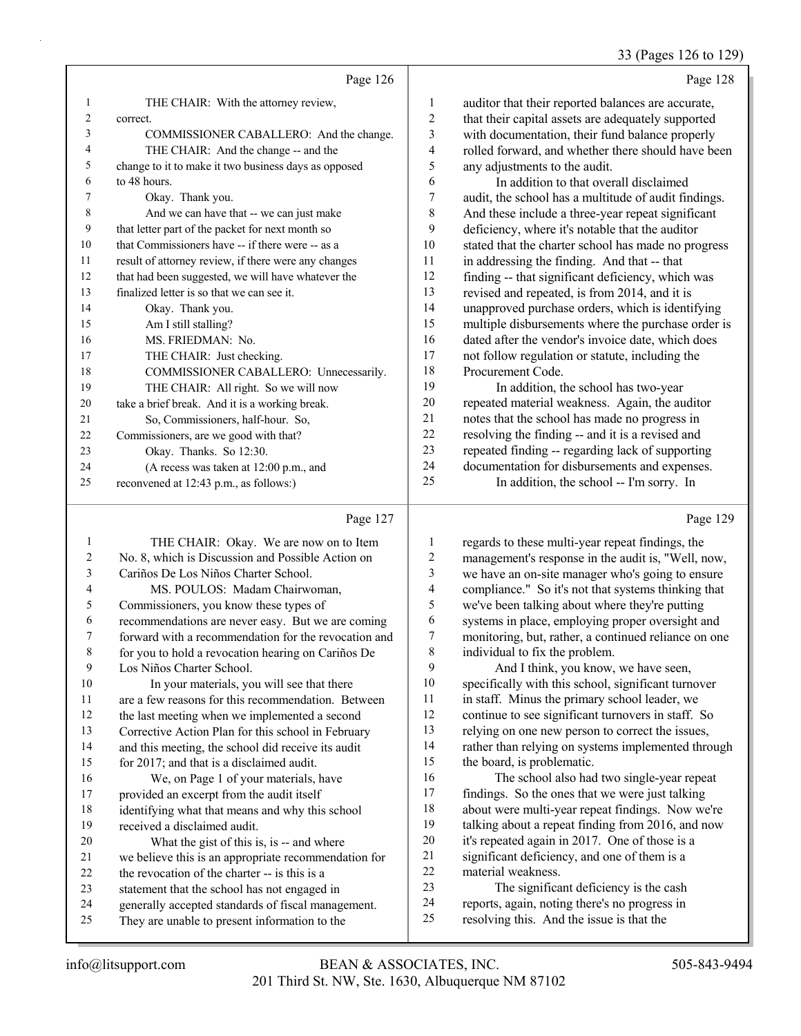Page 126

1 THE CHAIR: With the attorney review,
2 correct.
3 COMMISSIONER CABALLERO: And the change.
4 THE CHAIR: And the change -- and the
5 change to it to make it two business days as opposed
6 to 48 hours.
7 Okay. Thank you.
8 And we can have that -- we can just make
9 that letter part of the packet for next month so
10 that Commissioners have -- if there were -- as a
11 result of attorney review, if there were any changes
12 that had been suggested, we will have whatever the
13 finalized letter is so that we can see it.
14 Okay. Thank you.
15 Am I still stalling?
16 MS. FRIEDMAN: No.
17 THE CHAIR: Just checking.
18 COMMISSIONER CABALLERO: Unnecessarily.
19 THE CHAIR: All right. So we will now
20 take a brief break. And it is a working break.
21 So, Commissioners, half-hour. So,
22 Commissioners, are we good with that?
23 Okay. Thanks. So 12:30.
24 (A recess was taken at 12:00 p.m., and
25 reconvened at 12:43 p.m., as follows:)

Page 127

1 THE CHAIR: Okay. We are now on to Item
2 No. 8, which is Discussion and Possible Action on
3 Cariños De Los Niños Charter School.
4 MS. POULOS: Madam Chairwoman,
5 Commissioners, you know these types of
6 recommendations are never easy. But we are coming
7 forward with a recommendation for the revocation and
8 for you to hold a revocation hearing on Cariños De
9 Los Niños Charter School.
10 In your materials, you will see that there
11 are a few reasons for this recommendation. Between
12 the last meeting when we implemented a second
13 Corrective Action Plan for this school in February
14 and this meeting, the school did receive its audit
15 for 2017; and that is a disclaimed audit.
16 We, on Page 1 of your materials, have
17 provided an excerpt from the audit itself
18 identifying what that means and why this school
19 received a disclaimed audit.
20 What the gist of this is, is -- and where
21 we believe this is an appropriate recommendation for
22 the revocation of the charter -- is this is a
23 statement that the school has not engaged in
24 generally accepted standards of fiscal management.
25 They are unable to present information to the

Page 128

1 auditor that their reported balances are accurate,
2 that their capital assets are adequately supported
3 with documentation, their fund balance properly
4 rolled forward, and whether there should have been
5 any adjustments to the audit.
6 In addition to that overall disclaimed
7 audit, the school has a multitude of audit findings.
8 And these include a three-year repeat significant
9 deficiency, where it's notable that the auditor
10 stated that the charter school has made no progress
11 in addressing the finding. And that -- that
12 finding -- that significant deficiency, which was
13 revised and repeated, is from 2014, and it is
14 unapproved purchase orders, which is identifying
15 multiple disbursements where the purchase order is
16 dated after the vendor's invoice date, which does
17 not follow regulation or statute, including the
18 Procurement Code.
19 In addition, the school has two-year
20 repeated material weakness. Again, the auditor
21 notes that the school has made no progress in
22 resolving the finding -- and it is a revised and
23 repeated finding -- regarding lack of supporting
24 documentation for disbursements and expenses.
25 In addition, the school -- I'm sorry. In

Page 129

1 regards to these multi-year repeat findings, the
2 management's response in the audit is, "Well, now,
3 we have an on-site manager who's going to ensure
4 compliance." So it's not that systems thinking that
5 we've been talking about where they're putting
6 systems in place, employing proper oversight and
7 monitoring, but, rather, a continued reliance on one
8 individual to fix the problem.
9 And I think, you know, we have seen,
10 specifically with this school, significant turnover
11 in staff. Minus the primary school leader, we
12 continue to see significant turnovers in staff. So
13 relying on one new person to correct the issues,
14 rather than relying on systems implemented through
15 the board, is problematic.
16 The school also had two single-year repeat
17 findings. So the ones that we were just talking
18 about were multi-year repeat findings. Now we're
19 talking about a repeat finding from 2016, and now
20 it's repeated again in 2017. One of those is a
21 significant deficiency, and one of them is a
22 material weakness.
23 The significant deficiency is the cash
24 reports, again, noting there's no progress in
25 resolving this. And the issue is that the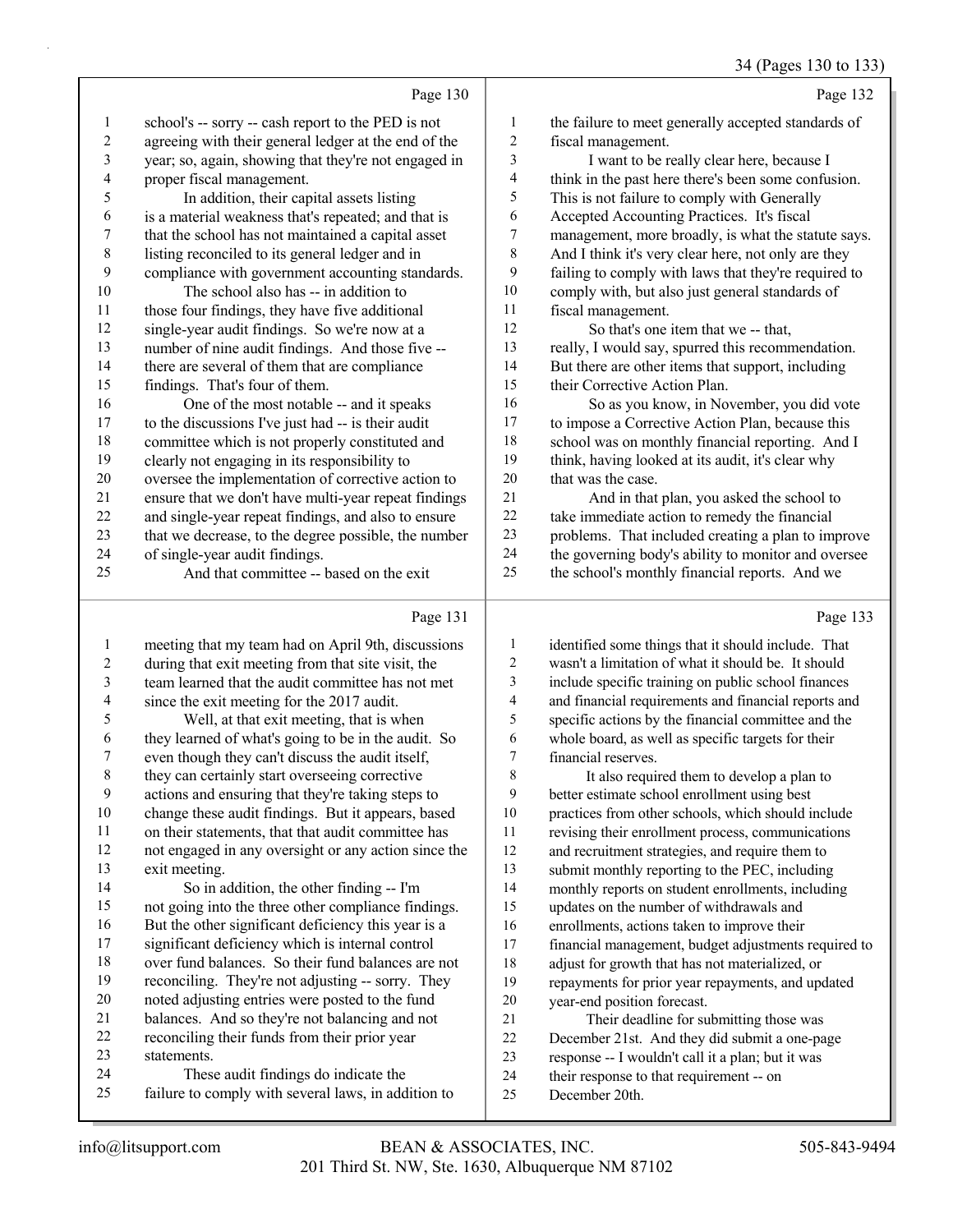Page 130

1 school's -- sorry -- cash report to the PED is not
2 agreeing with their general ledger at the end of the
3 year; so, again, showing that they're not engaged in
4 proper fiscal management.
5 In addition, their capital assets listing
6 is a material weakness that's repeated; and that is
7 that the school has not maintained a capital asset
8 listing reconciled to its general ledger and in
9 compliance with government accounting standards.
10 The school also has -- in addition to
11 those four findings, they have five additional
12 single-year audit findings. So we're now at a
13 number of nine audit findings. And those five --
14 there are several of them that are compliance
15 findings. That's four of them.
16 One of the most notable -- and it speaks
17 to the discussions I've just had -- is their audit
18 committee which is not properly constituted and
19 clearly not engaging in its responsibility to
20 oversee the implementation of corrective action to
21 ensure that we don't have multi-year repeat findings
22 and single-year repeat findings, and also to ensure
23 that we decrease, to the degree possible, the number
24 of single-year audit findings.
25 And that committee -- based on the exit

Page 131

1 meeting that my team had on April 9th, discussions
2 during that exit meeting from that site visit, the
3 team learned that the audit committee has not met
4 since the exit meeting for the 2017 audit.
5 Well, at that exit meeting, that is when
6 they learned of what's going to be in the audit. So
7 even though they can't discuss the audit itself,
8 they can certainly start overseeing corrective
9 actions and ensuring that they're taking steps to
10 change these audit findings. But it appears, based
11 on their statements, that that audit committee has
12 not engaged in any oversight or any action since the
13 exit meeting.
14 So in addition, the other finding -- I'm
15 not going into the three other compliance findings.
16 But the other significant deficiency this year is a
17 significant deficiency which is internal control
18 over fund balances. So their fund balances are not
19 reconciling. They're not adjusting -- sorry. They
20 noted adjusting entries were posted to the fund
21 balances. And so they're not balancing and not
22 reconciling their funds from their prior year
23 statements.
24 These audit findings do indicate the
25 failure to comply with several laws, in addition to

Page 132

1 the failure to meet generally accepted standards of
2 fiscal management.
3 I want to be really clear here, because I
4 think in the past here there's been some confusion.
5 This is not failure to comply with Generally
6 Accepted Accounting Practices. It's fiscal
7 management, more broadly, is what the statute says.
8 And I think it's very clear here, not only are they
9 failing to comply with laws that they're required to
10 comply with, but also just general standards of
11 fiscal management.
12 So that's one item that we -- that,
13 really, I would say, spurred this recommendation.
14 But there are other items that support, including
15 their Corrective Action Plan.
16 So as you know, in November, you did vote
17 to impose a Corrective Action Plan, because this
18 school was on monthly financial reporting. And I
19 think, having looked at its audit, it's clear why
20 that was the case.
21 And in that plan, you asked the school to
22 take immediate action to remedy the financial
23 problems. That included creating a plan to improve
24 the governing body's ability to monitor and oversee
25 the school's monthly financial reports. And we

Page 133

1 identified some things that it should include. That
2 wasn't a limitation of what it should be. It should
3 include specific training on public school finances
4 and financial requirements and financial reports and
5 specific actions by the financial committee and the
6 whole board, as well as specific targets for their
7 financial reserves.
8 It also required them to develop a plan to
9 better estimate school enrollment using best
10 practices from other schools, which should include
11 revising their enrollment process, communications
12 and recruitment strategies, and require them to
13 submit monthly reporting to the PEC, including
14 monthly reports on student enrollments, including
15 updates on the number of withdrawals and
16 enrollments, actions taken to improve their
17 financial management, budget adjustments required to
18 adjust for growth that has not materialized, or
19 repayments for prior year repayments, and updated
20 year-end position forecast.
21 Their deadline for submitting those was
22 December 21st. And they did submit a one-page
23 response -- I wouldn't call it a plan; but it was
24 their response to that requirement -- on
25 December 20th.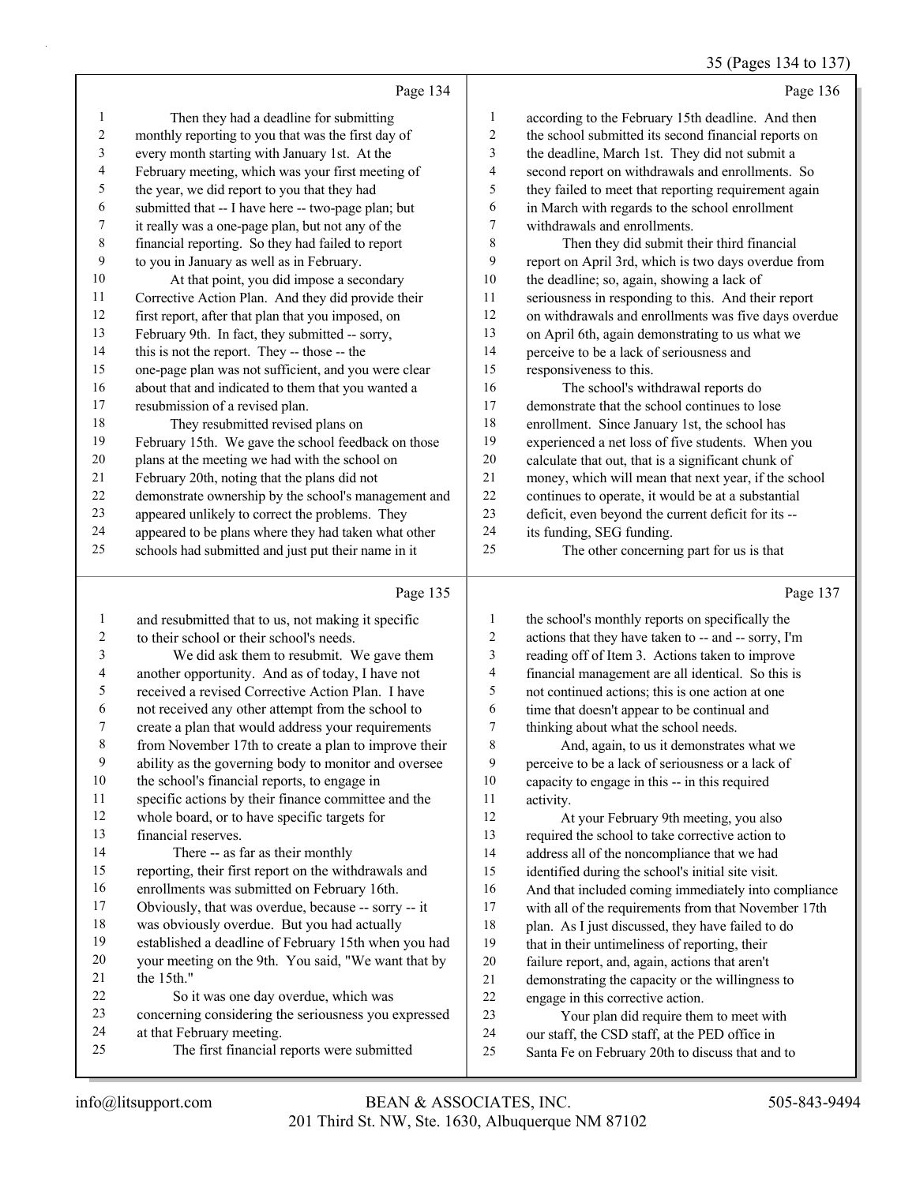Page 134

1 Then they had a deadline for submitting
2 monthly reporting to you that was the first day of
3 every month starting with January 1st. At the
4 February meeting, which was your first meeting of
5 the year, we did report to you that they had
6 submitted that -- I have here -- two-page plan; but
7 it really was a one-page plan, but not any of the
8 financial reporting. So they had failed to report
9 to you in January as well as in February.
10 At that point, you did impose a secondary
11 Corrective Action Plan. And they did provide their
12 first report, after that plan that you imposed, on
13 February 9th. In fact, they submitted -- sorry,
14 this is not the report. They -- those -- the
15 one-page plan was not sufficient, and you were clear
16 about that and indicated to them that you wanted a
17 resubmission of a revised plan.
18 They resubmitted revised plans on
19 February 15th. We gave the school feedback on those
20 plans at the meeting we had with the school on
21 February 20th, noting that the plans did not
22 demonstrate ownership by the school's management and
23 appeared unlikely to correct the problems. They
24 appeared to be plans where they had taken what other
25 schools had submitted and just put their name in it

Page 135

1 and resubmitted that to us, not making it specific
2 to their school or their school's needs.
3 We did ask them to resubmit. We gave them
4 another opportunity. And as of today, I have not
5 received a revised Corrective Action Plan. I have
6 not received any other attempt from the school to
7 create a plan that would address your requirements
8 from November 17th to create a plan to improve their
9 ability as the governing body to monitor and oversee
10 the school's financial reports, to engage in
11 specific actions by their finance committee and the
12 whole board, or to have specific targets for
13 financial reserves.
14 There -- as far as their monthly
15 reporting, their first report on the withdrawals and
16 enrollments was submitted on February 16th.
17 Obviously, that was overdue, because -- sorry -- it
18 was obviously overdue. But you had actually
19 established a deadline of February 15th when you had
20 your meeting on the 9th. You said, "We want that by
21 the 15th."
22 So it was one day overdue, which was
23 concerning considering the seriousness you expressed
24 at that February meeting.
25 The first financial reports were submitted

Page 136

1 according to the February 15th deadline. And then
2 the school submitted its second financial reports on
3 the deadline, March 1st. They did not submit a
4 second report on withdrawals and enrollments. So
5 they failed to meet that reporting requirement again
6 in March with regards to the school enrollment
7 withdrawals and enrollments.
8 Then they did submit their third financial
9 report on April 3rd, which is two days overdue from
10 the deadline; so, again, showing a lack of
11 seriousness in responding to this. And their report
12 on withdrawals and enrollments was five days overdue
13 on April 6th, again demonstrating to us what we
14 perceive to be a lack of seriousness and
15 responsiveness to this.
16 The school's withdrawal reports do
17 demonstrate that the school continues to lose
18 enrollment. Since January 1st, the school has
19 experienced a net loss of five students. When you
20 calculate that out, that is a significant chunk of
21 money, which will mean that next year, if the school
22 continues to operate, it would be at a substantial
23 deficit, even beyond the current deficit for its --
24 its funding, SEG funding.
25 The other concerning part for us is that

Page 137

1 the school's monthly reports on specifically the
2 actions that they have taken to -- and -- sorry, I'm
3 reading off of Item 3. Actions taken to improve
4 financial management are all identical. So this is
5 not continued actions; this is one action at one
6 time that doesn't appear to be continual and
7 thinking about what the school needs.
8 And, again, to us it demonstrates what we
9 perceive to be a lack of seriousness or a lack of
10 capacity to engage in this -- in this required
11 activity.
12 At your February 9th meeting, you also
13 required the school to take corrective action to
14 address all of the noncompliance that we had
15 identified during the school's initial site visit.
16 And that included coming immediately into compliance
17 with all of the requirements from that November 17th
18 plan. As I just discussed, they have failed to do
19 that in their untimeliness of reporting, their
20 failure report, and, again, actions that aren't
21 demonstrating the capacity or the willingness to
22 engage in this corrective action.
23 Your plan did require them to meet with
24 our staff, the CSD staff, at the PED office in
25 Santa Fe on February 20th to discuss that and to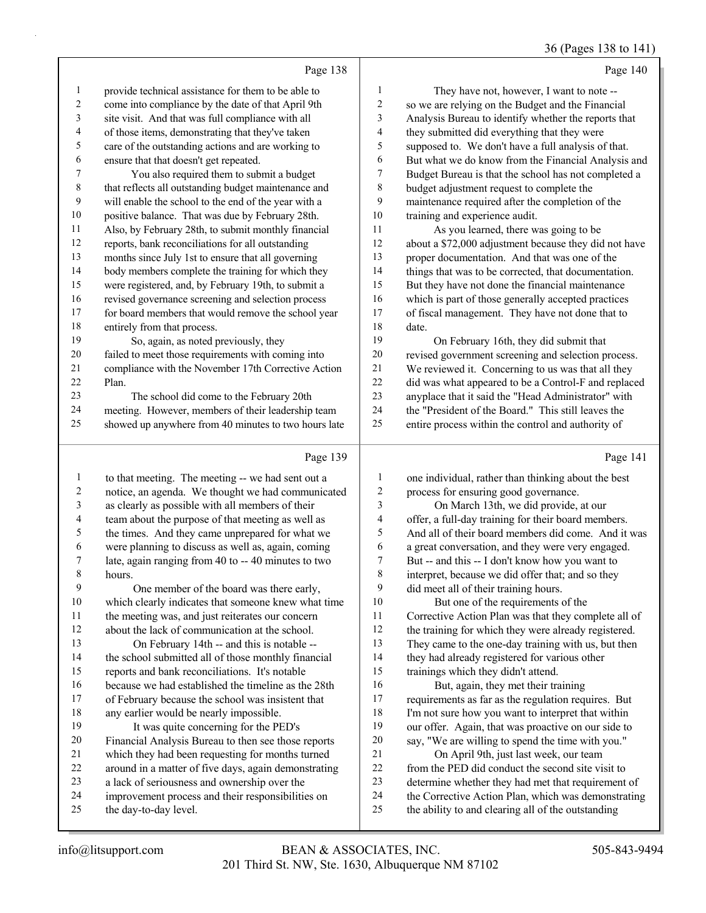Page 138

1 provide technical assistance for them to be able to
2 come into compliance by the date of that April 9th
3 site visit. And that was full compliance with all
4 of those items, demonstrating that they've taken
5 care of the outstanding actions and are working to
6 ensure that that doesn't get repeated.
7 You also required them to submit a budget
8 that reflects all outstanding budget maintenance and
9 will enable the school to the end of the year with a
10 positive balance. That was due by February 28th.
11 Also, by February 28th, to submit monthly financial
12 reports, bank reconciliations for all outstanding
13 months since July 1st to ensure that all governing
14 body members complete the training for which they
15 were registered, and, by February 19th, to submit a
16 revised governance screening and selection process
17 for board members that would remove the school year
18 entirely from that process.
19 So, again, as noted previously, they
20 failed to meet those requirements with coming into
21 compliance with the November 17th Corrective Action
22 Plan.
23 The school did come to the February 20th
24 meeting. However, members of their leadership team
25 showed up anywhere from 40 minutes to two hours late

Page 139

1 to that meeting. The meeting -- we had sent out a
2 notice, an agenda. We thought we had communicated
3 as clearly as possible with all members of their
4 team about the purpose of that meeting as well as
5 the times. And they came unprepared for what we
6 were planning to discuss as well as, again, coming
7 late, again ranging from 40 to -- 40 minutes to two
8 hours.
9 One member of the board was there early,
10 which clearly indicates that someone knew what time
11 the meeting was, and just reiterates our concern
12 about the lack of communication at the school.
13 On February 14th -- and this is notable --
14 the school submitted all of those monthly financial
15 reports and bank reconciliations. It's notable
16 because we had established the timeline as the 28th
17 of February because the school was insistent that
18 any earlier would be nearly impossible.
19 It was quite concerning for the PED's
20 Financial Analysis Bureau to then see those reports
21 which they had been requesting for months turned
22 around in a matter of five days, again demonstrating
23 a lack of seriousness and ownership over the
24 improvement process and their responsibilities on
25 the day-to-day level.

Page 140

1 They have not, however, I want to note --
2 so we are relying on the Budget and the Financial
3 Analysis Bureau to identify whether the reports that
4 they submitted did everything that they were
5 supposed to. We don't have a full analysis of that.
6 But what we do know from the Financial Analysis and
7 Budget Bureau is that the school has not completed a
8 budget adjustment request to complete the
9 maintenance required after the completion of the
10 training and experience audit.
11 As you learned, there was going to be
12 about a $72,000 adjustment because they did not have
13 proper documentation. And that was one of the
14 things that was to be corrected, that documentation.
15 But they have not done the financial maintenance
16 which is part of those generally accepted practices
17 of fiscal management. They have not done that to
18 date.
19 On February 16th, they did submit that
20 revised government screening and selection process.
21 We reviewed it. Concerning to us was that all they
22 did was what appeared to be a Control-F and replaced
23 anyplace that it said the "Head Administrator" with
24 the "President of the Board." This still leaves the
25 entire process within the control and authority of

Page 141

1 one individual, rather than thinking about the best
2 process for ensuring good governance.
3 On March 13th, we did provide, at our
4 offer, a full-day training for their board members.
5 And all of their board members did come. And it was
6 a great conversation, and they were very engaged.
7 But -- and this -- I don't know how you want to
8 interpret, because we did offer that; and so they
9 did meet all of their training hours.
10 But one of the requirements of the
11 Corrective Action Plan was that they complete all of
12 the training for which they were already registered.
13 They came to the one-day training with us, but then
14 they had already registered for various other
15 trainings which they didn't attend.
16 But, again, they met their training
17 requirements as far as the regulation requires. But
18 I'm not sure how you want to interpret that within
19 our offer. Again, that was proactive on our side to
20 say, "We are willing to spend the time with you."
21 On April 9th, just last week, our team
22 from the PED did conduct the second site visit to
23 determine whether they had met that requirement of
24 the Corrective Action Plan, which was demonstrating
25 the ability to and clearing all of the outstanding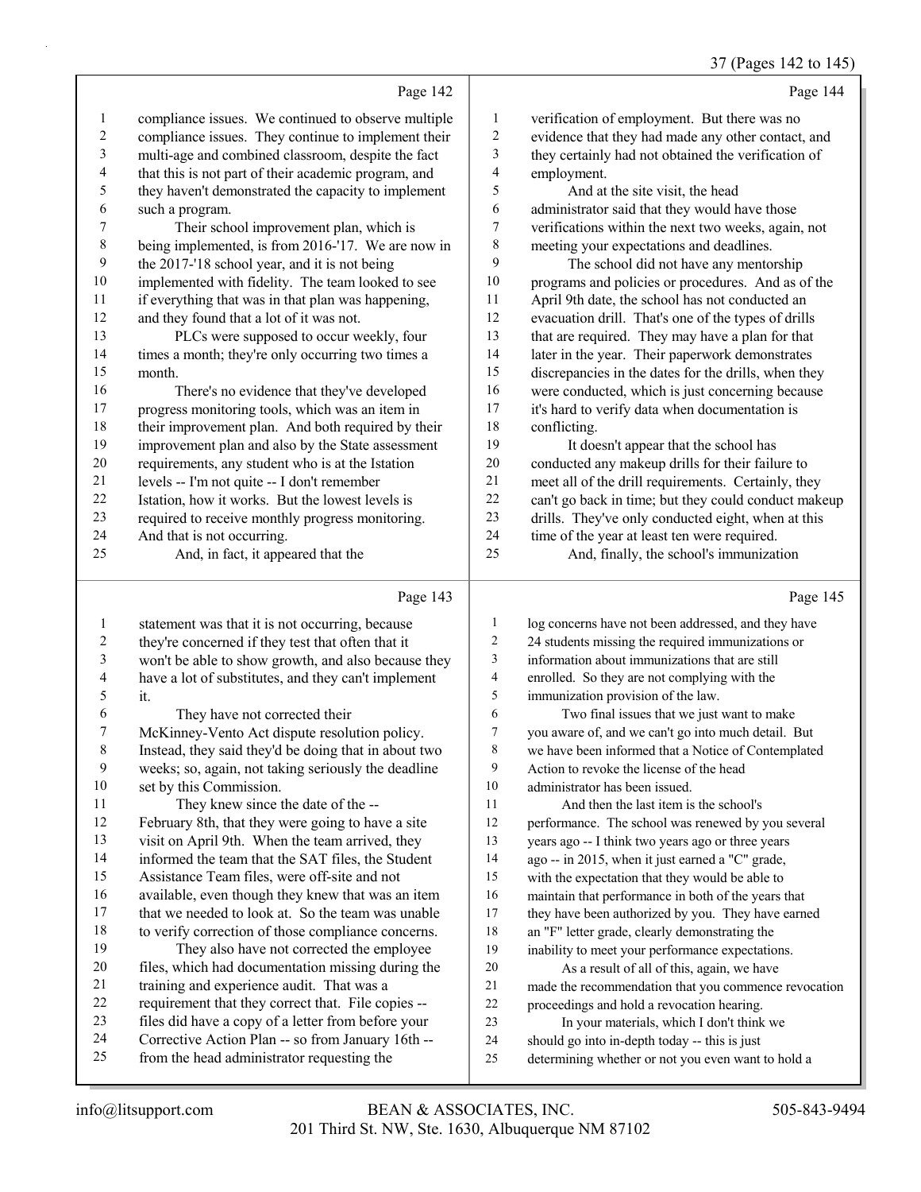Page 142

compliance issues. We continued to observe multiple compliance issues. They continue to implement their multi-age and combined classroom, despite the fact that this is not part of their academic program, and they haven't demonstrated the capacity to implement such a program.

Their school improvement plan, which is being implemented, is from 2016-'17. We are now in the 2017-'18 school year, and it is not being implemented with fidelity. The team looked to see if everything that was in that plan was happening, and they found that a lot of it was not.

PLCs were supposed to occur weekly, four times a month; they're only occurring two times a month.

There's no evidence that they've developed progress monitoring tools, which was an item in their improvement plan. And both required by their improvement plan and also by the State assessment requirements, any student who is at the Istation levels -- I'm not quite -- I don't remember Istation, how it works. But the lowest levels is required to receive monthly progress monitoring. And that is not occurring.

And, in fact, it appeared that the

Page 143

statement was that it is not occurring, because they're concerned if they test that often that it won't be able to show growth, and also because they have a lot of substitutes, and they can't implement it.

They have not corrected their McKinney-Vento Act dispute resolution policy. Instead, they said they'd be doing that in about two weeks; so, again, not taking seriously the deadline set by this Commission.

They knew since the date of the -- February 8th, that they were going to have a site visit on April 9th. When the team arrived, they informed the team that the SAT files, the Student Assistance Team files, were off-site and not available, even though they knew that was an item that we needed to look at. So the team was unable to verify correction of those compliance concerns.

They also have not corrected the employee files, which had documentation missing during the training and experience audit. That was a requirement that they correct that. File copies -- files did have a copy of a letter from before your Corrective Action Plan -- so from January 16th -- from the head administrator requesting the

Page 144

verification of employment. But there was no evidence that they had made any other contact, and they certainly had not obtained the verification of employment.

And at the site visit, the head administrator said that they would have those verifications within the next two weeks, again, not meeting your expectations and deadlines.

The school did not have any mentorship programs and policies or procedures. And as of the April 9th date, the school has not conducted an evacuation drill. That's one of the types of drills that are required. They may have a plan for that later in the year. Their paperwork demonstrates discrepancies in the dates for the drills, when they were conducted, which is just concerning because it's hard to verify data when documentation is conflicting.

It doesn't appear that the school has conducted any makeup drills for their failure to meet all of the drill requirements. Certainly, they can't go back in time; but they could conduct makeup drills. They've only conducted eight, when at this time of the year at least ten were required.

And, finally, the school's immunization

Page 145

log concerns have not been addressed, and they have 24 students missing the required immunizations or information about immunizations that are still enrolled. So they are not complying with the immunization provision of the law.

Two final issues that we just want to make you aware of, and we can't go into much detail. But we have been informed that a Notice of Contemplated Action to revoke the license of the head administrator has been issued.

And then the last item is the school's performance. The school was renewed by you several years ago -- I think two years ago or three years ago -- in 2015, when it just earned a "C" grade, with the expectation that they would be able to maintain that performance in both of the years that they have been authorized by you. They have earned an "F" letter grade, clearly demonstrating the inability to meet your performance expectations.

As a result of all of this, again, we have made the recommendation that you commence revocation proceedings and hold a revocation hearing.

In your materials, which I don't think we should go into in-depth today -- this is just determining whether or not you even want to hold a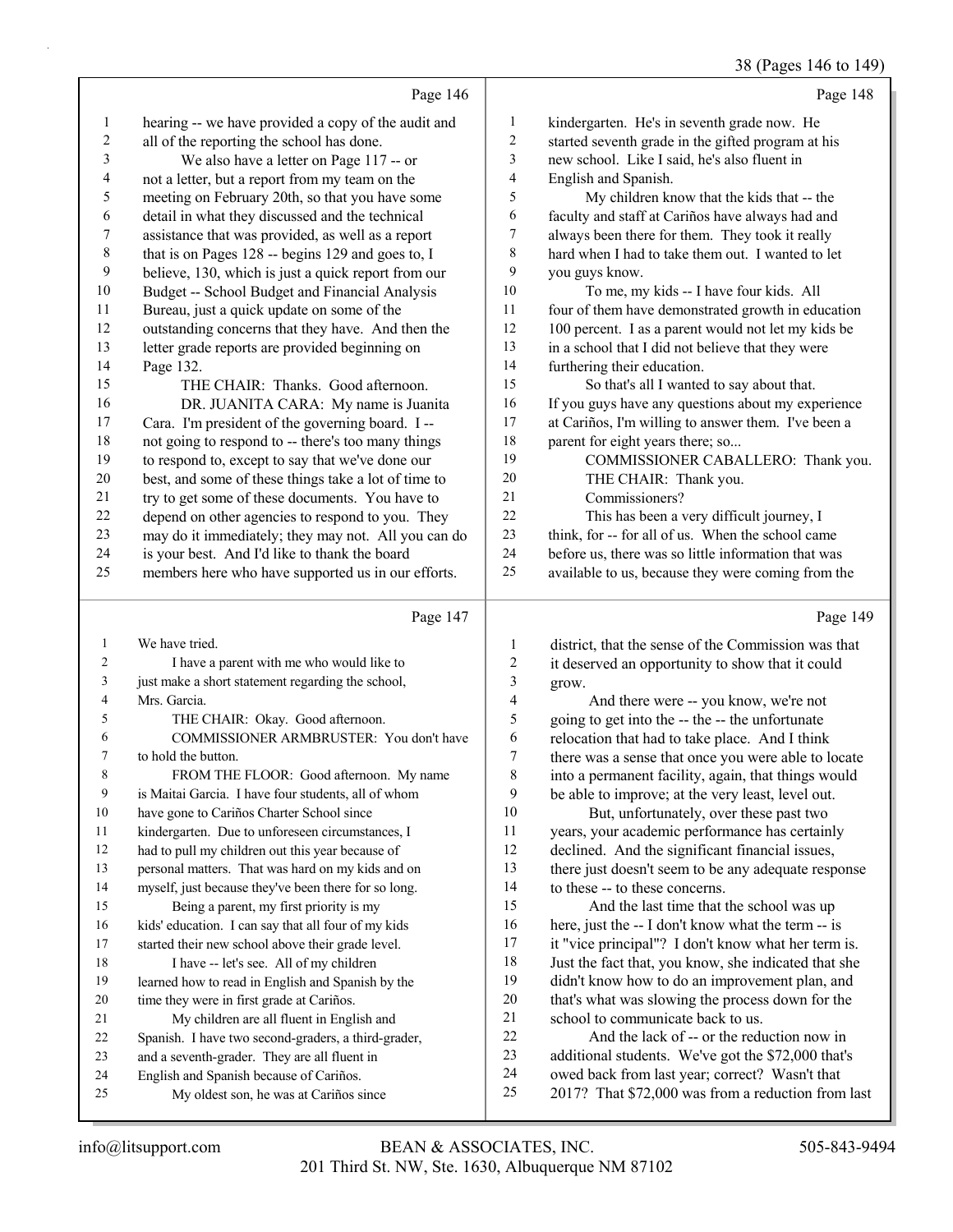Page 146

hearing -- we have provided a copy of the audit and all of the reporting the school has done.

We also have a letter on Page 117 -- or not a letter, but a report from my team on the meeting on February 20th, so that you have some detail in what they discussed and the technical assistance that was provided, as well as a report that is on Pages 128 -- begins 129 and goes to, I believe, 130, which is just a quick report from our Budget -- School Budget and Financial Analysis Bureau, just a quick update on some of the outstanding concerns that they have. And then the letter grade reports are provided beginning on Page 132.

THE CHAIR: Thanks. Good afternoon.

DR. JUANITA CARA: My name is Juanita Cara. I'm president of the governing board. I -- not going to respond to -- there's too many things to respond to, except to say that we've done our best, and some of these things take a lot of time to try to get some of these documents. You have to depend on other agencies to respond to you. They may do it immediately; they may not. All you can do is your best. And I'd like to thank the board members here who have supported us in our efforts.

Page 147

We have tried.

I have a parent with me who would like to just make a short statement regarding the school, Mrs. Garcia.

THE CHAIR: Okay. Good afternoon.

COMMISSIONER ARMBRUSTER: You don't have to hold the button.

FROM THE FLOOR: Good afternoon. My name is Maitai Garcia. I have four students, all of whom have gone to Cariños Charter School since kindergarten. Due to unforeseen circumstances, I had to pull my children out this year because of personal matters. That was hard on my kids and on myself, just because they've been there for so long.

Being a parent, my first priority is my kids' education. I can say that all four of my kids started their new school above their grade level.

I have -- let's see. All of my children learned how to read in English and Spanish by the time they were in first grade at Cariños.

My children are all fluent in English and Spanish. I have two second-graders, a third-grader, and a seventh-grader. They are all fluent in English and Spanish because of Cariños.

My oldest son, he was at Cariños since

Page 148

kindergarten. He's in seventh grade now. He started seventh grade in the gifted program at his new school. Like I said, he's also fluent in English and Spanish.

My children know that the kids that -- the faculty and staff at Cariños have always had and always been there for them. They took it really hard when I had to take them out. I wanted to let you guys know.

To me, my kids -- I have four kids. All four of them have demonstrated growth in education 100 percent. I as a parent would not let my kids be in a school that I did not believe that they were furthering their education.

So that's all I wanted to say about that. If you guys have any questions about my experience at Cariños, I'm willing to answer them. I've been a parent for eight years there; so...

COMMISSIONER CABALLERO: Thank you.

THE CHAIR: Thank you.

Commissioners?

This has been a very difficult journey, I think, for -- for all of us. When the school came before us, there was so little information that was available to us, because they were coming from the

Page 149

district, that the sense of the Commission was that it deserved an opportunity to show that it could grow.

And there were -- you know, we're not going to get into the -- the -- the unfortunate relocation that had to take place. And I think there was a sense that once you were able to locate into a permanent facility, again, that things would be able to improve; at the very least, level out.

But, unfortunately, over these past two years, your academic performance has certainly declined. And the significant financial issues, there just doesn't seem to be any adequate response to these -- to these concerns.

And the last time that the school was up here, just the -- I don't know what the term -- is it "vice principal"? I don't know what her term is. Just the fact that, you know, she indicated that she didn't know how to do an improvement plan, and that's what was slowing the process down for the school to communicate back to us.

And the lack of -- or the reduction now in additional students. We've got the $72,000 that's owed back from last year; correct? Wasn't that 2017? That $72,000 was from a reduction from last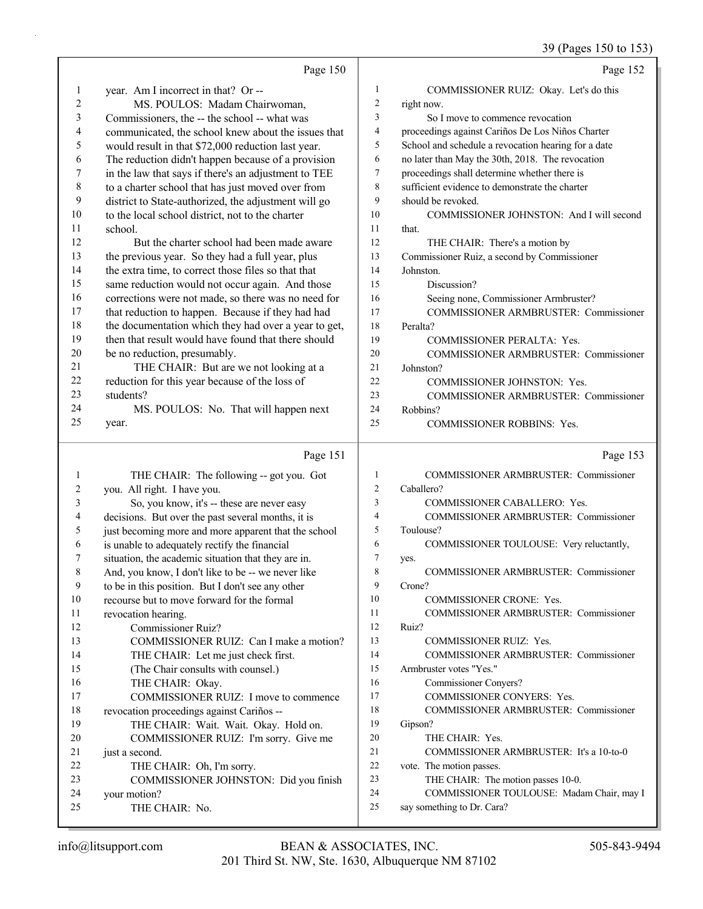Page 150

1 year. Am I incorrect in that? Or --
2 MS. POULOS: Madam Chairwoman,
3 Commissioners, the -- the school -- what was
4 communicated, the school knew about the issues that
5 would result in that $72,000 reduction last year.
6 The reduction didn't happen because of a provision
7 in the law that says if there's an adjustment to TEE
8 to a charter school that has just moved over from
9 district to State-authorized, the adjustment will go
10 to the local school district, not to the charter
11 school.
12 But the charter school had been made aware
13 the previous year. So they had a full year, plus
14 the extra time, to correct those files so that that
15 same reduction would not occur again. And those
16 corrections were not made, so there was no need for
17 that reduction to happen. Because if they had had
18 the documentation which they had over a year to get,
19 then that result would have found that there should
20 be no reduction, presumably.
21 THE CHAIR: But are we not looking at a
22 reduction for this year because of the loss of
23 students?
24 MS. POULOS: No. That will happen next
25 year.

Page 151

1 THE CHAIR: The following -- got you. Got
2 you. All right. I have you.
3 So, you know, it's -- these are never easy
4 decisions. But over the past several months, it is
5 just becoming more and more apparent that the school
6 is unable to adequately rectify the financial
7 situation, the academic situation that they are in.
8 And, you know, I don't like to be -- we never like
9 to be in this position. But I don't see any other
10 recourse but to move forward for the formal
11 revocation hearing.
12 Commissioner Ruiz?
13 COMMISSIONER RUIZ: Can I make a motion?
14 THE CHAIR: Let me just check first.
15 (The Chair consults with counsel.)
16 THE CHAIR: Okay.
17 COMMISSIONER RUIZ: I move to commence
18 revocation proceedings against Cariños --
19 THE CHAIR: Wait. Wait. Okay. Hold on.
20 COMMISSIONER RUIZ: I'm sorry. Give me
21 just a second.
22 THE CHAIR: Oh, I'm sorry.
23 COMMISSIONER JOHNSTON: Did you finish
24 your motion?
25 THE CHAIR: No.

Page 152

1 COMMISSIONER RUIZ: Okay. Let's do this
2 right now.
3 So I move to commence revocation
4 proceedings against Cariños De Los Niños Charter
5 School and schedule a revocation hearing for a date
6 no later than May the 30th, 2018. The revocation
7 proceedings shall determine whether there is
8 sufficient evidence to demonstrate the charter
9 should be revoked.
10 COMMISSIONER JOHNSTON: And I will second
11 that.
12 THE CHAIR: There's a motion by
13 Commissioner Ruiz, a second by Commissioner
14 Johnston.
15 Discussion?
16 Seeing none, Commissioner Armbruster?
17 COMMISSIONER ARMBRUSTER: Commissioner
18 Peralta?
19 COMMISSIONER PERALTA: Yes.
20 COMMISSIONER ARMBRUSTER: Commissioner
21 Johnston?
22 COMMISSIONER JOHNSTON: Yes.
23 COMMISSIONER ARMBRUSTER: Commissioner
24 Robbins?
25 COMMISSIONER ROBBINS: Yes.

Page 153

1 COMMISSIONER ARMBRUSTER: Commissioner
2 Caballero?
3 COMMISSIONER CABALLERO: Yes.
4 COMMISSIONER ARMBRUSTER: Commissioner
5 Toulouse?
6 COMMISSIONER TOULOUSE: Very reluctantly,
7 yes.
8 COMMISSIONER ARMBRUSTER: Commissioner
9 Crone?
10 COMMISSIONER CRONE: Yes.
11 COMMISSIONER ARMBRUSTER: Commissioner
12 Ruiz?
13 COMMISSIONER RUIZ: Yes.
14 COMMISSIONER ARMBRUSTER: Commissioner
15 Armbruster votes "Yes."
16 Commissioner Conyers?
17 COMMISSIONER CONYERS: Yes.
18 COMMISSIONER ARMBRUSTER: Commissioner
19 Gipson?
20 THE CHAIR: Yes.
21 COMMISSIONER ARMBRUSTER: It's a 10-to-0
22 vote. The motion passes.
23 THE CHAIR: The motion passes 10-0.
24 COMMISSIONER TOULOUSE: Madam Chair, may I
25 say something to Dr. Cara?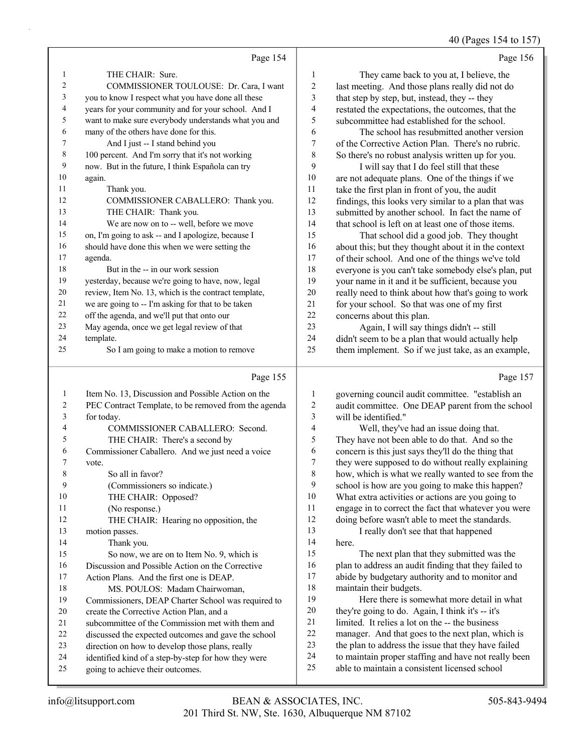Page 154

THE CHAIR: Sure.

COMMISSIONER TOULOUSE: Dr. Cara, I want you to know I respect what you have done all these years for your community and for your school. And I want to make sure everybody understands what you and many of the others have done for this.

And I just -- I stand behind you 100 percent. And I'm sorry that it's not working now. But in the future, I think Española can try again.

Thank you.

COMMISSIONER CABALLERO: Thank you.

THE CHAIR: Thank you.

We are now on to -- well, before we move on, I'm going to ask -- and I apologize, because I should have done this when we were setting the agenda.

But in the -- in our work session yesterday, because we're going to have, now, legal review, Item No. 13, which is the contract template, we are going to -- I'm asking for that to be taken off the agenda, and we'll put that onto our May agenda, once we get legal review of that template.

So I am going to make a motion to remove

Page 155

Item No. 13, Discussion and Possible Action on the PEC Contract Template, to be removed from the agenda for today.

COMMISSIONER CABALLERO: Second.

THE CHAIR: There's a second by Commissioner Caballero. And we just need a voice vote.

So all in favor?

(Commissioners so indicate.)

THE CHAIR: Opposed?

(No response.)

THE CHAIR: Hearing no opposition, the motion passes.

Thank you.

So now, we are on to Item No. 9, which is Discussion and Possible Action on the Corrective Action Plans. And the first one is DEAP.

MS. POULOS: Madam Chairwoman, Commissioners, DEAP Charter School was required to create the Corrective Action Plan, and a subcommittee of the Commission met with them and discussed the expected outcomes and gave the school direction on how to develop those plans, really identified kind of a step-by-step for how they were going to achieve their outcomes.

Page 156

They came back to you at, I believe, the last meeting. And those plans really did not do that step by step, but, instead, they -- they restated the expectations, the outcomes, that the subcommittee had established for the school.

The school has resubmitted another version of the Corrective Action Plan. There's no rubric. So there's no robust analysis written up for you.

I will say that I do feel still that these are not adequate plans. One of the things if we take the first plan in front of you, the audit findings, this looks very similar to a plan that was submitted by another school. In fact the name of that school is left on at least one of those items.

That school did a good job. They thought about this; but they thought about it in the context of their school. And one of the things we've told everyone is you can't take somebody else's plan, put your name in it and it be sufficient, because you really need to think about how that's going to work for your school. So that was one of my first concerns about this plan.

Again, I will say things didn't -- still didn't seem to be a plan that would actually help them implement. So if we just take, as an example,

Page 157

governing council audit committee. "establish an audit committee. One DEAP parent from the school will be identified."

Well, they've had an issue doing that. They have not been able to do that. And so the concern is this just says they'll do the thing that they were supposed to do without really explaining how, which is what we really wanted to see from the school is how are you going to make this happen? What extra activities or actions are you going to engage in to correct the fact that whatever you were doing before wasn't able to meet the standards.

I really don't see that that happened here.

The next plan that they submitted was the plan to address an audit finding that they failed to abide by budgetary authority and to monitor and maintain their budgets.

Here there is somewhat more detail in what they're going to do. Again, I think it's -- it's limited. It relies a lot on the -- the business manager. And that goes to the next plan, which is the plan to address the issue that they have failed to maintain proper staffing and have not really been able to maintain a consistent licensed school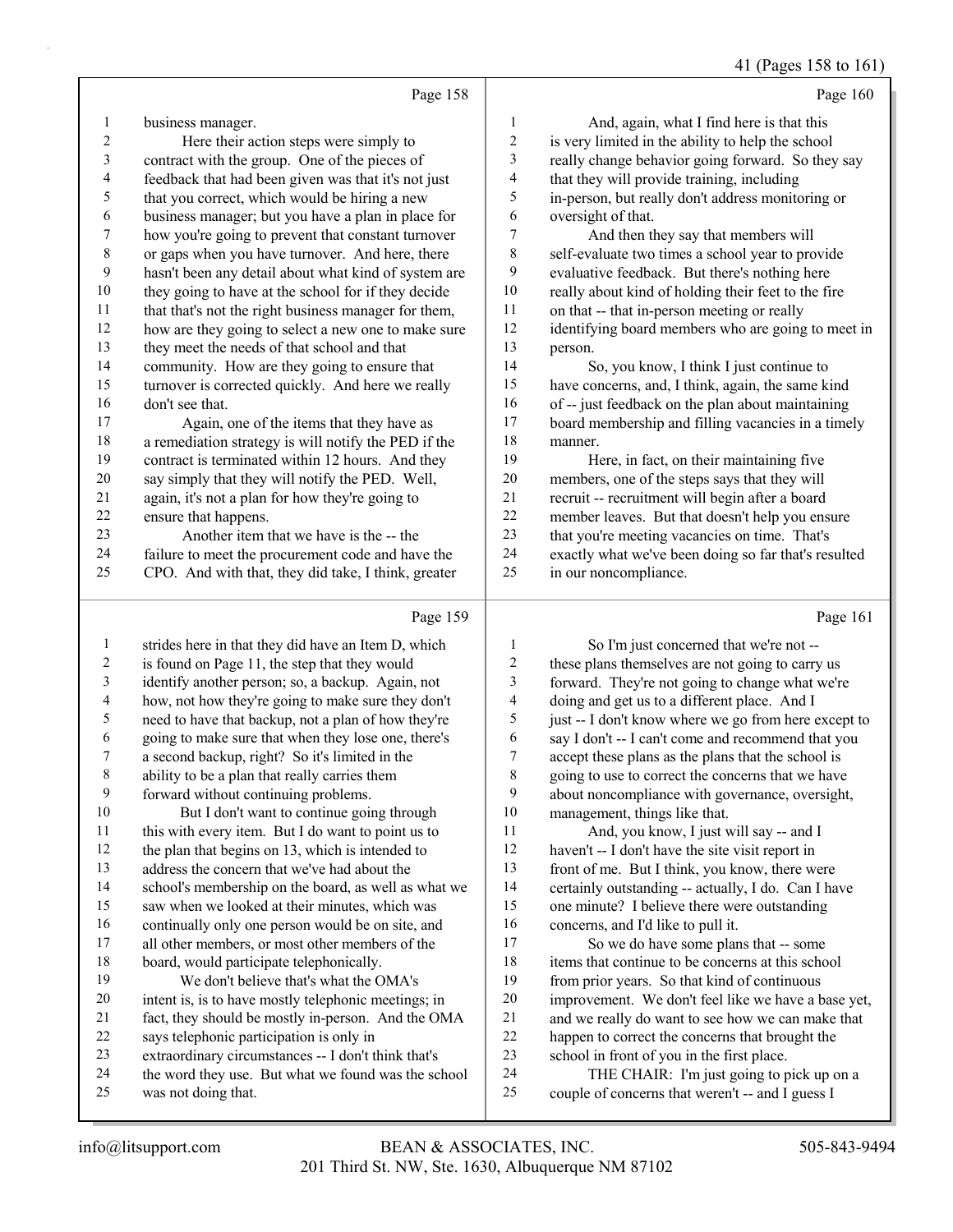Page 158

business manager.

Here their action steps were simply to contract with the group. One of the pieces of feedback that had been given was that it's not just that you correct, which would be hiring a new business manager; but you have a plan in place for how you're going to prevent that constant turnover or gaps when you have turnover. And here, there hasn't been any detail about what kind of system are they going to have at the school for if they decide that that's not the right business manager for them, how are they going to select a new one to make sure they meet the needs of that school and that community. How are they going to ensure that turnover is corrected quickly. And here we really don't see that.

Again, one of the items that they have as a remediation strategy is will notify the PED if the contract is terminated within 12 hours. And they say simply that they will notify the PED. Well, again, it's not a plan for how they're going to ensure that happens.

Another item that we have is the -- the failure to meet the procurement code and have the CPO. And with that, they did take, I think, greater

Page 159

strides here in that they did have an Item D, which is found on Page 11, the step that they would identify another person; so, a backup. Again, not how, not how they're going to make sure they don't need to have that backup, not a plan of how they're going to make sure that when they lose one, there's a second backup, right? So it's limited in the ability to be a plan that really carries them forward without continuing problems.

But I don't want to continue going through this with every item. But I do want to point us to the plan that begins on 13, which is intended to address the concern that we've had about the school's membership on the board, as well as what we saw when we looked at their minutes, which was continually only one person would be on site, and all other members, or most other members of the board, would participate telephonically.

We don't believe that's what the OMA's intent is, is to have mostly telephonic meetings; in fact, they should be mostly in-person. And the OMA says telephonic participation is only in extraordinary circumstances -- I don't think that's the word they use. But what we found was the school was not doing that.

Page 160

And, again, what I find here is that this is very limited in the ability to help the school really change behavior going forward. So they say that they will provide training, including in-person, but really don't address monitoring or oversight of that.

And then they say that members will self-evaluate two times a school year to provide evaluative feedback. But there's nothing here really about kind of holding their feet to the fire on that -- that in-person meeting or really identifying board members who are going to meet in person.

So, you know, I think I just continue to have concerns, and, I think, again, the same kind of -- just feedback on the plan about maintaining board membership and filling vacancies in a timely manner.

Here, in fact, on their maintaining five members, one of the steps says that they will recruit -- recruitment will begin after a board member leaves. But that doesn't help you ensure that you're meeting vacancies on time. That's exactly what we've been doing so far that's resulted in our noncompliance.

Page 161

So I'm just concerned that we're not -- these plans themselves are not going to carry us forward. They're not going to change what we're doing and get us to a different place. And I just -- I don't know where we go from here except to say I don't -- I can't come and recommend that you accept these plans as the plans that the school is going to use to correct the concerns that we have about noncompliance with governance, oversight, management, things like that.

And, you know, I just will say -- and I haven't -- I don't have the site visit report in front of me. But I think, you know, there were certainly outstanding -- actually, I do. Can I have one minute? I believe there were outstanding concerns, and I'd like to pull it.

So we do have some plans that -- some items that continue to be concerns at this school from prior years. So that kind of continuous improvement. We don't feel like we have a base yet, and we really do want to see how we can make that happen to correct the concerns that brought the school in front of you in the first place.

THE CHAIR: I'm just going to pick up on a couple of concerns that weren't -- and I guess I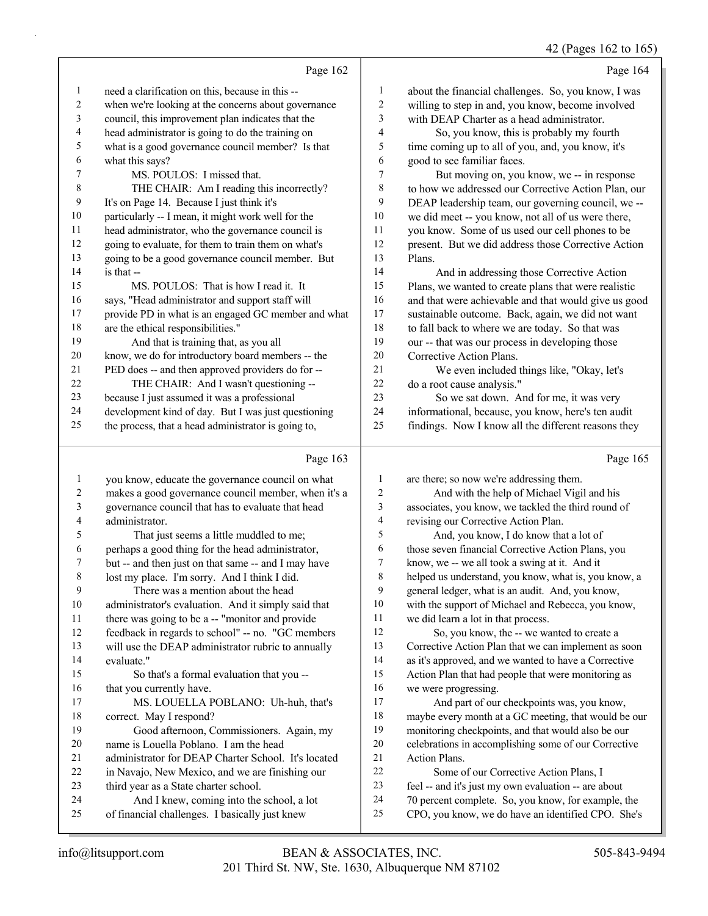## Page 162

1 need a clarification on this, because in this --
2 when we're looking at the concerns about governance
3 council, this improvement plan indicates that the
4 head administrator is going to do the training on
5 what is a good governance council member? Is that
6 what this says?
7 MS. POULOS: I missed that.
8 THE CHAIR: Am I reading this incorrectly?
9 It's on Page 14. Because I just think it's
10 particularly -- I mean, it might work well for the
11 head administrator, who the governance council is
12 going to evaluate, for them to train them on what's
13 going to be a good governance council member. But
14 is that --
15 MS. POULOS: That is how I read it. It
16 says, "Head administrator and support staff will
17 provide PD in what is an engaged GC member and what
18 are the ethical responsibilities."
19 And that is training that, as you all
20 know, we do for introductory board members -- the
21 PED does -- and then approved providers do for --
22 THE CHAIR: And I wasn't questioning --
23 because I just assumed it was a professional
24 development kind of day. But I was just questioning
25 the process, that a head administrator is going to,

## Page 163

1 you know, educate the governance council on what
2 makes a good governance council member, when it's a
3 governance council that has to evaluate that head
4 administrator.
5 That just seems a little muddled to me;
6 perhaps a good thing for the head administrator,
7 but -- and then just on that same -- and I may have
8 lost my place. I'm sorry. And I think I did.
9 There was a mention about the head
10 administrator's evaluation. And it simply said that
11 there was going to be a -- "monitor and provide
12 feedback in regards to school" -- no. "GC members
13 will use the DEAP administrator rubric to annually
14 evaluate."
15 So that's a formal evaluation that you --
16 that you currently have.
17 MS. LOUELLA POBLANO: Uh-huh, that's
18 correct. May I respond?
19 Good afternoon, Commissioners. Again, my
20 name is Louella Poblano. I am the head
21 administrator for DEAP Charter School. It's located
22 in Navajo, New Mexico, and we are finishing our
23 third year as a State charter school.
24 And I knew, coming into the school, a lot
25 of financial challenges. I basically just knew

## Page 164

1 about the financial challenges. So, you know, I was
2 willing to step in and, you know, become involved
3 with DEAP Charter as a head administrator.
4 So, you know, this is probably my fourth
5 time coming up to all of you, and, you know, it's
6 good to see familiar faces.
7 But moving on, you know, we -- in response
8 to how we addressed our Corrective Action Plan, our
9 DEAP leadership team, our governing council, we --
10 we did meet -- you know, not all of us were there,
11 you know. Some of us used our cell phones to be
12 present. But we did address those Corrective Action
13 Plans.
14 And in addressing those Corrective Action
15 Plans, we wanted to create plans that were realistic
16 and that were achievable and that would give us good
17 sustainable outcome. Back, again, we did not want
18 to fall back to where we are today. So that was
19 our -- that was our process in developing those
20 Corrective Action Plans.
21 We even included things like, "Okay, let's
22 do a root cause analysis."
23 So we sat down. And for me, it was very
24 informational, because, you know, here's ten audit
25 findings. Now I know all the different reasons they

## Page 165

1 are there; so now we're addressing them.
2 And with the help of Michael Vigil and his
3 associates, you know, we tackled the third round of
4 revising our Corrective Action Plan.
5 And, you know, I do know that a lot of
6 those seven financial Corrective Action Plans, you
7 know, we -- we all took a swing at it. And it
8 helped us understand, you know, what is, you know, a
9 general ledger, what is an audit. And, you know,
10 with the support of Michael and Rebecca, you know,
11 we did learn a lot in that process.
12 So, you know, the -- we wanted to create a
13 Corrective Action Plan that we can implement as soon
14 as it's approved, and we wanted to have a Corrective
15 Action Plan that had people that were monitoring as
16 we were progressing.
17 And part of our checkpoints was, you know,
18 maybe every month at a GC meeting, that would be our
19 monitoring checkpoints, and that would also be our
20 celebrations in accomplishing some of our Corrective
21 Action Plans.
22 Some of our Corrective Action Plans, I
23 feel -- and it's just my own evaluation -- are about
24 70 percent complete. So, you know, for example, the
25 CPO, you know, we do have an identified CPO. She's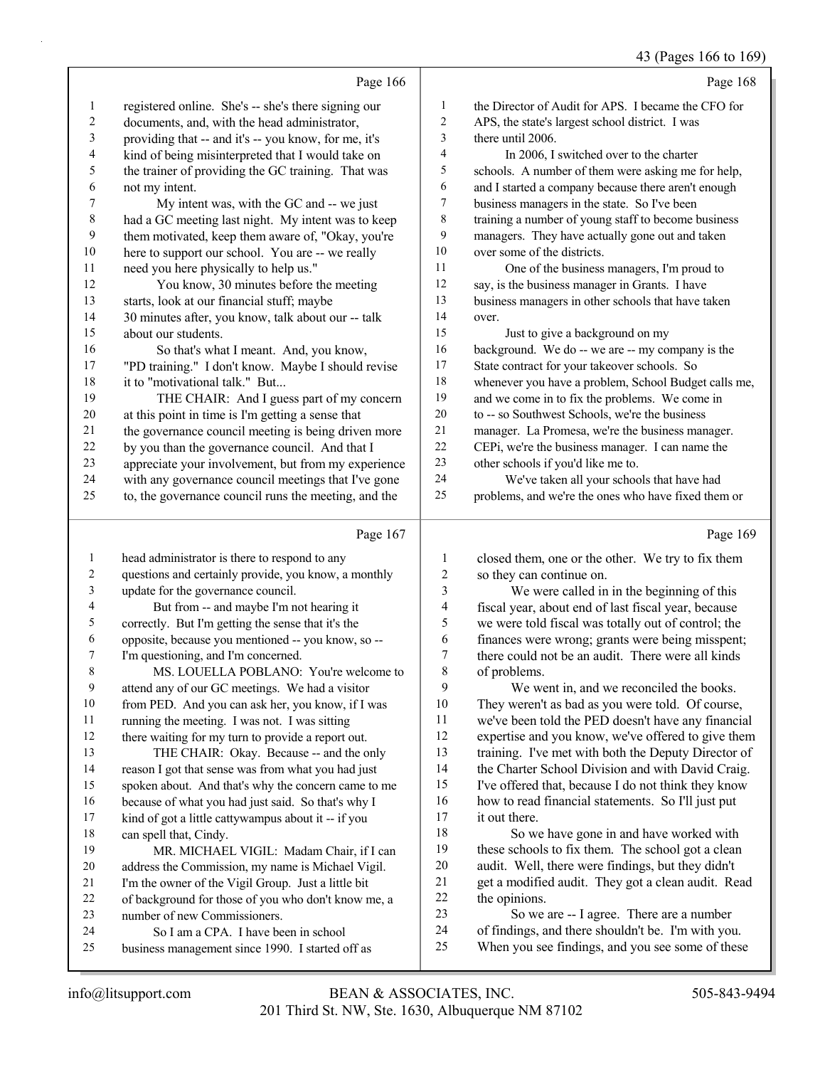Page 166

1 registered online. She's -- she's there signing our
2 documents, and, with the head administrator,
3 providing that -- and it's -- you know, for me, it's
4 kind of being misinterpreted that I would take on
5 the trainer of providing the GC training. That was
6 not my intent.
7 My intent was, with the GC and -- we just
8 had a GC meeting last night. My intent was to keep
9 them motivated, keep them aware of, "Okay, you're
10 here to support our school. You are -- we really
11 need you here physically to help us."
12 You know, 30 minutes before the meeting
13 starts, look at our financial stuff; maybe
14 30 minutes after, you know, talk about our -- talk
15 about our students.
16 So that's what I meant. And, you know,
17 "PD training." I don't know. Maybe I should revise
18 it to "motivational talk." But...
19 THE CHAIR: And I guess part of my concern
20 at this point in time is I'm getting a sense that
21 the governance council meeting is being driven more
22 by you than the governance council. And that I
23 appreciate your involvement, but from my experience
24 with any governance council meetings that I've gone
25 to, the governance council runs the meeting, and the

Page 167

1 head administrator is there to respond to any
2 questions and certainly provide, you know, a monthly
3 update for the governance council.
4 But from -- and maybe I'm not hearing it
5 correctly. But I'm getting the sense that it's the
6 opposite, because you mentioned -- you know, so --
7 I'm questioning, and I'm concerned.
8 MS. LOUELLA POBLANO: You're welcome to
9 attend any of our GC meetings. We had a visitor
10 from PED. And you can ask her, you know, if I was
11 running the meeting. I was not. I was sitting
12 there waiting for my turn to provide a report out.
13 THE CHAIR: Okay. Because -- and the only
14 reason I got that sense was from what you had just
15 spoken about. And that's why the concern came to me
16 because of what you had just said. So that's why I
17 kind of got a little cattywampus about it -- if you
18 can spell that, Cindy.
19 MR. MICHAEL VIGIL: Madam Chair, if I can
20 address the Commission, my name is Michael Vigil.
21 I'm the owner of the Vigil Group. Just a little bit
22 of background for those of you who don't know me, a
23 number of new Commissioners.
24 So I am a CPA. I have been in school
25 business management since 1990. I started off as

Page 168

1 the Director of Audit for APS. I became the CFO for
2 APS, the state's largest school district. I was
3 there until 2006.
4 In 2006, I switched over to the charter
5 schools. A number of them were asking me for help,
6 and I started a company because there aren't enough
7 business managers in the state. So I've been
8 training a number of young staff to become business
9 managers. They have actually gone out and taken
10 over some of the districts.
11 One of the business managers, I'm proud to
12 say, is the business manager in Grants. I have
13 business managers in other schools that have taken
14 over.
15 Just to give a background on my
16 background. We do -- we are -- my company is the
17 State contract for your takeover schools. So
18 whenever you have a problem, School Budget calls me,
19 and we come in to fix the problems. We come in
20 to -- so Southwest Schools, we're the business
21 manager. La Promesa, we're the business manager.
22 CEPi, we're the business manager. I can name the
23 other schools if you'd like me to.
24 We've taken all your schools that have had
25 problems, and we're the ones who have fixed them or

Page 169

1 closed them, one or the other. We try to fix them
2 so they can continue on.
3 We were called in in the beginning of this
4 fiscal year, about end of last fiscal year, because
5 we were told fiscal was totally out of control; the
6 finances were wrong; grants were being misspent;
7 there could not be an audit. There were all kinds
8 of problems.
9 We went in, and we reconciled the books.
10 They weren't as bad as you were told. Of course,
11 we've been told the PED doesn't have any financial
12 expertise and you know, we've offered to give them
13 training. I've met with both the Deputy Director of
14 the Charter School Division and with David Craig.
15 I've offered that, because I do not think they know
16 how to read financial statements. So I'll just put
17 it out there.
18 So we have gone in and have worked with
19 these schools to fix them. The school got a clean
20 audit. Well, there were findings, but they didn't
21 get a modified audit. They got a clean audit. Read
22 the opinions.
23 So we are -- I agree. There are a number
24 of findings, and there shouldn't be. I'm with you.
25 When you see findings, and you see some of these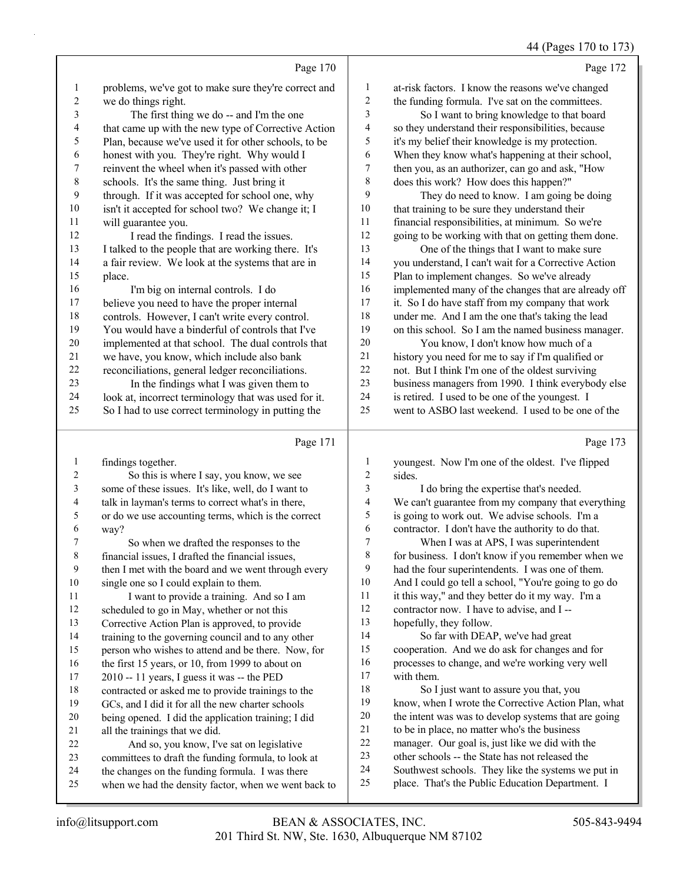Page 170

1 problems, we've got to make sure they're correct and
2 we do things right.
3 The first thing we do -- and I'm the one
4 that came up with the new type of Corrective Action
5 Plan, because we've used it for other schools, to be
6 honest with you. They're right. Why would I
7 reinvent the wheel when it's passed with other
8 schools. It's the same thing. Just bring it
9 through. If it was accepted for school one, why
10 isn't it accepted for school two? We change it; I
11 will guarantee you.
12 I read the findings. I read the issues.
13 I talked to the people that are working there. It's
14 a fair review. We look at the systems that are in
15 place.
16 I'm big on internal controls. I do
17 believe you need to have the proper internal
18 controls. However, I can't write every control.
19 You would have a binderful of controls that I've
20 implemented at that school. The dual controls that
21 we have, you know, which include also bank
22 reconciliations, general ledger reconciliations.
23 In the findings what I was given them to
24 look at, incorrect terminology that was used for it.
25 So I had to use correct terminology in putting the

Page 171

1 findings together.
2 So this is where I say, you know, we see
3 some of these issues. It's like, well, do I want to
4 talk in layman's terms to correct what's in there,
5 or do we use accounting terms, which is the correct
6 way?
7 So when we drafted the responses to the
8 financial issues, I drafted the financial issues,
9 then I met with the board and we went through every
10 single one so I could explain to them.
11 I want to provide a training. And so I am
12 scheduled to go in May, whether or not this
13 Corrective Action Plan is approved, to provide
14 training to the governing council and to any other
15 person who wishes to attend and be there. Now, for
16 the first 15 years, or 10, from 1999 to about on
17 2010 -- 11 years, I guess it was -- the PED
18 contracted or asked me to provide trainings to the
19 GCs, and I did it for all the new charter schools
20 being opened. I did the application training; I did
21 all the trainings that we did.
22 And so, you know, I've sat on legislative
23 committees to draft the funding formula, to look at
24 the changes on the funding formula. I was there
25 when we had the density factor, when we went back to

Page 172

1 at-risk factors. I know the reasons we've changed
2 the funding formula. I've sat on the committees.
3 So I want to bring knowledge to that board
4 so they understand their responsibilities, because
5 it's my belief their knowledge is my protection.
6 When they know what's happening at their school,
7 then you, as an authorizer, can go and ask, "How
8 does this work? How does this happen?"
9 They do need to know. I am going be doing
10 that training to be sure they understand their
11 financial responsibilities, at minimum. So we're
12 going to be working with that on getting them done.
13 One of the things that I want to make sure
14 you understand, I can't wait for a Corrective Action
15 Plan to implement changes. So we've already
16 implemented many of the changes that are already off
17 it. So I do have staff from my company that work
18 under me. And I am the one that's taking the lead
19 on this school. So I am the named business manager.
20 You know, I don't know how much of a
21 history you need for me to say if I'm qualified or
22 not. But I think I'm one of the oldest surviving
23 business managers from 1990. I think everybody else
24 is retired. I used to be one of the youngest. I
25 went to ASBO last weekend. I used to be one of the

Page 173

1 youngest. Now I'm one of the oldest. I've flipped
2 sides.
3 I do bring the expertise that's needed.
4 We can't guarantee from my company that everything
5 is going to work out. We advise schools. I'm a
6 contractor. I don't have the authority to do that.
7 When I was at APS, I was superintendent
8 for business. I don't know if you remember when we
9 had the four superintendents. I was one of them.
10 And I could go tell a school, "You're going to go do
11 it this way," and they better do it my way. I'm a
12 contractor now. I have to advise, and I --
13 hopefully, they follow.
14 So far with DEAP, we've had great
15 cooperation. And we do ask for changes and for
16 processes to change, and we're working very well
17 with them.
18 So I just want to assure you that, you
19 know, when I wrote the Corrective Action Plan, what
20 the intent was was to develop systems that are going
21 to be in place, no matter who's the business
22 manager. Our goal is, just like we did with the
23 other schools -- the State has not released the
24 Southwest schools. They like the systems we put in
25 place. That's the Public Education Department. I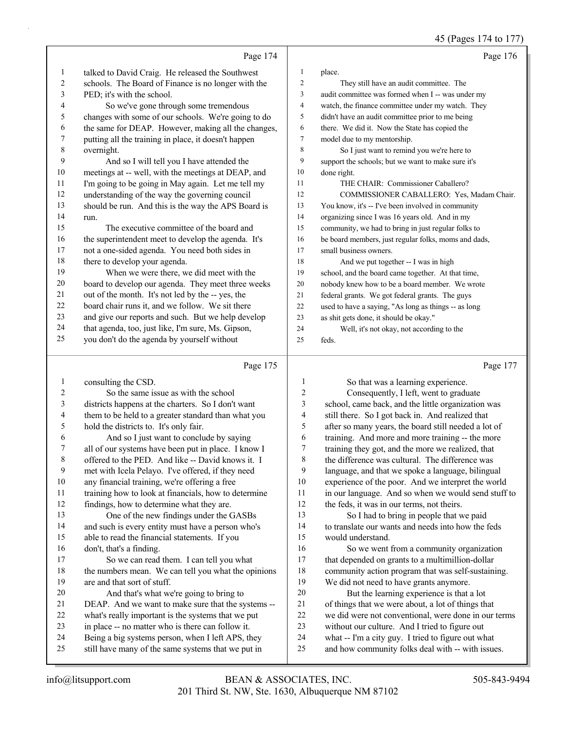Page 174

talked to David Craig. He released the Southwest schools. The Board of Finance is no longer with the PED; it's with the school.

So we've gone through some tremendous changes with some of our schools. We're going to do the same for DEAP. However, making all the changes, putting all the training in place, it doesn't happen overnight.

And so I will tell you I have attended the meetings at -- well, with the meetings at DEAP, and I'm going to be going in May again. Let me tell my understanding of the way the governing council should be run. And this is the way the APS Board is run.

The executive committee of the board and the superintendent meet to develop the agenda. It's not a one-sided agenda. You need both sides in there to develop your agenda.

When we were there, we did meet with the board to develop our agenda. They meet three weeks out of the month. It's not led by the -- yes, the board chair runs it, and we follow. We sit there and give our reports and such. But we help develop that agenda, too, just like, I'm sure, Ms. Gipson, you don't do the agenda by yourself without

Page 175

consulting the CSD.

So the same issue as with the school districts happens at the charters. So I don't want them to be held to a greater standard than what you hold the districts to. It's only fair.

And so I just want to conclude by saying all of our systems have been put in place. I know I offered to the PED. And like -- David knows it. I met with Icela Pelayo. I've offered, if they need any financial training, we're offering a free training how to look at financials, how to determine findings, how to determine what they are.

One of the new findings under the GASBs and such is every entity must have a person who's able to read the financial statements. If you don't, that's a finding.

So we can read them. I can tell you what the numbers mean. We can tell you what the opinions are and that sort of stuff.

And that's what we're going to bring to DEAP. And we want to make sure that the systems -- what's really important is the systems that we put in place -- no matter who is there can follow it. Being a big systems person, when I left APS, they still have many of the same systems that we put in

Page 176

place.

They still have an audit committee. The audit committee was formed when I -- was under my watch, the finance committee under my watch. They didn't have an audit committee prior to me being there. We did it. Now the State has copied the model due to my mentorship.

So I just want to remind you we're here to support the schools; but we want to make sure it's done right.

THE CHAIR: Commissioner Caballero?

COMMISSIONER CABALLERO: Yes, Madam Chair. You know, it's -- I've been involved in community organizing since I was 16 years old. And in my community, we had to bring in just regular folks to be board members, just regular folks, moms and dads, small business owners.

And we put together -- I was in high school, and the board came together. At that time, nobody knew how to be a board member. We wrote federal grants. We got federal grants. The guys used to have a saying, "As long as things -- as long as shit gets done, it should be okay."

Well, it's not okay, not according to the feds.

Page 177

So that was a learning experience.

Consequently, I left, went to graduate school, came back, and the little organization was still there. So I got back in. And realized that after so many years, the board still needed a lot of training. And more and more training -- the more training they got, and the more we realized, that the difference was cultural. The difference was language, and that we spoke a language, bilingual experience of the poor. And we interpret the world in our language. And so when we would send stuff to the feds, it was in our terms, not theirs.

So I had to bring in people that we paid to translate our wants and needs into how the feds would understand.

So we went from a community organization that depended on grants to a multimillion-dollar community action program that was self-sustaining. We did not need to have grants anymore.

But the learning experience is that a lot of things that we were about, a lot of things that we did were not conventional, were done in our terms without our culture. And I tried to figure out what -- I'm a city guy. I tried to figure out what and how community folks deal with -- with issues.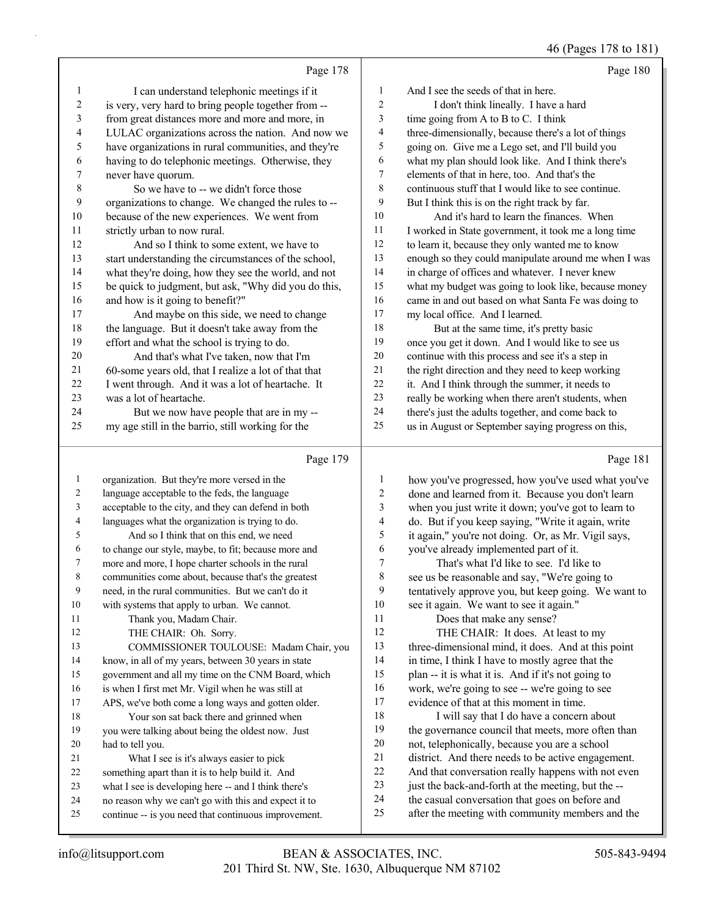Page 178

1 I can understand telephonic meetings if it
2 is very, very hard to bring people together from --
3 from great distances more and more and more, in
4 LULAC organizations across the nation. And now we
5 have organizations in rural communities, and they're
6 having to do telephonic meetings. Otherwise, they
7 never have quorum.
8 So we have to -- we didn't force those
9 organizations to change. We changed the rules to --
10 because of the new experiences. We went from
11 strictly urban to now rural.
12 And so I think to some extent, we have to
13 start understanding the circumstances of the school,
14 what they're doing, how they see the world, and not
15 be quick to judgment, but ask, "Why did you do this,
16 and how is it going to benefit?"
17 And maybe on this side, we need to change
18 the language. But it doesn't take away from the
19 effort and what the school is trying to do.
20 And that's what I've taken, now that I'm
21 60-some years old, that I realize a lot of that that
22 I went through. And it was a lot of heartache. It
23 was a lot of heartache.
24 But we now have people that are in my --
25 my age still in the barrio, still working for the

Page 179

1 organization. But they're more versed in the
2 language acceptable to the feds, the language
3 acceptable to the city, and they can defend in both
4 languages what the organization is trying to do.
5 And so I think that on this end, we need
6 to change our style, maybe, to fit; because more and
7 more, I hope charter schools in the rural
8 communities come about, because that's the greatest
9 need, in the rural communities. But we can't do it
10 with systems that apply to urban. We cannot.
11 Thank you, Madam Chair.
12 THE CHAIR: Oh. Sorry.
13 COMMISSIONER TOULOUSE: Madam Chair, you
14 know, in all of my years, between 30 years in state
15 government and all my time on the CNM Board, which
16 is when I first met Mr. Vigil when he was still at
17 APS, we've both come a long ways and gotten older.
18 Your son sat back there and grinned when
19 you were talking about being the oldest now. Just
20 had to tell you.
21 What I see is it's always easier to pick
22 something apart than it is to help build it. And
23 what I see is developing here -- and I think there's
24 no reason why we can't go with this and expect it to
25 continue -- is you need that continuous improvement.

Page 180

1 And I see the seeds of that in here.
2 I don't think lineally. I have a hard
3 time going from A to B to C. I think
4 three-dimensionally, because there's a lot of things
5 going on. Give me a Lego set, and I'll build you
6 what my plan should look like. And I think there's
7 elements of that in here, too. And that's the
8 continuous stuff that I would like to see continue.
9 But I think this is on the right track by far.
10 And it's hard to learn the finances. When
11 I worked in State government, it took me a long time
12 to learn it, because they only wanted me to know
13 enough so they could manipulate around me when I was
14 in charge of offices and whatever. I never knew
15 what my budget was going to look like, because money
16 came in and out based on what Santa Fe was doing to
17 my local office. And I learned.
18 But at the same time, it's pretty basic
19 once you get it down. And I would like to see us
20 continue with this process and see it's a step in
21 the right direction and they need to keep working
22 it. And I think through the summer, it needs to
23 really be working when there aren't students, when
24 there's just the adults together, and come back to
25 us in August or September saying progress on this,

Page 181

1 how you've progressed, how you've used what you've
2 done and learned from it. Because you don't learn
3 when you just write it down; you've got to learn to
4 do. But if you keep saying, "Write it again, write
5 it again," you're not doing. Or, as Mr. Vigil says,
6 you've already implemented part of it.
7 That's what I'd like to see. I'd like to
8 see us be reasonable and say, "We're going to
9 tentatively approve you, but keep going. We want to
10 see it again. We want to see it again."
11 Does that make any sense?
12 THE CHAIR: It does. At least to my
13 three-dimensional mind, it does. And at this point
14 in time, I think I have to mostly agree that the
15 plan -- it is what it is. And if it's not going to
16 work, we're going to see -- we're going to see
17 evidence of that at this moment in time.
18 I will say that I do have a concern about
19 the governance council that meets, more often than
20 not, telephonically, because you are a school
21 district. And there needs to be active engagement.
22 And that conversation really happens with not even
23 just the back-and-forth at the meeting, but the --
24 the casual conversation that goes on before and
25 after the meeting with community members and the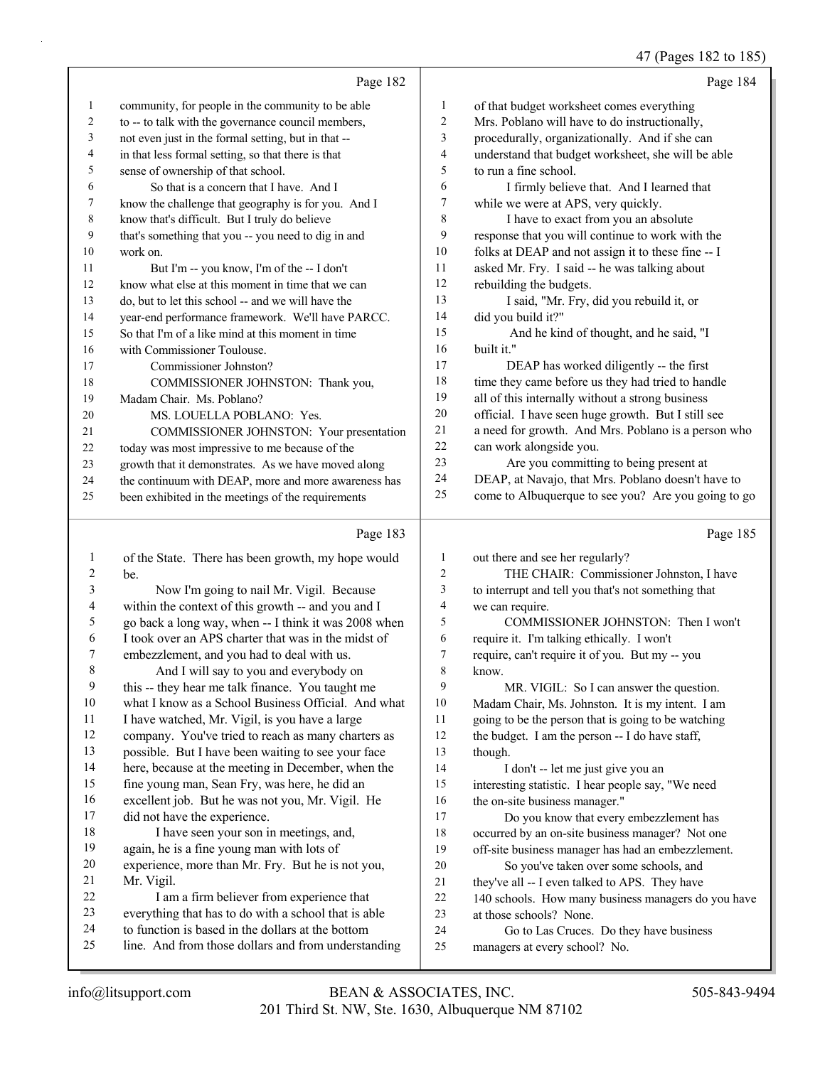Page 182

community, for people in the community to be able to -- to talk with the governance council members, not even just in the formal setting, but in that -- in that less formal setting, so that there is that sense of ownership of that school.

So that is a concern that I have. And I know the challenge that geography is for you. And I know that's difficult. But I truly do believe that's something that you -- you need to dig in and work on.

But I'm -- you know, I'm of the -- I don't know what else at this moment in time that we can do, but to let this school -- and we will have the year-end performance framework. We'll have PARCC. So that I'm of a like mind at this moment in time with Commissioner Toulouse.

Commissioner Johnston?

COMMISSIONER JOHNSTON: Thank you, Madam Chair. Ms. Poblano?

MS. LOUELLA POBLANO: Yes.

COMMISSIONER JOHNSTON: Your presentation today was most impressive to me because of the growth that it demonstrates. As we have moved along the continuum with DEAP, more and more awareness has been exhibited in the meetings of the requirements

Page 183

of the State. There has been growth, my hope would be.

Now I'm going to nail Mr. Vigil. Because within the context of this growth -- and you and I go back a long way, when -- I think it was 2008 when I took over an APS charter that was in the midst of embezzlement, and you had to deal with us.

And I will say to you and everybody on this -- they hear me talk finance. You taught me what I know as a School Business Official. And what I have watched, Mr. Vigil, is you have a large company. You've tried to reach as many charters as possible. But I have been waiting to see your face here, because at the meeting in December, when the fine young man, Sean Fry, was here, he did an excellent job. But he was not you, Mr. Vigil. He did not have the experience.

I have seen your son in meetings, and, again, he is a fine young man with lots of experience, more than Mr. Fry. But he is not you, Mr. Vigil.

I am a firm believer from experience that everything that has to do with a school that is able to function is based in the dollars at the bottom line. And from those dollars and from understanding

Page 184

of that budget worksheet comes everything Mrs. Poblano will have to do instructionally, procedurally, organizationally. And if she can understand that budget worksheet, she will be able to run a fine school.

I firmly believe that. And I learned that while we were at APS, very quickly.

I have to exact from you an absolute response that you will continue to work with the folks at DEAP and not assign it to these fine -- I asked Mr. Fry. I said -- he was talking about rebuilding the budgets.

I said, "Mr. Fry, did you rebuild it, or did you build it?"

And he kind of thought, and he said, "I built it."

DEAP has worked diligently -- the first time they came before us they had tried to handle all of this internally without a strong business official. I have seen huge growth. But I still see a need for growth. And Mrs. Poblano is a person who can work alongside you.

Are you committing to being present at DEAP, at Navajo, that Mrs. Poblano doesn't have to come to Albuquerque to see you? Are you going to go

Page 185

out there and see her regularly?

THE CHAIR: Commissioner Johnston, I have to interrupt and tell you that's not something that we can require.

COMMISSIONER JOHNSTON: Then I won't require it. I'm talking ethically. I won't require, can't require it of you. But my -- you know.

MR. VIGIL: So I can answer the question. Madam Chair, Ms. Johnston. It is my intent. I am going to be the person that is going to be watching the budget. I am the person -- I do have staff, though.

I don't -- let me just give you an interesting statistic. I hear people say, "We need the on-site business manager."

Do you know that every embezzlement has occurred by an on-site business manager? Not one off-site business manager has had an embezzlement.

So you've taken over some schools, and they've all -- I even talked to APS. They have 140 schools. How many business managers do you have at those schools? None.

Go to Las Cruces. Do they have business managers at every school? No.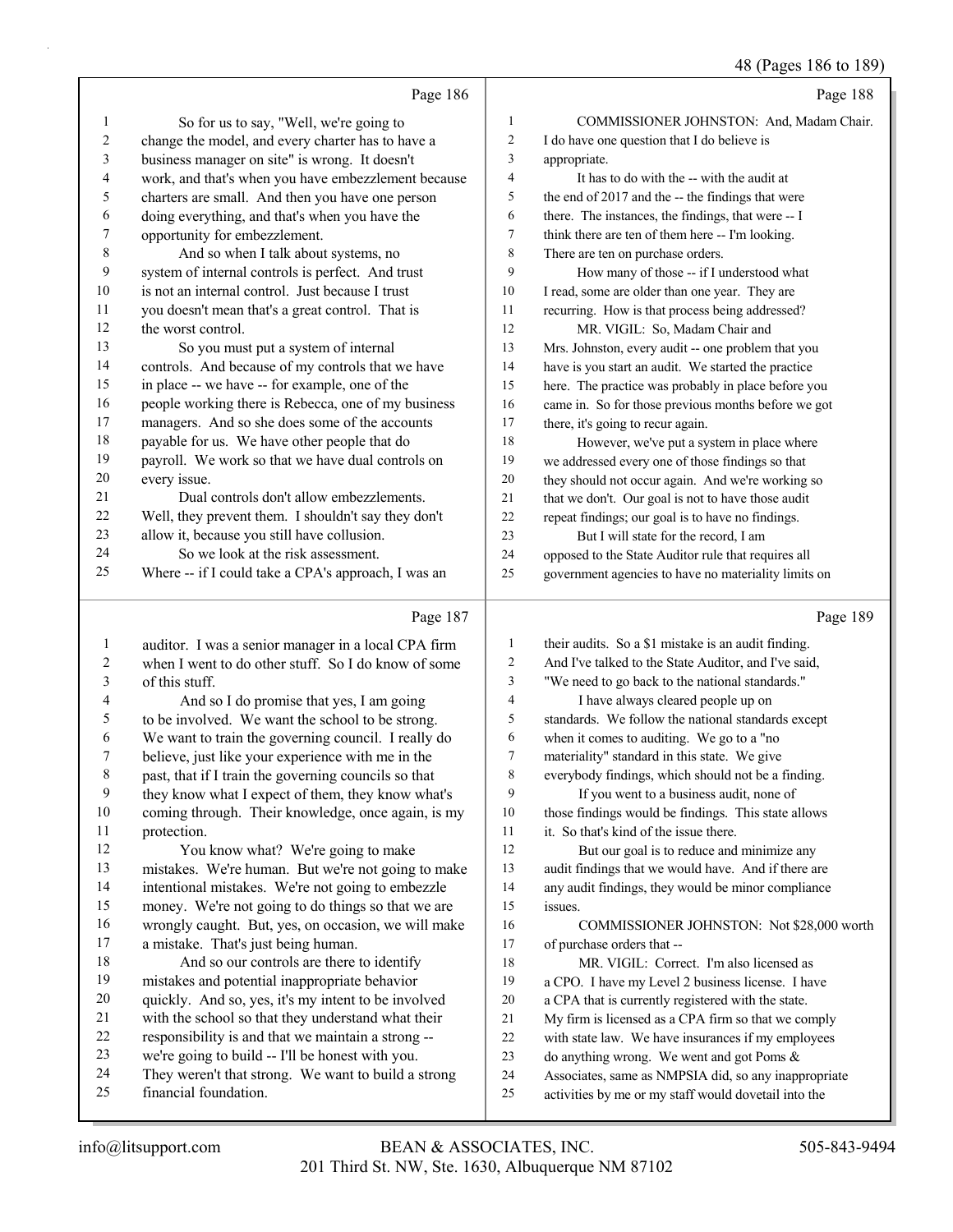48 (Pages 186 to 189)

Page 186

1 So for us to say, "Well, we're going to
2 change the model, and every charter has to have a
3 business manager on site" is wrong. It doesn't
4 work, and that's when you have embezzlement because
5 charters are small. And then you have one person
6 doing everything, and that's when you have the
7 opportunity for embezzlement.
8 And so when I talk about systems, no
9 system of internal controls is perfect. And trust
10 is not an internal control. Just because I trust
11 you doesn't mean that's a great control. That is
12 the worst control.
13 So you must put a system of internal
14 controls. And because of my controls that we have
15 in place -- we have -- for example, one of the
16 people working there is Rebecca, one of my business
17 managers. And so she does some of the accounts
18 payable for us. We have other people that do
19 payroll. We work so that we have dual controls on
20 every issue.
21 Dual controls don't allow embezzlements.
22 Well, they prevent them. I shouldn't say they don't
23 allow it, because you still have collusion.
24 So we look at the risk assessment.
25 Where -- if I could take a CPA's approach, I was an

Page 187

1 auditor. I was a senior manager in a local CPA firm
2 when I went to do other stuff. So I do know of some
3 of this stuff.
4 And so I do promise that yes, I am going
5 to be involved. We want the school to be strong.
6 We want to train the governing council. I really do
7 believe, just like your experience with me in the
8 past, that if I train the governing councils so that
9 they know what I expect of them, they know what's
10 coming through. Their knowledge, once again, is my
11 protection.
12 You know what? We're going to make
13 mistakes. We're human. But we're not going to make
14 intentional mistakes. We're not going to embezzle
15 money. We're not going to do things so that we are
16 wrongly caught. But, yes, on occasion, we will make
17 a mistake. That's just being human.
18 And so our controls are there to identify
19 mistakes and potential inappropriate behavior
20 quickly. And so, yes, it's my intent to be involved
21 with the school so that they understand what their
22 responsibility is and that we maintain a strong --
23 we're going to build -- I'll be honest with you.
24 They weren't that strong. We want to build a strong
25 financial foundation.

Page 188

1 COMMISSIONER JOHNSTON: And, Madam Chair.
2 I do have one question that I do believe is
3 appropriate.
4 It has to do with the -- with the audit at
5 the end of 2017 and the -- the findings that were
6 there. The instances, the findings, that were -- I
7 think there are ten of them here -- I'm looking.
8 There are ten on purchase orders.
9 How many of those -- if I understood what
10 I read, some are older than one year. They are
11 recurring. How is that process being addressed?
12 MR. VIGIL: So, Madam Chair and
13 Mrs. Johnston, every audit -- one problem that you
14 have is you start an audit. We started the practice
15 here. The practice was probably in place before you
16 came in. So for those previous months before we got
17 there, it's going to recur again.
18 However, we've put a system in place where
19 we addressed every one of those findings so that
20 they should not occur again. And we're working so
21 that we don't. Our goal is not to have those audit
22 repeat findings; our goal is to have no findings.
23 But I will state for the record, I am
24 opposed to the State Auditor rule that requires all
25 government agencies to have no materiality limits on

Page 189

1 their audits. So a $1 mistake is an audit finding.
2 And I've talked to the State Auditor, and I've said,
3 "We need to go back to the national standards."
4 I have always cleared people up on
5 standards. We follow the national standards except
6 when it comes to auditing. We go to a "no
7 materiality" standard in this state. We give
8 everybody findings, which should not be a finding.
9 If you went to a business audit, none of
10 those findings would be findings. This state allows
11 it. So that's kind of the issue there.
12 But our goal is to reduce and minimize any
13 audit findings that we would have. And if there are
14 any audit findings, they would be minor compliance
15 issues.
16 COMMISSIONER JOHNSTON: Not $28,000 worth
17 of purchase orders that --
18 MR. VIGIL: Correct. I'm also licensed as
19 a CPO. I have my Level 2 business license. I have
20 a CPA that is currently registered with the state.
21 My firm is licensed as a CPA firm so that we comply
22 with state law. We have insurances if my employees
23 do anything wrong. We went and got Poms &
24 Associates, same as NMPSIA did, so any inappropriate
25 activities by me or my staff would dovetail into the

info@litsupport.com BEAN & ASSOCIATES, INC. 505-843-9494
201 Third St. NW, Ste. 1630, Albuquerque NM 87102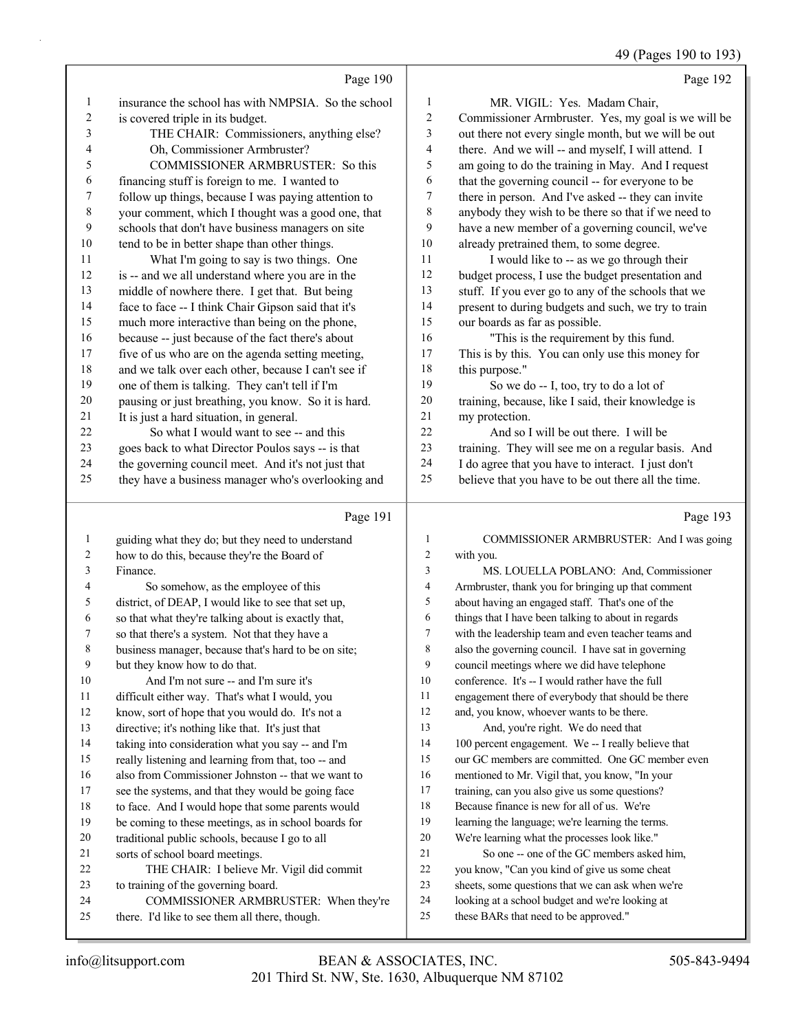Page 190

insurance the school has with NMPSIA. So the school is covered triple in its budget.

THE CHAIR: Commissioners, anything else? Oh, Commissioner Armbruster?

COMMISSIONER ARMBRUSTER: So this financing stuff is foreign to me. I wanted to follow up things, because I was paying attention to your comment, which I thought was a good one, that schools that don't have business managers on site tend to be in better shape than other things.

What I'm going to say is two things. One is -- and we all understand where you are in the middle of nowhere there. I get that. But being face to face -- I think Chair Gipson said that it's much more interactive than being on the phone, because -- just because of the fact there's about five of us who are on the agenda setting meeting, and we talk over each other, because I can't see if one of them is talking. They can't tell if I'm pausing or just breathing, you know. So it is hard. It is just a hard situation, in general.

So what I would want to see -- and this goes back to what Director Poulos says -- is that the governing council meet. And it's not just that they have a business manager who's overlooking and

Page 191

guiding what they do; but they need to understand how to do this, because they're the Board of Finance.

So somehow, as the employee of this district, of DEAP, I would like to see that set up, so that what they're talking about is exactly that, so that there's a system. Not that they have a business manager, because that's hard to be on site; but they know how to do that.

And I'm not sure -- and I'm sure it's difficult either way. That's what I would, you know, sort of hope that you would do. It's not a directive; it's nothing like that. It's just that taking into consideration what you say -- and I'm really listening and learning from that, too -- and also from Commissioner Johnston -- that we want to see the systems, and that they would be going face to face. And I would hope that some parents would be coming to these meetings, as in school boards for traditional public schools, because I go to all sorts of school board meetings.

THE CHAIR: I believe Mr. Vigil did commit to training of the governing board.

COMMISSIONER ARMBRUSTER: When they're there. I'd like to see them all there, though.

Page 192

MR. VIGIL: Yes. Madam Chair, Commissioner Armbruster. Yes, my goal is we will be out there not every single month, but we will be out there. And we will -- and myself, I will attend. I am going to do the training in May. And I request that the governing council -- for everyone to be there in person. And I've asked -- they can invite anybody they wish to be there so that if we need to have a new member of a governing council, we've already pretrained them, to some degree.

I would like to -- as we go through their budget process, I use the budget presentation and stuff. If you ever go to any of the schools that we present to during budgets and such, we try to train our boards as far as possible.

"This is the requirement by this fund. This is by this. You can only use this money for this purpose."

So we do -- I, too, try to do a lot of training, because, like I said, their knowledge is my protection.

And so I will be out there. I will be training. They will see me on a regular basis. And I do agree that you have to interact. I just don't believe that you have to be out there all the time.

Page 193

COMMISSIONER ARMBRUSTER: And I was going with you.

MS. LOUELLA POBLANO: And, Commissioner Armbruster, thank you for bringing up that comment about having an engaged staff. That's one of the things that I have been talking to about in regards with the leadership team and even teacher teams and also the governing council. I have sat in governing council meetings where we did have telephone conference. It's -- I would rather have the full engagement there of everybody that should be there and, you know, whoever wants to be there.

And, you're right. We do need that 100 percent engagement. We -- I really believe that our GC members are committed. One GC member even mentioned to Mr. Vigil that, you know, "In your training, can you also give us some questions? Because finance is new for all of us. We're learning the language; we're learning the terms. We're learning what the processes look like."

So one -- one of the GC members asked him, you know, "Can you kind of give us some cheat sheets, some questions that we can ask when we're looking at a school budget and we're looking at these BARs that need to be approved."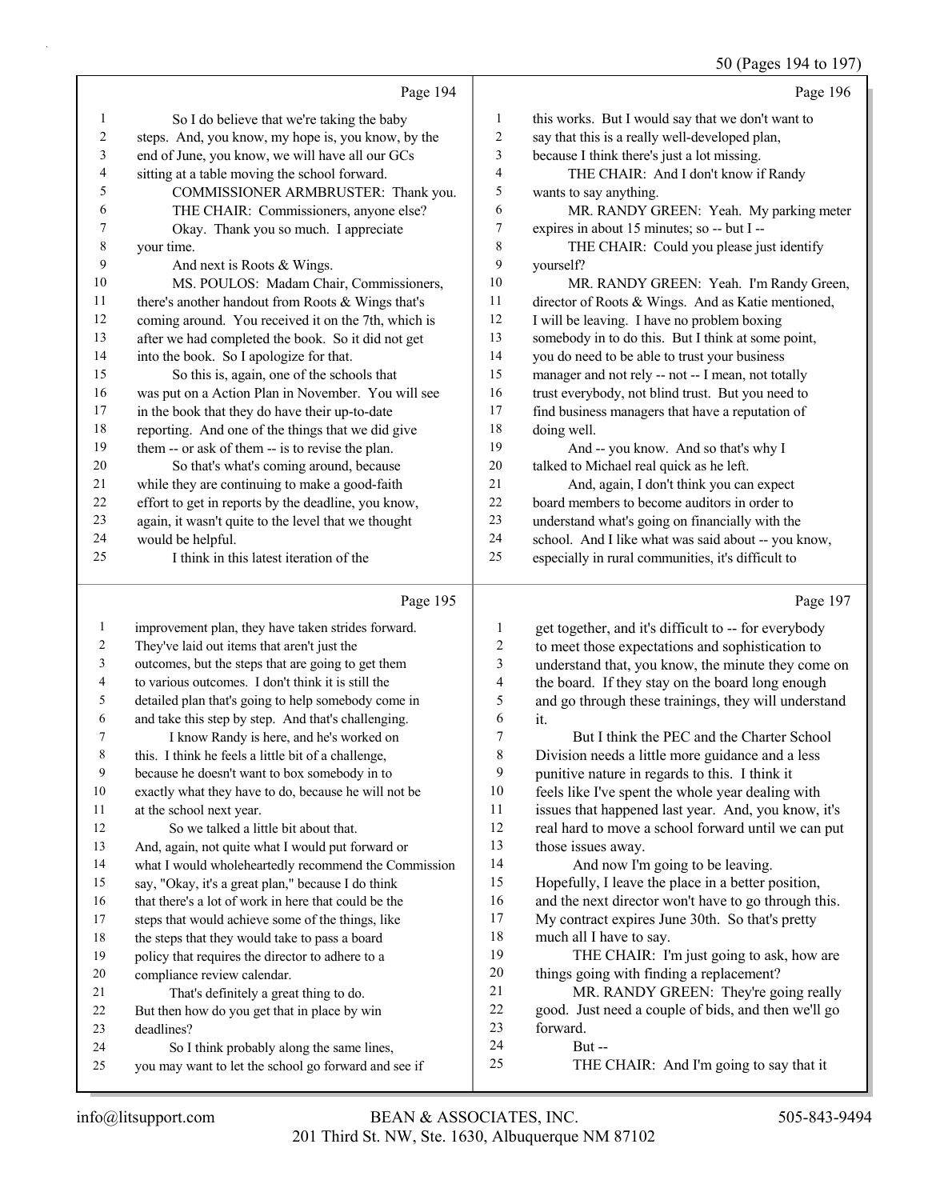Page 194

1 So I do believe that we're taking the baby
2 steps. And, you know, my hope is, you know, by the
3 end of June, you know, we will have all our GCs
4 sitting at a table moving the school forward.
5 COMMISSIONER ARMBRUSTER: Thank you.
6 THE CHAIR: Commissioners, anyone else?
7 Okay. Thank you so much. I appreciate
8 your time.
9 And next is Roots & Wings.
10 MS. POULOS: Madam Chair, Commissioners,
11 there's another handout from Roots & Wings that's
12 coming around. You received it on the 7th, which is
13 after we had completed the book. So it did not get
14 into the book. So I apologize for that.
15 So this is, again, one of the schools that
16 was put on a Action Plan in November. You will see
17 in the book that they do have their up-to-date
18 reporting. And one of the things that we did give
19 them -- or ask of them -- is to revise the plan.
20 So that's what's coming around, because
21 while they are continuing to make a good-faith
22 effort to get in reports by the deadline, you know,
23 again, it wasn't quite to the level that we thought
24 would be helpful.
25 I think in this latest iteration of the

Page 195

1 improvement plan, they have taken strides forward.
2 They've laid out items that aren't just the
3 outcomes, but the steps that are going to get them
4 to various outcomes. I don't think it is still the
5 detailed plan that's going to help somebody come in
6 and take this step by step. And that's challenging.
7 I know Randy is here, and he's worked on
8 this. I think he feels a little bit of a challenge,
9 because he doesn't want to box somebody in to
10 exactly what they have to do, because he will not be
11 at the school next year.
12 So we talked a little bit about that.
13 And, again, not quite what I would put forward or
14 what I would wholeheartedly recommend the Commission
15 say, "Okay, it's a great plan," because I do think
16 that there's a lot of work in here that could be the
17 steps that would achieve some of the things, like
18 the steps that they would take to pass a board
19 policy that requires the director to adhere to a
20 compliance review calendar.
21 That's definitely a great thing to do.
22 But then how do you get that in place by win
23 deadlines?
24 So I think probably along the same lines,
25 you may want to let the school go forward and see if

Page 196

1 this works. But I would say that we don't want to
2 say that this is a really well-developed plan,
3 because I think there's just a lot missing.
4 THE CHAIR: And I don't know if Randy
5 wants to say anything.
6 MR. RANDY GREEN: Yeah. My parking meter
7 expires in about 15 minutes; so -- but I --
8 THE CHAIR: Could you please just identify
9 yourself?
10 MR. RANDY GREEN: Yeah. I'm Randy Green,
11 director of Roots & Wings. And as Katie mentioned,
12 I will be leaving. I have no problem boxing
13 somebody in to do this. But I think at some point,
14 you do need to be able to trust your business
15 manager and not rely -- not -- I mean, not totally
16 trust everybody, not blind trust. But you need to
17 find business managers that have a reputation of
18 doing well.
19 And -- you know. And so that's why I
20 talked to Michael real quick as he left.
21 And, again, I don't think you can expect
22 board members to become auditors in order to
23 understand what's going on financially with the
24 school. And I like what was said about -- you know,
25 especially in rural communities, it's difficult to

Page 197

1 get together, and it's difficult to -- for everybody
2 to meet those expectations and sophistication to
3 understand that, you know, the minute they come on
4 the board. If they stay on the board long enough
5 and go through these trainings, they will understand
6 it.
7 But I think the PEC and the Charter School
8 Division needs a little more guidance and a less
9 punitive nature in regards to this. I think it
10 feels like I've spent the whole year dealing with
11 issues that happened last year. And, you know, it's
12 real hard to move a school forward until we can put
13 those issues away.
14 And now I'm going to be leaving.
15 Hopefully, I leave the place in a better position,
16 and the next director won't have to go through this.
17 My contract expires June 30th. So that's pretty
18 much all I have to say.
19 THE CHAIR: I'm just going to ask, how are
20 things going with finding a replacement?
21 MR. RANDY GREEN: They're going really
22 good. Just need a couple of bids, and then we'll go
23 forward.
24 But --
25 THE CHAIR: And I'm going to say that it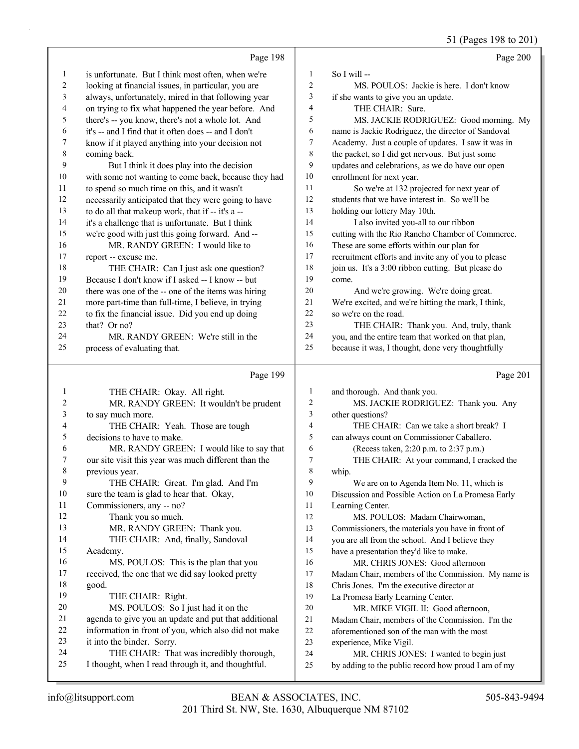51 (Pages 198 to 201)

Page 198

1 is unfortunate. But I think most often, when we're
2 looking at financial issues, in particular, you are
3 always, unfortunately, mired in that following year
4 on trying to fix what happened the year before. And
5 there's -- you know, there's not a whole lot. And
6 it's -- and I find that it often does -- and I don't
7 know if it played anything into your decision not
8 coming back.
9 But I think it does play into the decision
10 with some not wanting to come back, because they had
11 to spend so much time on this, and it wasn't
12 necessarily anticipated that they were going to have
13 to do all that makeup work, that if -- it's a --
14 it's a challenge that is unfortunate. But I think
15 we're good with just this going forward. And --
16 MR. RANDY GREEN: I would like to
17 report -- excuse me.
18 THE CHAIR: Can I just ask one question?
19 Because I don't know if I asked -- I know -- but
20 there was one of the -- one of the items was hiring
21 more part-time than full-time, I believe, in trying
22 to fix the financial issue. Did you end up doing
23 that? Or no?
24 MR. RANDY GREEN: We're still in the
25 process of evaluating that.

Page 199

1 THE CHAIR: Okay. All right.
2 MR. RANDY GREEN: It wouldn't be prudent
3 to say much more.
4 THE CHAIR: Yeah. Those are tough
5 decisions to have to make.
6 MR. RANDY GREEN: I would like to say that
7 our site visit this year was much different than the
8 previous year.
9 THE CHAIR: Great. I'm glad. And I'm
10 sure the team is glad to hear that. Okay,
11 Commissioners, any -- no?
12 Thank you so much.
13 MR. RANDY GREEN: Thank you.
14 THE CHAIR: And, finally, Sandoval
15 Academy.
16 MS. POULOS: This is the plan that you
17 received, the one that we did say looked pretty
18 good.
19 THE CHAIR: Right.
20 MS. POULOS: So I just had it on the
21 agenda to give you an update and put that additional
22 information in front of you, which also did not make
23 it into the binder. Sorry.
24 THE CHAIR: That was incredibly thorough,
25 I thought, when I read through it, and thoughtful.

Page 200

1 So I will --
2 MS. POULOS: Jackie is here. I don't know
3 if she wants to give you an update.
4 THE CHAIR: Sure.
5 MS. JACKIE RODRIGUEZ: Good morning. My
6 name is Jackie Rodriguez, the director of Sandoval
7 Academy. Just a couple of updates. I saw it was in
8 the packet, so I did get nervous. But just some
9 updates and celebrations, as we do have our open
10 enrollment for next year.
11 So we're at 132 projected for next year of
12 students that we have interest in. So we'll be
13 holding our lottery May 10th.
14 I also invited you-all to our ribbon
15 cutting with the Rio Rancho Chamber of Commerce.
16 These are some efforts within our plan for
17 recruitment efforts and invite any of you to please
18 join us. It's a 3:00 ribbon cutting. But please do
19 come.
20 And we're growing. We're doing great.
21 We're excited, and we're hitting the mark, I think,
22 so we're on the road.
23 THE CHAIR: Thank you. And, truly, thank
24 you, and the entire team that worked on that plan,
25 because it was, I thought, done very thoughtfully

Page 201

1 and thorough. And thank you.
2 MS. JACKIE RODRIGUEZ: Thank you. Any
3 other questions?
4 THE CHAIR: Can we take a short break? I
5 can always count on Commissioner Caballero.
6 (Recess taken, 2:20 p.m. to 2:37 p.m.)
7 THE CHAIR: At your command, I cracked the
8 whip.
9 We are on to Agenda Item No. 11, which is
10 Discussion and Possible Action on La Promesa Early
11 Learning Center.
12 MS. POULOS: Madam Chairwoman,
13 Commissioners, the materials you have in front of
14 you are all from the school. And I believe they
15 have a presentation they'd like to make.
16 MR. CHRIS JONES: Good afternoon
17 Madam Chair, members of the Commission. My name is
18 Chris Jones. I'm the executive director at
19 La Promesa Early Learning Center.
20 MR. MIKE VIGIL II: Good afternoon,
21 Madam Chair, members of the Commission. I'm the
22 aforementioned son of the man with the most
23 experience, Mike Vigil.
24 MR. CHRIS JONES: I wanted to begin just
25 by adding to the public record how proud I am of my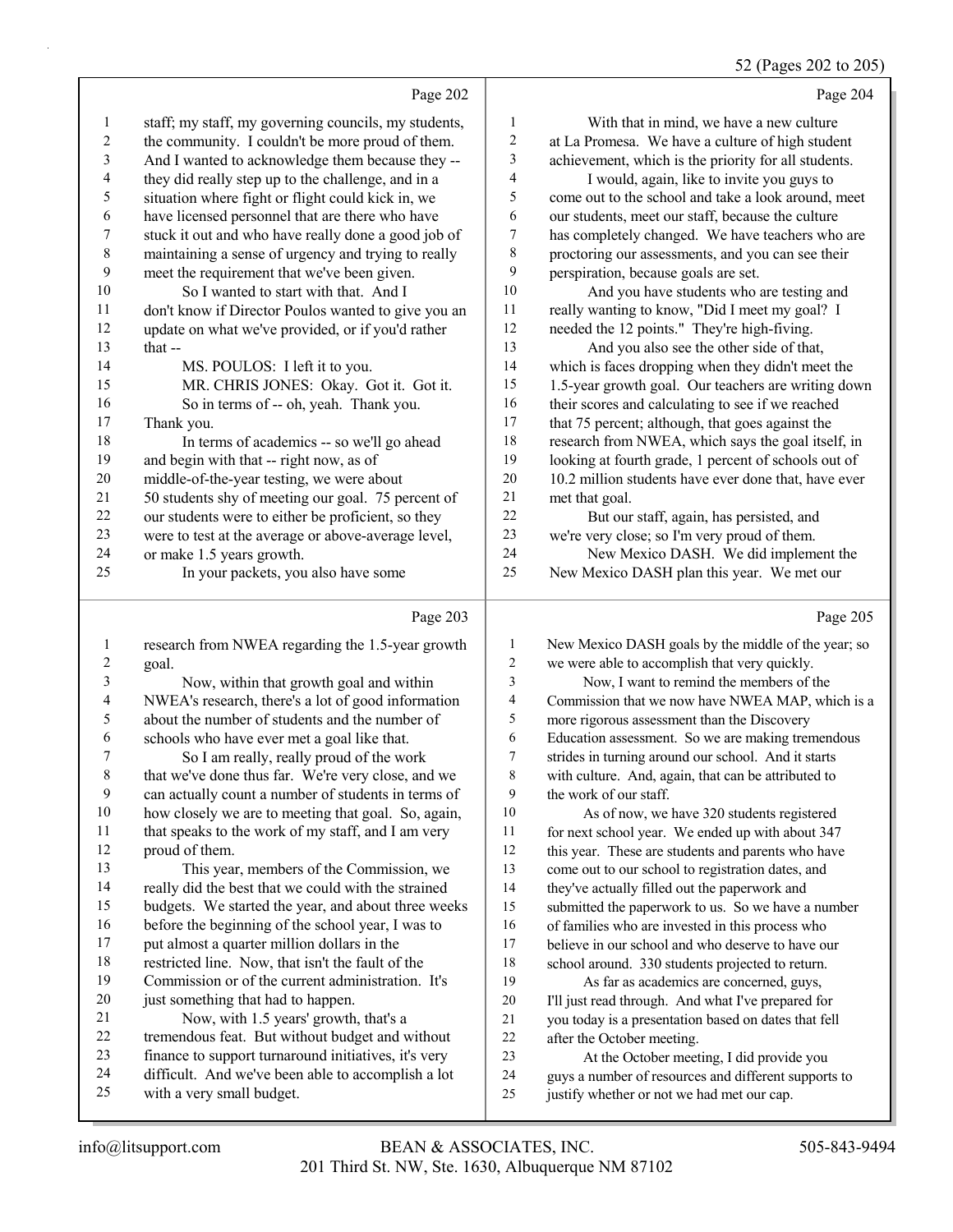Page 202

1 staff; my staff, my governing councils, my students,
2 the community. I couldn't be more proud of them.
3 And I wanted to acknowledge them because they --
4 they did really step up to the challenge, and in a
5 situation where fight or flight could kick in, we
6 have licensed personnel that are there who have
7 stuck it out and who have really done a good job of
8 maintaining a sense of urgency and trying to really
9 meet the requirement that we've been given.
10 So I wanted to start with that. And I
11 don't know if Director Poulos wanted to give you an
12 update on what we've provided, or if you'd rather
13 that --
14 MS. POULOS: I left it to you.
15 MR. CHRIS JONES: Okay. Got it. Got it.
16 So in terms of -- oh, yeah. Thank you.
17 Thank you.
18 In terms of academics -- so we'll go ahead
19 and begin with that -- right now, as of
20 middle-of-the-year testing, we were about
21 50 students shy of meeting our goal. 75 percent of
22 our students were to either be proficient, so they
23 were to test at the average or above-average level,
24 or make 1.5 years growth.
25 In your packets, you also have some

Page 203

1 research from NWEA regarding the 1.5-year growth
2 goal.
3 Now, within that growth goal and within
4 NWEA's research, there's a lot of good information
5 about the number of students and the number of
6 schools who have ever met a goal like that.
7 So I am really, really proud of the work
8 that we've done thus far. We're very close, and we
9 can actually count a number of students in terms of
10 how closely we are to meeting that goal. So, again,
11 that speaks to the work of my staff, and I am very
12 proud of them.
13 This year, members of the Commission, we
14 really did the best that we could with the strained
15 budgets. We started the year, and about three weeks
16 before the beginning of the school year, I was to
17 put almost a quarter million dollars in the
18 restricted line. Now, that isn't the fault of the
19 Commission or of the current administration. It's
20 just something that had to happen.
21 Now, with 1.5 years' growth, that's a
22 tremendous feat. But without budget and without
23 finance to support turnaround initiatives, it's very
24 difficult. And we've been able to accomplish a lot
25 with a very small budget.

Page 204

1 With that in mind, we have a new culture
2 at La Promesa. We have a culture of high student
3 achievement, which is the priority for all students.
4 I would, again, like to invite you guys to
5 come out to the school and take a look around, meet
6 our students, meet our staff, because the culture
7 has completely changed. We have teachers who are
8 proctoring our assessments, and you can see their
9 perspiration, because goals are set.
10 And you have students who are testing and
11 really wanting to know, "Did I meet my goal? I
12 needed the 12 points." They're high-fiving.
13 And you also see the other side of that,
14 which is faces dropping when they didn't meet the
15 1.5-year growth goal. Our teachers are writing down
16 their scores and calculating to see if we reached
17 that 75 percent; although, that goes against the
18 research from NWEA, which says the goal itself, in
19 looking at fourth grade, 1 percent of schools out of
20 10.2 million students have ever done that, have ever
21 met that goal.
22 But our staff, again, has persisted, and
23 we're very close; so I'm very proud of them.
24 New Mexico DASH. We did implement the
25 New Mexico DASH plan this year. We met our

Page 205

1 New Mexico DASH goals by the middle of the year; so
2 we were able to accomplish that very quickly.
3 Now, I want to remind the members of the
4 Commission that we now have NWEA MAP, which is a
5 more rigorous assessment than the Discovery
6 Education assessment. So we are making tremendous
7 strides in turning around our school. And it starts
8 with culture. And, again, that can be attributed to
9 the work of our staff.
10 As of now, we have 320 students registered
11 for next school year. We ended up with about 347
12 this year. These are students and parents who have
13 come out to our school to registration dates, and
14 they've actually filled out the paperwork and
15 submitted the paperwork to us. So we have a number
16 of families who are invested in this process who
17 believe in our school and who deserve to have our
18 school around. 330 students projected to return.
19 As far as academics are concerned, guys,
20 I'll just read through. And what I've prepared for
21 you today is a presentation based on dates that fell
22 after the October meeting.
23 At the October meeting, I did provide you
24 guys a number of resources and different supports to
25 justify whether or not we had met our cap.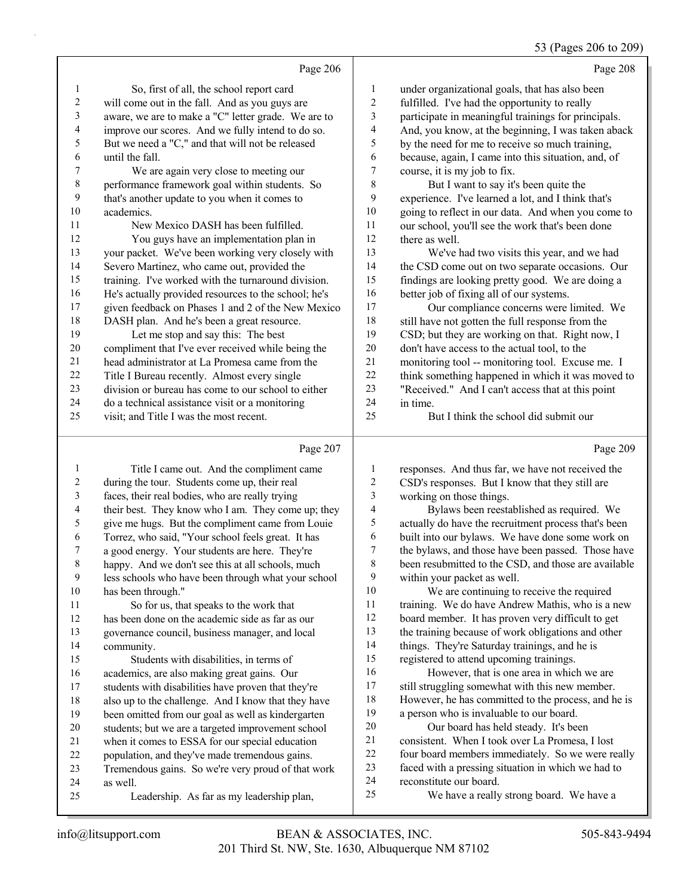Page 206

1 So, first of all, the school report card
2 will come out in the fall. And as you guys are
3 aware, we are to make a "C" letter grade. We are to
4 improve our scores. And we fully intend to do so.
5 But we need a "C," and that will not be released
6 until the fall.
7 We are again very close to meeting our
8 performance framework goal within students. So
9 that's another update to you when it comes to
10 academics.
11 New Mexico DASH has been fulfilled.
12 You guys have an implementation plan in
13 your packet. We've been working very closely with
14 Severo Martinez, who came out, provided the
15 training. I've worked with the turnaround division.
16 He's actually provided resources to the school; he's
17 given feedback on Phases 1 and 2 of the New Mexico
18 DASH plan. And he's been a great resource.
19 Let me stop and say this: The best
20 compliment that I've ever received while being the
21 head administrator at La Promesa came from the
22 Title I Bureau recently. Almost every single
23 division or bureau has come to our school to either
24 do a technical assistance visit or a monitoring
25 visit; and Title I was the most recent.

Page 207

1 Title I came out. And the compliment came
2 during the tour. Students come up, their real
3 faces, their real bodies, who are really trying
4 their best. They know who I am. They come up; they
5 give me hugs. But the compliment came from Louie
6 Torrez, who said, "Your school feels great. It has
7 a good energy. Your students are here. They're
8 happy. And we don't see this at all schools, much
9 less schools who have been through what your school
10 has been through."
11 So for us, that speaks to the work that
12 has been done on the academic side as far as our
13 governance council, business manager, and local
14 community.
15 Students with disabilities, in terms of
16 academics, are also making great gains. Our
17 students with disabilities have proven that they're
18 also up to the challenge. And I know that they have
19 been omitted from our goal as well as kindergarten
20 students; but we are a targeted improvement school
21 when it comes to ESSA for our special education
22 population, and they've made tremendous gains.
23 Tremendous gains. So we're very proud of that work
24 as well.
25 Leadership. As far as my leadership plan,

Page 208

1 under organizational goals, that has also been
2 fulfilled. I've had the opportunity to really
3 participate in meaningful trainings for principals.
4 And, you know, at the beginning, I was taken aback
5 by the need for me to receive so much training,
6 because, again, I came into this situation, and, of
7 course, it is my job to fix.
8 But I want to say it's been quite the
9 experience. I've learned a lot, and I think that's
10 going to reflect in our data. And when you come to
11 our school, you'll see the work that's been done
12 there as well.
13 We've had two visits this year, and we had
14 the CSD come out on two separate occasions. Our
15 findings are looking pretty good. We are doing a
16 better job of fixing all of our systems.
17 Our compliance concerns were limited. We
18 still have not gotten the full response from the
19 CSD; but they are working on that. Right now, I
20 don't have access to the actual tool, to the
21 monitoring tool -- monitoring tool. Excuse me. I
22 think something happened in which it was moved to
23 "Received." And I can't access that at this point
24 in time.
25 But I think the school did submit our

Page 209

1 responses. And thus far, we have not received the
2 CSD's responses. But I know that they still are
3 working on those things.
4 Bylaws been reestablished as required. We
5 actually do have the recruitment process that's been
6 built into our bylaws. We have done some work on
7 the bylaws, and those have been passed. Those have
8 been resubmitted to the CSD, and those are available
9 within your packet as well.
10 We are continuing to receive the required
11 training. We do have Andrew Mathis, who is a new
12 board member. It has proven very difficult to get
13 the training because of work obligations and other
14 things. They're Saturday trainings, and he is
15 registered to attend upcoming trainings.
16 However, that is one area in which we are
17 still struggling somewhat with this new member.
18 However, he has committed to the process, and he is
19 a person who is invaluable to our board.
20 Our board has held steady. It's been
21 consistent. When I took over La Promesa, I lost
22 four board members immediately. So we were really
23 faced with a pressing situation in which we had to
24 reconstitute our board.
25 We have a really strong board. We have a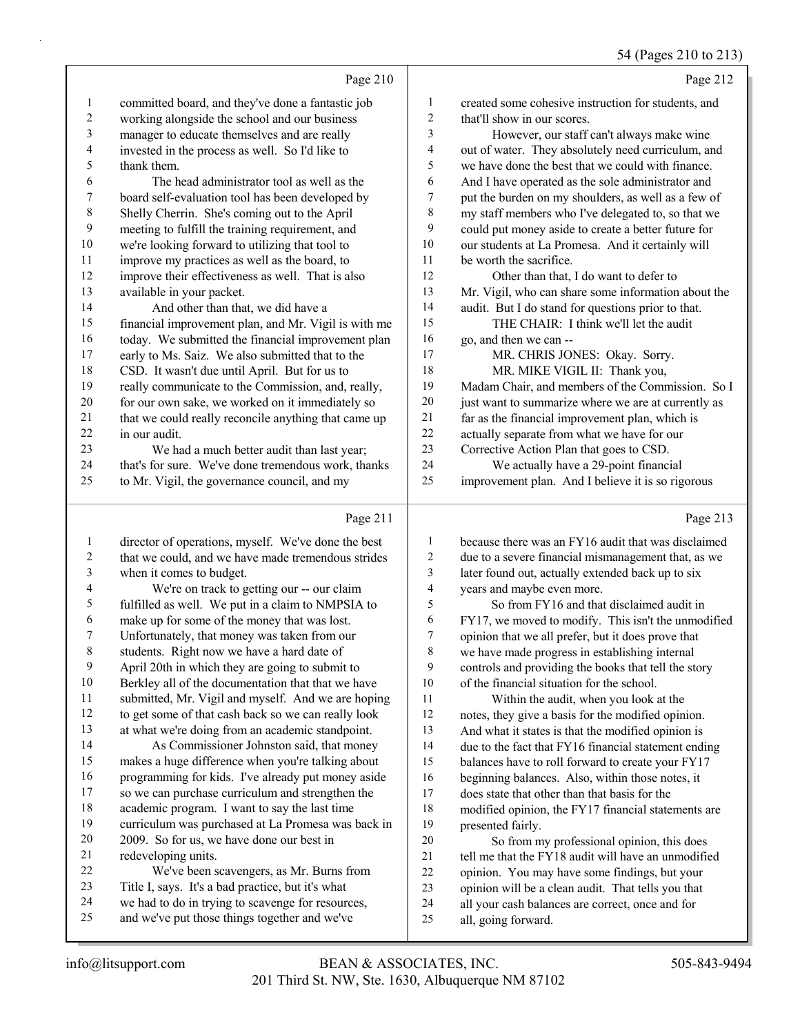Page 210

committed board, and they've done a fantastic job working alongside the school and our business manager to educate themselves and are really invested in the process as well. So I'd like to thank them.

The head administrator tool as well as the board self-evaluation tool has been developed by Shelly Cherrin. She's coming out to the April meeting to fulfill the training requirement, and we're looking forward to utilizing that tool to improve my practices as well as the board, to improve their effectiveness as well. That is also available in your packet.

And other than that, we did have a financial improvement plan, and Mr. Vigil is with me today. We submitted the financial improvement plan early to Ms. Saiz. We also submitted that to the CSD. It wasn't due until April. But for us to really communicate to the Commission, and, really, for our own sake, we worked on it immediately so that we could really reconcile anything that came up in our audit.

We had a much better audit than last year; that's for sure. We've done tremendous work, thanks to Mr. Vigil, the governance council, and my

Page 211

director of operations, myself. We've done the best that we could, and we have made tremendous strides when it comes to budget.

We're on track to getting our -- our claim fulfilled as well. We put in a claim to NMPSIA to make up for some of the money that was lost. Unfortunately, that money was taken from our students. Right now we have a hard date of April 20th in which they are going to submit to Berkley all of the documentation that that we have submitted, Mr. Vigil and myself. And we are hoping to get some of that cash back so we can really look at what we're doing from an academic standpoint.

As Commissioner Johnston said, that money makes a huge difference when you're talking about programming for kids. I've already put money aside so we can purchase curriculum and strengthen the academic program. I want to say the last time curriculum was purchased at La Promesa was back in 2009. So for us, we have done our best in redeveloping units.

We've been scavengers, as Mr. Burns from Title I, says. It's a bad practice, but it's what we had to do in trying to scavenge for resources, and we've put those things together and we've

Page 212

created some cohesive instruction for students, and that'll show in our scores.

However, our staff can't always make wine out of water. They absolutely need curriculum, and we have done the best that we could with finance. And I have operated as the sole administrator and put the burden on my shoulders, as well as a few of my staff members who I've delegated to, so that we could put money aside to create a better future for our students at La Promesa. And it certainly will be worth the sacrifice.

Other than that, I do want to defer to Mr. Vigil, who can share some information about the audit. But I do stand for questions prior to that.

THE CHAIR: I think we'll let the audit go, and then we can --

MR. CHRIS JONES: Okay. Sorry.

MR. MIKE VIGIL II: Thank you, Madam Chair, and members of the Commission. So I just want to summarize where we are at currently as far as the financial improvement plan, which is actually separate from what we have for our Corrective Action Plan that goes to CSD.

We actually have a 29-point financial improvement plan. And I believe it is so rigorous

Page 213

because there was an FY16 audit that was disclaimed due to a severe financial mismanagement that, as we later found out, actually extended back up to six years and maybe even more.

So from FY16 and that disclaimed audit in FY17, we moved to modify. This isn't the unmodified opinion that we all prefer, but it does prove that we have made progress in establishing internal controls and providing the books that tell the story of the financial situation for the school.

Within the audit, when you look at the notes, they give a basis for the modified opinion. And what it states is that the modified opinion is due to the fact that FY16 financial statement ending balances have to roll forward to create your FY17 beginning balances. Also, within those notes, it does state that other than that basis for the modified opinion, the FY17 financial statements are presented fairly.

So from my professional opinion, this does tell me that the FY18 audit will have an unmodified opinion. You may have some findings, but your opinion will be a clean audit. That tells you that all your cash balances are correct, once and for all, going forward.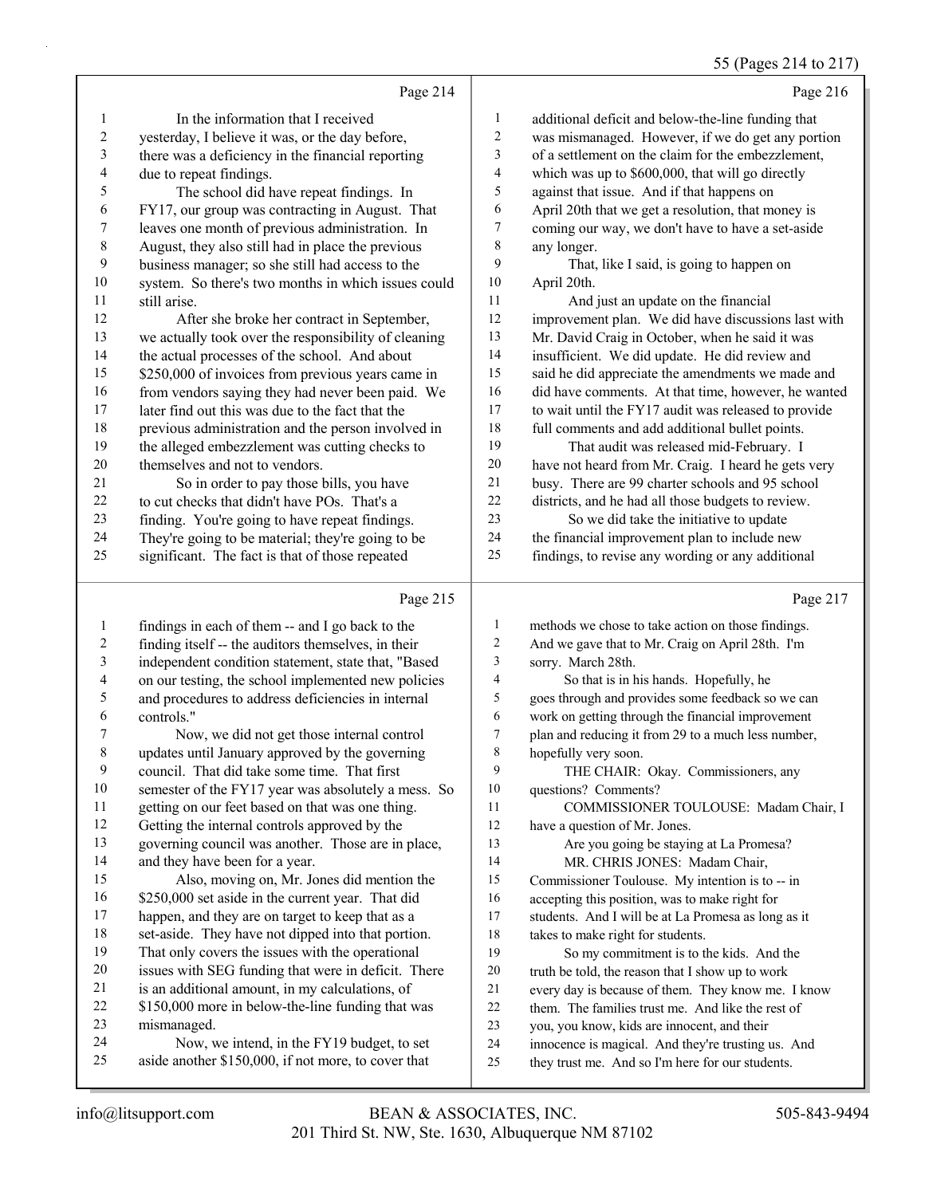Page 214

In the information that I received yesterday, I believe it was, or the day before, there was a deficiency in the financial reporting due to repeat findings.

The school did have repeat findings. In FY17, our group was contracting in August. That leaves one month of previous administration. In August, they also still had in place the previous business manager; so she still had access to the system. So there's two months in which issues could still arise.

After she broke her contract in September, we actually took over the responsibility of cleaning the actual processes of the school. And about $250,000 of invoices from previous years came in from vendors saying they had never been paid. We later find out this was due to the fact that the previous administration and the person involved in the alleged embezzlement was cutting checks to themselves and not to vendors.

So in order to pay those bills, you have to cut checks that didn't have POs. That's a finding. You're going to have repeat findings. They're going to be material; they're going to be significant. The fact is that of those repeated

Page 215

findings in each of them -- and I go back to the finding itself -- the auditors themselves, in their independent condition statement, state that, "Based on our testing, the school implemented new policies and procedures to address deficiencies in internal controls."

Now, we did not get those internal control updates until January approved by the governing council. That did take some time. That first semester of the FY17 year was absolutely a mess. So getting on our feet based on that was one thing. Getting the internal controls approved by the governing council was another. Those are in place, and they have been for a year.

Also, moving on, Mr. Jones did mention the $250,000 set aside in the current year. That did happen, and they are on target to keep that as a set-aside. They have not dipped into that portion. That only covers the issues with the operational issues with SEG funding that were in deficit. There is an additional amount, in my calculations, of $150,000 more in below-the-line funding that was mismanaged.

Now, we intend, in the FY19 budget, to set aside another $150,000, if not more, to cover that

Page 216

additional deficit and below-the-line funding that was mismanaged. However, if we do get any portion of a settlement on the claim for the embezzlement, which was up to $600,000, that will go directly against that issue. And if that happens on April 20th that we get a resolution, that money is coming our way, we don't have to have a set-aside any longer.

That, like I said, is going to happen on April 20th.

And just an update on the financial improvement plan. We did have discussions last with Mr. David Craig in October, when he said it was insufficient. We did update. He did review and said he did appreciate the amendments we made and did have comments. At that time, however, he wanted to wait until the FY17 audit was released to provide full comments and add additional bullet points.

That audit was released mid-February. I have not heard from Mr. Craig. I heard he gets very busy. There are 99 charter schools and 95 school districts, and he had all those budgets to review.

So we did take the initiative to update the financial improvement plan to include new findings, to revise any wording or any additional

Page 217

methods we chose to take action on those findings. And we gave that to Mr. Craig on April 28th. I'm sorry. March 28th.

So that is in his hands. Hopefully, he goes through and provides some feedback so we can work on getting through the financial improvement plan and reducing it from 29 to a much less number, hopefully very soon.

THE CHAIR: Okay. Commissioners, any questions? Comments?

COMMISSIONER TOULOUSE: Madam Chair, I have a question of Mr. Jones.

Are you going be staying at La Promesa?

MR. CHRIS JONES: Madam Chair, Commissioner Toulouse. My intention is to -- in accepting this position, was to make right for students. And I will be at La Promesa as long as it takes to make right for students.

So my commitment is to the kids. And the truth be told, the reason that I show up to work every day is because of them. They know me. I know them. The families trust me. And like the rest of you, you know, kids are innocent, and their innocence is magical. And they're trusting us. And they trust me. And so I'm here for our students.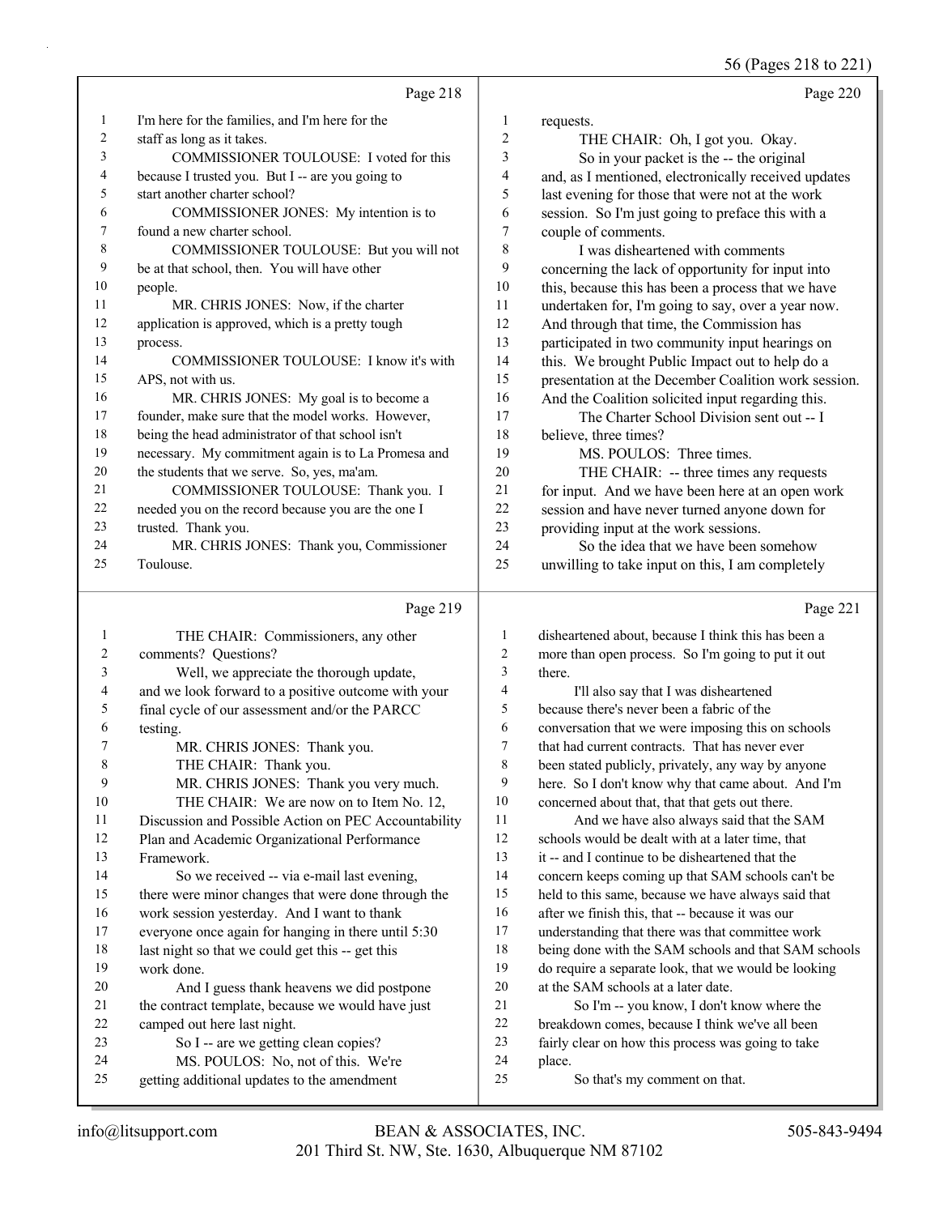Page 218

I'm here for the families, and I'm here for the staff as long as it takes.

COMMISSIONER TOULOUSE: I voted for this because I trusted you. But I -- are you going to start another charter school?

COMMISSIONER JONES: My intention is to found a new charter school.

COMMISSIONER TOULOUSE: But you will not be at that school, then. You will have other people.

MR. CHRIS JONES: Now, if the charter application is approved, which is a pretty tough process.

COMMISSIONER TOULOUSE: I know it's with APS, not with us.

MR. CHRIS JONES: My goal is to become a founder, make sure that the model works. However, being the head administrator of that school isn't necessary. My commitment again is to La Promesa and the students that we serve. So, yes, ma'am.

COMMISSIONER TOULOUSE: Thank you. I needed you on the record because you are the one I trusted. Thank you.

MR. CHRIS JONES: Thank you, Commissioner Toulouse.

Page 219

THE CHAIR: Commissioners, any other comments? Questions?

Well, we appreciate the thorough update, and we look forward to a positive outcome with your final cycle of our assessment and/or the PARCC testing.

MR. CHRIS JONES: Thank you.

THE CHAIR: Thank you.

MR. CHRIS JONES: Thank you very much.

THE CHAIR: We are now on to Item No. 12, Discussion and Possible Action on PEC Accountability Plan and Academic Organizational Performance Framework.

So we received -- via e-mail last evening, there were minor changes that were done through the work session yesterday. I want to thank everyone once again for hanging in there until 5:30 last night so that we could get this -- get this work done.

And I guess thank heavens we did postpone the contract template, because we would have just camped out here last night.

So I -- are we getting clean copies?

MS. POULOS: No, not of this. We're getting additional updates to the amendment

Page 220

requests.

THE CHAIR: Oh, I got you. Okay.

So in your packet is the -- the original and, as I mentioned, electronically received updates last evening for those that were not at the work session. So I'm just going to preface this with a couple of comments.

I was disheartened with comments concerning the lack of opportunity for input into this, because this has been a process that we have undertaken for, I'm going to say, over a year now. And through that time, the Commission has participated in two community input hearings on this. We brought Public Impact out to help do a presentation at the December Coalition work session. And the Coalition solicited input regarding this.

The Charter School Division sent out -- I believe, three times?

MS. POULOS: Three times.

THE CHAIR: -- three times any requests for input. And we have been here at an open work session and have never turned anyone down for providing input at the work sessions.

So the idea that we have been somehow unwilling to take input on this, I am completely

Page 221

disheartened about, because I think this has been a more than open process. So I'm going to put it out there.

I'll also say that I was disheartened because there's never been a fabric of the conversation that we were imposing this on schools that had current contracts. That has never ever been stated publicly, privately, any way by anyone here. So I don't know why that came about. And I'm concerned about that, that that gets out there.

And we have also always said that the SAM schools would be dealt with at a later time, that it -- and I continue to be disheartened that the concern keeps coming up that SAM schools can't be held to this same, because we have always said that after we finish this, that -- because it was our understanding that there was that committee work being done with the SAM schools and that SAM schools do require a separate look, that we would be looking at the SAM schools at a later date.

So I'm -- you know, I don't know where the breakdown comes, because I think we've all been fairly clear on how this process was going to take place.

So that's my comment on that.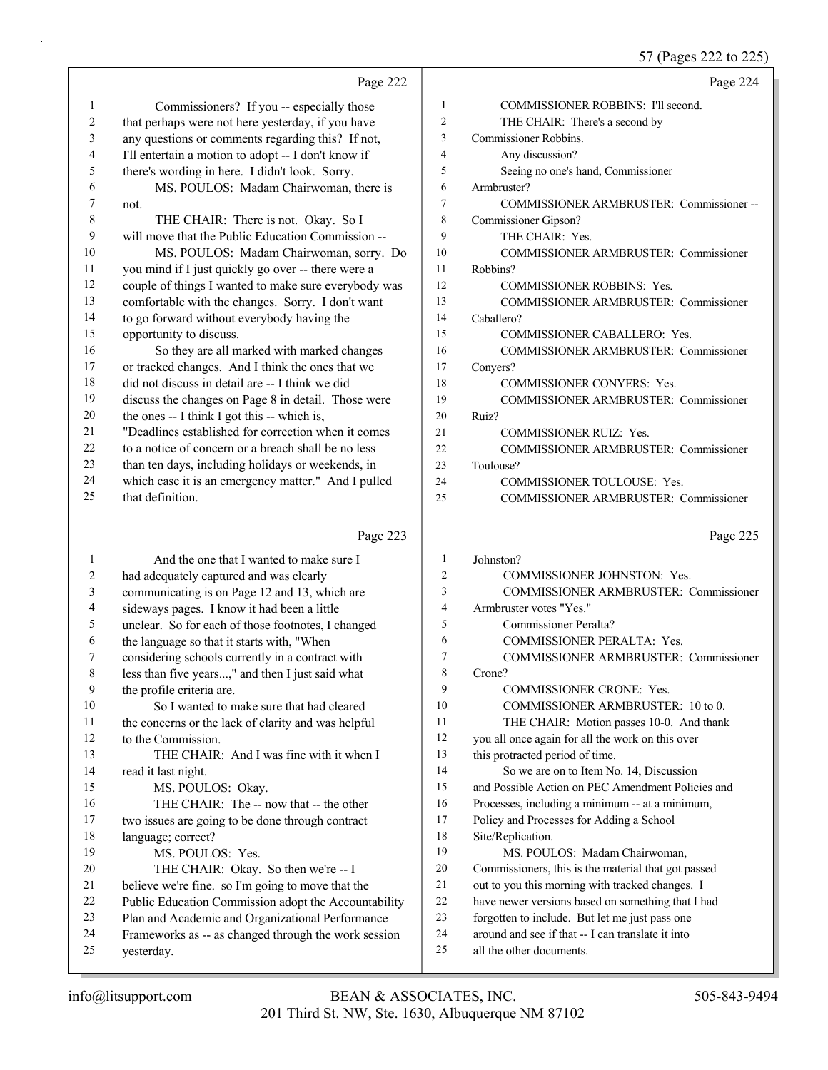57 (Pages 222 to 225)

Page 222

1 Commissioners? If you -- especially those
2 that perhaps were not here yesterday, if you have
3 any questions or comments regarding this? If not,
4 I'll entertain a motion to adopt -- I don't know if
5 there's wording in here. I didn't look. Sorry.
6 MS. POULOS: Madam Chairwoman, there is
7 not.
8 THE CHAIR: There is not. Okay. So I
9 will move that the Public Education Commission --
10 MS. POULOS: Madam Chairwoman, sorry. Do
11 you mind if I just quickly go over -- there were a
12 couple of things I wanted to make sure everybody was
13 comfortable with the changes. Sorry. I don't want
14 to go forward without everybody having the
15 opportunity to discuss.
16 So they are all marked with marked changes
17 or tracked changes. And I think the ones that we
18 did not discuss in detail are -- I think we did
19 discuss the changes on Page 8 in detail. Those were
20 the ones -- I think I got this -- which is,
21 "Deadlines established for correction when it comes
22 to a notice of concern or a breach shall be no less
23 than ten days, including holidays or weekends, in
24 which case it is an emergency matter." And I pulled
25 that definition.

Page 223

1 And the one that I wanted to make sure I
2 had adequately captured and was clearly
3 communicating is on Page 12 and 13, which are
4 sideways pages. I know it had been a little
5 unclear. So for each of those footnotes, I changed
6 the language so that it starts with, "When
7 considering schools currently in a contract with
8 less than five years...," and then I just said what
9 the profile criteria are.
10 So I wanted to make sure that had cleared
11 the concerns or the lack of clarity and was helpful
12 to the Commission.
13 THE CHAIR: And I was fine with it when I
14 read it last night.
15 MS. POULOS: Okay.
16 THE CHAIR: The -- now that -- the other
17 two issues are going to be done through contract
18 language; correct?
19 MS. POULOS: Yes.
20 THE CHAIR: Okay. So then we're -- I
21 believe we're fine. so I'm going to move that the
22 Public Education Commission adopt the Accountability
23 Plan and Academic and Organizational Performance
24 Frameworks as -- as changed through the work session
25 yesterday.

Page 224

1 COMMISSIONER ROBBINS: I'll second.
2 THE CHAIR: There's a second by
3 Commissioner Robbins.
4 Any discussion?
5 Seeing no one's hand, Commissioner
6 Armbruster?
7 COMMISSIONER ARMBRUSTER: Commissioner --
8 Commissioner Gipson?
9 THE CHAIR: Yes.
10 COMMISSIONER ARMBRUSTER: Commissioner
11 Robbins?
12 COMMISSIONER ROBBINS: Yes.
13 COMMISSIONER ARMBRUSTER: Commissioner
14 Caballero?
15 COMMISSIONER CABALLERO: Yes.
16 COMMISSIONER ARMBRUSTER: Commissioner
17 Conyers?
18 COMMISSIONER CONYERS: Yes.
19 COMMISSIONER ARMBRUSTER: Commissioner
20 Ruiz?
21 COMMISSIONER RUIZ: Yes.
22 COMMISSIONER ARMBRUSTER: Commissioner
23 Toulouse?
24 COMMISSIONER TOULOUSE: Yes.
25 COMMISSIONER ARMBRUSTER: Commissioner

Page 225

1 Johnston?
2 COMMISSIONER JOHNSTON: Yes.
3 COMMISSIONER ARMBRUSTER: Commissioner
4 Armbruster votes "Yes."
5 Commissioner Peralta?
6 COMMISSIONER PERALTA: Yes.
7 COMMISSIONER ARMBRUSTER: Commissioner
8 Crone?
9 COMMISSIONER CRONE: Yes.
10 COMMISSIONER ARMBRUSTER: 10 to 0.
11 THE CHAIR: Motion passes 10-0. And thank
12 you all once again for all the work on this over
13 this protracted period of time.
14 So we are on to Item No. 14, Discussion
15 and Possible Action on PEC Amendment Policies and
16 Processes, including a minimum -- at a minimum,
17 Policy and Processes for Adding a School
18 Site/Replication.
19 MS. POULOS: Madam Chairwoman,
20 Commissioners, this is the material that got passed
21 out to you this morning with tracked changes. I
22 have newer versions based on something that I had
23 forgotten to include. But let me just pass one
24 around and see if that -- I can translate it into
25 all the other documents.

info@litsupport.com BEAN & ASSOCIATES, INC. 505-843-9494
201 Third St. NW, Ste. 1630, Albuquerque NM 87102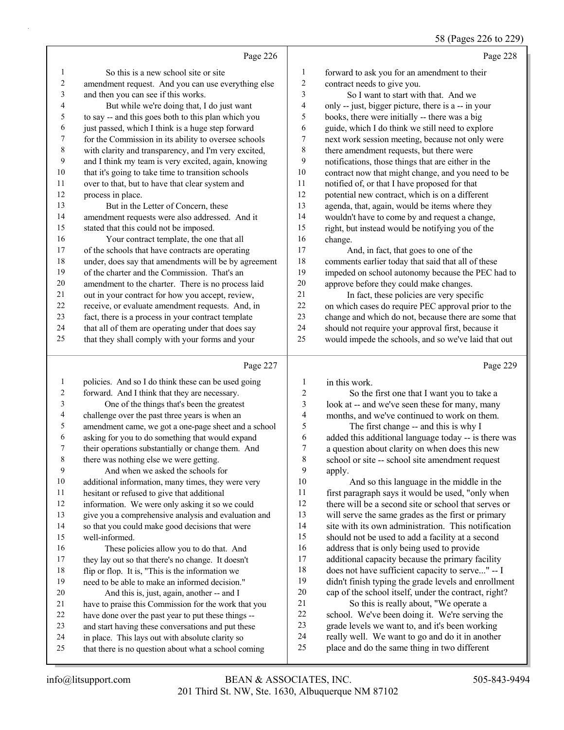Page 226

So this is a new school site or site amendment request. And you can use everything else and then you can see if this works.

But while we're doing that, I do just want to say -- and this goes both to this plan which you just passed, which I think is a huge step forward for the Commission in its ability to oversee schools with clarity and transparency, and I'm very excited, and I think my team is very excited, again, knowing that it's going to take time to transition schools over to that, but to have that clear system and process in place.

But in the Letter of Concern, these amendment requests were also addressed. And it stated that this could not be imposed.

Your contract template, the one that all of the schools that have contracts are operating under, does say that amendments will be by agreement of the charter and the Commission. That's an amendment to the charter. There is no process laid out in your contract for how you accept, review, receive, or evaluate amendment requests. And, in fact, there is a process in your contract template that all of them are operating under that does say that they shall comply with your forms and your

Page 227

policies. And so I do think these can be used going forward. And I think that they are necessary.

One of the things that's been the greatest challenge over the past three years is when an amendment came, we got a one-page sheet and a school asking for you to do something that would expand their operations substantially or change them. And there was nothing else we were getting.

And when we asked the schools for additional information, many times, they were very hesitant or refused to give that additional information. We were only asking it so we could give you a comprehensive analysis and evaluation and so that you could make good decisions that were well-informed.

These policies allow you to do that. And they lay out so that there's no change. It doesn't flip or flop. It is, "This is the information we need to be able to make an informed decision."

And this is, just, again, another -- and I have to praise this Commission for the work that you have done over the past year to put these things -- and start having these conversations and put these in place. This lays out with absolute clarity so that there is no question about what a school coming

Page 228

forward to ask you for an amendment to their contract needs to give you.

So I want to start with that. And we only -- just, bigger picture, there is a -- in your books, there were initially -- there was a big guide, which I do think we still need to explore next work session meeting, because not only were there amendment requests, but there were notifications, those things that are either in the contract now that might change, and you need to be notified of, or that I have proposed for that potential new contract, which is on a different agenda, that, again, would be items where they wouldn't have to come by and request a change, right, but instead would be notifying you of the change.

And, in fact, that goes to one of the comments earlier today that said that all of these impeded on school autonomy because the PEC had to approve before they could make changes.

In fact, these policies are very specific on which cases do require PEC approval prior to the change and which do not, because there are some that should not require your approval first, because it would impede the schools, and so we've laid that out

Page 229

in this work.

So the first one that I want you to take a look at -- and we've seen these for many, many months, and we've continued to work on them.

The first change -- and this is why I added this additional language today -- is there was a question about clarity on when does this new school or site -- school site amendment request apply.

And so this language in the middle in the first paragraph says it would be used, "only when there will be a second site or school that serves or will serve the same grades as the first or primary site with its own administration. This notification should not be used to add a facility at a second address that is only being used to provide additional capacity because the primary facility does not have sufficient capacity to serve..." -- I didn't finish typing the grade levels and enrollment cap of the school itself, under the contract, right?

So this is really about, "We operate a school. We've been doing it. We're serving the grade levels we want to, and it's been working really well. We want to go and do it in another place and do the same thing in two different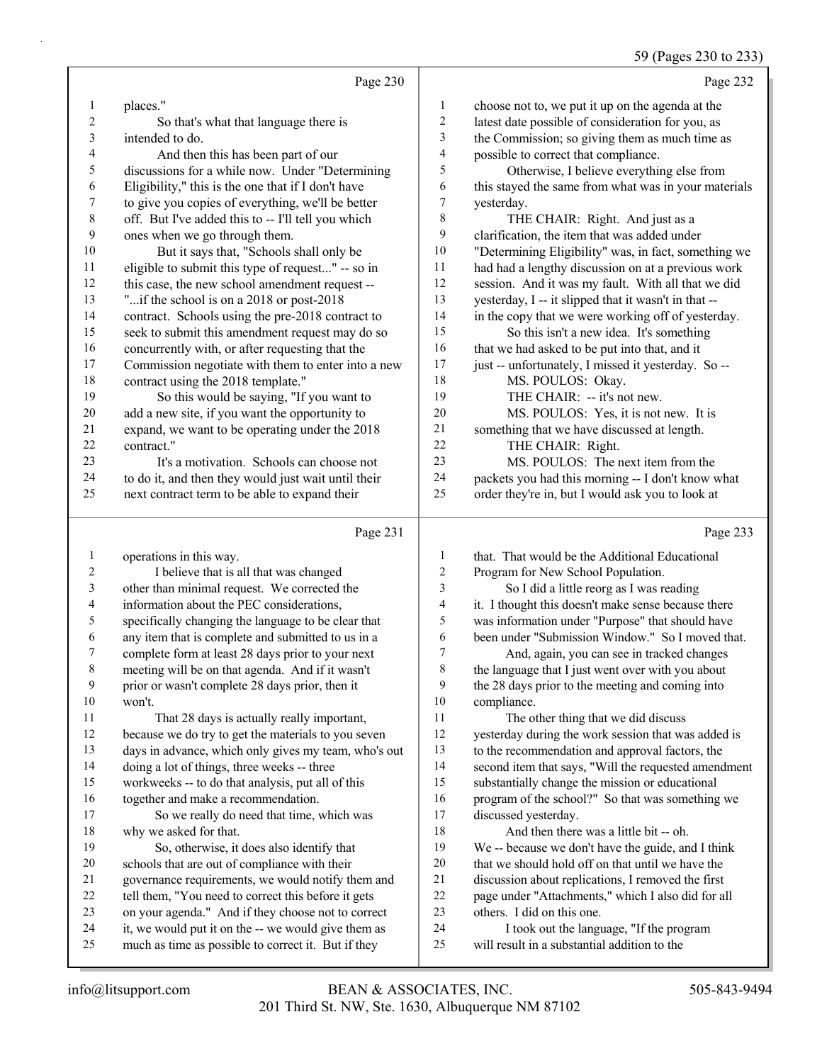Page 230

1 places."
2 So that's what that language there is
3 intended to do.
4 And then this has been part of our
5 discussions for a while now. Under "Determining
6 Eligibility," this is the one that if I don't have
7 to give you copies of everything, we'll be better
8 off. But I've added this to -- I'll tell you which
9 ones when we go through them.
10 But it says that, "Schools shall only be
11 eligible to submit this type of request..." -- so in
12 this case, the new school amendment request --
13 "...if the school is on a 2018 or post-2018
14 contract. Schools using the pre-2018 contract to
15 seek to submit this amendment request may do so
16 concurrently with, or after requesting that the
17 Commission negotiate with them to enter into a new
18 contract using the 2018 template."
19 So this would be saying, "If you want to
20 add a new site, if you want the opportunity to
21 expand, we want to be operating under the 2018
22 contract."
23 It's a motivation. Schools can choose not
24 to do it, and then they would just wait until their
25 next contract term to be able to expand their

Page 231

1 operations in this way.
2 I believe that is all that was changed
3 other than minimal request. We corrected the
4 information about the PEC considerations,
5 specifically changing the language to be clear that
6 any item that is complete and submitted to us in a
7 complete form at least 28 days prior to your next
8 meeting will be on that agenda. And if it wasn't
9 prior or wasn't complete 28 days prior, then it
10 won't.
11 That 28 days is actually really important,
12 because we do try to get the materials to you seven
13 days in advance, which only gives my team, who's out
14 doing a lot of things, three weeks -- three
15 workweeks -- to do that analysis, put all of this
16 together and make a recommendation.
17 So we really do need that time, which was
18 why we asked for that.
19 So, otherwise, it does also identify that
20 schools that are out of compliance with their
21 governance requirements, we would notify them and
22 tell them, "You need to correct this before it gets
23 on your agenda." And if they choose not to correct
24 it, we would put it on the -- we would give them as
25 much as time as possible to correct it. But if they

Page 232

1 choose not to, we put it up on the agenda at the
2 latest date possible of consideration for you, as
3 the Commission; so giving them as much time as
4 possible to correct that compliance.
5 Otherwise, I believe everything else from
6 this stayed the same from what was in your materials
7 yesterday.
8 THE CHAIR: Right. And just as a
9 clarification, the item that was added under
10 "Determining Eligibility" was, in fact, something we
11 had had a lengthy discussion on at a previous work
12 session. And it was my fault. With all that we did
13 yesterday, I -- it slipped that it wasn't in that --
14 in the copy that we were working off of yesterday.
15 So this isn't a new idea. It's something
16 that we had asked to be put into that, and it
17 just -- unfortunately, I missed it yesterday. So --
18 MS. POULOS: Okay.
19 THE CHAIR: -- it's not new.
20 MS. POULOS: Yes, it is not new. It is
21 something that we have discussed at length.
22 THE CHAIR: Right.
23 MS. POULOS: The next item from the
24 packets you had this morning -- I don't know what
25 order they're in, but I would ask you to look at

Page 233

1 that. That would be the Additional Educational
2 Program for New School Population.
3 So I did a little reorg as I was reading
4 it. I thought this doesn't make sense because there
5 was information under "Purpose" that should have
6 been under "Submission Window." So I moved that.
7 And, again, you can see in tracked changes
8 the language that I just went over with you about
9 the 28 days prior to the meeting and coming into
10 compliance.
11 The other thing that we did discuss
12 yesterday during the work session that was added is
13 to the recommendation and approval factors, the
14 second item that says, "Will the requested amendment
15 substantially change the mission or educational
16 program of the school?" So that was something we
17 discussed yesterday.
18 And then there was a little bit -- oh.
19 We -- because we don't have the guide, and I think
20 that we should hold off on that until we have the
21 discussion about replications, I removed the first
22 page under "Attachments," which I also did for all
23 others. I did on this one.
24 I took out the language, "If the program
25 will result in a substantial addition to the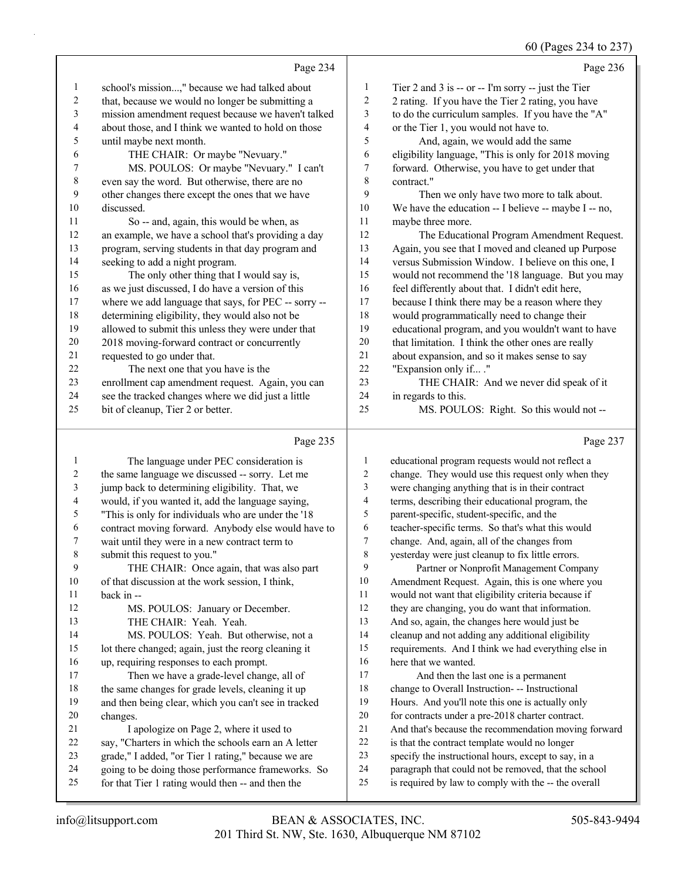Page 234

1 school's mission...," because we had talked about
2 that, because we would no longer be submitting a
3 mission amendment request because we haven't talked
4 about those, and I think we wanted to hold on those
5 until maybe next month.
6 THE CHAIR: Or maybe "Nevuary."
7 MS. POULOS: Or maybe "Nevuary." I can't
8 even say the word. But otherwise, there are no
9 other changes there except the ones that we have
10 discussed.
11 So -- and, again, this would be when, as
12 an example, we have a school that's providing a day
13 program, serving students in that day program and
14 seeking to add a night program.
15 The only other thing that I would say is,
16 as we just discussed, I do have a version of this
17 where we add language that says, for PEC -- sorry --
18 determining eligibility, they would also not be
19 allowed to submit this unless they were under that
20 2018 moving-forward contract or concurrently
21 requested to go under that.
22 The next one that you have is the
23 enrollment cap amendment request. Again, you can
24 see the tracked changes where we did just a little
25 bit of cleanup, Tier 2 or better.

Page 235

1 The language under PEC consideration is
2 the same language we discussed -- sorry. Let me
3 jump back to determining eligibility. That, we
4 would, if you wanted it, add the language saying,
5 "This is only for individuals who are under the '18
6 contract moving forward. Anybody else would have to
7 wait until they were in a new contract term to
8 submit this request to you."
9 THE CHAIR: Once again, that was also part
10 of that discussion at the work session, I think,
11 back in --
12 MS. POULOS: January or December.
13 THE CHAIR: Yeah. Yeah.
14 MS. POULOS: Yeah. But otherwise, not a
15 lot there changed; again, just the reorg cleaning it
16 up, requiring responses to each prompt.
17 Then we have a grade-level change, all of
18 the same changes for grade levels, cleaning it up
19 and then being clear, which you can't see in tracked
20 changes.
21 I apologize on Page 2, where it used to
22 say, "Charters in which the schools earn an A letter
23 grade," I added, "or Tier 1 rating," because we are
24 going to be doing those performance frameworks. So
25 for that Tier 1 rating would then -- and then the

Page 236

1 Tier 2 and 3 is -- or -- I'm sorry -- just the Tier
2 2 rating. If you have the Tier 2 rating, you have
3 to do the curriculum samples. If you have the "A"
4 or the Tier 1, you would not have to.
5 And, again, we would add the same
6 eligibility language, "This is only for 2018 moving
7 forward. Otherwise, you have to get under that
8 contract."
9 Then we only have two more to talk about.
10 We have the education -- I believe -- maybe I -- no,
11 maybe three more.
12 The Educational Program Amendment Request.
13 Again, you see that I moved and cleaned up Purpose
14 versus Submission Window. I believe on this one, I
15 would not recommend the '18 language. But you may
16 feel differently about that. I didn't edit here,
17 because I think there may be a reason where they
18 would programmatically need to change their
19 educational program, and you wouldn't want to have
20 that limitation. I think the other ones are really
21 about expansion, and so it makes sense to say
22 "Expansion only if... ."
23 THE CHAIR: And we never did speak of it
24 in regards to this.
25 MS. POULOS: Right. So this would not --

Page 237

1 educational program requests would not reflect a
2 change. They would use this request only when they
3 were changing anything that is in their contract
4 terms, describing their educational program, the
5 parent-specific, student-specific, and the
6 teacher-specific terms. So that's what this would
7 change. And, again, all of the changes from
8 yesterday were just cleanup to fix little errors.
9 Partner or Nonprofit Management Company
10 Amendment Request. Again, this is one where you
11 would not want that eligibility criteria because if
12 they are changing, you do want that information.
13 And so, again, the changes here would just be
14 cleanup and not adding any additional eligibility
15 requirements. And I think we had everything else in
16 here that we wanted.
17 And then the last one is a permanent
18 change to Overall Instruction- -- Instructional
19 Hours. And you'll note this one is actually only
20 for contracts under a pre-2018 charter contract.
21 And that's because the recommendation moving forward
22 is that the contract template would no longer
23 specify the instructional hours, except to say, in a
24 paragraph that could not be removed, that the school
25 is required by law to comply with the -- the overall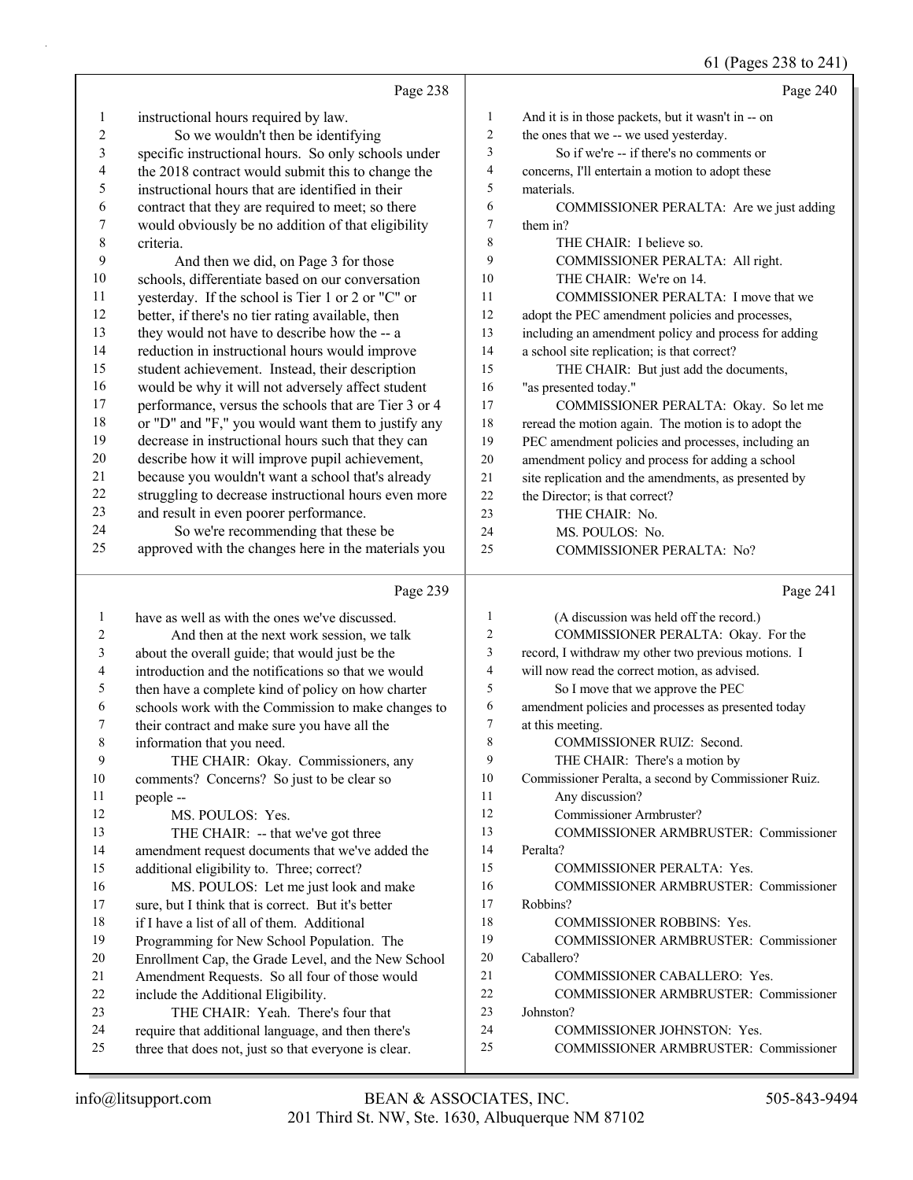Page 238

1 instructional hours required by law.
2 So we wouldn't then be identifying
3 specific instructional hours. So only schools under
4 the 2018 contract would submit this to change the
5 instructional hours that are identified in their
6 contract that they are required to meet; so there
7 would obviously be no addition of that eligibility
8 criteria.
9 And then we did, on Page 3 for those
10 schools, differentiate based on our conversation
11 yesterday. If the school is Tier 1 or 2 or "C" or
12 better, if there's no tier rating available, then
13 they would not have to describe how the -- a
14 reduction in instructional hours would improve
15 student achievement. Instead, their description
16 would be why it will not adversely affect student
17 performance, versus the schools that are Tier 3 or 4
18 or "D" and "F," you would want them to justify any
19 decrease in instructional hours such that they can
20 describe how it will improve pupil achievement,
21 because you wouldn't want a school that's already
22 struggling to decrease instructional hours even more
23 and result in even poorer performance.
24 So we're recommending that these be
25 approved with the changes here in the materials you

Page 239

1 have as well as with the ones we've discussed.
2 And then at the next work session, we talk
3 about the overall guide; that would just be the
4 introduction and the notifications so that we would
5 then have a complete kind of policy on how charter
6 schools work with the Commission to make changes to
7 their contract and make sure you have all the
8 information that you need.
9 THE CHAIR: Okay. Commissioners, any
10 comments? Concerns? So just to be clear so
11 people --
12 MS. POULOS: Yes.
13 THE CHAIR: -- that we've got three
14 amendment request documents that we've added the
15 additional eligibility to. Three; correct?
16 MS. POULOS: Let me just look and make
17 sure, but I think that is correct. But it's better
18 if I have a list of all of them. Additional
19 Programming for New School Population. The
20 Enrollment Cap, the Grade Level, and the New School
21 Amendment Requests. So all four of those would
22 include the Additional Eligibility.
23 THE CHAIR: Yeah. There's four that
24 require that additional language, and then there's
25 three that does not, just so that everyone is clear.

Page 240

1 And it is in those packets, but it wasn't in -- on
2 the ones that we -- we used yesterday.
3 So if we're -- if there's no comments or
4 concerns, I'll entertain a motion to adopt these
5 materials.
6 COMMISSIONER PERALTA: Are we just adding
7 them in?
8 THE CHAIR: I believe so.
9 COMMISSIONER PERALTA: All right.
10 THE CHAIR: We're on 14.
11 COMMISSIONER PERALTA: I move that we
12 adopt the PEC amendment policies and processes,
13 including an amendment policy and process for adding
14 a school site replication; is that correct?
15 THE CHAIR: But just add the documents,
16 "as presented today."
17 COMMISSIONER PERALTA: Okay. So let me
18 reread the motion again. The motion is to adopt the
19 PEC amendment policies and processes, including an
20 amendment policy and process for adding a school
21 site replication and the amendments, as presented by
22 the Director; is that correct?
23 THE CHAIR: No.
24 MS. POULOS: No.
25 COMMISSIONER PERALTA: No?

Page 241

1 (A discussion was held off the record.)
2 COMMISSIONER PERALTA: Okay. For the
3 record, I withdraw my other two previous motions. I
4 will now read the correct motion, as advised.
5 So I move that we approve the PEC
6 amendment policies and processes as presented today
7 at this meeting.
8 COMMISSIONER RUIZ: Second.
9 THE CHAIR: There's a motion by
10 Commissioner Peralta, a second by Commissioner Ruiz.
11 Any discussion?
12 Commissioner Armbruster?
13 COMMISSIONER ARMBRUSTER: Commissioner
14 Peralta?
15 COMMISSIONER PERALTA: Yes.
16 COMMISSIONER ARMBRUSTER: Commissioner
17 Robbins?
18 COMMISSIONER ROBBINS: Yes.
19 COMMISSIONER ARMBRUSTER: Commissioner
20 Caballero?
21 COMMISSIONER CABALLERO: Yes.
22 COMMISSIONER ARMBRUSTER: Commissioner
23 Johnston?
24 COMMISSIONER JOHNSTON: Yes.
25 COMMISSIONER ARMBRUSTER: Commissioner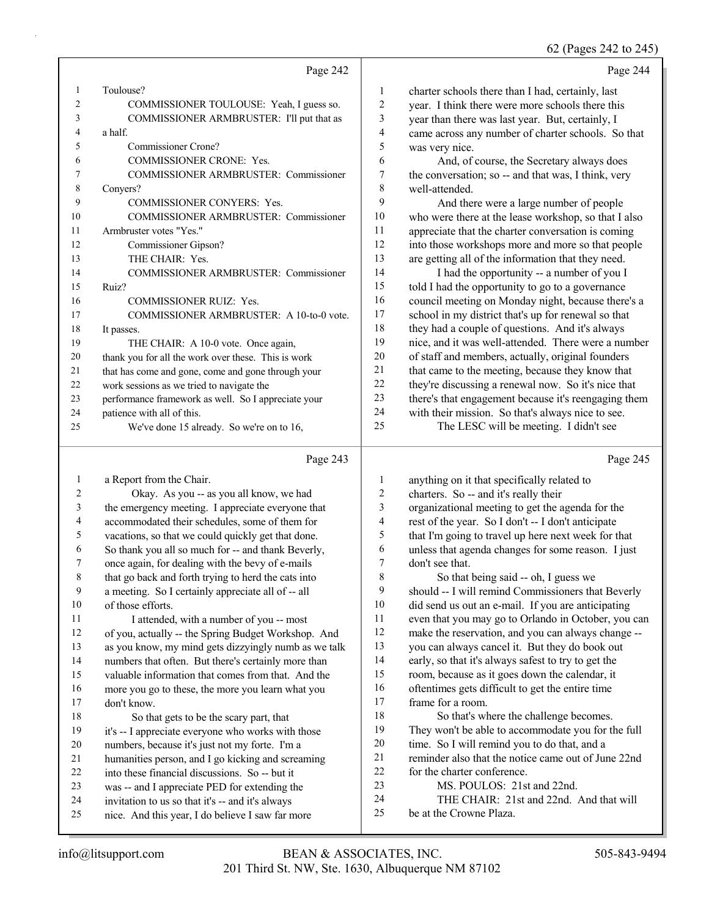Page 242

1 Toulouse?
2 COMMISSIONER TOULOUSE: Yeah, I guess so.
3 COMMISSIONER ARMBRUSTER: I'll put that as
4 a half.
5 Commissioner Crone?
6 COMMISSIONER CRONE: Yes.
7 COMMISSIONER ARMBRUSTER: Commissioner
8 Conyers?
9 COMMISSIONER CONYERS: Yes.
10 COMMISSIONER ARMBRUSTER: Commissioner
11 Armbruster votes "Yes."
12 Commissioner Gipson?
13 THE CHAIR: Yes.
14 COMMISSIONER ARMBRUSTER: Commissioner
15 Ruiz?
16 COMMISSIONER RUIZ: Yes.
17 COMMISSIONER ARMBRUSTER: A 10-to-0 vote.
18 It passes.
19 THE CHAIR: A 10-0 vote. Once again,
20 thank you for all the work over these. This is work
21 that has come and gone, come and gone through your
22 work sessions as we tried to navigate the
23 performance framework as well. So I appreciate your
24 patience with all of this.
25 We've done 15 already. So we're on to 16,

Page 243

1 a Report from the Chair.
2 Okay. As you -- as you all know, we had
3 the emergency meeting. I appreciate everyone that
4 accommodated their schedules, some of them for
5 vacations, so that we could quickly get that done.
6 So thank you all so much for -- and thank Beverly,
7 once again, for dealing with the bevy of e-mails
8 that go back and forth trying to herd the cats into
9 a meeting. So I certainly appreciate all of -- all
10 of those efforts.
11 I attended, with a number of you -- most
12 of you, actually -- the Spring Budget Workshop. And
13 as you know, my mind gets dizzyingly numb as we talk
14 numbers that often. But there's certainly more than
15 valuable information that comes from that. And the
16 more you go to these, the more you learn what you
17 don't know.
18 So that gets to be the scary part, that
19 it's -- I appreciate everyone who works with those
20 numbers, because it's just not my forte. I'm a
21 humanities person, and I go kicking and screaming
22 into these financial discussions. So -- but it
23 was -- and I appreciate PED for extending the
24 invitation to us so that it's -- and it's always
25 nice. And this year, I do believe I saw far more

Page 244

1 charter schools there than I had, certainly, last
2 year. I think there were more schools there this
3 year than there was last year. But, certainly, I
4 came across any number of charter schools. So that
5 was very nice.
6 And, of course, the Secretary always does
7 the conversation; so -- and that was, I think, very
8 well-attended.
9 And there were a large number of people
10 who were there at the lease workshop, so that I also
11 appreciate that the charter conversation is coming
12 into those workshops more and more so that people
13 are getting all of the information that they need.
14 I had the opportunity -- a number of you I
15 told I had the opportunity to go to a governance
16 council meeting on Monday night, because there's a
17 school in my district that's up for renewal so that
18 they had a couple of questions. And it's always
19 nice, and it was well-attended. There were a number
20 of staff and members, actually, original founders
21 that came to the meeting, because they know that
22 they're discussing a renewal now. So it's nice that
23 there's that engagement because it's reengaging them
24 with their mission. So that's always nice to see.
25 The LESC will be meeting. I didn't see

Page 245

1 anything on it that specifically related to
2 charters. So -- and it's really their
3 organizational meeting to get the agenda for the
4 rest of the year. So I don't -- I don't anticipate
5 that I'm going to travel up here next week for that
6 unless that agenda changes for some reason. I just
7 don't see that.
8 So that being said -- oh, I guess we
9 should -- I will remind Commissioners that Beverly
10 did send us out an e-mail. If you are anticipating
11 even that you may go to Orlando in October, you can
12 make the reservation, and you can always change --
13 you can always cancel it. But they do book out
14 early, so that it's always safest to try to get the
15 room, because as it goes down the calendar, it
16 oftentimes gets difficult to get the entire time
17 frame for a room.
18 So that's where the challenge becomes.
19 They won't be able to accommodate you for the full
20 time. So I will remind you to do that, and a
21 reminder also that the notice came out of June 22nd
22 for the charter conference.
23 MS. POULOS: 21st and 22nd.
24 THE CHAIR: 21st and 22nd. And that will
25 be at the Crowne Plaza.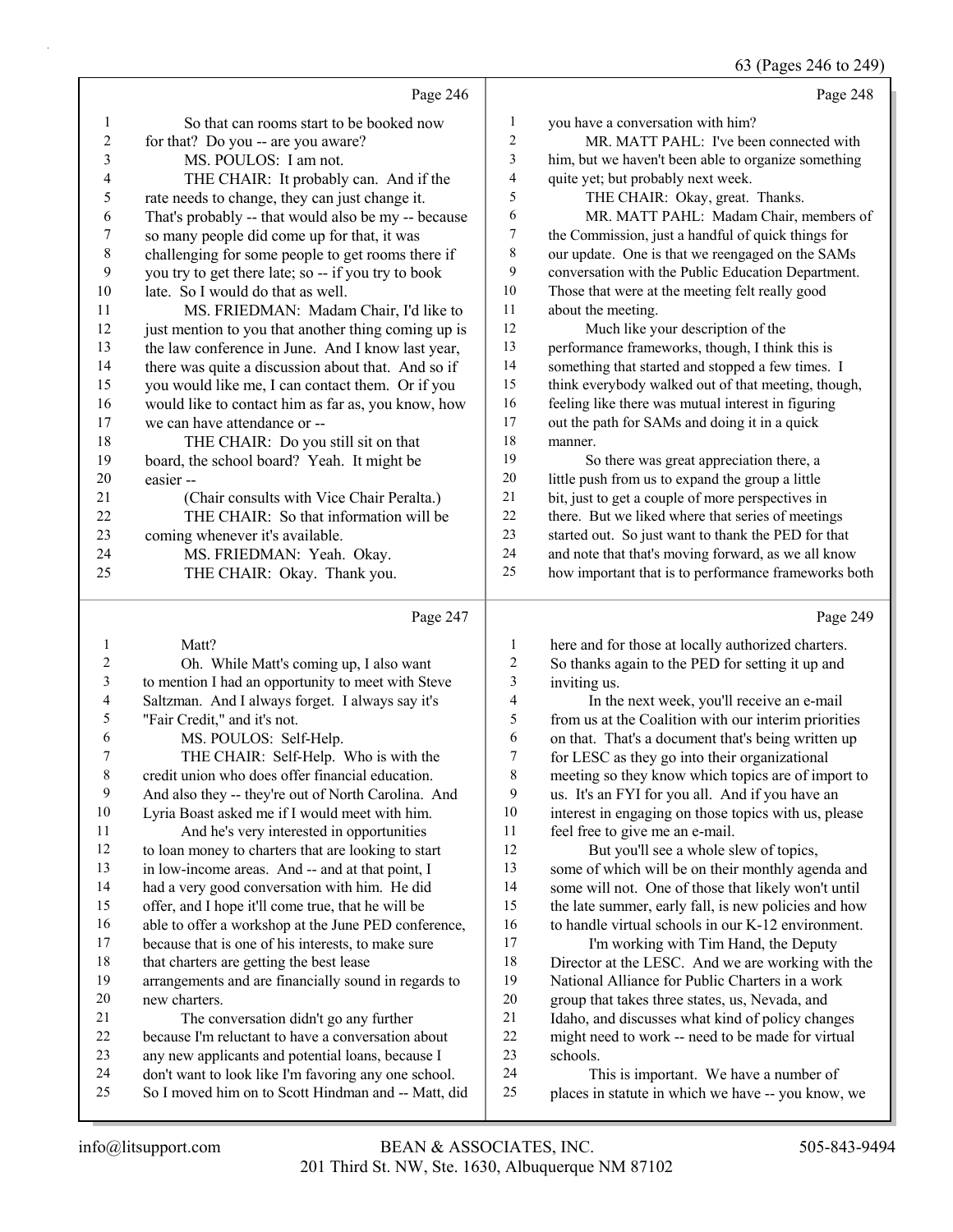Page 246

1 So that can rooms start to be booked now
2 for that? Do you -- are you aware?
3 MS. POULOS: I am not.
4 THE CHAIR: It probably can. And if the
5 rate needs to change, they can just change it.
6 That's probably -- that would also be my -- because
7 so many people did come up for that, it was
8 challenging for some people to get rooms there if
9 you try to get there late; so -- if you try to book
10 late. So I would do that as well.
11 MS. FRIEDMAN: Madam Chair, I'd like to
12 just mention to you that another thing coming up is
13 the law conference in June. And I know last year,
14 there was quite a discussion about that. And so if
15 you would like me, I can contact them. Or if you
16 would like to contact him as far as, you know, how
17 we can have attendance or --
18 THE CHAIR: Do you still sit on that
19 board, the school board? Yeah. It might be
20 easier --
21 (Chair consults with Vice Chair Peralta.)
22 THE CHAIR: So that information will be
23 coming whenever it's available.
24 MS. FRIEDMAN: Yeah. Okay.
25 THE CHAIR: Okay. Thank you.

Page 247

1 Matt?
2 Oh. While Matt's coming up, I also want
3 to mention I had an opportunity to meet with Steve
4 Saltzman. And I always forget. I always say it's
5 "Fair Credit," and it's not.
6 MS. POULOS: Self-Help.
7 THE CHAIR: Self-Help. Who is with the
8 credit union who does offer financial education.
9 And also they -- they're out of North Carolina. And
10 Lyria Boast asked me if I would meet with him.
11 And he's very interested in opportunities
12 to loan money to charters that are looking to start
13 in low-income areas. And -- and at that point, I
14 had a very good conversation with him. He did
15 offer, and I hope it'll come true, that he will be
16 able to offer a workshop at the June PED conference,
17 because that is one of his interests, to make sure
18 that charters are getting the best lease
19 arrangements and are financially sound in regards to
20 new charters.
21 The conversation didn't go any further
22 because I'm reluctant to have a conversation about
23 any new applicants and potential loans, because I
24 don't want to look like I'm favoring any one school.
25 So I moved him on to Scott Hindman and -- Matt, did

Page 248

1 you have a conversation with him?
2 MR. MATT PAHL: I've been connected with
3 him, but we haven't been able to organize something
4 quite yet; but probably next week.
5 THE CHAIR: Okay, great. Thanks.
6 MR. MATT PAHL: Madam Chair, members of
7 the Commission, just a handful of quick things for
8 our update. One is that we reengaged on the SAMs
9 conversation with the Public Education Department.
10 Those that were at the meeting felt really good
11 about the meeting.
12 Much like your description of the
13 performance frameworks, though, I think this is
14 something that started and stopped a few times. I
15 think everybody walked out of that meeting, though,
16 feeling like there was mutual interest in figuring
17 out the path for SAMs and doing it in a quick
18 manner.
19 So there was great appreciation there, a
20 little push from us to expand the group a little
21 bit, just to get a couple of more perspectives in
22 there. But we liked where that series of meetings
23 started out. So just want to thank the PED for that
24 and note that that's moving forward, as we all know
25 how important that is to performance frameworks both

Page 249

1 here and for those at locally authorized charters.
2 So thanks again to the PED for setting it up and
3 inviting us.
4 In the next week, you'll receive an e-mail
5 from us at the Coalition with our interim priorities
6 on that. That's a document that's being written up
7 for LESC as they go into their organizational
8 meeting so they know which topics are of import to
9 us. It's an FYI for you all. And if you have an
10 interest in engaging on those topics with us, please
11 feel free to give me an e-mail.
12 But you'll see a whole slew of topics,
13 some of which will be on their monthly agenda and
14 some will not. One of those that likely won't until
15 the late summer, early fall, is new policies and how
16 to handle virtual schools in our K-12 environment.
17 I'm working with Tim Hand, the Deputy
18 Director at the LESC. And we are working with the
19 National Alliance for Public Charters in a work
20 group that takes three states, us, Nevada, and
21 Idaho, and discusses what kind of policy changes
22 might need to work -- need to be made for virtual
23 schools.
24 This is important. We have a number of
25 places in statute in which we have -- you know, we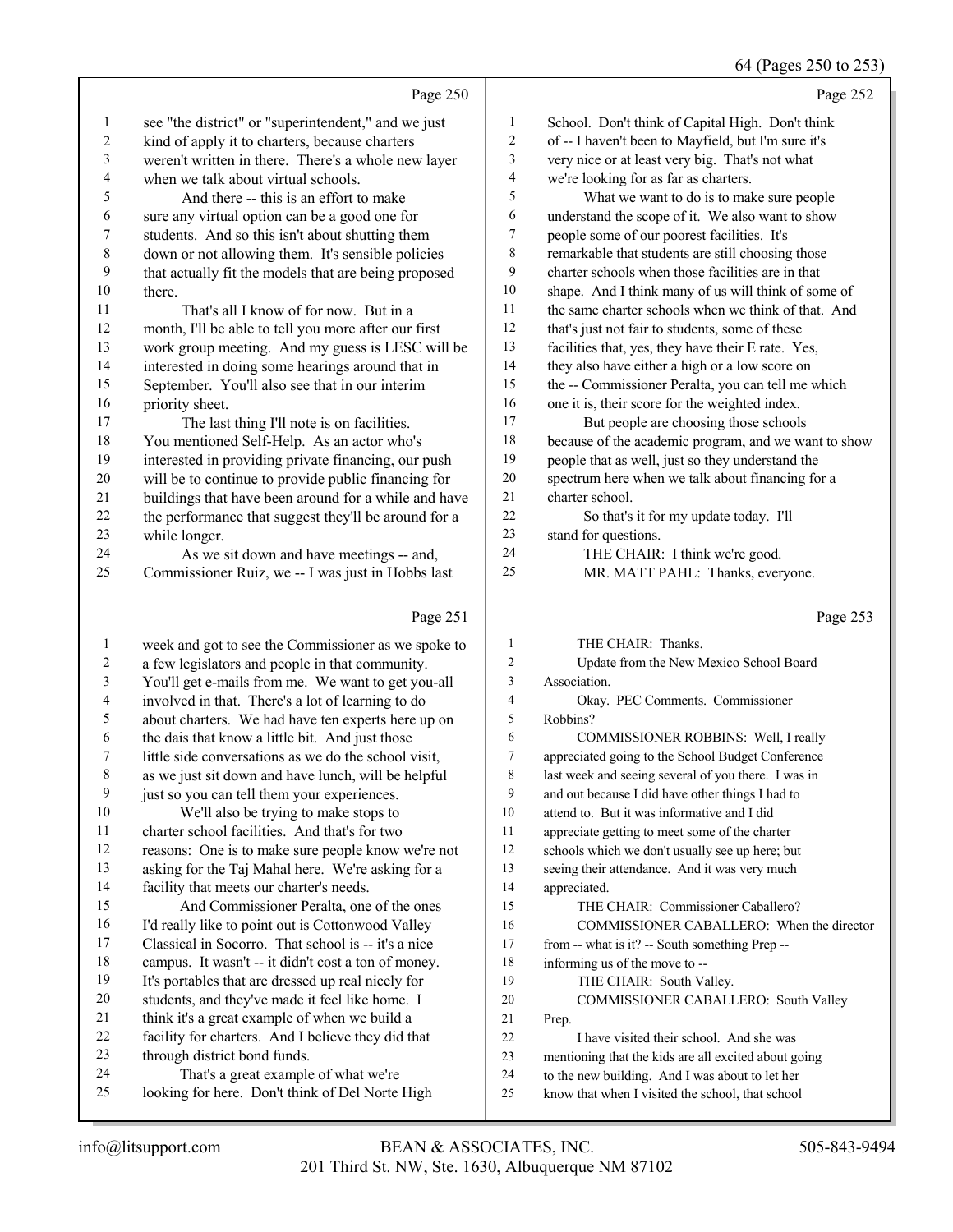64 (Pages 250 to 253)

Page 250

1 see "the district" or "superintendent," and we just
2 kind of apply it to charters, because charters
3 weren't written in there. There's a whole new layer
4 when we talk about virtual schools.
5 And there -- this is an effort to make
6 sure any virtual option can be a good one for
7 students. And so this isn't about shutting them
8 down or not allowing them. It's sensible policies
9 that actually fit the models that are being proposed
10 there.
11 That's all I know of for now. But in a
12 month, I'll be able to tell you more after our first
13 work group meeting. And my guess is LESC will be
14 interested in doing some hearings around that in
15 September. You'll also see that in our interim
16 priority sheet.
17 The last thing I'll note is on facilities.
18 You mentioned Self-Help. As an actor who's
19 interested in providing private financing, our push
20 will be to continue to provide public financing for
21 buildings that have been around for a while and have
22 the performance that suggest they'll be around for a
23 while longer.
24 As we sit down and have meetings -- and,
25 Commissioner Ruiz, we -- I was just in Hobbs last

Page 251

1 week and got to see the Commissioner as we spoke to
2 a few legislators and people in that community.
3 You'll get e-mails from me. We want to get you-all
4 involved in that. There's a lot of learning to do
5 about charters. We had have ten experts here up on
6 the dais that know a little bit. And just those
7 little side conversations as we do the school visit,
8 as we just sit down and have lunch, will be helpful
9 just so you can tell them your experiences.
10 We'll also be trying to make stops to
11 charter school facilities. And that's for two
12 reasons: One is to make sure people know we're not
13 asking for the Taj Mahal here. We're asking for a
14 facility that meets our charter's needs.
15 And Commissioner Peralta, one of the ones
16 I'd really like to point out is Cottonwood Valley
17 Classical in Socorro. That school is -- it's a nice
18 campus. It wasn't -- it didn't cost a ton of money.
19 It's portables that are dressed up real nicely for
20 students, and they've made it feel like home. I
21 think it's a great example of when we build a
22 facility for charters. And I believe they did that
23 through district bond funds.
24 That's a great example of what we're
25 looking for here. Don't think of Del Norte High

Page 252

1 School. Don't think of Capital High. Don't think
2 of -- I haven't been to Mayfield, but I'm sure it's
3 very nice or at least very big. That's not what
4 we're looking for as far as charters.
5 What we want to do is to make sure people
6 understand the scope of it. We also want to show
7 people some of our poorest facilities. It's
8 remarkable that students are still choosing those
9 charter schools when those facilities are in that
10 shape. And I think many of us will think of some of
11 the same charter schools when we think of that. And
12 that's just not fair to students, some of these
13 facilities that, yes, they have their E rate. Yes,
14 they also have either a high or a low score on
15 the -- Commissioner Peralta, you can tell me which
16 one it is, their score for the weighted index.
17 But people are choosing those schools
18 because of the academic program, and we want to show
19 people that as well, just so they understand the
20 spectrum here when we talk about financing for a
21 charter school.
22 So that's it for my update today. I'll
23 stand for questions.
24 THE CHAIR: I think we're good.
25 MR. MATT PAHL: Thanks, everyone.

Page 253

1 THE CHAIR: Thanks.
2 Update from the New Mexico School Board
3 Association.
4 Okay. PEC Comments. Commissioner
5 Robbins?
6 COMMISSIONER ROBBINS: Well, I really
7 appreciated going to the School Budget Conference
8 last week and seeing several of you there. I was in
9 and out because I did have other things I had to
10 attend to. But it was informative and I did
11 appreciate getting to meet some of the charter
12 schools which we don't usually see up here; but
13 seeing their attendance. And it was very much
14 appreciated.
15 THE CHAIR: Commissioner Caballero?
16 COMMISSIONER CABALLERO: When the director
17 from -- what is it? -- South something Prep --
18 informing us of the move to --
19 THE CHAIR: South Valley.
20 COMMISSIONER CABALLERO: South Valley
21 Prep.
22 I have visited their school. And she was
23 mentioning that the kids are all excited about going
24 to the new building. And I was about to let her
25 know that when I visited the school, that school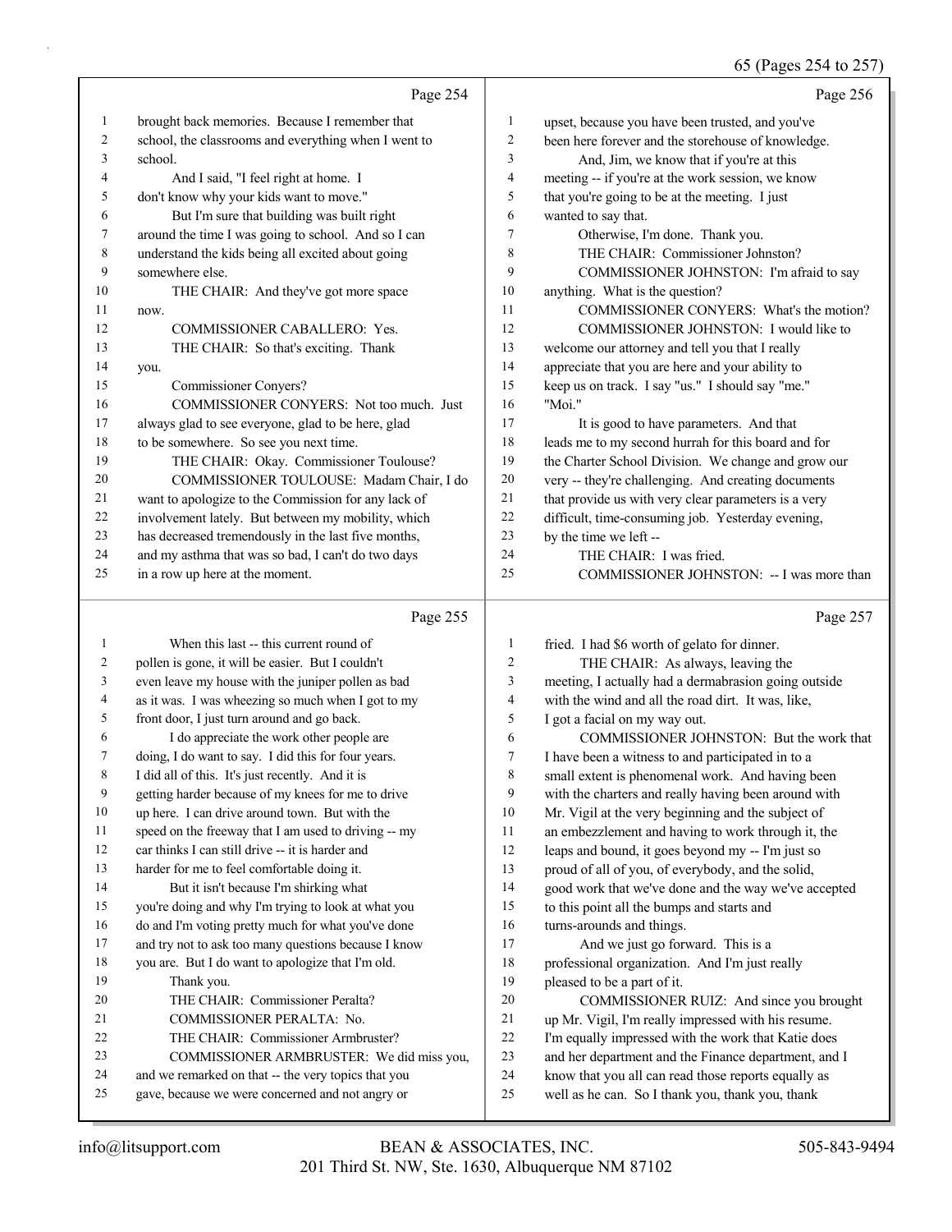Page 254

1 brought back memories. Because I remember that
2 school, the classrooms and everything when I went to
3 school.
4 And I said, "I feel right at home. I
5 don't know why your kids want to move."
6 But I'm sure that building was built right
7 around the time I was going to school. And so I can
8 understand the kids being all excited about going
9 somewhere else.
10 THE CHAIR: And they've got more space
11 now.
12 COMMISSIONER CABALLERO: Yes.
13 THE CHAIR: So that's exciting. Thank
14 you.
15 Commissioner Conyers?
16 COMMISSIONER CONYERS: Not too much. Just
17 always glad to see everyone, glad to be here, glad
18 to be somewhere. So see you next time.
19 THE CHAIR: Okay. Commissioner Toulouse?
20 COMMISSIONER TOULOUSE: Madam Chair, I do
21 want to apologize to the Commission for any lack of
22 involvement lately. But between my mobility, which
23 has decreased tremendously in the last five months,
24 and my asthma that was so bad, I can't do two days
25 in a row up here at the moment.

Page 255

1 When this last -- this current round of
2 pollen is gone, it will be easier. But I couldn't
3 even leave my house with the juniper pollen as bad
4 as it was. I was wheezing so much when I got to my
5 front door, I just turn around and go back.
6 I do appreciate the work other people are
7 doing, I do want to say. I did this for four years.
8 I did all of this. It's just recently. And it is
9 getting harder because of my knees for me to drive
10 up here. I can drive around town. But with the
11 speed on the freeway that I am used to driving -- my
12 car thinks I can still drive -- it is harder and
13 harder for me to feel comfortable doing it.
14 But it isn't because I'm shirking what
15 you're doing and why I'm trying to look at what you
16 do and I'm voting pretty much for what you've done
17 and try not to ask too many questions because I know
18 you are. But I do want to apologize that I'm old.
19 Thank you.
20 THE CHAIR: Commissioner Peralta?
21 COMMISSIONER PERALTA: No.
22 THE CHAIR: Commissioner Armbruster?
23 COMMISSIONER ARMBRUSTER: We did miss you,
24 and we remarked on that -- the very topics that you
25 gave, because we were concerned and not angry or

Page 256

1 upset, because you have been trusted, and you've
2 been here forever and the storehouse of knowledge.
3 And, Jim, we know that if you're at this
4 meeting -- if you're at the work session, we know
5 that you're going to be at the meeting. I just
6 wanted to say that.
7 Otherwise, I'm done. Thank you.
8 THE CHAIR: Commissioner Johnston?
9 COMMISSIONER JOHNSTON: I'm afraid to say
10 anything. What is the question?
11 COMMISSIONER CONYERS: What's the motion?
12 COMMISSIONER JOHNSTON: I would like to
13 welcome our attorney and tell you that I really
14 appreciate that you are here and your ability to
15 keep us on track. I say "us." I should say "me."
16 "Moi."
17 It is good to have parameters. And that
18 leads me to my second hurrah for this board and for
19 the Charter School Division. We change and grow our
20 very -- they're challenging. And creating documents
21 that provide us with very clear parameters is a very
22 difficult, time-consuming job. Yesterday evening,
23 by the time we left --
24 THE CHAIR: I was fried.
25 COMMISSIONER JOHNSTON: -- I was more than

Page 257

1 fried. I had $6 worth of gelato for dinner.
2 THE CHAIR: As always, leaving the
3 meeting, I actually had a dermabrasion going outside
4 with the wind and all the road dirt. It was, like,
5 I got a facial on my way out.
6 COMMISSIONER JOHNSTON: But the work that
7 I have been a witness to and participated in to a
8 small extent is phenomenal work. And having been
9 with the charters and really having been around with
10 Mr. Vigil at the very beginning and the subject of
11 an embezzlement and having to work through it, the
12 leaps and bound, it goes beyond my -- I'm just so
13 proud of all of you, of everybody, and the solid,
14 good work that we've done and the way we've accepted
15 to this point all the bumps and starts and
16 turns-arounds and things.
17 And we just go forward. This is a
18 professional organization. And I'm just really
19 pleased to be a part of it.
20 COMMISSIONER RUIZ: And since you brought
21 up Mr. Vigil, I'm really impressed with his resume.
22 I'm equally impressed with the work that Katie does
23 and her department and the Finance department, and I
24 know that you all can read those reports equally as
25 well as he can. So I thank you, thank you, thank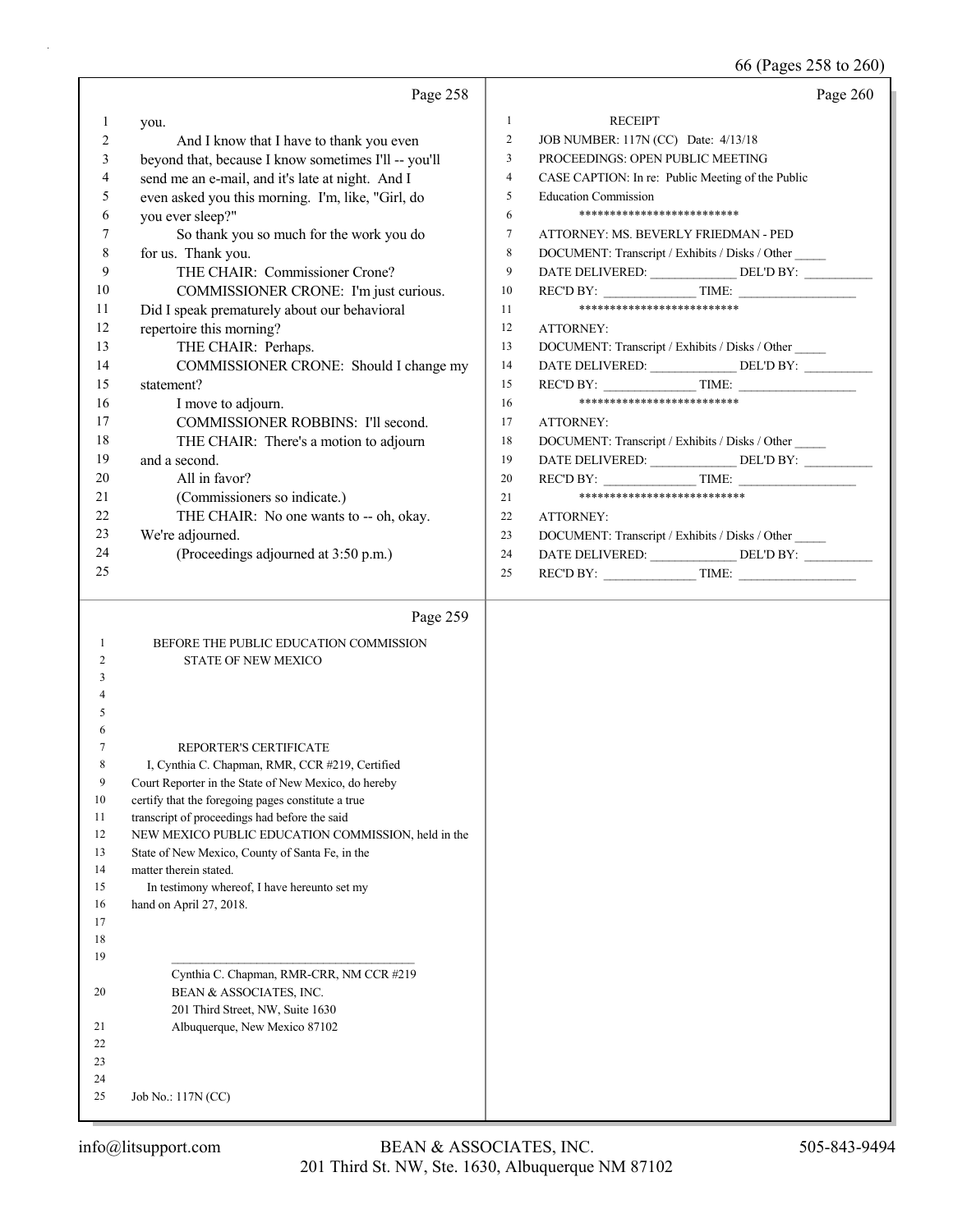Page 258

1 you.
2 And I know that I have to thank you even
3 beyond that, because I know sometimes I'll -- you'll
4 send me an e-mail, and it's late at night. And I
5 even asked you this morning. I'm, like, "Girl, do
6 you ever sleep?"
7 So thank you so much for the work you do
8 for us. Thank you.
9 THE CHAIR: Commissioner Crone?
10 COMMISSIONER CRONE: I'm just curious.
11 Did I speak prematurely about our behavioral
12 repertoire this morning?
13 THE CHAIR: Perhaps.
14 COMMISSIONER CRONE: Should I change my
15 statement?
16 I move to adjourn.
17 COMMISSIONER ROBBINS: I'll second.
18 THE CHAIR: There's a motion to adjourn
19 and a second.
20 All in favor?
21 (Commissioners so indicate.)
22 THE CHAIR: No one wants to -- oh, okay.
23 We're adjourned.
24 (Proceedings adjourned at 3:50 p.m.)
25

Page 259

1 BEFORE THE PUBLIC EDUCATION COMMISSION
2 STATE OF NEW MEXICO
3
4
5
6
7 REPORTER'S CERTIFICATE
8 I, Cynthia C. Chapman, RMR, CCR #219, Certified
9 Court Reporter in the State of New Mexico, do hereby
10 certify that the foregoing pages constitute a true
11 transcript of proceedings had before the said
12 NEW MEXICO PUBLIC EDUCATION COMMISSION, held in the
13 State of New Mexico, County of Santa Fe, in the
14 matter therein stated.
15 In testimony whereof, I have hereunto set my
16 hand on April 27, 2018.
17
18
19 _______________________________________
Cynthia C. Chapman, RMR-CRR, NM CCR #219
20 BEAN & ASSOCIATES, INC.
201 Third Street, NW, Suite 1630
21 Albuquerque, New Mexico 87102
22
23
24
25 Job No.: 117N (CC)

Page 260

1 RECEIPT
2 JOB NUMBER: 117N (CC) Date: 4/13/18
3 PROCEEDINGS: OPEN PUBLIC MEETING
4 CASE CAPTION: In re: Public Meeting of the Public
5 Education Commission
6 **************************
7 ATTORNEY: MS. BEVERLY FRIEDMAN - PED
8 DOCUMENT: Transcript / Exhibits / Disks / Other _____
9 DATE DELIVERED: _____________ DEL'D BY: __________
10 REC'D BY: ______________ TIME: __________________
11 **************************
12 ATTORNEY:
13 DOCUMENT: Transcript / Exhibits / Disks / Other _____
14 DATE DELIVERED: _____________ DEL'D BY: __________
15 REC'D BY: ______________ TIME: __________________
16 **************************
17 ATTORNEY:
18 DOCUMENT: Transcript / Exhibits / Disks / Other _____
19 DATE DELIVERED: _____________ DEL'D BY: __________
20 REC'D BY: ______________ TIME: __________________
21 ***************************
22 ATTORNEY:
23 DOCUMENT: Transcript / Exhibits / Disks / Other _____
24 DATE DELIVERED: _____________ DEL'D BY: __________
25 REC'D BY: ______________ TIME: __________________